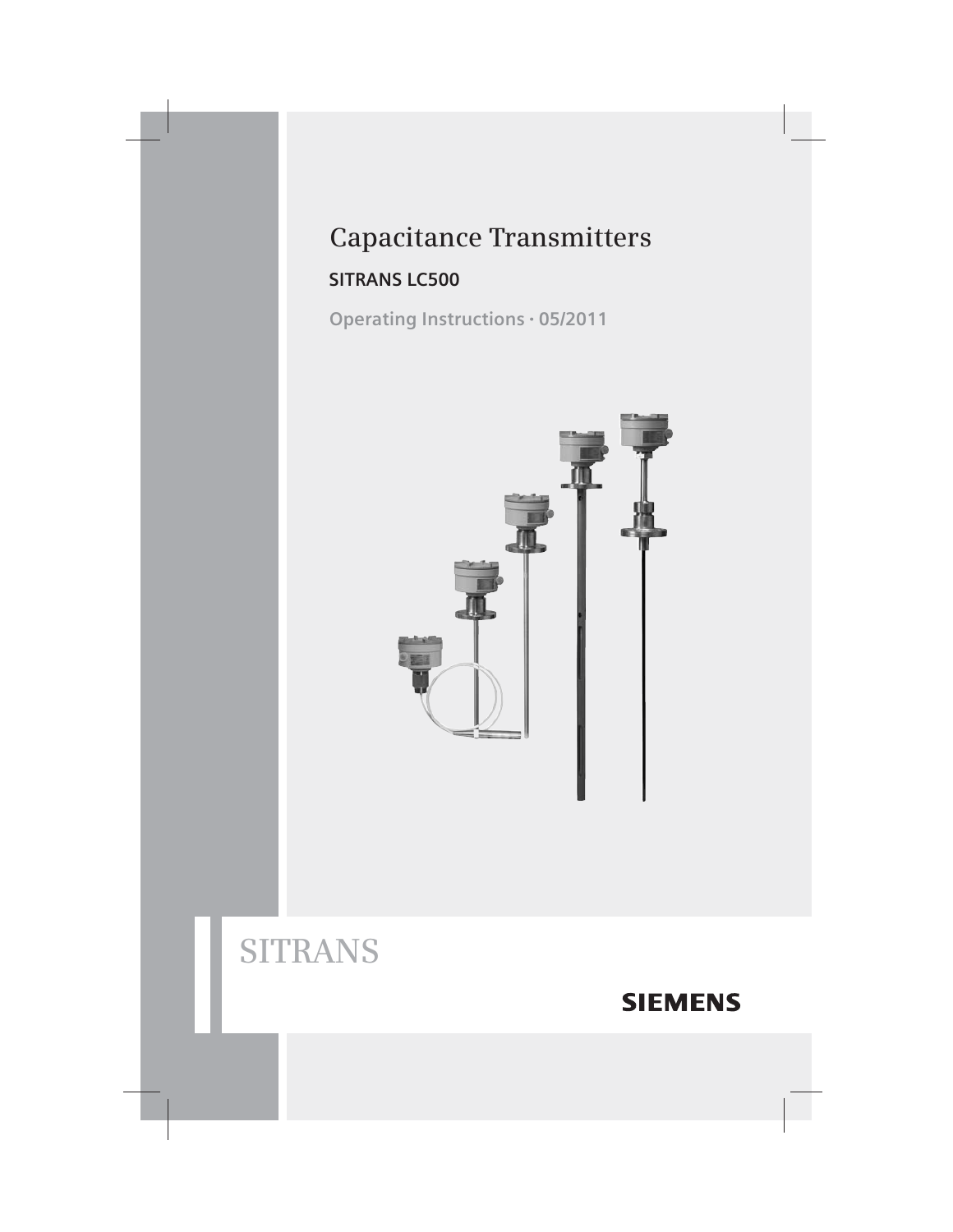# Capacitance Transmitters

## SITRANS LC500

**Operating Instructions · 05/2011**

SITRANS

SIEMENS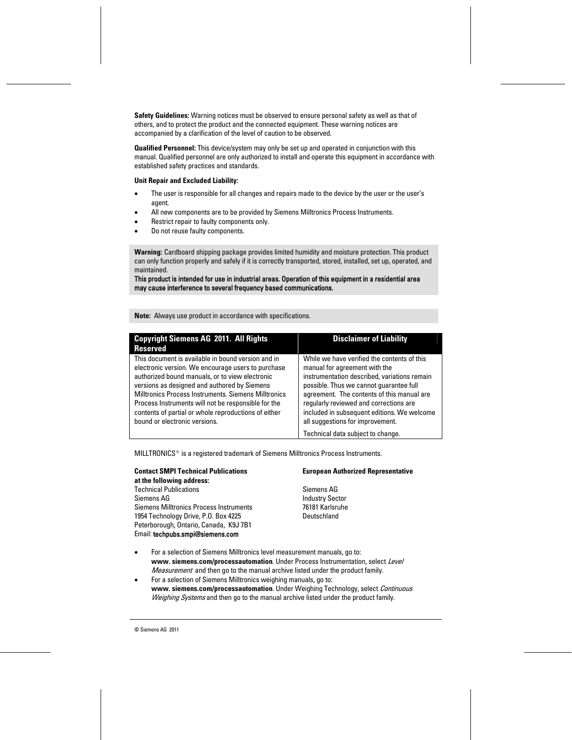**Safety Guidelines:** Warning notices must be observed to ensure personal safety as well as that of others, and to protect the product and the connected equipment. These warning notices are accompanied by a clarification of the level of caution to be observed.

**Qualified Personnel:** This device/system may only be set up and operated in conjunction with this manual. Qualified personnel are only authorized to install and operate this equipment in accordance with established safety practices and standards.

**Unit Repair and Excluded Liability:**

- The user is responsible for all changes and repairs made to the device by the user or the user's agent.
- All new components are to be provided by Siemens Milltronics Process Instruments.
- Restrict repair to faulty components only.
- Do not reuse faulty components.

**Warning:** Cardboard shipping package provides limited humidity and moisture protection. This product can only function properly and safely if it is correctly transported, stored, installed, set up, operated, and maintained.
**This product is intended for use in industrial areas. Operation of this equipment in a residential area may cause interference to several frequency based communications.**

**Note:** Always use product in accordance with specifications.

| Copyright Siemens AG 2011. All Rights Reserved | Disclaimer of Liability |
|---|---|
| This document is available in bound version and in electronic version. We encourage users to purchase authorized bound manuals, or to view electronic versions as designed and authored by Siemens Milltronics Process Instruments. Siemens Milltronics Process Instruments will not be responsible for the contents of partial or whole reproductions of either bound or electronic versions. | While we have verified the contents of this manual for agreement with the instrumentation described, variations remain possible. Thus we cannot guarantee full agreement. The contents of this manual are regularly reviewed and corrections are included in subsequent editions. We welcome all suggestions for improvement.<br>Technical data subject to change. |

MILLTRONICS® is a registered trademark of Siemens Milltronics Process Instruments.

**Contact SMPI Technical Publications at the following address:**
Technical Publications
Siemens AG
Siemens Milltronics Process Instruments
1954 Technology Drive, P.O. Box 4225
Peterborough, Ontario, Canada, K9J 7B1
Email: techpubs.smpi@siemens.com

**European Authorized Representative**

Siemens AG
Industry Sector
76181 Karlsruhe
Deutschland

- For a selection of Siemens Milltronics level measurement manuals, go to: **www. siemens.com/processautomation**. Under Process Instrumentation, select *Level Measurement* and then go to the manual archive listed under the product family.
- For a selection of Siemens Milltronics weighing manuals, go to: **www. siemens.com/processautomation**. Under Weighing Technology, select *Continuous Weighing Systems* and then go to the manual archive listed under the product family.

© Siemens AG 2011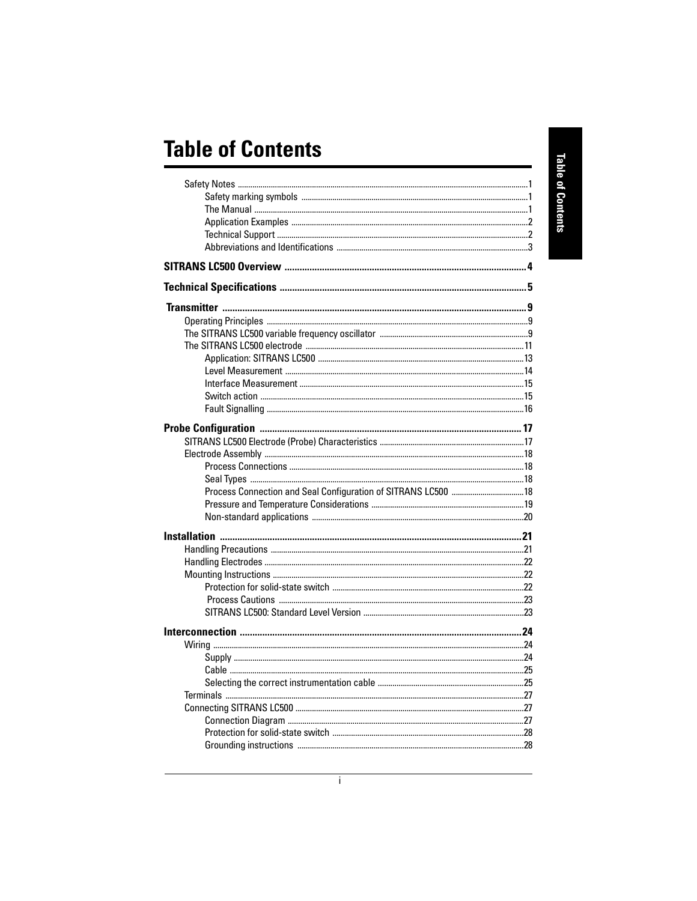# Table of Contents

- Safety Notes ... 1
  - Safety marking symbols ... 1
  - The Manual ... 1
  - Application Examples ... 2
  - Technical Support ... 2
  - Abbreviations and Identifications ... 3

**SITRANS LC500 Overview ... 4**

**Technical Specifications ... 5**

**Transmitter ... 9**

- Operating Principles ... 9
- The SITRANS LC500 variable frequency oscillator ... 9
- The SITRANS LC500 electrode ... 11
  - Application: SITRANS LC500 ... 13
  - Level Measurement ... 14
  - Interface Measurement ... 15
  - Switch action ... 15
  - Fault Signalling ... 16

**Probe Configuration ... 17**

- SITRANS LC500 Electrode (Probe) Characteristics ... 17
- Electrode Assembly ... 18
  - Process Connections ... 18
  - Seal Types ... 18
  - Process Connection and Seal Configuration of SITRANS LC500 ... 18
  - Pressure and Temperature Considerations ... 19
  - Non-standard applications ... 20

**Installation ... 21**

- Handling Precautions ... 21
- Handling Electrodes ... 22
- Mounting Instructions ... 22
  - Protection for solid-state switch ... 22
  - Process Cautions ... 23
  - SITRANS LC500: Standard Level Version ... 23

**Interconnection ... 24**

- Wiring ... 24
  - Supply ... 24
  - Cable ... 25
  - Selecting the correct instrumentation cable ... 25
- Terminals ... 27
- Connecting SITRANS LC500 ... 27
  - Connection Diagram ... 27
  - Protection for solid-state switch ... 28
  - Grounding instructions ... 28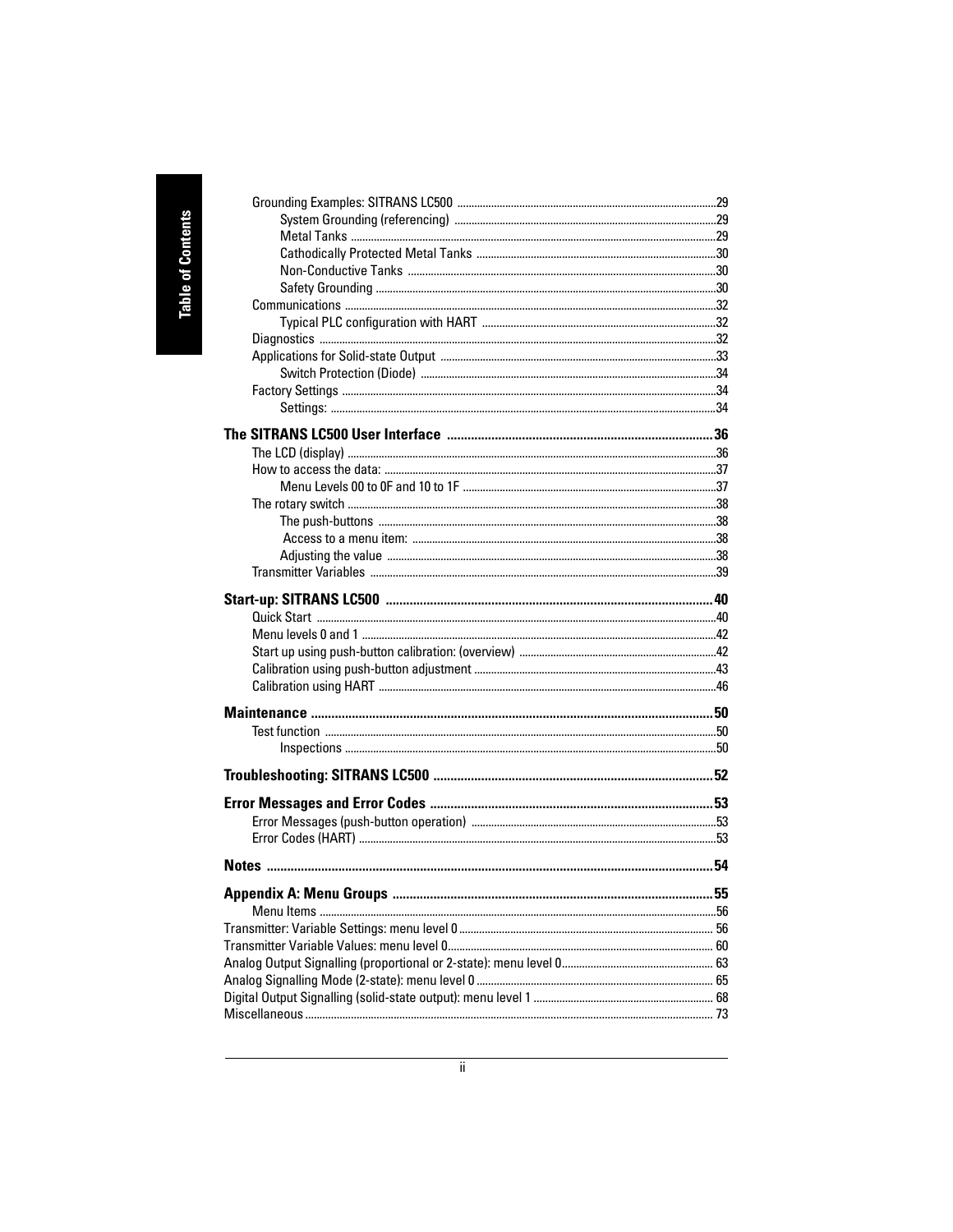Grounding Examples: SITRANS LC500 ....29
- System Grounding (referencing) ....29
- Metal Tanks ....29
- Cathodically Protected Metal Tanks ....30
- Non-Conductive Tanks ....30
- Safety Grounding ....30

Communications ....32
- Typical PLC configuration with HART ....32

Diagnostics ....32

Applications for Solid-state Output ....33
- Switch Protection (Diode) ....34

Factory Settings ....34
- Settings: ....34

**The SITRANS LC500 User Interface ....36**

The LCD (display) ....36

How to access the data: ....37
- Menu Levels 00 to 0F and 10 to 1F ....37

The rotary switch ....38
- The push-buttons ....38
- Access to a menu item: ....38
- Adjusting the value ....38

Transmitter Variables ....39

**Start-up: SITRANS LC500 ....40**

Quick Start ....40

Menu levels 0 and 1 ....42

Start up using push-button calibration: (overview) ....42

Calibration using push-button adjustment ....43

Calibration using HART ....46

**Maintenance ....50**

Test function ....50
- Inspections ....50

**Troubleshooting: SITRANS LC500 ....52**

**Error Messages and Error Codes ....53**

Error Messages (push-button operation) ....53

Error Codes (HART) ....53

**Notes ....54**

**Appendix A: Menu Groups ....55**

Menu Items ....56

Transmitter: Variable Settings: menu level 0 .... 56

Transmitter Variable Values: menu level 0 .... 60

Analog Output Signalling (proportional or 2-state): menu level 0 .... 63

Analog Signalling Mode (2-state): menu level 0 .... 65

Digital Output Signalling (solid-state output): menu level 1 .... 68

Miscellaneous .... 73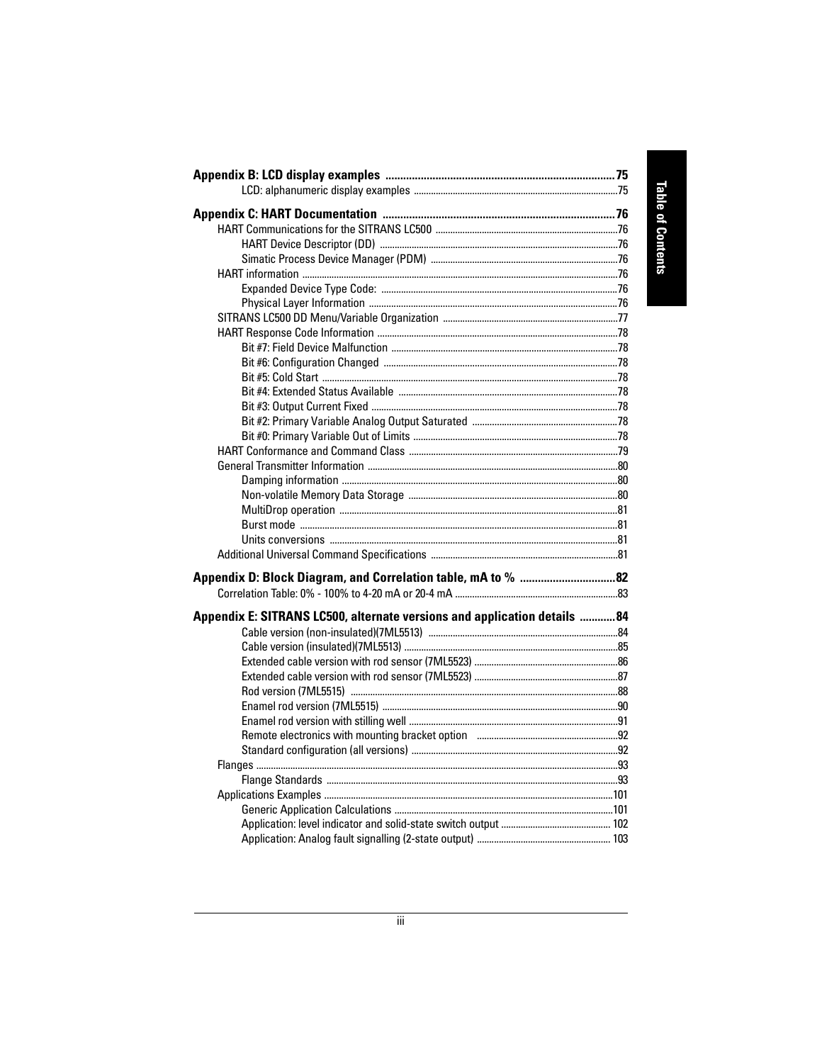**Appendix B: LCD display examples .......................................................................... 75**

LCD: alphanumeric display examples .......................................................................... 75

**Appendix C: HART Documentation .......................................................................... 76**

HART Communications for the SITRANS LC500 .......................................................................... 76

HART Device Descriptor (DD) .......................................................................... 76

Simatic Process Device Manager (PDM) .......................................................................... 76

HART information .......................................................................... 76

Expanded Device Type Code: .......................................................................... 76

Physical Layer Information .......................................................................... 76

SITRANS LC500 DD Menu/Variable Organization .......................................................................... 77

HART Response Code Information .......................................................................... 78

Bit #7: Field Device Malfunction .......................................................................... 78

Bit #6: Configuration Changed .......................................................................... 78

Bit #5: Cold Start .......................................................................... 78

Bit #4: Extended Status Available .......................................................................... 78

Bit #3: Output Current Fixed .......................................................................... 78

Bit #2: Primary Variable Analog Output Saturated .......................................................................... 78

Bit #0: Primary Variable Out of Limits .......................................................................... 78

HART Conformance and Command Class .......................................................................... 79

General Transmitter Information .......................................................................... 80

Damping information .......................................................................... 80

Non-volatile Memory Data Storage .......................................................................... 80

MultiDrop operation .......................................................................... 81

Burst mode .......................................................................... 81

Units conversions .......................................................................... 81

Additional Universal Command Specifications .......................................................................... 81

**Appendix D: Block Diagram, and Correlation table, mA to % .......................................... 82**

Correlation Table: 0% - 100% to 4-20 mA or 20-4 mA .......................................................................... 83

**Appendix E: SITRANS LC500, alternate versions and application details ............ 84**

Cable version (non-insulated)(7ML5513) .......................................................................... 84

Cable version (insulated)(7ML5513) .......................................................................... 85

Extended cable version with rod sensor (7ML5523) .......................................................................... 86

Extended cable version with rod sensor (7ML5523) .......................................................................... 87

Rod version (7ML5515) .......................................................................... 88

Enamel rod version (7ML5515) .......................................................................... 90

Enamel rod version with stilling well .......................................................................... 91

Remote electronics with mounting bracket option .......................................................................... 92

Standard configuration (all versions) .......................................................................... 92

Flanges .......................................................................... 93

Flange Standards .......................................................................... 93

Applications Examples .......................................................................... 101

Generic Application Calculations .......................................................................... 101

Application: level indicator and solid-state switch output .......................................................................... 102

Application: Analog fault signalling (2-state output) .......................................................................... 103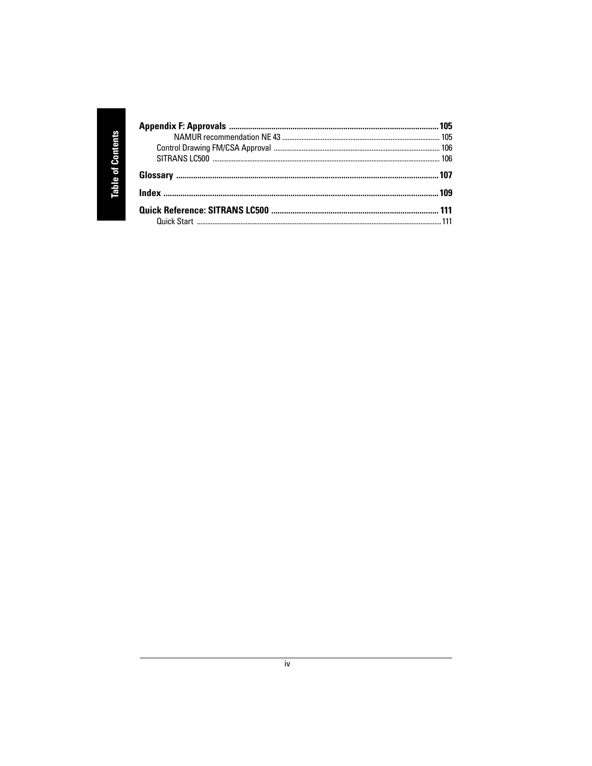**Appendix F: Approvals** .................................................................................................. 105

NAMUR recommendation NE 43 .................................................................................. 105

Control Drawing FM/CSA Approval ................................................................................ 106

SITRANS LC500 .................................................................................................................... 106

**Glossary** ............................................................................................................................. 107

**Index** ................................................................................................................................... 109

**Quick Reference: SITRANS LC500** ................................................................................ 111

Quick Start ................................................................................................................................ 111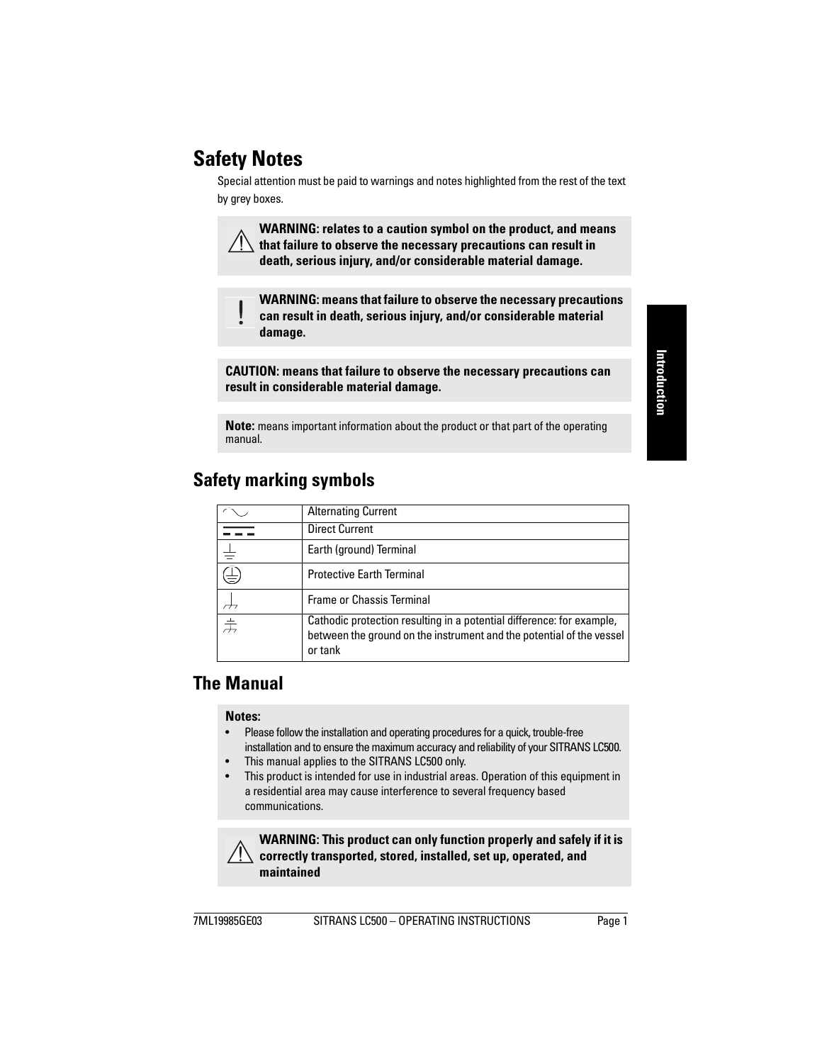# Safety Notes

Special attention must be paid to warnings and notes highlighted from the rest of the text by grey boxes.

> ⚠ **WARNING: relates to a caution symbol on the product, and means that failure to observe the necessary precautions can result in death, serious injury, and/or considerable material damage.**

> ! **WARNING: means that failure to observe the necessary precautions can result in death, serious injury, and/or considerable material damage.**

> **CAUTION: means that failure to observe the necessary precautions can result in considerable material damage.**

> **Note:** means important information about the product or that part of the operating manual.

## Safety marking symbols

| Symbol | Description |
|---|---|
| ∼ | Alternating Current |
| ⎓ | Direct Current |
| ⏚ | Earth (ground) Terminal |
| ⏚ (circled) | Protective Earth Terminal |
| ⊥ (chassis) | Frame or Chassis Terminal |
| ⊥ (cathodic) | Cathodic protection resulting in a potential difference: for example, between the ground on the instrument and the potential of the vessel or tank |

## The Manual

> **Notes:**
> - Please follow the installation and operating procedures for a quick, trouble-free installation and to ensure the maximum accuracy and reliability of your SITRANS LC500.
> - This manual applies to the SITRANS LC500 only.
> - This product is intended for use in industrial areas. Operation of this equipment in a residential area may cause interference to several frequency based communications.

> ⚠ **WARNING: This product can only function properly and safely if it is correctly transported, stored, installed, set up, operated, and maintained**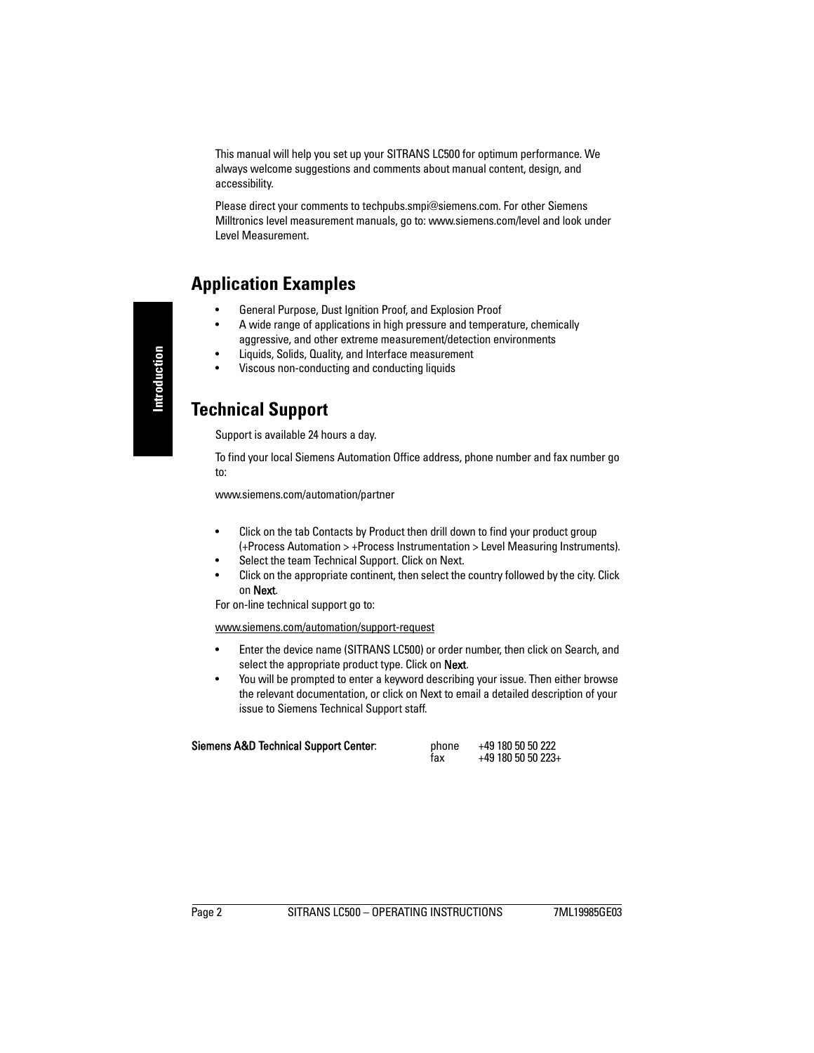This manual will help you set up your SITRANS LC500 for optimum performance. We always welcome suggestions and comments about manual content, design, and accessibility.

Please direct your comments to techpubs.smpi@siemens.com. For other Siemens Milltronics level measurement manuals, go to: www.siemens.com/level and look under Level Measurement.

## Application Examples

- General Purpose, Dust Ignition Proof, and Explosion Proof
- A wide range of applications in high pressure and temperature, chemically aggressive, and other extreme measurement/detection environments
- Liquids, Solids, Quality, and Interface measurement
- Viscous non-conducting and conducting liquids

## Technical Support

Support is available 24 hours a day.

To find your local Siemens Automation Office address, phone number and fax number go to:

www.siemens.com/automation/partner

- Click on the tab Contacts by Product then drill down to find your product group (+Process Automation > +Process Instrumentation > Level Measuring Instruments).
- Select the team Technical Support. Click on Next.
- Click on the appropriate continent, then select the country followed by the city. Click on **Next**.

For on-line technical support go to:

www.siemens.com/automation/support-request

- Enter the device name (SITRANS LC500) or order number, then click on Search, and select the appropriate product type. Click on **Next**.
- You will be prompted to enter a keyword describing your issue. Then either browse the relevant documentation, or click on Next to email a detailed description of your issue to Siemens Technical Support staff.

| **Siemens A&D Technical Support Center**: | phone | +49 180 50 50 222 |
| --- | --- | --- |
| | fax | +49 180 50 50 223+ |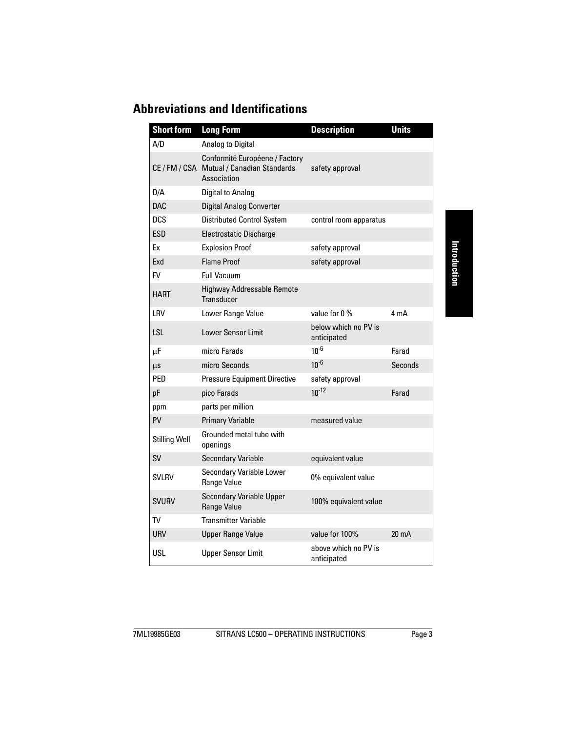## Abbreviations and Identifications

| Short form | Long Form | Description | Units |
|---|---|---|---|
| A/D | Analog to Digital | | |
| CE / FM / CSA | Conformité Européene / Factory Mutual / Canadian Standards Association | safety approval | |
| D/A | Digital to Analog | | |
| DAC | Digital Analog Converter | | |
| DCS | Distributed Control System | control room apparatus | |
| ESD | Electrostatic Discharge | | |
| Ex | Explosion Proof | safety approval | |
| Exd | Flame Proof | safety approval | |
| FV | Full Vacuum | | |
| HART | Highway Addressable Remote Transducer | | |
| LRV | Lower Range Value | value for 0 % | 4 mA |
| LSL | Lower Sensor Limit | below which no PV is anticipated | |
| μF | micro Farads | $10^{-6}$ | Farad |
| μs | micro Seconds | $10^{-6}$ | Seconds |
| PED | Pressure Equipment Directive | safety approval | |
| pF | pico Farads | $10^{-12}$ | Farad |
| ppm | parts per million | | |
| PV | Primary Variable | measured value | |
| Stilling Well | Grounded metal tube with openings | | |
| SV | Secondary Variable | equivalent value | |
| SVLRV | Secondary Variable Lower Range Value | 0% equivalent value | |
| SVURV | Secondary Variable Upper Range Value | 100% equivalent value | |
| TV | Transmitter Variable | | |
| URV | Upper Range Value | value for 100% | 20 mA |
| USL | Upper Sensor Limit | above which no PV is anticipated | |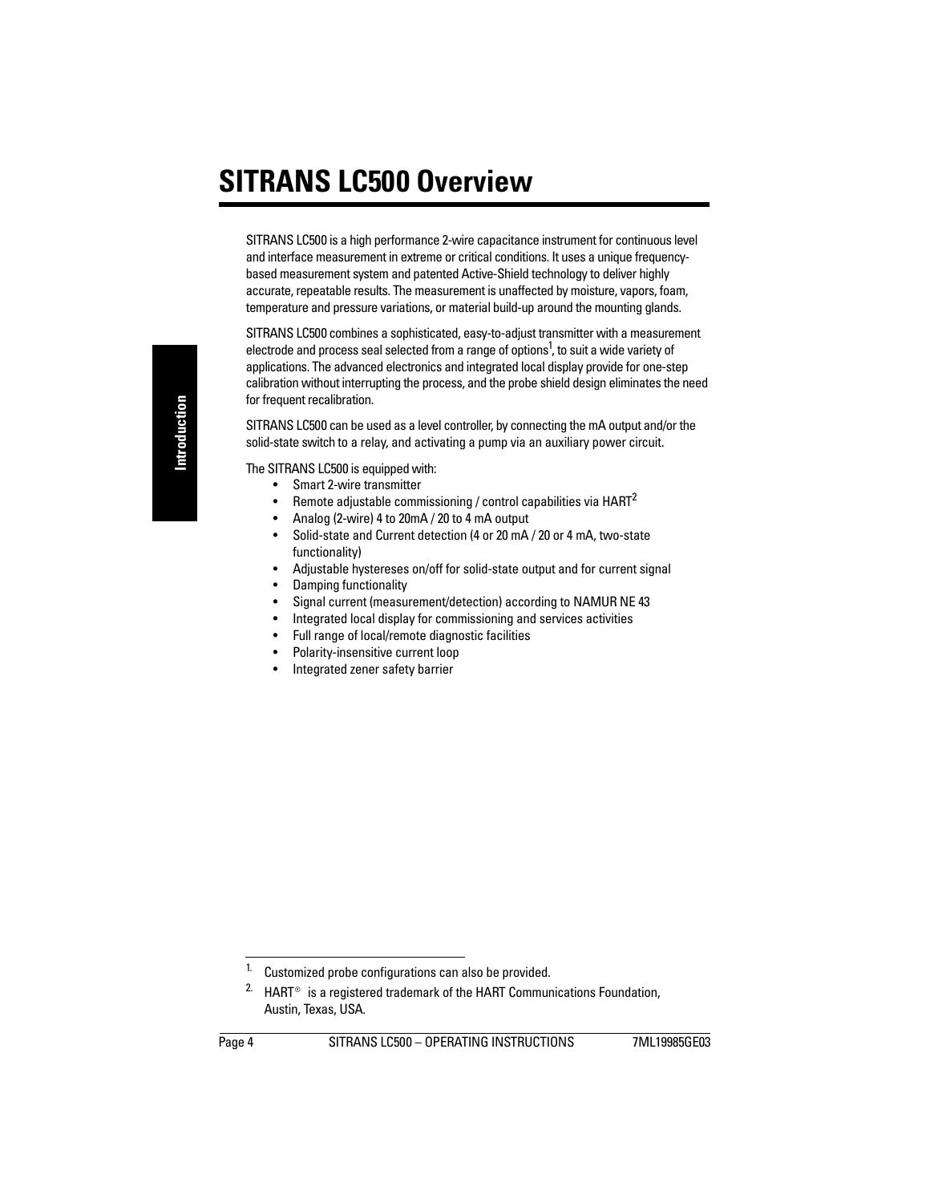# SITRANS LC500 Overview

SITRANS LC500 is a high performance 2-wire capacitance instrument for continuous level and interface measurement in extreme or critical conditions. It uses a unique frequency-based measurement system and patented Active-Shield technology to deliver highly accurate, repeatable results. The measurement is unaffected by moisture, vapors, foam, temperature and pressure variations, or material build-up around the mounting glands.

SITRANS LC500 combines a sophisticated, easy-to-adjust transmitter with a measurement electrode and process seal selected from a range of options[1], to suit a wide variety of applications. The advanced electronics and integrated local display provide for one-step calibration without interrupting the process, and the probe shield design eliminates the need for frequent recalibration.

SITRANS LC500 can be used as a level controller, by connecting the mA output and/or the solid-state switch to a relay, and activating a pump via an auxiliary power circuit.

The SITRANS LC500 is equipped with:

- Smart 2-wire transmitter
- Remote adjustable commissioning / control capabilities via HART[2]
- Analog (2-wire) 4 to 20mA / 20 to 4 mA output
- Solid-state and Current detection (4 or 20 mA / 20 or 4 mA, two-state functionality)
- Adjustable hystereses on/off for solid-state output and for current signal
- Damping functionality
- Signal current (measurement/detection) according to NAMUR NE 43
- Integrated local display for commissioning and services activities
- Full range of local/remote diagnostic facilities
- Polarity-insensitive current loop
- Integrated zener safety barrier

---

1. Customized probe configurations can also be provided.
2. HART® is a registered trademark of the HART Communications Foundation, Austin, Texas, USA.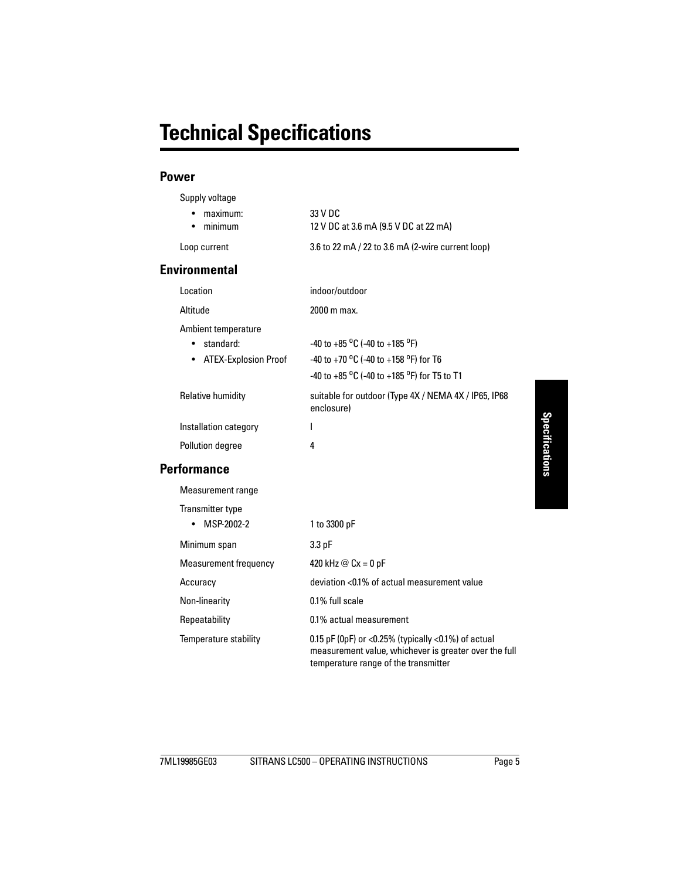# Technical Specifications

## Power

Supply voltage

- maximum: 33 V DC
- minimum 12 V DC at 3.6 mA (9.5 V DC at 22 mA)

Loop current: 3.6 to 22 mA / 22 to 3.6 mA (2-wire current loop)

## Environmental

| | |
|---|---|
| Location | indoor/outdoor |
| Altitude | 2000 m max. |
| Ambient temperature | |
| • standard: | -40 to +85 °C (-40 to +185 °F) |
| • ATEX-Explosion Proof | -40 to +70 °C (-40 to +158 °F) for T6 |
| | -40 to +85 °C (-40 to +185 °F) for T5 to T1 |
| Relative humidity | suitable for outdoor (Type 4X / NEMA 4X / IP65, IP68 enclosure) |
| Installation category | I |
| Pollution degree | 4 |

## Performance

| | |
|---|---|
| Measurement range | |
| Transmitter type | |
| • MSP-2002-2 | 1 to 3300 pF |
| Minimum span | 3.3 pF |
| Measurement frequency | 420 kHz @ Cx = 0 pF |
| Accuracy | deviation <0.1% of actual measurement value |
| Non-linearity | 0.1% full scale |
| Repeatability | 0.1% actual measurement |
| Temperature stability | 0.15 pF (0pF) or <0.25% (typically <0.1%) of actual measurement value, whichever is greater over the full temperature range of the transmitter |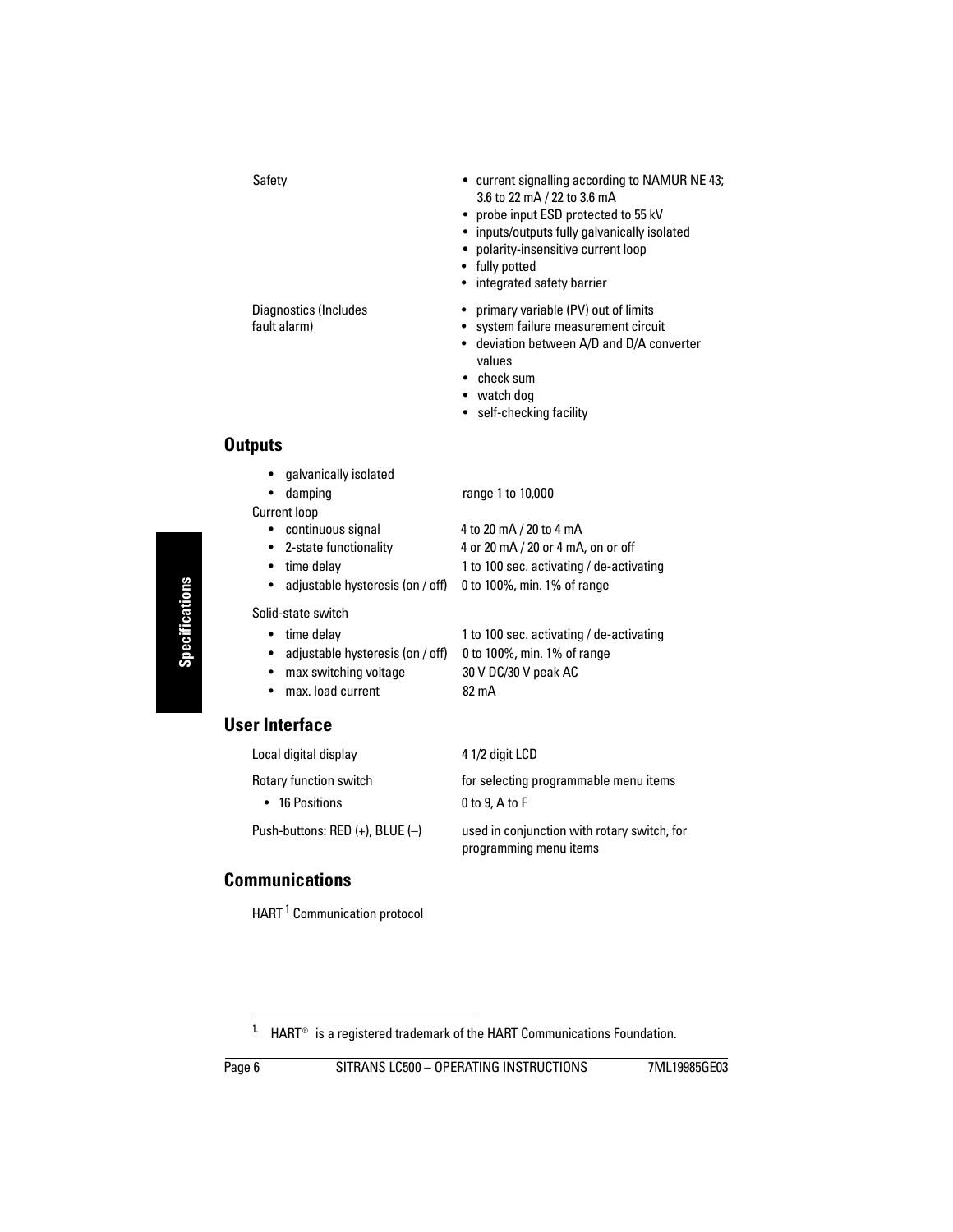| | |
|---|---|
| Safety | • current signalling according to NAMUR NE 43; 3.6 to 22 mA / 22 to 3.6 mA<br>• probe input ESD protected to 55 kV<br>• inputs/outputs fully galvanically isolated<br>• polarity-insensitive current loop<br>• fully potted<br>• integrated safety barrier |
| Diagnostics (Includes fault alarm) | • primary variable (PV) out of limits<br>• system failure measurement circuit<br>• deviation between A/D and D/A converter values<br>• check sum<br>• watch dog<br>• self-checking facility |

## Outputs

| | |
|---|---|
| • galvanically isolated | |
| • damping | range 1 to 10,000 |
| Current loop | |
| • continuous signal | 4 to 20 mA / 20 to 4 mA |
| • 2-state functionality | 4 or 20 mA / 20 or 4 mA, on or off |
| • time delay | 1 to 100 sec. activating / de-activating |
| • adjustable hysteresis (on / off) | 0 to 100%, min. 1% of range |
| Solid-state switch | |
| • time delay | 1 to 100 sec. activating / de-activating |
| • adjustable hysteresis (on / off) | 0 to 100%, min. 1% of range |
| • max switching voltage | 30 V DC/30 V peak AC |
| • max. load current | 82 mA |

## User Interface

| | |
|---|---|
| Local digital display | 4 1/2 digit LCD |
| Rotary function switch | for selecting programmable menu items |
| • 16 Positions | 0 to 9, A to F |
| Push-buttons: RED (+), BLUE (–) | used in conjunction with rotary switch, for programming menu items |

## Communications

HART[1] Communication protocol

[1] HART® is a registered trademark of the HART Communications Foundation.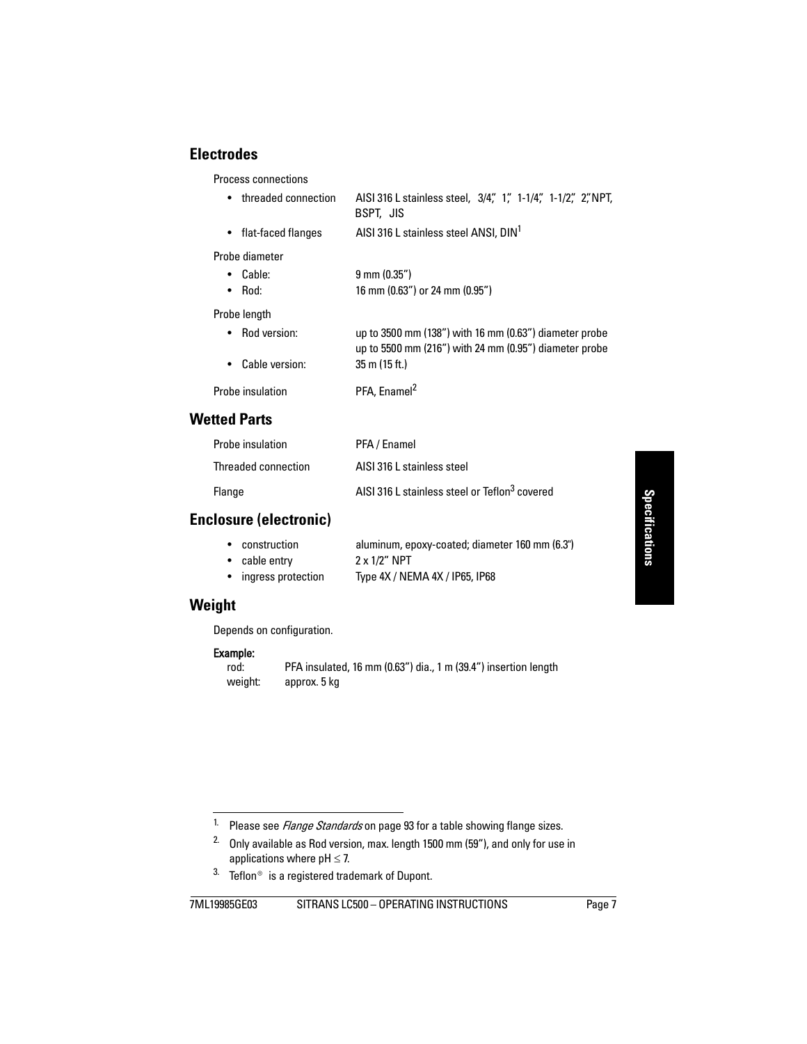## Electrodes

Process connections

- threaded connection — AISI 316 L stainless steel, 3/4", 1", 1-1/4", 1-1/2", 2" NPT, BSPT, JIS
- flat-faced flanges — AISI 316 L stainless steel ANSI, DIN[1]

Probe diameter

- Cable: 9 mm (0.35")
- Rod: 16 mm (0.63") or 24 mm (0.95")

Probe length

- Rod version: up to 3500 mm (138") with 16 mm (0.63") diameter probe; up to 5500 mm (216") with 24 mm (0.95") diameter probe
- Cable version: 35 m (15 ft.)

Probe insulation — PFA, Enamel[2]

## Wetted Parts

| | |
|---|---|
| Probe insulation | PFA / Enamel |
| Threaded connection | AISI 316 L stainless steel |
| Flange | AISI 316 L stainless steel or Teflon[3] covered |

## Enclosure (electronic)

- construction — aluminum, epoxy-coated; diameter 160 mm (6.3")
- cable entry — 2 x 1/2" NPT
- ingress protection — Type 4X / NEMA 4X / IP65, IP68

## Weight

Depends on configuration.

**Example:**

rod: PFA insulated, 16 mm (0.63") dia., 1 m (39.4") insertion length
weight: approx. 5 kg

---

1. Please see *Flange Standards* on page 93 for a table showing flange sizes.
2. Only available as Rod version, max. length 1500 mm (59"), and only for use in applications where pH $\leq$ 7.
3. Teflon® is a registered trademark of Dupont.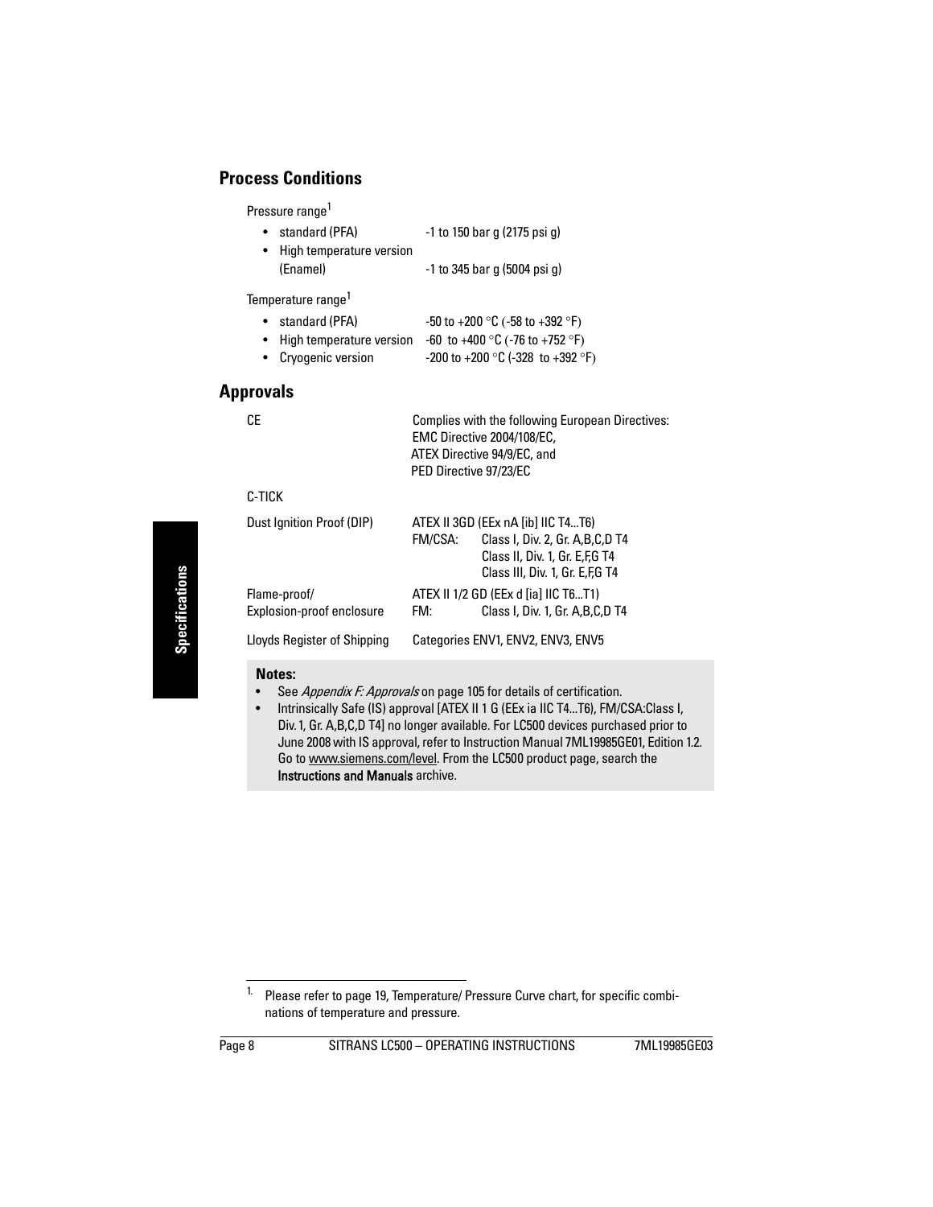## Process Conditions

Pressure range[1]

- standard (PFA) -1 to 150 bar g (2175 psi g)
- High temperature version (Enamel) -1 to 345 bar g (5004 psi g)

Temperature range[1]

- standard (PFA) -50 to +200 °C (-58 to +392 °F)
- High temperature version -60 to +400 °C (-76 to +752 °F)
- Cryogenic version -200 to +200 °C (-328 to +392 °F)

## Approvals

| | | |
|---|---|---|
| CE | Complies with the following European Directives: EMC Directive 2004/108/EC, ATEX Directive 94/9/EC, and PED Directive 97/23/EC | |
| C-TICK | | |
| Dust Ignition Proof (DIP) | ATEX II 3GD (EEx nA [ib] IIC T4...T6) | |
| | FM/CSA: | Class I, Div. 2, Gr. A,B,C,D T4<br>Class II, Div. 1, Gr. E,F,G T4<br>Class III, Div. 1, Gr. E,F,G T4 |
| Flame-proof/ Explosion-proof enclosure | ATEX II 1/2 GD (EEx d [ia] IIC T6...T1) | |
| | FM: | Class I, Div. 1, Gr. A,B,C,D T4 |
| Lloyds Register of Shipping | Categories ENV1, ENV2, ENV3, ENV5 | |

**Notes:**
- See *Appendix F: Approvals* on page 105 for details of certification.
- Intrinsically Safe (IS) approval [ATEX II 1 G (EEx ia IIC T4...T6), FM/CSA:Class I, Div. 1, Gr. A,B,C,D T4] no longer available. For LC500 devices purchased prior to June 2008 with IS approval, refer to Instruction Manual 7ML19985GE01, Edition 1.2. Go to www.siemens.com/level. From the LC500 product page, search the **Instructions and Manuals** archive.

[1] Please refer to page 19, Temperature/ Pressure Curve chart, for specific combinations of temperature and pressure.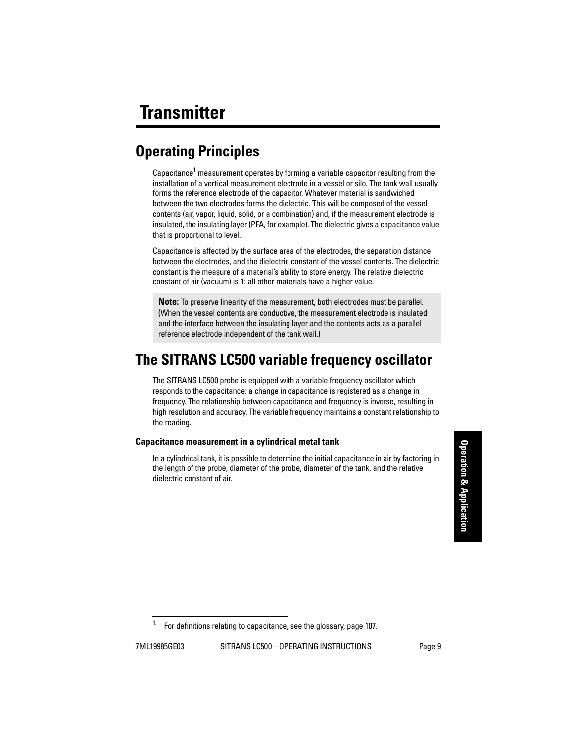# Transmitter

## Operating Principles

Capacitance[1] measurement operates by forming a variable capacitor resulting from the installation of a vertical measurement electrode in a vessel or silo. The tank wall usually forms the reference electrode of the capacitor. Whatever material is sandwiched between the two electrodes forms the dielectric. This will be composed of the vessel contents (air, vapor, liquid, solid, or a combination) and, if the measurement electrode is insulated, the insulating layer (PFA, for example). The dielectric gives a capacitance value that is proportional to level.

Capacitance is affected by the surface area of the electrodes, the separation distance between the electrodes, and the dielectric constant of the vessel contents. The dielectric constant is the measure of a material's ability to store energy. The relative dielectric constant of air (vacuum) is 1: all other materials have a higher value.

> **Note:** To preserve linearity of the measurement, both electrodes must be parallel. (When the vessel contents are conductive, the measurement electrode is insulated and the interface between the insulating layer and the contents acts as a parallel reference electrode independent of the tank wall.)

## The SITRANS LC500 variable frequency oscillator

The SITRANS LC500 probe is equipped with a variable frequency oscillator which responds to the capacitance: a change in capacitance is registered as a change in frequency. The relationship between capacitance and frequency is inverse, resulting in high resolution and accuracy. The variable frequency maintains a constant relationship to the reading.

#### Capacitance measurement in a cylindrical metal tank

In a cylindrical tank, it is possible to determine the initial capacitance in air by factoring in the length of the probe, diameter of the probe, diameter of the tank, and the relative dielectric constant of air.

---

[1] For definitions relating to capacitance, see the glossary, page 107.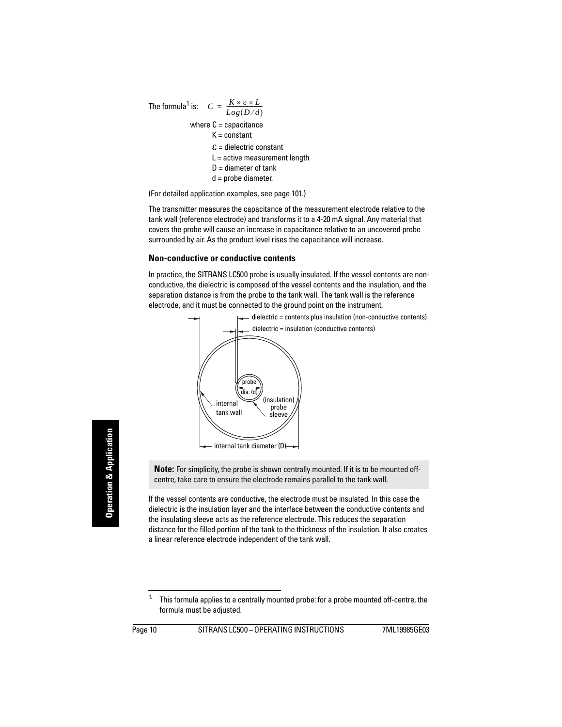The formula[1] is: $C = \frac{K \times \varepsilon \times L}{Log(D/d)}$

where C = capacitance
K = constant
$\varepsilon$ = dielectric constant
L = active measurement length
D = diameter of tank
d = probe diameter.

(For detailed application examples, see page 101.)

The transmitter measures the capacitance of the measurement electrode relative to the tank wall (reference electrode) and transforms it to a 4-20 mA signal. Any material that covers the probe will cause an increase in capacitance relative to an uncovered probe surrounded by air. As the product level rises the capacitance will increase.

### Non-conductive or conductive contents

In practice, the SITRANS LC500 probe is usually insulated. If the vessel contents are non-conductive, the dielectric is composed of the vessel contents and the insulation, and the separation distance is from the probe to the tank wall. The tank wall is the reference electrode, and it must be connected to the ground point on the instrument.

dielectric = contents plus insulation (non-conductive contents)
dielectric = insulation (conductive contents)
probe dia. (d)
internal tank wall
(insulation) probe sleeve
internal tank diameter (D)

**Note:** For simplicity, the probe is shown centrally mounted. If it is to be mounted off-centre, take care to ensure the electrode remains parallel to the tank wall.

If the vessel contents are conductive, the electrode must be insulated. In this case the dielectric is the insulation layer and the interface between the conductive contents and the insulating sleeve acts as the reference electrode. This reduces the separation distance for the filled portion of the tank to the thickness of the insulation. It also creates a linear reference electrode independent of the tank wall.

[1] This formula applies to a centrally mounted probe: for a probe mounted off-centre, the formula must be adjusted.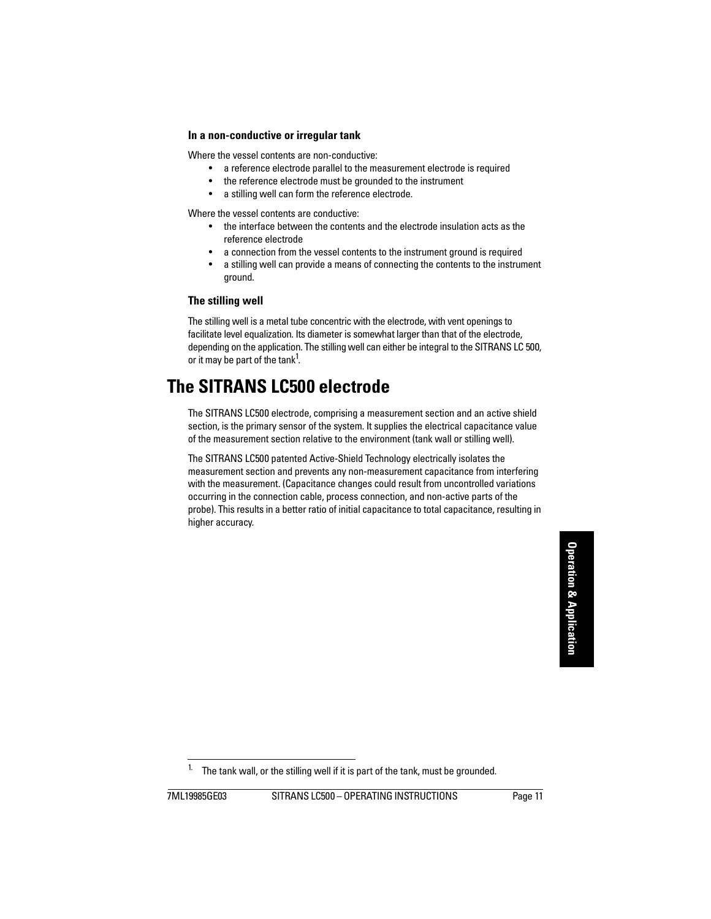### In a non-conductive or irregular tank

Where the vessel contents are non-conductive:

- a reference electrode parallel to the measurement electrode is required
- the reference electrode must be grounded to the instrument
- a stilling well can form the reference electrode.

Where the vessel contents are conductive:

- the interface between the contents and the electrode insulation acts as the reference electrode
- a connection from the vessel contents to the instrument ground is required
- a stilling well can provide a means of connecting the contents to the instrument ground.

### The stilling well

The stilling well is a metal tube concentric with the electrode, with vent openings to facilitate level equalization. Its diameter is somewhat larger than that of the electrode, depending on the application. The stilling well can either be integral to the SITRANS LC 500, or it may be part of the tank[1].

## The SITRANS LC500 electrode

The SITRANS LC500 electrode, comprising a measurement section and an active shield section, is the primary sensor of the system. It supplies the electrical capacitance value of the measurement section relative to the environment (tank wall or stilling well).

The SITRANS LC500 patented Active-Shield Technology electrically isolates the measurement section and prevents any non-measurement capacitance from interfering with the measurement. (Capacitance changes could result from uncontrolled variations occurring in the connection cable, process connection, and non-active parts of the probe). This results in a better ratio of initial capacitance to total capacitance, resulting in higher accuracy.

[1] The tank wall, or the stilling well if it is part of the tank, must be grounded.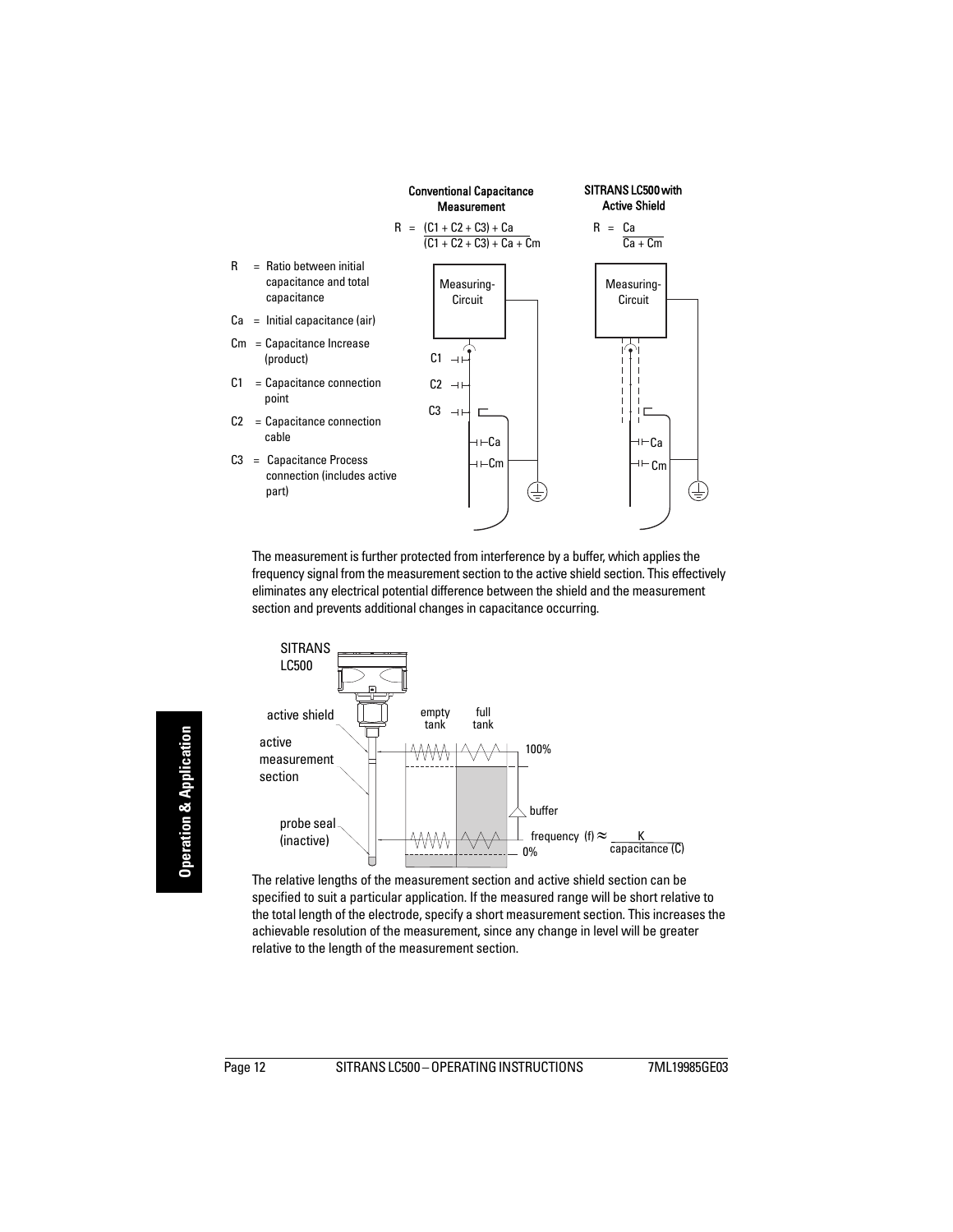**Conventional Capacitance Measurement**

$$R = \frac{(C1 + C2 + C3) + Ca}{(C1 + C2 + C3) + Ca + Cm}$$

**SITRANS LC500 with Active Shield**

$$R = \frac{Ca}{Ca + Cm}$$

- R = Ratio between initial capacitance and total capacitance
- Ca = Initial capacitance (air)
- Cm = Capacitance Increase (product)
- C1 = Capacitance connection point
- C2 = Capacitance connection cable
- C3 = Capacitance Process connection (includes active part)

The measurement is further protected from interference by a buffer, which applies the frequency signal from the measurement section to the active shield section. This effectively eliminates any electrical potential difference between the shield and the measurement section and prevents additional changes in capacitance occurring.

SITRANS LC500: active shield, active measurement section, probe seal (inactive); empty tank, full tank; 100%, 0%; buffer

$$\text{frequency (f)} \approx \frac{K}{\text{capacitance (C)}}$$

The relative lengths of the measurement section and active shield section can be specified to suit a particular application. If the measured range will be short relative to the total length of the electrode, specify a short measurement section. This increases the achievable resolution of the measurement, since any change in level will be greater relative to the length of the measurement section.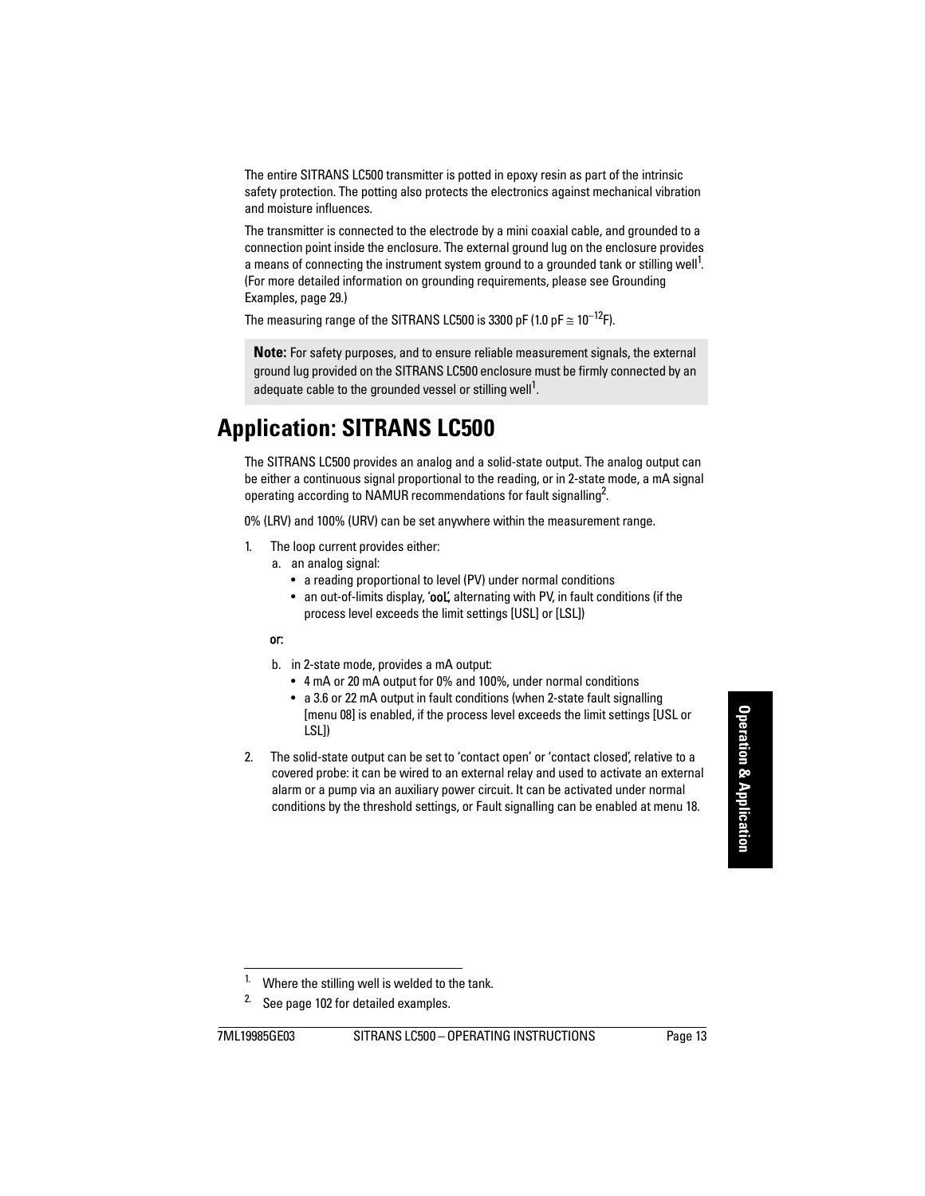The entire SITRANS LC500 transmitter is potted in epoxy resin as part of the intrinsic safety protection. The potting also protects the electronics against mechanical vibration and moisture influences.

The transmitter is connected to the electrode by a mini coaxial cable, and grounded to a connection point inside the enclosure. The external ground lug on the enclosure provides a means of connecting the instrument system ground to a grounded tank or stilling well[1]. (For more detailed information on grounding requirements, please see Grounding Examples, page 29.)

The measuring range of the SITRANS LC500 is 3300 pF (1.0 pF $\cong 10^{-12}$F).

> **Note:** For safety purposes, and to ensure reliable measurement signals, the external ground lug provided on the SITRANS LC500 enclosure must be firmly connected by an adequate cable to the grounded vessel or stilling well[1].

# Application: SITRANS LC500

The SITRANS LC500 provides an analog and a solid-state output. The analog output can be either a continuous signal proportional to the reading, or in 2-state mode, a mA signal operating according to NAMUR recommendations for fault signalling[2].

0% (LRV) and 100% (URV) can be set anywhere within the measurement range.

1. The loop current provides either:
   a. an analog signal:
      - a reading proportional to level (PV) under normal conditions
      - an out-of-limits display, '**ooL**', alternating with PV, in fault conditions (if the process level exceeds the limit settings [USL] or [LSL])

   **or:**

   b. in 2-state mode, provides a mA output:
      - 4 mA or 20 mA output for 0% and 100%, under normal conditions
      - a 3.6 or 22 mA output in fault conditions (when 2-state fault signalling [menu 08] is enabled, if the process level exceeds the limit settings [USL or LSL])
2. The solid-state output can be set to 'contact open' or 'contact closed', relative to a covered probe: it can be wired to an external relay and used to activate an external alarm or a pump via an auxiliary power circuit. It can be activated under normal conditions by the threshold settings, or Fault signalling can be enabled at menu 18.

---

[1] Where the stilling well is welded to the tank.

[2] See page 102 for detailed examples.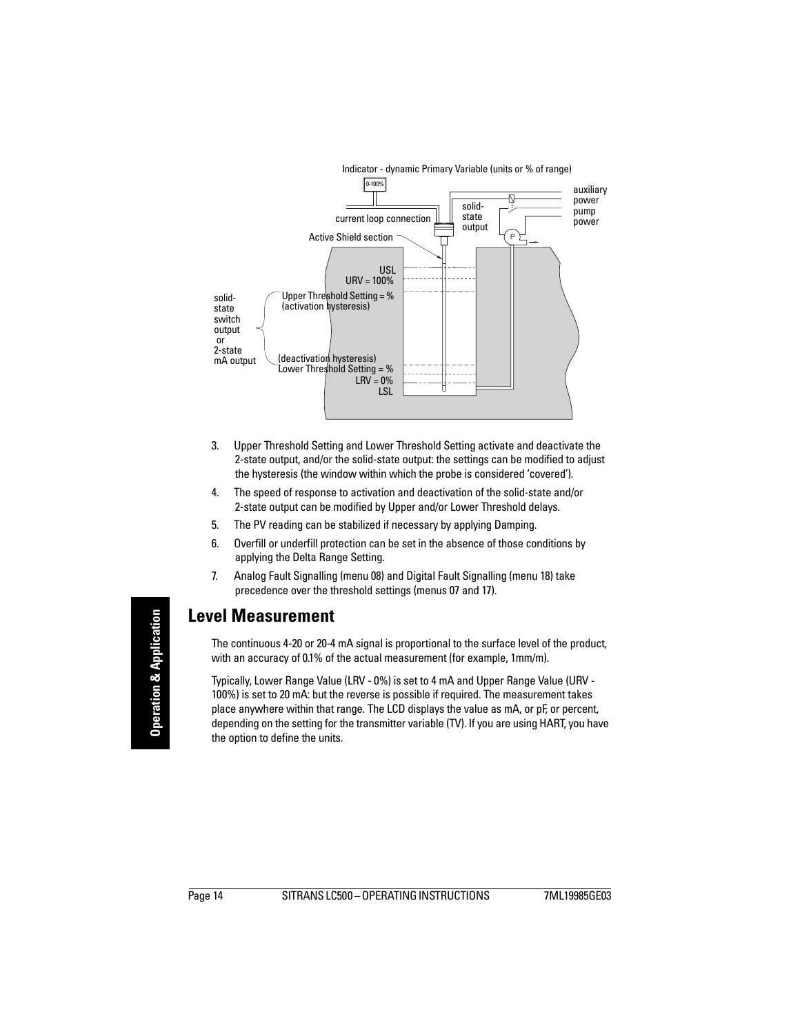Indicator - dynamic Primary Variable (units or % of range)

0-100%

current loop connection

Active Shield section

solid-state output

auxiliary power

pump power

USL

URV = 100%

Upper Threshold Setting = % (activation hysteresis)

solid-state switch output or 2-state mA output

(deactivation hysteresis) Lower Threshold Setting = %

LRV = 0%

LSL

3. Upper Threshold Setting and Lower Threshold Setting activate and deactivate the 2-state output, and/or the solid-state output: the settings can be modified to adjust the hysteresis (the window within which the probe is considered 'covered').
4. The speed of response to activation and deactivation of the solid-state and/or 2-state output can be modified by Upper and/or Lower Threshold delays.
5. The PV reading can be stabilized if necessary by applying Damping.
6. Overfill or underfill protection can be set in the absence of those conditions by applying the Delta Range Setting.
7. Analog Fault Signalling (menu 08) and Digital Fault Signalling (menu 18) take precedence over the threshold settings (menus 07 and 17).

## Level Measurement

The continuous 4-20 or 20-4 mA signal is proportional to the surface level of the product, with an accuracy of 0.1% of the actual measurement (for example, 1mm/m).

Typically, Lower Range Value (LRV - 0%) is set to 4 mA and Upper Range Value (URV - 100%) is set to 20 mA: but the reverse is possible if required. The measurement takes place anywhere within that range. The LCD displays the value as mA, or pF, or percent, depending on the setting for the transmitter variable (TV). If you are using HART, you have the option to define the units.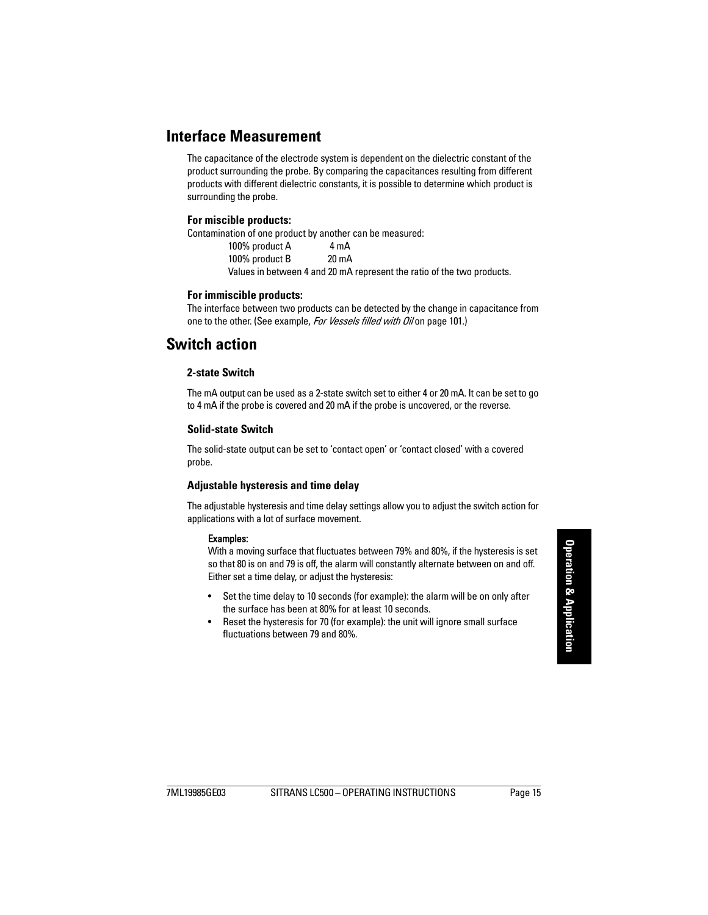## Interface Measurement

The capacitance of the electrode system is dependent on the dielectric constant of the product surrounding the probe. By comparing the capacitances resulting from different products with different dielectric constants, it is possible to determine which product is surrounding the probe.

#### For miscible products:

Contamination of one product by another can be measured:

100% product A    4 mA
100% product B    20 mA
Values in between 4 and 20 mA represent the ratio of the two products.

#### For immiscible products:

The interface between two products can be detected by the change in capacitance from one to the other. (See example, *For Vessels filled with Oil* on page 101.)

## Switch action

#### 2-state Switch

The mA output can be used as a 2-state switch set to either 4 or 20 mA. It can be set to go to 4 mA if the probe is covered and 20 mA if the probe is uncovered, or the reverse.

#### Solid-state Switch

The solid-state output can be set to 'contact open' or 'contact closed' with a covered probe.

#### Adjustable hysteresis and time delay

The adjustable hysteresis and time delay settings allow you to adjust the switch action for applications with a lot of surface movement.

**Examples:**
With a moving surface that fluctuates between 79% and 80%, if the hysteresis is set so that 80 is on and 79 is off, the alarm will constantly alternate between on and off. Either set a time delay, or adjust the hysteresis:

- Set the time delay to 10 seconds (for example): the alarm will be on only after the surface has been at 80% for at least 10 seconds.
- Reset the hysteresis for 70 (for example): the unit will ignore small surface fluctuations between 79 and 80%.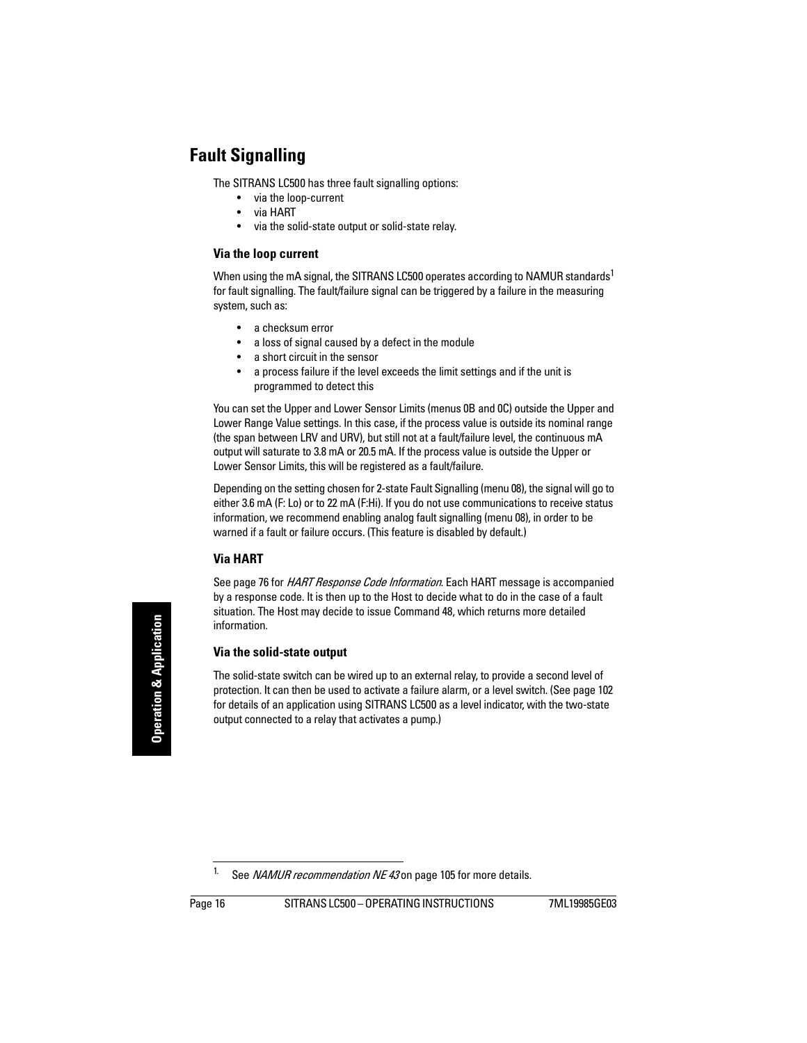## Fault Signalling

The SITRANS LC500 has three fault signalling options:

- via the loop-current
- via HART
- via the solid-state output or solid-state relay.

### Via the loop current

When using the mA signal, the SITRANS LC500 operates according to NAMUR standards[1] for fault signalling. The fault/failure signal can be triggered by a failure in the measuring system, such as:

- a checksum error
- a loss of signal caused by a defect in the module
- a short circuit in the sensor
- a process failure if the level exceeds the limit settings and if the unit is programmed to detect this

You can set the Upper and Lower Sensor Limits (menus 0B and 0C) outside the Upper and Lower Range Value settings. In this case, if the process value is outside its nominal range (the span between LRV and URV), but still not at a fault/failure level, the continuous mA output will saturate to 3.8 mA or 20.5 mA. If the process value is outside the Upper or Lower Sensor Limits, this will be registered as a fault/failure.

Depending on the setting chosen for 2-state Fault Signalling (menu 08), the signal will go to either 3.6 mA (F: Lo) or to 22 mA (F:Hi). If you do not use communications to receive status information, we recommend enabling analog fault signalling (menu 08), in order to be warned if a fault or failure occurs. (This feature is disabled by default.)

### Via HART

See page 76 for *HART Response Code Information*. Each HART message is accompanied by a response code. It is then up to the Host to decide what to do in the case of a fault situation. The Host may decide to issue Command 48, which returns more detailed information.

### Via the solid-state output

The solid-state switch can be wired up to an external relay, to provide a second level of protection. It can then be used to activate a failure alarm, or a level switch. (See page 102 for details of an application using SITRANS LC500 as a level indicator, with the two-state output connected to a relay that activates a pump.)

---

1. See *NAMUR recommendation NE 43* on page 105 for more details.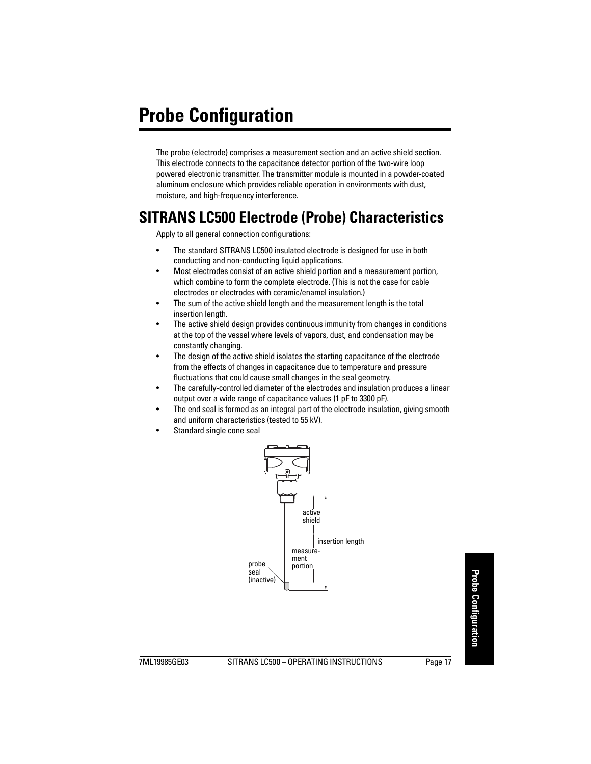# Probe Configuration

The probe (electrode) comprises a measurement section and an active shield section. This electrode connects to the capacitance detector portion of the two-wire loop powered electronic transmitter. The transmitter module is mounted in a powder-coated aluminum enclosure which provides reliable operation in environments with dust, moisture, and high-frequency interference.

## SITRANS LC500 Electrode (Probe) Characteristics

Apply to all general connection configurations:

- The standard SITRANS LC500 insulated electrode is designed for use in both conducting and non-conducting liquid applications.
- Most electrodes consist of an active shield portion and a measurement portion, which combine to form the complete electrode. (This is not the case for cable electrodes or electrodes with ceramic/enamel insulation.)
- The sum of the active shield length and the measurement length is the total insertion length.
- The active shield design provides continuous immunity from changes in conditions at the top of the vessel where levels of vapors, dust, and condensation may be constantly changing.
- The design of the active shield isolates the starting capacitance of the electrode from the effects of changes in capacitance due to temperature and pressure fluctuations that could cause small changes in the seal geometry.
- The carefully-controlled diameter of the electrodes and insulation produces a linear output over a wide range of capacitance values (1 pF to 3300 pF).
- The end seal is formed as an integral part of the electrode insulation, giving smooth and uniform characteristics (tested to 55 kV).
- Standard single cone seal

active shield

insertion length

measurement portion

probe seal (inactive)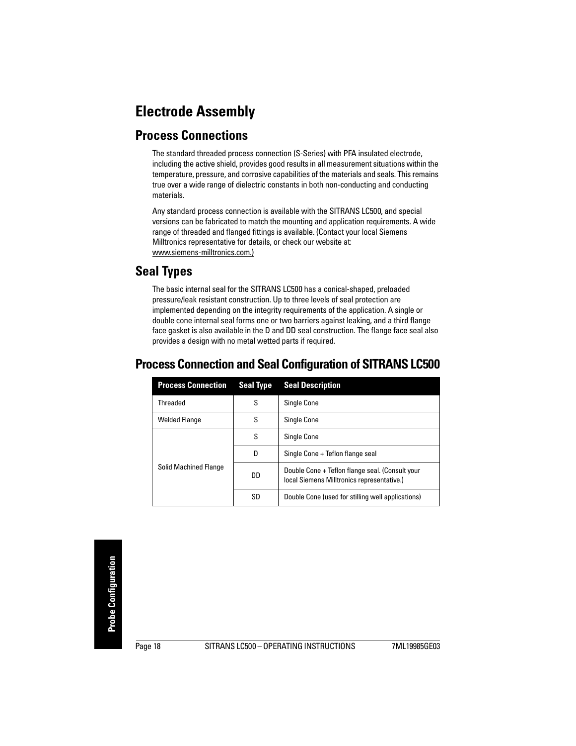# Electrode Assembly

## Process Connections

The standard threaded process connection (S-Series) with PFA insulated electrode, including the active shield, provides good results in all measurement situations within the temperature, pressure, and corrosive capabilities of the materials and seals. This remains true over a wide range of dielectric constants in both non-conducting and conducting materials.

Any standard process connection is available with the SITRANS LC500, and special versions can be fabricated to match the mounting and application requirements. A wide range of threaded and flanged fittings is available. (Contact your local Siemens Milltronics representative for details, or check our website at: www.siemens-milltronics.com.)

## Seal Types

The basic internal seal for the SITRANS LC500 has a conical-shaped, preloaded pressure/leak resistant construction. Up to three levels of seal protection are implemented depending on the integrity requirements of the application. A single or double cone internal seal forms one or two barriers against leaking, and a third flange face gasket is also available in the D and DD seal construction. The flange face seal also provides a design with no metal wetted parts if required.

## Process Connection and Seal Configuration of SITRANS LC500

| Process Connection | Seal Type | Seal Description |
|---|---|---|
| Threaded | S | Single Cone |
| Welded Flange | S | Single Cone |
| Solid Machined Flange | S | Single Cone |
| | D | Single Cone + Teflon flange seal |
| | DD | Double Cone + Teflon flange seal. (Consult your local Siemens Milltronics representative.) |
| | SD | Double Cone (used for stilling well applications) |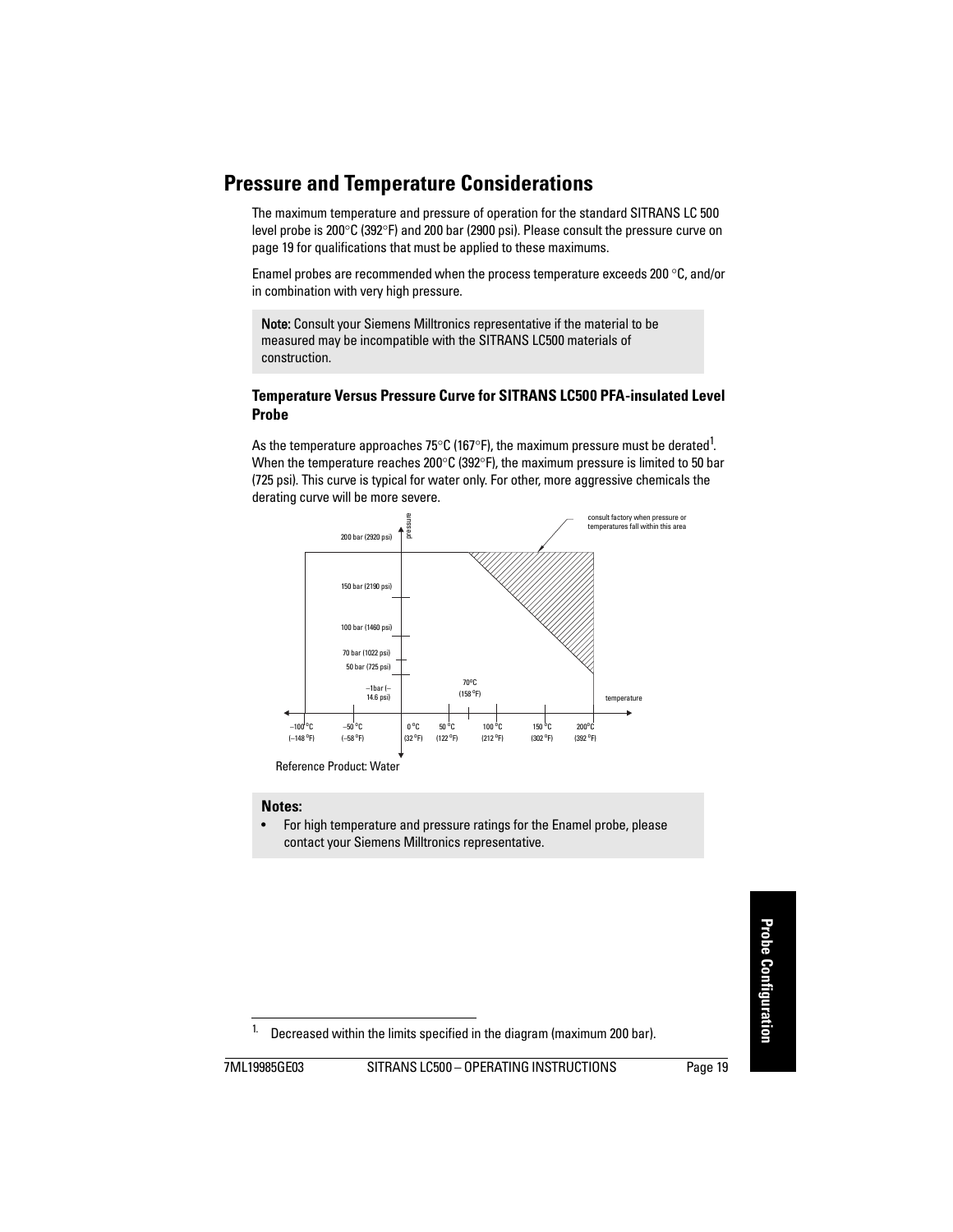## Pressure and Temperature Considerations

The maximum temperature and pressure of operation for the standard SITRANS LC 500 level probe is 200°C (392°F) and 200 bar (2900 psi). Please consult the pressure curve on page 19 for qualifications that must be applied to these maximums.

Enamel probes are recommended when the process temperature exceeds 200 °C, and/or in combination with very high pressure.

**Note:** Consult your Siemens Milltronics representative if the material to be measured may be incompatible with the SITRANS LC500 materials of construction.

### Temperature Versus Pressure Curve for SITRANS LC500 PFA-insulated Level Probe

As the temperature approaches 75°C (167°F), the maximum pressure must be derated[1]. When the temperature reaches 200°C (392°F), the maximum pressure is limited to 50 bar (725 psi). This curve is typical for water only. For other, more aggressive chemicals the derating curve will be more severe.

Reference Product: Water

**Notes:**

- For high temperature and pressure ratings for the Enamel probe, please contact your Siemens Milltronics representative.

[1] Decreased within the limits specified in the diagram (maximum 200 bar).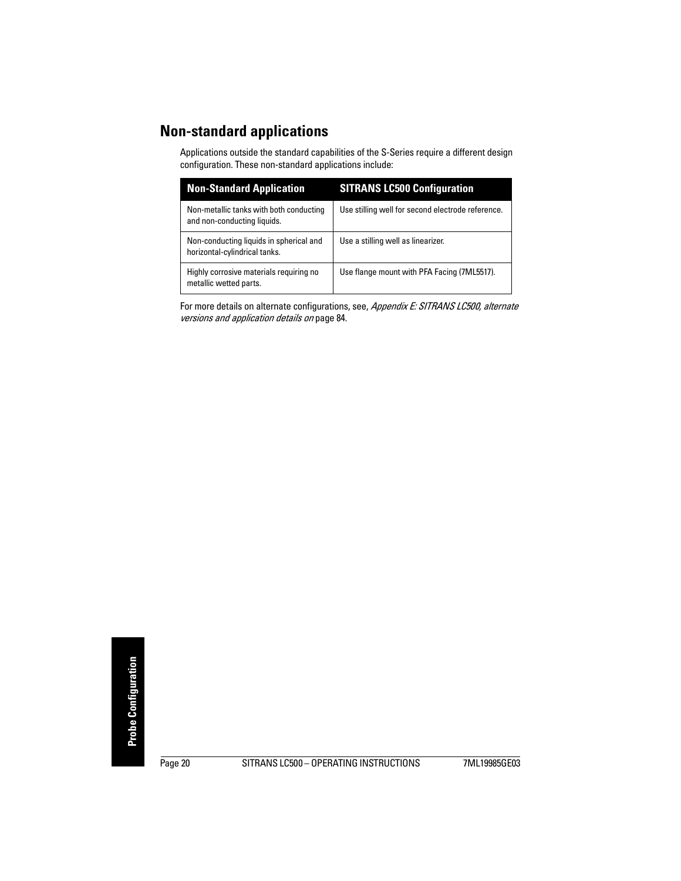## Non-standard applications

Applications outside the standard capabilities of the S-Series require a different design configuration. These non-standard applications include:

| Non-Standard Application | SITRANS LC500 Configuration |
|---|---|
| Non-metallic tanks with both conducting and non-conducting liquids. | Use stilling well for second electrode reference. |
| Non-conducting liquids in spherical and horizontal-cylindrical tanks. | Use a stilling well as linearizer. |
| Highly corrosive materials requiring no metallic wetted parts. | Use flange mount with PFA Facing (7ML5517). |

For more details on alternate configurations, see, *Appendix E: SITRANS LC500, alternate versions and application details on* page 84.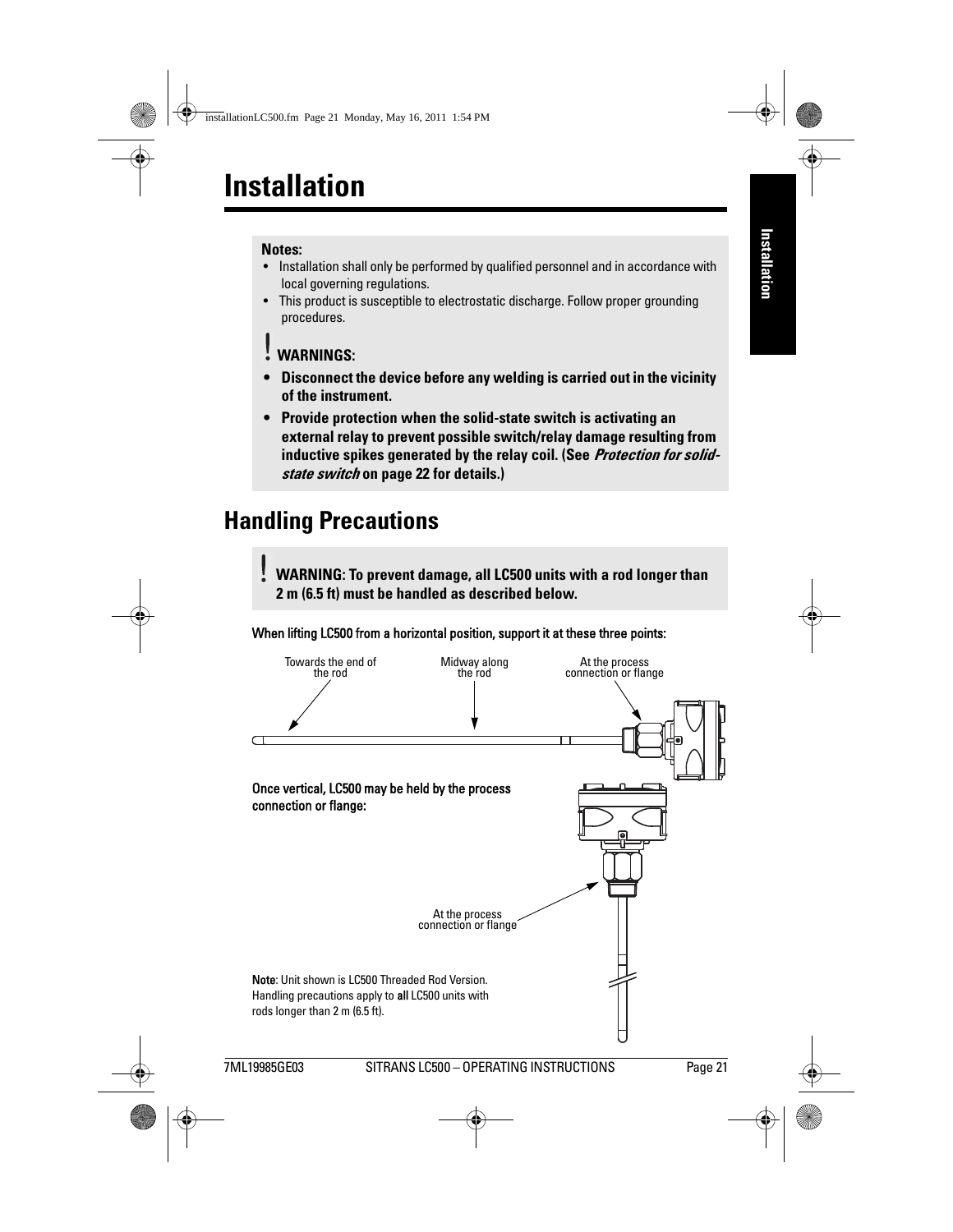# Installation

**Notes:**

- Installation shall only be performed by qualified personnel and in accordance with local governing regulations.
- This product is susceptible to electrostatic discharge. Follow proper grounding procedures.

**WARNINGS:**

- **Disconnect the device before any welding is carried out in the vicinity of the instrument.**
- **Provide protection when the solid-state switch is activating an external relay to prevent possible switch/relay damage resulting from inductive spikes generated by the relay coil. (See *Protection for solid-state switch* on page 22 for details.)**

## Handling Precautions

**WARNING: To prevent damage, all LC500 units with a rod longer than 2 m (6.5 ft) must be handled as described below.**

When lifting LC500 from a horizontal position, support it at these three points:

Towards the end of the rod

Midway along the rod

At the process connection or flange

Once vertical, LC500 may be held by the process connection or flange:

At the process connection or flange

**Note**: Unit shown is LC500 Threaded Rod Version. Handling precautions apply to **all** LC500 units with rods longer than 2 m (6.5 ft).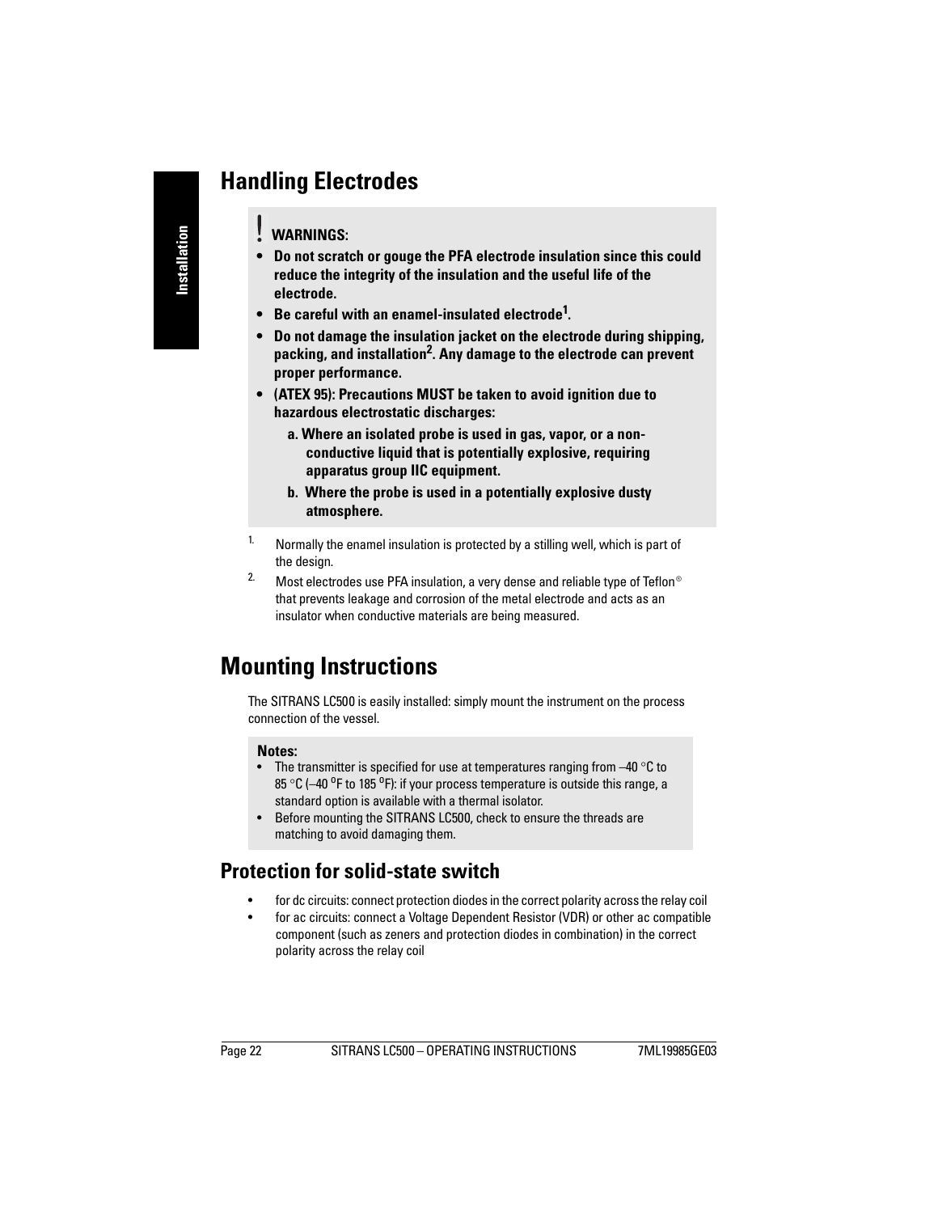## Handling Electrodes

> **! WARNINGS:**
>
> - **Do not scratch or gouge the PFA electrode insulation since this could reduce the integrity of the insulation and the useful life of the electrode.**
> - **Be careful with an enamel-insulated electrode[1].**
> - **Do not damage the insulation jacket on the electrode during shipping, packing, and installation[2]. Any damage to the electrode can prevent proper performance.**
> - **(ATEX 95): Precautions MUST be taken to avoid ignition due to hazardous electrostatic discharges:**
>   - **a. Where an isolated probe is used in gas, vapor, or a non-conductive liquid that is potentially explosive, requiring apparatus group IIC equipment.**
>   - **b. Where the probe is used in a potentially explosive dusty atmosphere.**

1. Normally the enamel insulation is protected by a stilling well, which is part of the design.
2. Most electrodes use PFA insulation, a very dense and reliable type of Teflon® that prevents leakage and corrosion of the metal electrode and acts as an insulator when conductive materials are being measured.

## Mounting Instructions

The SITRANS LC500 is easily installed: simply mount the instrument on the process connection of the vessel.

> **Notes:**
>
> - The transmitter is specified for use at temperatures ranging from –40 °C to 85 °C (–40 °F to 185 °F): if your process temperature is outside this range, a standard option is available with a thermal isolator.
> - Before mounting the SITRANS LC500, check to ensure the threads are matching to avoid damaging them.

### Protection for solid-state switch

- for dc circuits: connect protection diodes in the correct polarity across the relay coil
- for ac circuits: connect a Voltage Dependent Resistor (VDR) or other ac compatible component (such as zeners and protection diodes in combination) in the correct polarity across the relay coil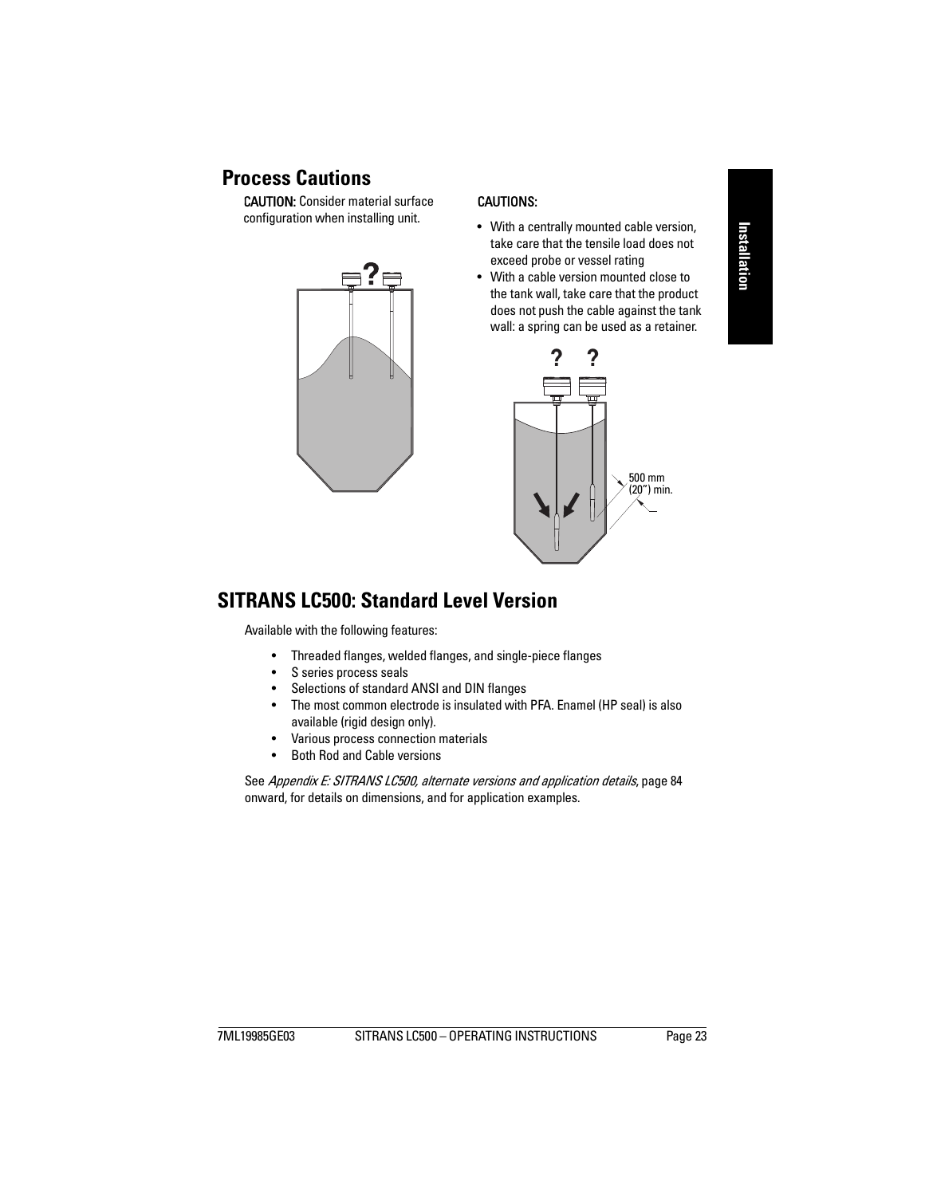## Process Cautions

**CAUTION:** Consider material surface configuration when installing unit.

**CAUTIONS:**

- With a centrally mounted cable version, take care that the tensile load does not exceed probe or vessel rating
- With a cable version mounted close to the tank wall, take care that the product does not push the cable against the tank wall: a spring can be used as a retainer.

500 mm (20") min.

## SITRANS LC500: Standard Level Version

Available with the following features:

- Threaded flanges, welded flanges, and single-piece flanges
- S series process seals
- Selections of standard ANSI and DIN flanges
- The most common electrode is insulated with PFA. Enamel (HP seal) is also available (rigid design only).
- Various process connection materials
- Both Rod and Cable versions

See *Appendix E: SITRANS LC500, alternate versions and application details*, page 84 onward, for details on dimensions, and for application examples.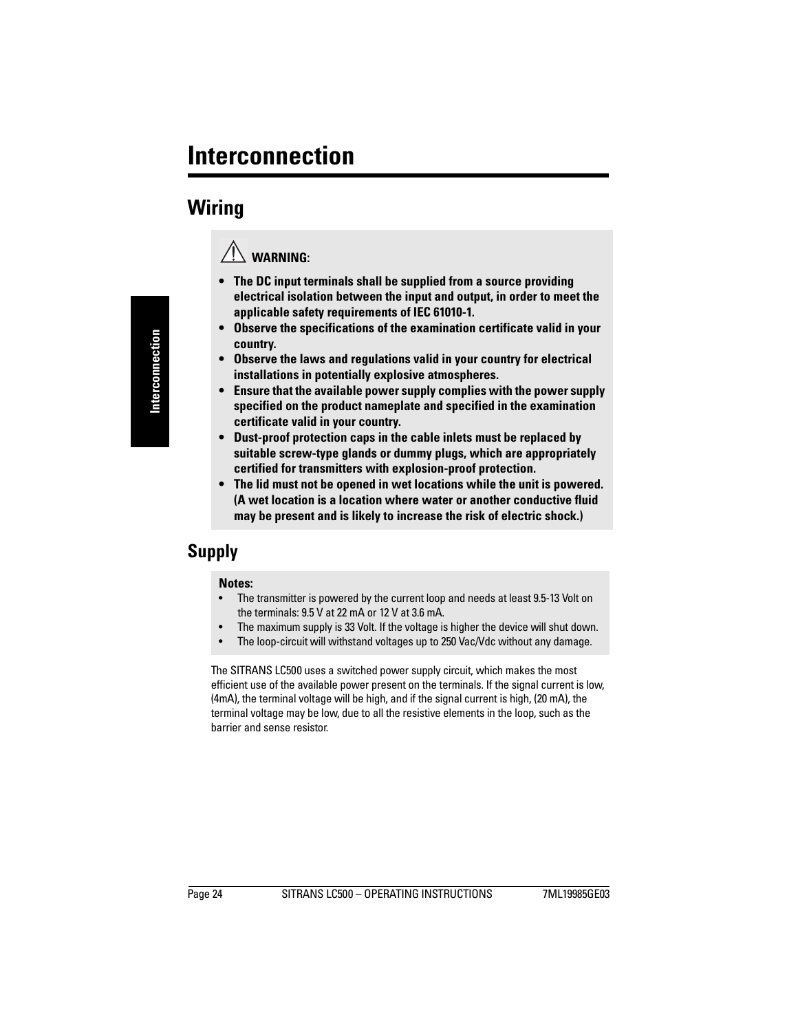# Interconnection

## Wiring

> **WARNING:**
>
> - **The DC input terminals shall be supplied from a source providing electrical isolation between the input and output, in order to meet the applicable safety requirements of IEC 61010-1.**
> - **Observe the specifications of the examination certificate valid in your country.**
> - **Observe the laws and regulations valid in your country for electrical installations in potentially explosive atmospheres.**
> - **Ensure that the available power supply complies with the power supply specified on the product nameplate and specified in the examination certificate valid in your country.**
> - **Dust-proof protection caps in the cable inlets must be replaced by suitable screw-type glands or dummy plugs, which are appropriately certified for transmitters with explosion-proof protection.**
> - **The lid must not be opened in wet locations while the unit is powered. (A wet location is a location where water or another conductive fluid may be present and is likely to increase the risk of electric shock.)**

## Supply

> **Notes:**
>
> - The transmitter is powered by the current loop and needs at least 9.5-13 Volt on the terminals: 9.5 V at 22 mA or 12 V at 3.6 mA.
> - The maximum supply is 33 Volt. If the voltage is higher the device will shut down.
> - The loop-circuit will withstand voltages up to 250 Vac/Vdc without any damage.

The SITRANS LC500 uses a switched power supply circuit, which makes the most efficient use of the available power present on the terminals. If the signal current is low, (4mA), the terminal voltage will be high, and if the signal current is high, (20 mA), the terminal voltage may be low, due to all the resistive elements in the loop, such as the barrier and sense resistor.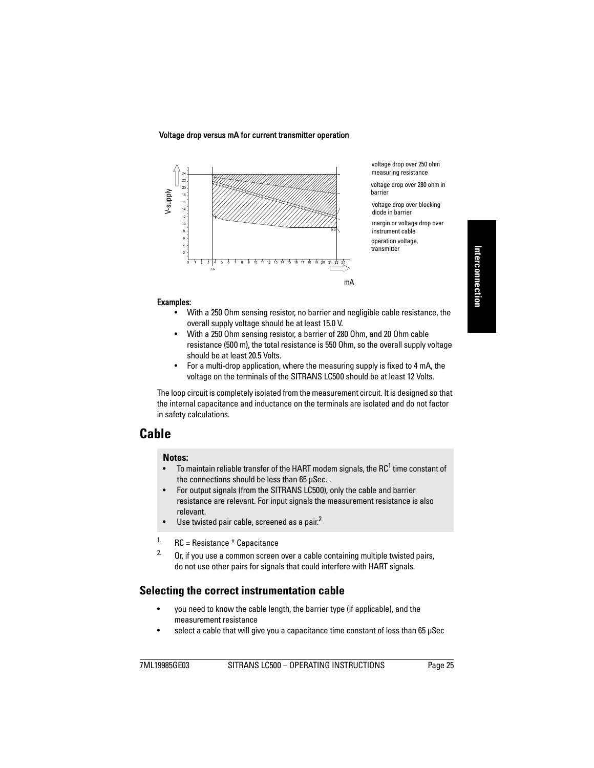Voltage drop versus mA for current transmitter operation

voltage drop over 250 ohm measuring resistance

voltage drop over 280 ohm in barrier

voltage drop over blocking diode in barrier

margin or voltage drop over instrument cable

operation voltage, transmitter

**Examples:**

- With a 250 Ohm sensing resistor, no barrier and negligible cable resistance, the overall supply voltage should be at least 15.0 V.
- With a 250 Ohm sensing resistor, a barrier of 280 Ohm, and 20 Ohm cable resistance (500 m), the total resistance is 550 Ohm, so the overall supply voltage should be at least 20.5 Volts.
- For a multi-drop application, where the measuring supply is fixed to 4 mA, the voltage on the terminals of the SITRANS LC500 should be at least 12 Volts.

The loop circuit is completely isolated from the measurement circuit. It is designed so that the internal capacitance and inductance on the terminals are isolated and do not factor in safety calculations.

# Cable

**Notes:**

- To maintain reliable transfer of the HART modem signals, the RC[1] time constant of the connections should be less than 65 µSec. .
- For output signals (from the SITRANS LC500), only the cable and barrier resistance are relevant. For input signals the measurement resistance is also relevant.
- Use twisted pair cable, screened as a pair.[2]

1. RC = Resistance * Capacitance
2. Or, if you use a common screen over a cable containing multiple twisted pairs, do not use other pairs for signals that could interfere with HART signals.

## Selecting the correct instrumentation cable

- you need to know the cable length, the barrier type (if applicable), and the measurement resistance
- select a cable that will give you a capacitance time constant of less than 65 µSec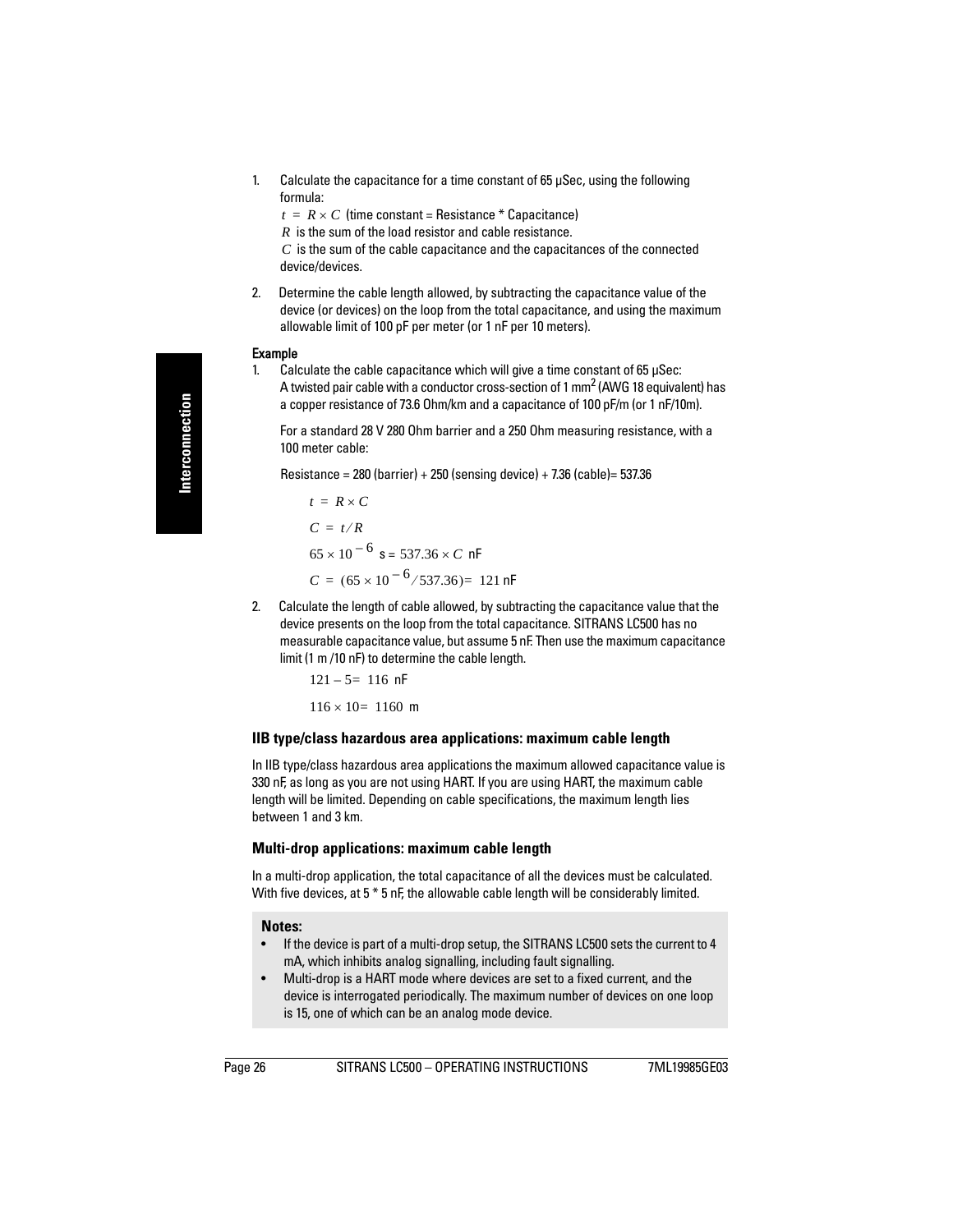1. Calculate the capacitance for a time constant of 65 µSec, using the following formula:

   $t = R \times C$ (time constant = Resistance * Capacitance)

   $R$ is the sum of the load resistor and cable resistance.

   $C$ is the sum of the cable capacitance and the capacitances of the connected device/devices.

2. Determine the cable length allowed, by subtracting the capacitance value of the device (or devices) on the loop from the total capacitance, and using the maximum allowable limit of 100 pF per meter (or 1 nF per 10 meters).

**Example**

1. Calculate the cable capacitance which will give a time constant of 65 µSec:
   A twisted pair cable with a conductor cross-section of 1 $mm^2$ (AWG 18 equivalent) has a copper resistance of 73.6 Ohm/km and a capacitance of 100 pF/m (or 1 nF/10m).

   For a standard 28 V 280 Ohm barrier and a 250 Ohm measuring resistance, with a 100 meter cable:

   Resistance = 280 (barrier) + 250 (sensing device) + 7.36 (cable)= 537.36

   $$t = R \times C$$

   $$C = t / R$$

   $$65 \times 10^{-6} \text{ s} = 537.36 \times C \text{ nF}$$

   $$C = (65 \times 10^{-6} / 537.36) = 121 \text{ nF}$$

2. Calculate the length of cable allowed, by subtracting the capacitance value that the device presents on the loop from the total capacitance. SITRANS LC500 has no measurable capacitance value, but assume 5 nF. Then use the maximum capacitance limit (1 m /10 nF) to determine the cable length.

   $$121 - 5 = 116 \text{ nF}$$

   $$116 \times 10 = 1160 \text{ m}$$

### IIB type/class hazardous area applications: maximum cable length

In IIB type/class hazardous area applications the maximum allowed capacitance value is 330 nF, as long as you are not using HART. If you are using HART, the maximum cable length will be limited. Depending on cable specifications, the maximum length lies between 1 and 3 km.

### Multi-drop applications: maximum cable length

In a multi-drop application, the total capacitance of all the devices must be calculated. With five devices, at 5 * 5 nF, the allowable cable length will be considerably limited.

**Notes:**

- If the device is part of a multi-drop setup, the SITRANS LC500 sets the current to 4 mA, which inhibits analog signalling, including fault signalling.
- Multi-drop is a HART mode where devices are set to a fixed current, and the device is interrogated periodically. The maximum number of devices on one loop is 15, one of which can be an analog mode device.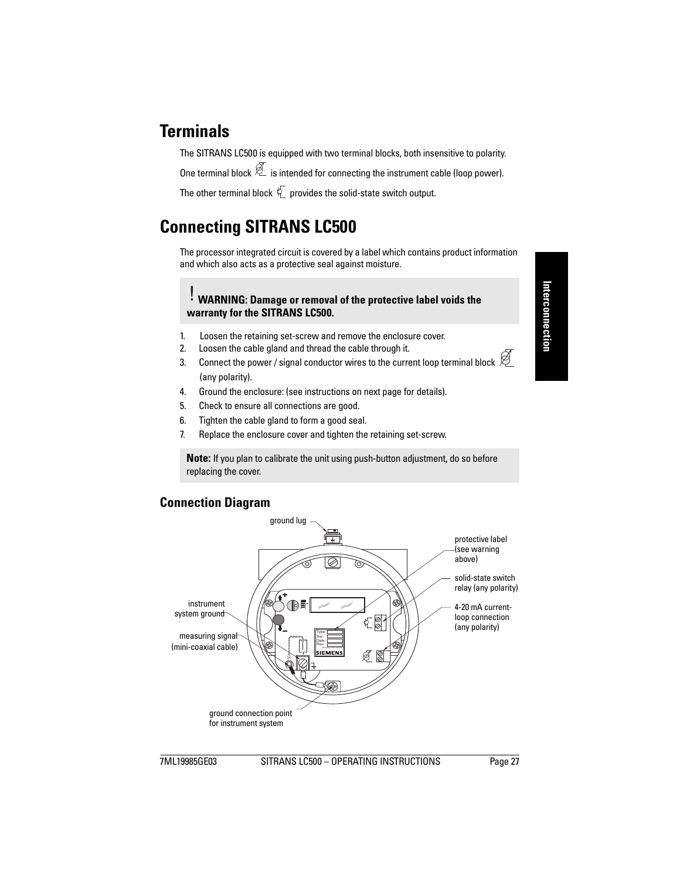# Terminals

The SITRANS LC500 is equipped with two terminal blocks, both insensitive to polarity.

One terminal block is intended for connecting the instrument cable (loop power).

The other terminal block provides the solid-state switch output.

# Connecting SITRANS LC500

The processor integrated circuit is covered by a label which contains product information and which also acts as a protective seal against moisture.

> ! **WARNING: Damage or removal of the protective label voids the warranty for the SITRANS LC500.**

1. Loosen the retaining set-screw and remove the enclosure cover.
2. Loosen the cable gland and thread the cable through it.
3. Connect the power / signal conductor wires to the current loop terminal block (any polarity).
4. Ground the enclosure: (see instructions on next page for details).
5. Check to ensure all connections are good.
6. Tighten the cable gland to form a good seal.
7. Replace the enclosure cover and tighten the retaining set-screw.

> **Note:** If you plan to calibrate the unit using push-button adjustment, do so before replacing the cover.

## Connection Diagram

ground lug

protective label (see warning above)

solid-state switch relay (any polarity)

4-20 mA current-loop connection (any polarity)

instrument system ground

measuring signal (mini-coaxial cable)

ground connection point for instrument system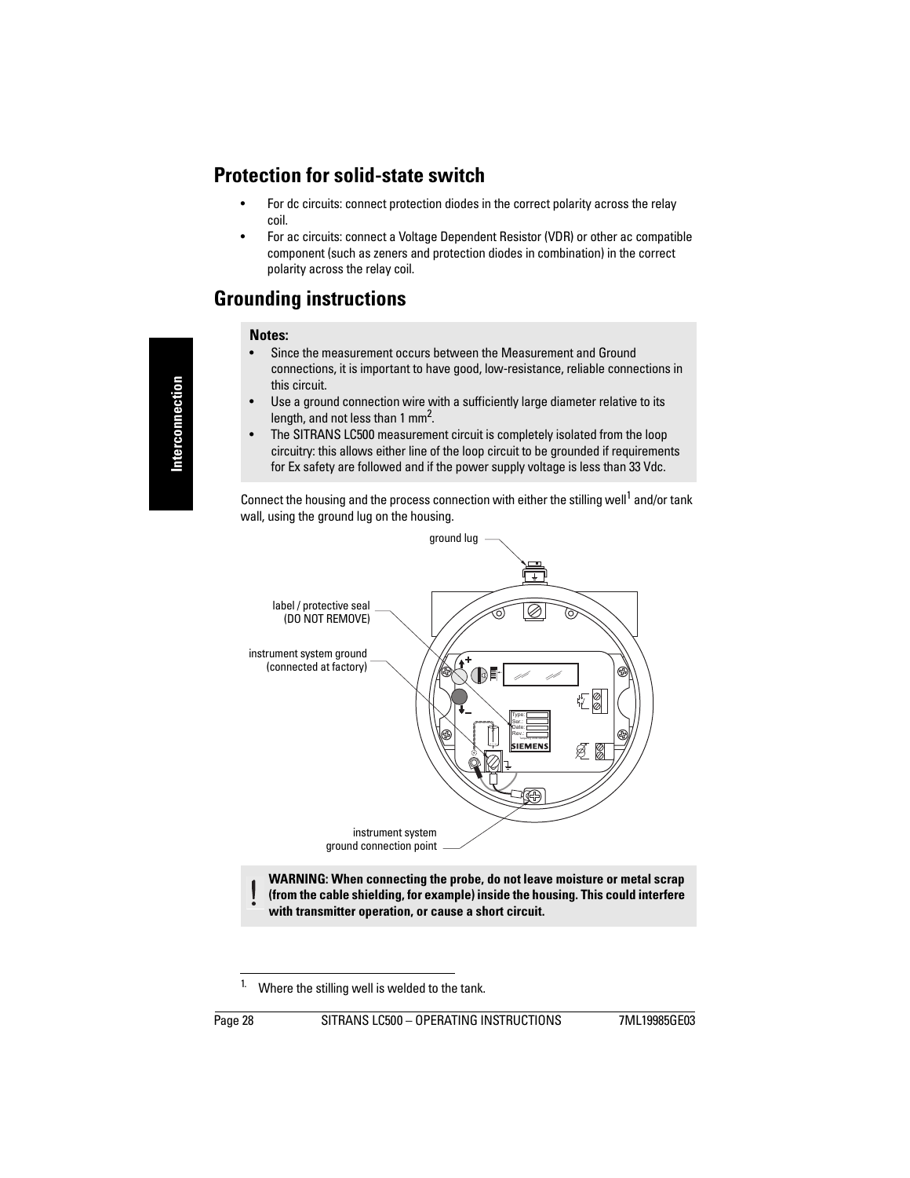## Protection for solid-state switch

- For dc circuits: connect protection diodes in the correct polarity across the relay coil.
- For ac circuits: connect a Voltage Dependent Resistor (VDR) or other ac compatible component (such as zeners and protection diodes in combination) in the correct polarity across the relay coil.

## Grounding instructions

**Notes:**

- Since the measurement occurs between the Measurement and Ground connections, it is important to have good, low-resistance, reliable connections in this circuit.
- Use a ground connection wire with a sufficiently large diameter relative to its length, and not less than 1 $mm^2$.
- The SITRANS LC500 measurement circuit is completely isolated from the loop circuitry: this allows either line of the loop circuit to be grounded if requirements for Ex safety are followed and if the power supply voltage is less than 33 Vdc.

Connect the housing and the process connection with either the stilling well[1] and/or tank wall, using the ground lug on the housing.

ground lug

label / protective seal (DO NOT REMOVE)

instrument system ground (connected at factory)

instrument system ground connection point

**WARNING: When connecting the probe, do not leave moisture or metal scrap (from the cable shielding, for example) inside the housing. This could interfere with transmitter operation, or cause a short circuit.**

[1] Where the stilling well is welded to the tank.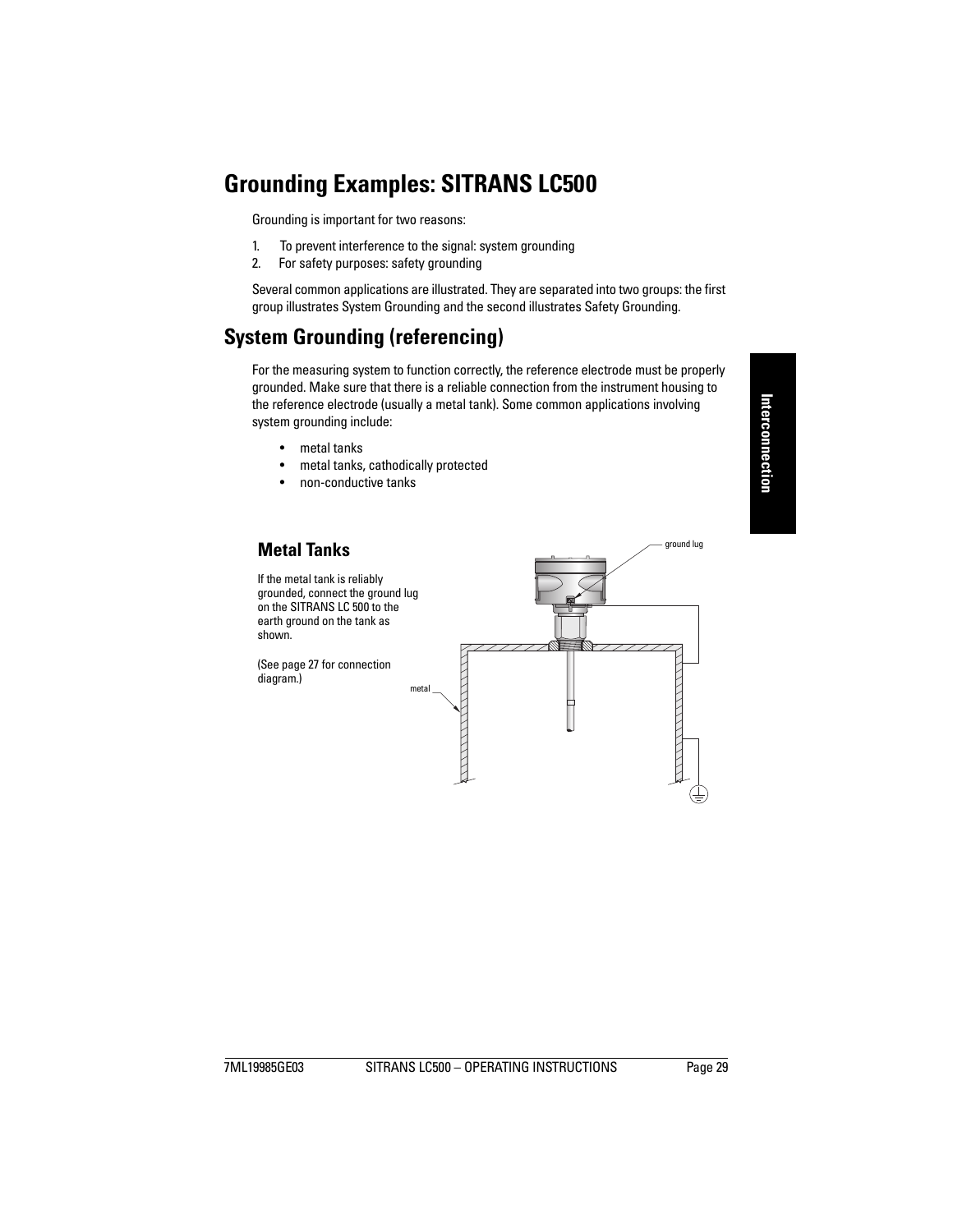# Grounding Examples: SITRANS LC500

Grounding is important for two reasons:

1. To prevent interference to the signal: system grounding
2. For safety purposes: safety grounding

Several common applications are illustrated. They are separated into two groups: the first group illustrates System Grounding and the second illustrates Safety Grounding.

## System Grounding (referencing)

For the measuring system to function correctly, the reference electrode must be properly grounded. Make sure that there is a reliable connection from the instrument housing to the reference electrode (usually a metal tank). Some common applications involving system grounding include:

- metal tanks
- metal tanks, cathodically protected
- non-conductive tanks

### Metal Tanks

If the metal tank is reliably grounded, connect the ground lug on the SITRANS LC 500 to the earth ground on the tank as shown.

(See page 27 for connection diagram.)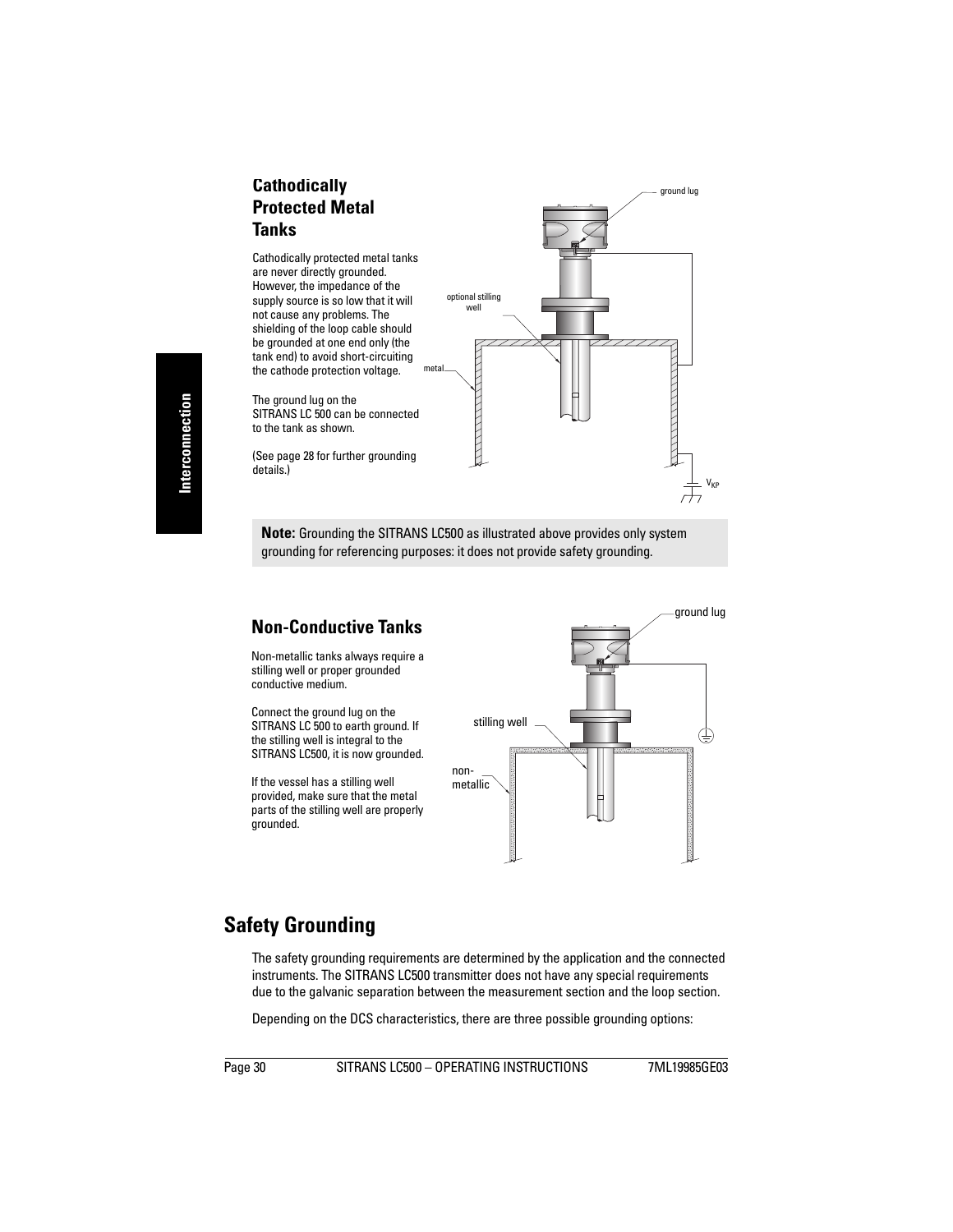## Cathodically Protected Metal Tanks

Cathodically protected metal tanks are never directly grounded. However, the impedance of the supply source is so low that it will not cause any problems. The shielding of the loop cable should be grounded at one end only (the tank end) to avoid short-circuiting the cathode protection voltage.

The ground lug on the SITRANS LC 500 can be connected to the tank as shown.

(See page 28 for further grounding details.)

**Note:** Grounding the SITRANS LC500 as illustrated above provides only system grounding for referencing purposes: it does not provide safety grounding.

## Non-Conductive Tanks

Non-metallic tanks always require a stilling well or proper grounded conductive medium.

Connect the ground lug on the SITRANS LC 500 to earth ground. If the stilling well is integral to the SITRANS LC500, it is now grounded.

If the vessel has a stilling well provided, make sure that the metal parts of the stilling well are properly grounded.

# Safety Grounding

The safety grounding requirements are determined by the application and the connected instruments. The SITRANS LC500 transmitter does not have any special requirements due to the galvanic separation between the measurement section and the loop section.

Depending on the DCS characteristics, there are three possible grounding options: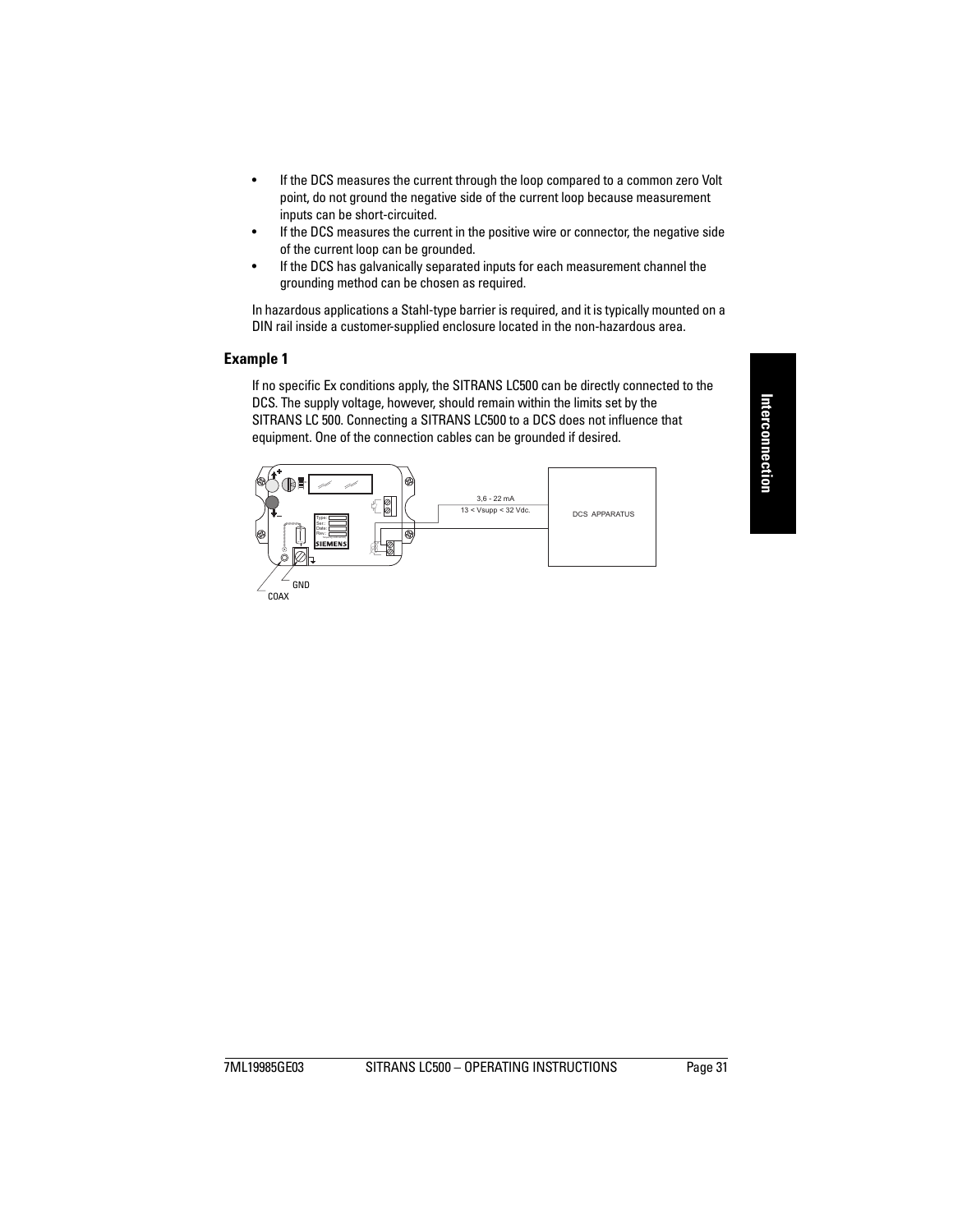- If the DCS measures the current through the loop compared to a common zero Volt point, do not ground the negative side of the current loop because measurement inputs can be short-circuited.
- If the DCS measures the current in the positive wire or connector, the negative side of the current loop can be grounded.
- If the DCS has galvanically separated inputs for each measurement channel the grounding method can be chosen as required.

In hazardous applications a Stahl-type barrier is required, and it is typically mounted on a DIN rail inside a customer-supplied enclosure located in the non-hazardous area.

## Example 1

If no specific Ex conditions apply, the SITRANS LC500 can be directly connected to the DCS. The supply voltage, however, should remain within the limits set by the SITRANS LC 500. Connecting a SITRANS LC500 to a DCS does not influence that equipment. One of the connection cables can be grounded if desired.

3,6 - 22 mA

13 < Vsupp < 32 Vdc.

DCS APPARATUS

GND

COAX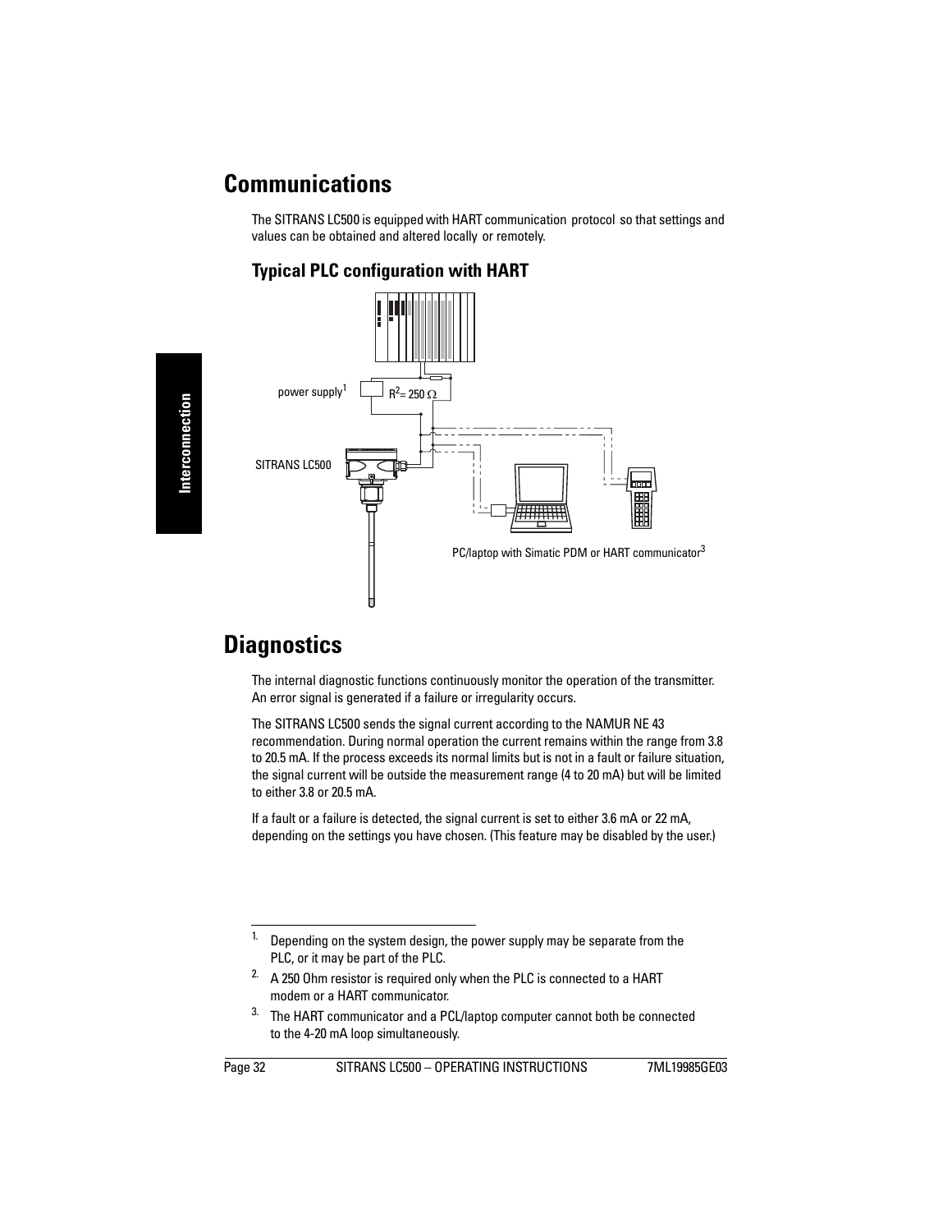# Communications

The SITRANS LC500 is equipped with HART communication protocol so that settings and values can be obtained and altered locally or remotely.

## Typical PLC configuration with HART

power supply[1]

$R^2$= 250 Ω

SITRANS LC500

PC/laptop with Simatic PDM or HART communicator[3]

# Diagnostics

The internal diagnostic functions continuously monitor the operation of the transmitter. An error signal is generated if a failure or irregularity occurs.

The SITRANS LC500 sends the signal current according to the NAMUR NE 43 recommendation. During normal operation the current remains within the range from 3.8 to 20.5 mA. If the process exceeds its normal limits but is not in a fault or failure situation, the signal current will be outside the measurement range (4 to 20 mA) but will be limited to either 3.8 or 20.5 mA.

If a fault or a failure is detected, the signal current is set to either 3.6 mA or 22 mA, depending on the settings you have chosen. (This feature may be disabled by the user.)

---

1. Depending on the system design, the power supply may be separate from the PLC, or it may be part of the PLC.
2. A 250 Ohm resistor is required only when the PLC is connected to a HART modem or a HART communicator.
3. The HART communicator and a PCL/laptop computer cannot both be connected to the 4-20 mA loop simultaneously.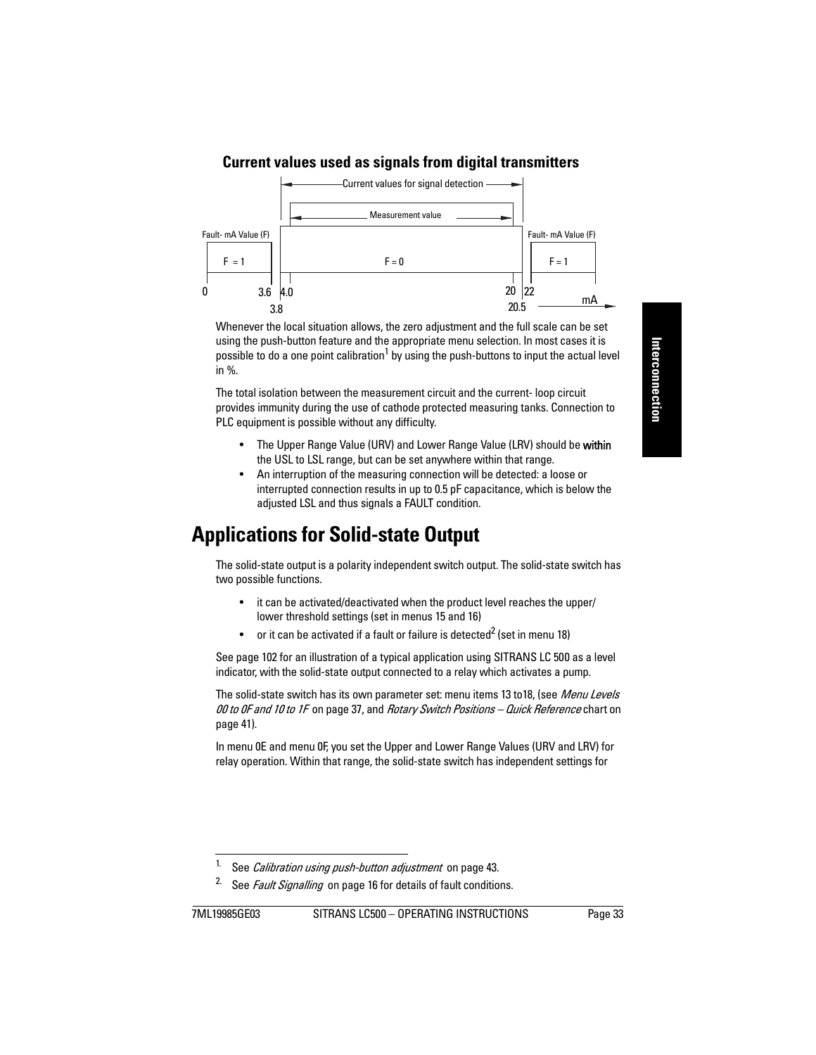**Current values used as signals from digital transmitters**

Current values for signal detection

Measurement value

Fault- mA Value (F) | F = 1 | F = 0 | F = 1 | Fault- mA Value (F)

0 | 3.6 | 3.8 | 4.0 | 20 | 20.5 | 22 | mA

Whenever the local situation allows, the zero adjustment and the full scale can be set using the push-button feature and the appropriate menu selection. In most cases it is possible to do a one point calibration[1] by using the push-buttons to input the actual level in %.

The total isolation between the measurement circuit and the current- loop circuit provides immunity during the use of cathode protected measuring tanks. Connection to PLC equipment is possible without any difficulty.

- The Upper Range Value (URV) and Lower Range Value (LRV) should be **within** the USL to LSL range, but can be set anywhere within that range.
- An interruption of the measuring connection will be detected: a loose or interrupted connection results in up to 0.5 pF capacitance, which is below the adjusted LSL and thus signals a FAULT condition.

# Applications for Solid-state Output

The solid-state output is a polarity independent switch output. The solid-state switch has two possible functions.

- it can be activated/deactivated when the product level reaches the upper/ lower threshold settings (set in menus 15 and 16)
- or it can be activated if a fault or failure is detected[2] (set in menu 18)

See page 102 for an illustration of a typical application using SITRANS LC 500 as a level indicator, with the solid-state output connected to a relay which activates a pump.

The solid-state switch has its own parameter set: menu items 13 to18, (see *Menu Levels 00 to 0F and 10 to 1F* on page 37, and *Rotary Switch Positions – Quick Reference* chart on page 41).

In menu 0E and menu 0F, you set the Upper and Lower Range Values (URV and LRV) for relay operation. Within that range, the solid-state switch has independent settings for

1. See *Calibration using push-button adjustment* on page 43.
2. See *Fault Signalling* on page 16 for details of fault conditions.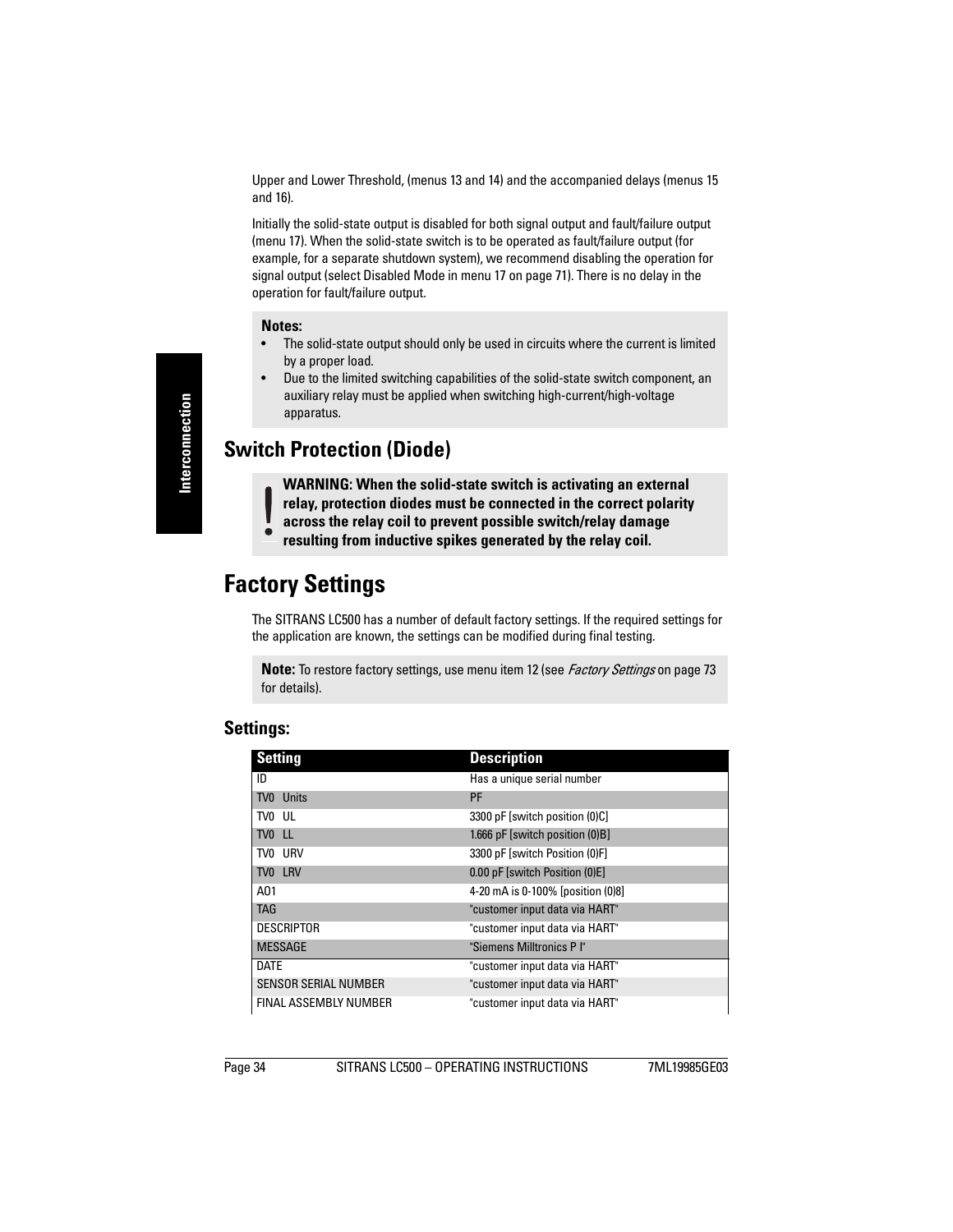Upper and Lower Threshold, (menus 13 and 14) and the accompanied delays (menus 15 and 16).

Initially the solid-state output is disabled for both signal output and fault/failure output (menu 17). When the solid-state switch is to be operated as fault/failure output (for example, for a separate shutdown system), we recommend disabling the operation for signal output (select Disabled Mode in menu 17 on page 71). There is no delay in the operation for fault/failure output.

**Notes:**

- The solid-state output should only be used in circuits where the current is limited by a proper load.
- Due to the limited switching capabilities of the solid-state switch component, an auxiliary relay must be applied when switching high-current/high-voltage apparatus.

## Switch Protection (Diode)

**WARNING: When the solid-state switch is activating an external relay, protection diodes must be connected in the correct polarity across the relay coil to prevent possible switch/relay damage resulting from inductive spikes generated by the relay coil.**

# Factory Settings

The SITRANS LC500 has a number of default factory settings. If the required settings for the application are known, the settings can be modified during final testing.

**Note:** To restore factory settings, use menu item 12 (see *Factory Settings* on page 73 for details).

## Settings:

| Setting | Description |
| --- | --- |
| ID | Has a unique serial number |
| TV0 Units | PF |
| TV0 UL | 3300 pF [switch position (0)C] |
| TV0 LL | 1.666 pF [switch position (0)B] |
| TV0 URV | 3300 pF [switch Position (0)F] |
| TV0 LRV | 0.00 pF [switch Position (0)E] |
| A01 | 4-20 mA is 0-100% [position (0)8] |
| TAG | "customer input data via HART" |
| DESCRIPTOR | "customer input data via HART" |
| MESSAGE | "Siemens Milltronics P I" |
| DATE | "customer input data via HART" |
| SENSOR SERIAL NUMBER | "customer input data via HART" |
| FINAL ASSEMBLY NUMBER | "customer input data via HART" |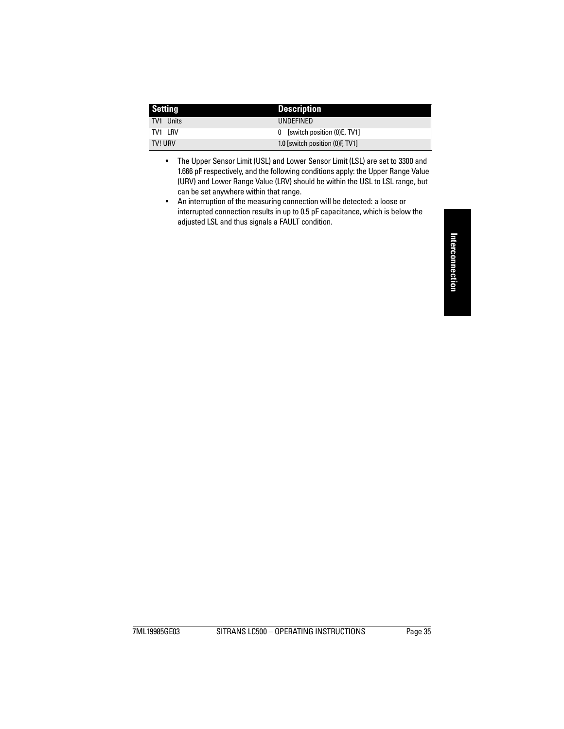| Setting | Description |
| --- | --- |
| TV1 Units | UNDEFINED |
| TV1 LRV | 0 [switch position (0)E, TV1] |
| TV! URV | 1.0 [switch position (0)F, TV1] |

- The Upper Sensor Limit (USL) and Lower Sensor Limit (LSL) are set to 3300 and 1.666 pF respectively, and the following conditions apply: the Upper Range Value (URV) and Lower Range Value (LRV) should be within the USL to LSL range, but can be set anywhere within that range.
- An interruption of the measuring connection will be detected: a loose or interrupted connection results in up to 0.5 pF capacitance, which is below the adjusted LSL and thus signals a FAULT condition.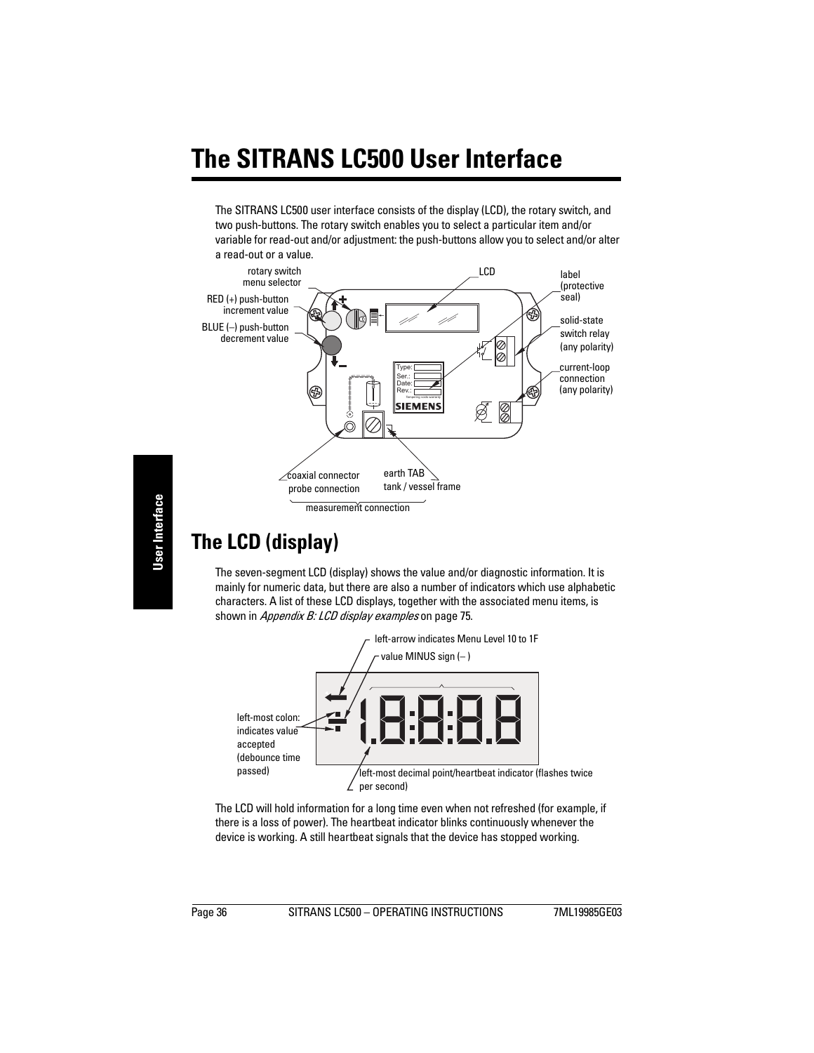# The SITRANS LC500 User Interface

The SITRANS LC500 user interface consists of the display (LCD), the rotary switch, and two push-buttons. The rotary switch enables you to select a particular item and/or variable for read-out and/or adjustment: the push-buttons allow you to select and/or alter a read-out or a value.

rotary switch menu selector

RED (+) push-button increment value

BLUE (–) push-button decrement value

LCD

label (protective seal)

solid-state switch relay (any polarity)

current-loop connection (any polarity)

coaxial connector probe connection

earth TAB tank / vessel frame

measurement connection

## The LCD (display)

The seven-segment LCD (display) shows the value and/or diagnostic information. It is mainly for numeric data, but there are also a number of indicators which use alphabetic characters. A list of these LCD displays, together with the associated menu items, is shown in *Appendix B: LCD display examples* on page 75.

left-arrow indicates Menu Level 10 to 1F

value MINUS sign (– )

left-most colon: indicates value accepted (debounce time passed)

left-most decimal point/heartbeat indicator (flashes twice per second)

The LCD will hold information for a long time even when not refreshed (for example, if there is a loss of power). The heartbeat indicator blinks continuously whenever the device is working. A still heartbeat signals that the device has stopped working.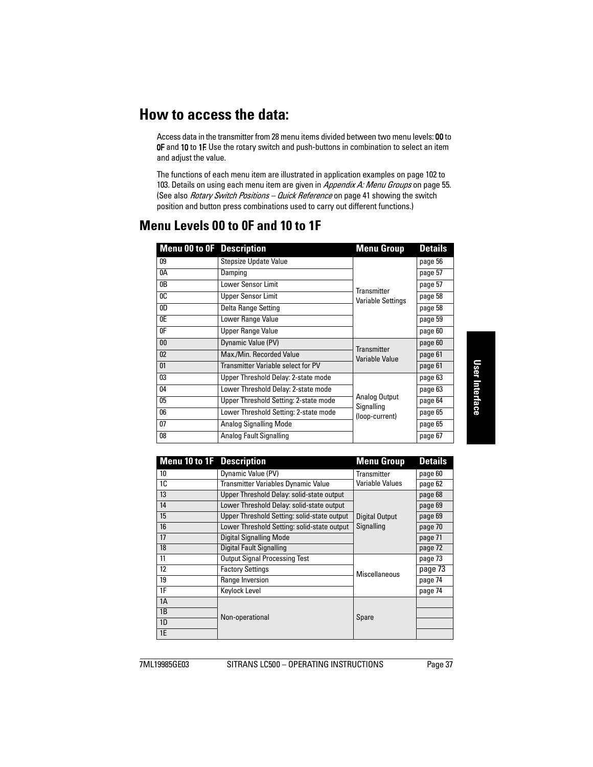# How to access the data:

Access data in the transmitter from 28 menu items divided between two menu levels: **00** to **0F** and **10** to **1F**. Use the rotary switch and push-buttons in combination to select an item and adjust the value.

The functions of each menu item are illustrated in application examples on page 102 to 103. Details on using each menu item are given in *Appendix A: Menu Groups* on page 55. (See also *Rotary Switch Positions – Quick Reference* on page 41 showing the switch position and button press combinations used to carry out different functions.)

## Menu Levels 00 to 0F and 10 to 1F

| Menu 00 to 0F | Description | Menu Group | Details |
|---|---|---|---|
| 09 | Stepsize Update Value | Transmitter Variable Settings | page 56 |
| 0A | Damping | | page 57 |
| 0B | Lower Sensor Limit | | page 57 |
| 0C | Upper Sensor Limit | | page 58 |
| 0D | Delta Range Setting | | page 58 |
| 0E | Lower Range Value | | page 59 |
| 0F | Upper Range Value | | page 60 |
| 00 | Dynamic Value (PV) | Transmitter Variable Value | page 60 |
| 02 | Max./Min. Recorded Value | | page 61 |
| 01 | Transmitter Variable select for PV | | page 61 |
| 03 | Upper Threshold Delay: 2-state mode | Analog Output Signalling (loop-current) | page 63 |
| 04 | Lower Threshold Delay: 2-state mode | | page 63 |
| 05 | Upper Threshold Setting: 2-state mode | | page 64 |
| 06 | Lower Threshold Setting: 2-state mode | | page 65 |
| 07 | Analog Signalling Mode | | page 65 |
| 08 | Analog Fault Signalling | | page 67 |

| Menu 10 to 1F | Description | Menu Group | Details |
|---|---|---|---|
| 10 | Dynamic Value (PV) | Transmitter Variable Values | page 60 |
| 1C | Transmitter Variables Dynamic Value | | page 62 |
| 13 | Upper Threshold Delay: solid-state output | Digital Output Signalling | page 68 |
| 14 | Lower Threshold Delay: solid-state output | | page 69 |
| 15 | Upper Threshold Setting: solid-state output | | page 69 |
| 16 | Lower Threshold Setting: solid-state output | | page 70 |
| 17 | Digital Signalling Mode | | page 71 |
| 18 | Digital Fault Signalling | | page 72 |
| 11 | Output Signal Processing Test | Miscellaneous | page 73 |
| 12 | Factory Settings | | page 73 |
| 19 | Range Inversion | | page 74 |
| 1F | Keylock Level | | page 74 |
| 1A | Non-operational | Spare | |
| 1B | | | |
| 1D | | | |
| 1E | | | |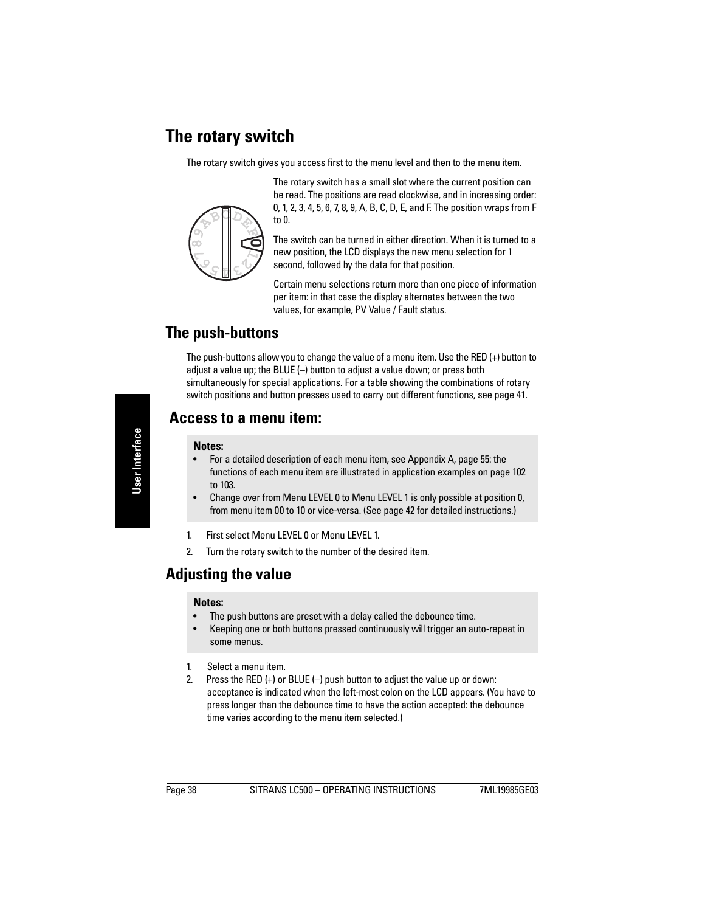# The rotary switch

The rotary switch gives you access first to the menu level and then to the menu item.

The rotary switch has a small slot where the current position can be read. The positions are read clockwise, and in increasing order: 0, 1, 2, 3, 4, 5, 6, 7, 8, 9, A, B, C, D, E, and F. The position wraps from F to 0.

The switch can be turned in either direction. When it is turned to a new position, the LCD displays the new menu selection for 1 second, followed by the data for that position.

Certain menu selections return more than one piece of information per item: in that case the display alternates between the two values, for example, PV Value / Fault status.

# The push-buttons

The push-buttons allow you to change the value of a menu item. Use the RED (+) button to adjust a value up; the BLUE (–) button to adjust a value down; or press both simultaneously for special applications. For a table showing the combinations of rotary switch positions and button presses used to carry out different functions, see page 41.

## Access to a menu item:

**Notes:**
- For a detailed description of each menu item, see Appendix A, page 55: the functions of each menu item are illustrated in application examples on page 102 to 103.
- Change over from Menu LEVEL 0 to Menu LEVEL 1 is only possible at position 0, from menu item 00 to 10 or vice-versa. (See page 42 for detailed instructions.)

1. First select Menu LEVEL 0 or Menu LEVEL 1.
2. Turn the rotary switch to the number of the desired item.

# Adjusting the value

**Notes:**
- The push buttons are preset with a delay called the debounce time.
- Keeping one or both buttons pressed continuously will trigger an auto-repeat in some menus.

1. Select a menu item.
2. Press the RED (+) or BLUE (–) push button to adjust the value up or down: acceptance is indicated when the left-most colon on the LCD appears. (You have to press longer than the debounce time to have the action accepted: the debounce time varies according to the menu item selected.)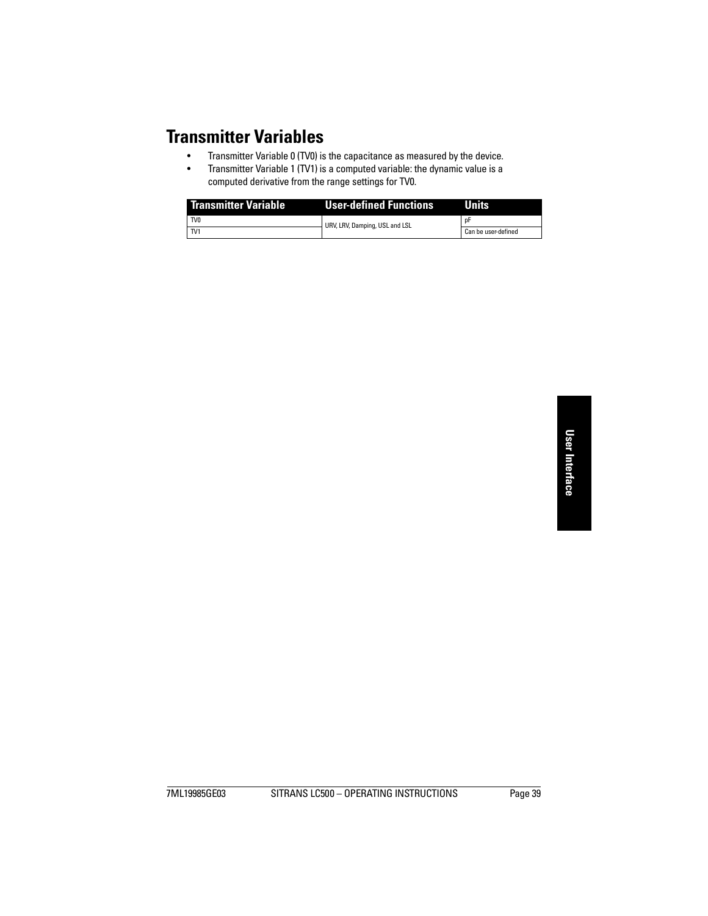# Transmitter Variables

- Transmitter Variable 0 (TV0) is the capacitance as measured by the device.
- Transmitter Variable 1 (TV1) is a computed variable: the dynamic value is a computed derivative from the range settings for TV0.

| Transmitter Variable | User-defined Functions | Units |
|---|---|---|
| TV0 | URV, LRV, Damping, USL and LSL | pF |
| TV1 | | Can be user-defined |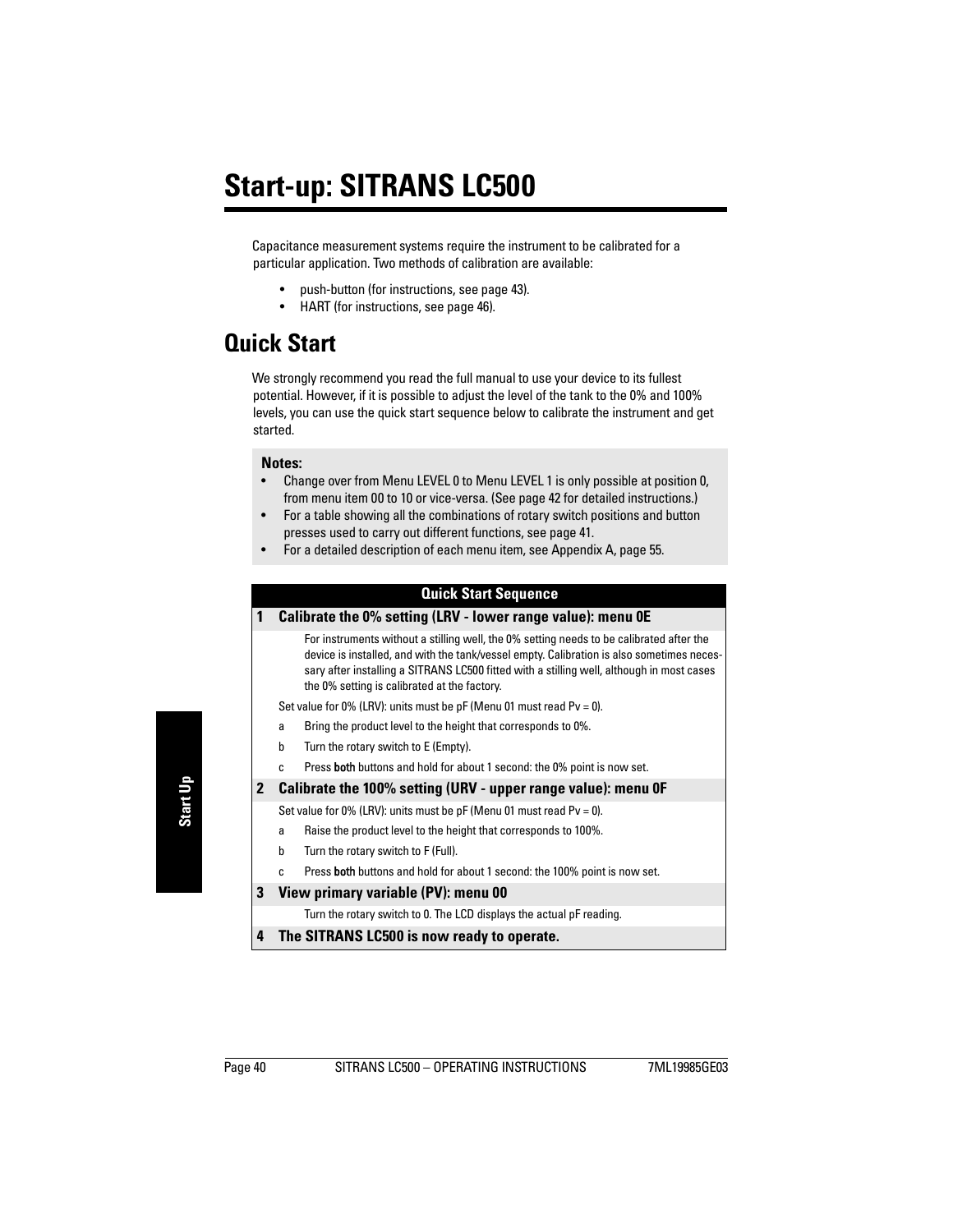# Start-up: SITRANS LC500

Capacitance measurement systems require the instrument to be calibrated for a particular application. Two methods of calibration are available:

- push-button (for instructions, see page 43).
- HART (for instructions, see page 46).

## Quick Start

We strongly recommend you read the full manual to use your device to its fullest potential. However, if it is possible to adjust the level of the tank to the 0% and 100% levels, you can use the quick start sequence below to calibrate the instrument and get started.

**Notes:**

- Change over from Menu LEVEL 0 to Menu LEVEL 1 is only possible at position 0, from menu item 00 to 10 or vice-versa. (See page 42 for detailed instructions.)
- For a table showing all the combinations of rotary switch positions and button presses used to carry out different functions, see page 41.
- For a detailed description of each menu item, see Appendix A, page 55.

**Quick Start Sequence**

**1 Calibrate the 0% setting (LRV - lower range value): menu 0E**

For instruments without a stilling well, the 0% setting needs to be calibrated after the device is installed, and with the tank/vessel empty. Calibration is also sometimes necessary after installing a SITRANS LC500 fitted with a stilling well, although in most cases the 0% setting is calibrated at the factory.

Set value for 0% (LRV): units must be pF (Menu 01 must read Pv = 0).

a. Bring the product level to the height that corresponds to 0%.
b. Turn the rotary switch to E (Empty).
c. Press **both** buttons and hold for about 1 second: the 0% point is now set.

**2 Calibrate the 100% setting (URV - upper range value): menu 0F**

Set value for 0% (LRV): units must be pF (Menu 01 must read Pv = 0).

a. Raise the product level to the height that corresponds to 100%.
b. Turn the rotary switch to F (Full).
c. Press **both** buttons and hold for about 1 second: the 100% point is now set.

**3 View primary variable (PV): menu 00**

Turn the rotary switch to 0. The LCD displays the actual pF reading.

**4 The SITRANS LC500 is now ready to operate.**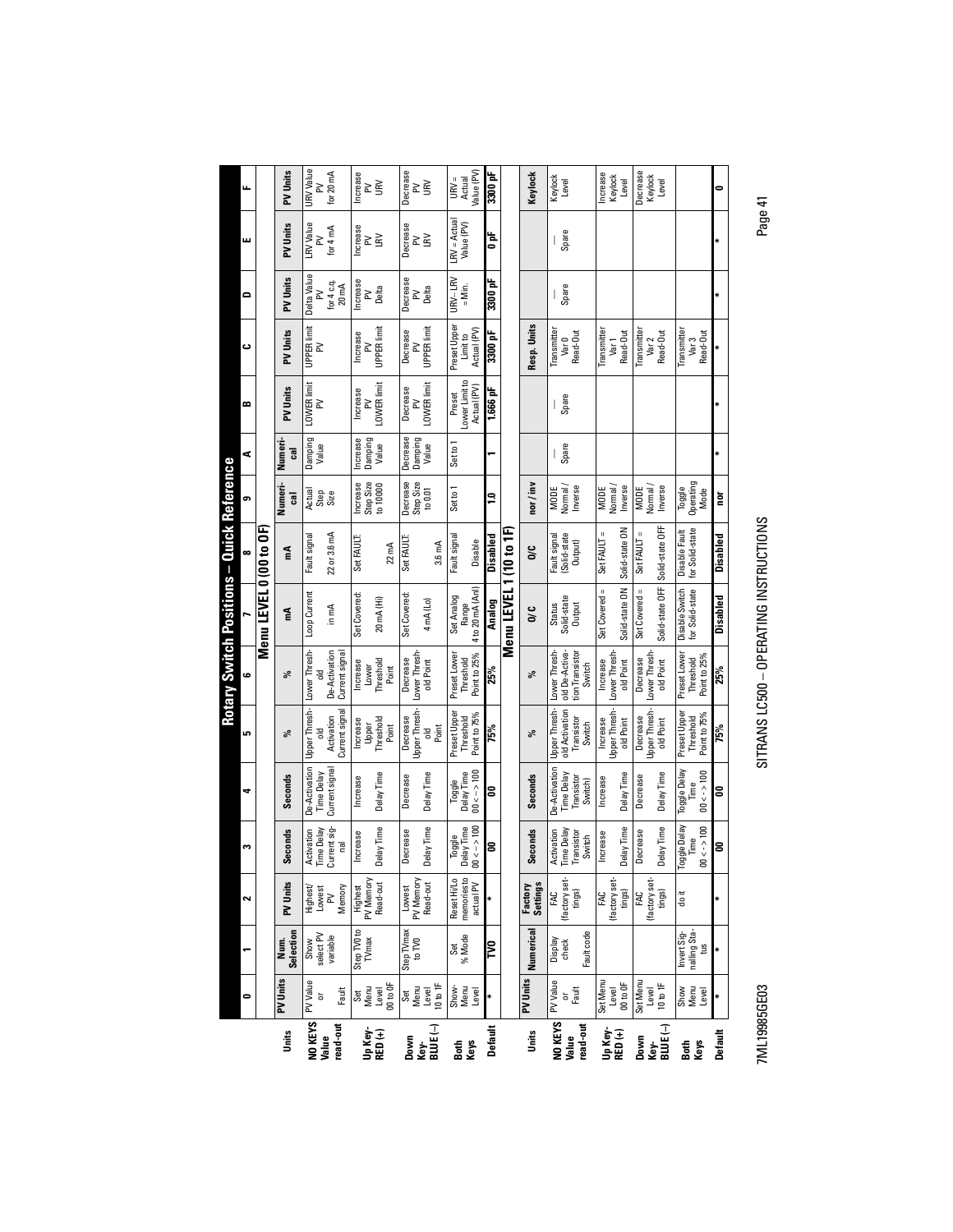# Rotary Switch Positions – Quick Reference

## Menu LEVEL 0 (00 to 0F)

| | 0 | 1 | 2 | 3 | 4 | 5 | 6 | 7 | 8 | 9 | A | B | C | D | E | F |
|---|---|---|---|---|---|---|---|---|---|---|---|---|---|---|---|---|
| **Units** | **PV Units** | **Num. Selection** | **PV Units** | **Seconds** | **Seconds** | **%** | **%** | **mA** | **mA** | **Numeri-cal** | **Numeri-cal** | **PV Units** | **PV Units** | **PV Units** | **PV Units** | **PV Units** |
| **NO KEYS Value read-out** | PV Value or Fault | Show select PV variable | Highest/ Lowest PV Memory | Activation Time Delay Current signal | De-Activation Time Delay Current signal | Upper Threshold Activation Current signal | Lower Threshold De-Activation Current signal | Loop Current in mA | Fault signal 22 or 3.6 mA | Actual Step Size | Damping Value | LOWER limit PV | UPPER limit PV | Delta Value PV for 4 c.q. 20 mA | LRV Value PV for 4 mA | URV Value PV for 20 mA |
| **Up Key-RED (+)** | Set Menu Level 00 to 0F | Step TV0 to TVmax | Highest PV Memory Read-out | Increase Delay Time | Increase Delay Time | Increase Upper Threshold Point | Increase Lower Threshold Point | Set Covered: 20 mA (Hi) | Set FAULT: 22 mA | Increase Step Size to 10000 | Increase Damping Value | Increase PV LOWER limit | Increase PV UPPER limit | Increase PV Delta | Increase PV LRV | Increase PV URV |
| **Down Key-BLUE (–)** | Set Menu Level 10 to 1F | Step TVmax to TV0 | Lowest PV Memory Read-out | Decrease Delay Time | Decrease Delay Time | Decrease Upper Threshold Point | Decrease Lower Threshold Point | Set Covered: 4 mA (Lo) | Set FAULT: 3.6 mA | Decrease Step Size to 0.01 | Decrease Damping Value | Decrease PV LOWER limit | Decrease PV UPPER limit | Decrease PV Delta | Decrease PV LRV | Decrease PV URV |
| **Both Keys** | Show Menu Level | Set % Mode | Reset Hi/Lo memories to actual PV | Toggle Delay Time 00 <--> 100 | Toggle Delay Time 00 <--> 100 | Preset Upper Threshold Point to 75% | Preset Lower Threshold Point to 25% | Set Analog Range 4 to 20 mA (Anl) | Fault signal Disable | Set to 1 | Set to 1 | Preset Lower Limit to Actual (PV) | Preset Upper Limit to Actual (PV) | URV – LRV = Min. | LRV = Actual Value (PV) | URV = Actual Value (PV) |
| **Default** | * | **TV0** | * | **00** | **00** | **75%** | **25%** | **Analog** | **Disabled** | **1.0** | **1** | **1.666 pF** | **3300 pF** | **3300 pF** | **0 pF** | **3300 pF** |

## Menu LEVEL 1 (10 to 1F)

| | 0 | 1 | 2 | 3 | 4 | 5 | 6 | 7 | 8 | 9 | A | B | C | D | E | F |
|---|---|---|---|---|---|---|---|---|---|---|---|---|---|---|---|---|
| **Units** | **PV Units** | **Numerical** | **Factory Settings** | **Seconds** | **Seconds** | **%** | **%** | **O/C** | **O/C** | **nor / inv** | | | **Resp. Units** | | | **Keylock** |
| **NO KEYS Value read-out** | PV Value or Fault | Display check Fault code | FAC (factory settings) | Activation Time Delay Transistor Switch | De-Activation Time Delay Transistor Switch) | Upper Threshold Activation Transistor Switch | Lower Threshold De-Activation Transistor Switch | Status Solid-state Output | Fault signal (Solid-state Output) | MODE Normal / Inverse | — Spare | — Spare | Transmitter Var 0 Read-Out | — Spare | — Spare | Keylock Level |
| **Up Key-RED (+)** | Set Menu Level 00 to 0F | | FAC (factory settings) | Increase Delay Time | Increase Delay Time | Increase Upper Threshold Point | Increase Lower Threshold Point | Set Covered = Solid-state ON | Set FAULT = Solid-state ON | MODE Normal / Inverse | | | Transmitter Var 1 Read-Out | | | Increase Keylock Level |
| **Down Key-BLUE (–)** | Set Menu Level 10 to 1F | | FAC (factory settings) | Decrease Delay Time | Decrease Delay Time | Decrease Upper Threshold Point | Decrease Lower Threshold Point | Set Covered = Solid-state OFF | Set FAULT = Solid-state OFF | MODE Normal / Inverse | | | Transmitter Var 2 Read-Out | | | Decrease Keylock Level |
| **Both Keys** | Show Menu Level | Invert Signalling Status | do it | Toggle Delay Time 00 <--> 100 | Toggle Delay Time 00 <--> 100 | Preset Upper Threshold Point to 75% | Preset Lower Threshold Point to 25% | Disable Switch for Solid-state | Disable Fault for Solid-state | Toggle Operating Mode | | | Transmitter Var 3 Read-Out | | | |
| **Default** | * | * | * | **00** | **00** | **75%** | **25%** | **Disabled** | **Disabled** | **nor** | * | * | * | * | * | **0** |

7ML19985GE03 SITRANS LC500 – OPERATING INSTRUCTIONS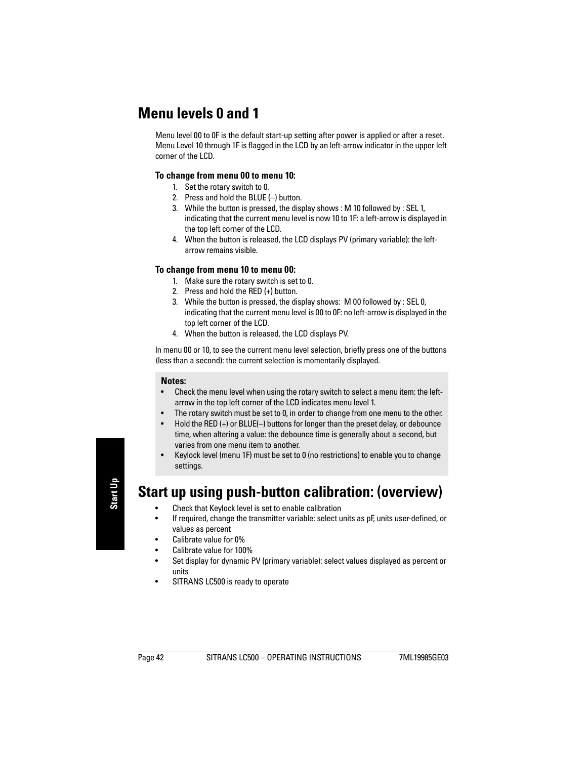## Menu levels 0 and 1

Menu level 00 to 0F is the default start-up setting after power is applied or after a reset. Menu Level 10 through 1F is flagged in the LCD by an left-arrow indicator in the upper left corner of the LCD.

**To change from menu 00 to menu 10:**

1. Set the rotary switch to 0.
2. Press and hold the BLUE (–) button.
3. While the button is pressed, the display shows : M 10 followed by : SEL 1, indicating that the current menu level is now 10 to 1F: a left-arrow is displayed in the top left corner of the LCD.
4. When the button is released, the LCD displays PV (primary variable): the left-arrow remains visible.

**To change from menu 10 to menu 00:**

1. Make sure the rotary switch is set to 0.
2. Press and hold the RED (+) button.
3. While the button is pressed, the display shows: M 00 followed by : SEL 0, indicating that the current menu level is 00 to 0F: no left-arrow is displayed in the top left corner of the LCD.
4. When the button is released, the LCD displays PV.

In menu 00 or 10, to see the current menu level selection, briefly press one of the buttons (less than a second): the current selection is momentarily displayed.

**Notes:**

- Check the menu level when using the rotary switch to select a menu item: the left-arrow in the top left corner of the LCD indicates menu level 1.
- The rotary switch must be set to 0, in order to change from one menu to the other.
- Hold the RED (+) or BLUE(–) buttons for longer than the preset delay, or debounce time, when altering a value: the debounce time is generally about a second, but varies from one menu item to another.
- Keylock level (menu 1F) must be set to 0 (no restrictions) to enable you to change settings.

## Start up using push-button calibration: (overview)

- Check that Keylock level is set to enable calibration
- If required, change the transmitter variable: select units as pF, units user-defined, or values as percent
- Calibrate value for 0%
- Calibrate value for 100%
- Set display for dynamic PV (primary variable): select values displayed as percent or units
- SITRANS LC500 is ready to operate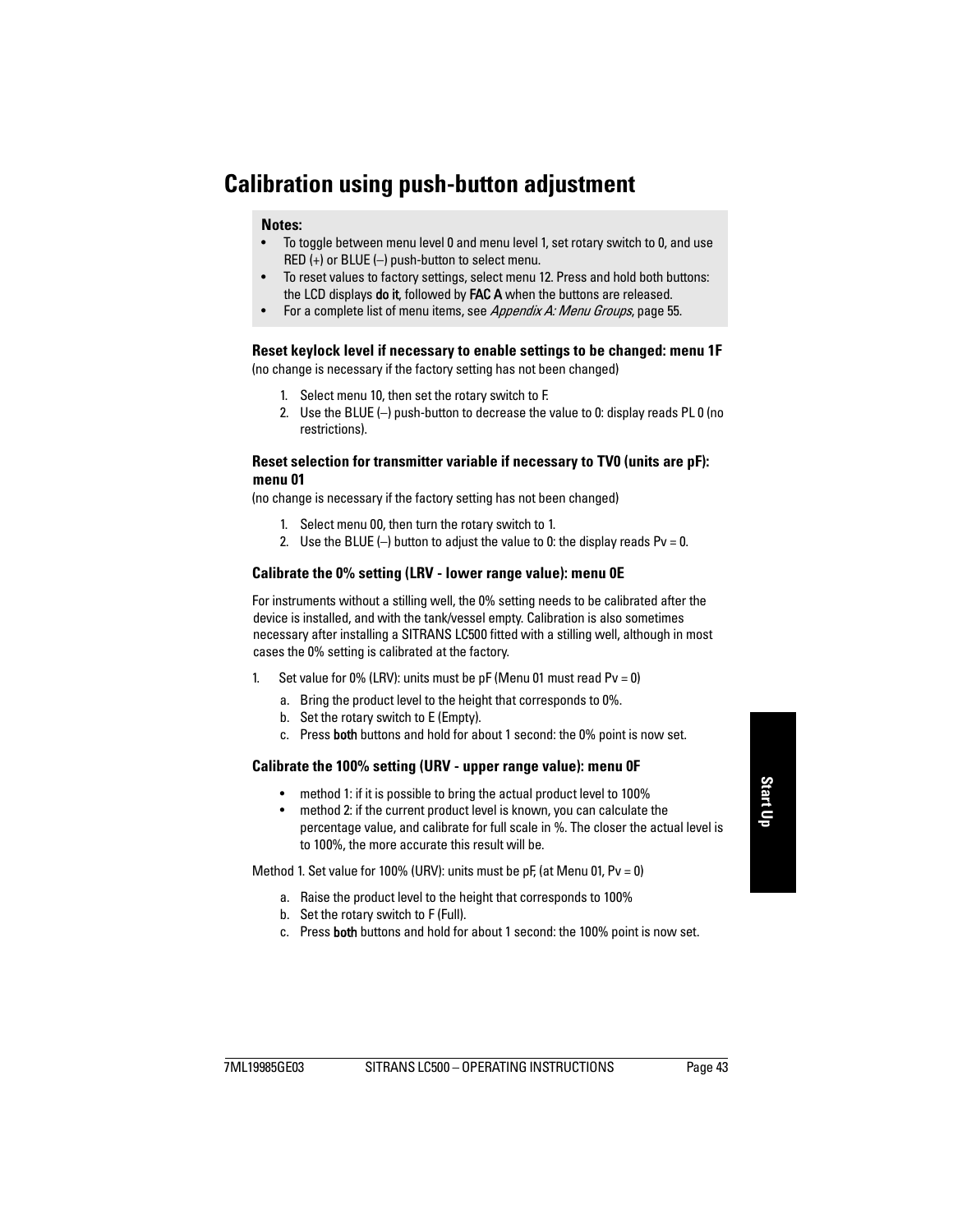# Calibration using push-button adjustment

**Notes:**

- To toggle between menu level 0 and menu level 1, set rotary switch to 0, and use RED (+) or BLUE (–) push-button to select menu.
- To reset values to factory settings, select menu 12. Press and hold both buttons: the LCD displays **do it**, followed by **FAC A** when the buttons are released.
- For a complete list of menu items, see *Appendix A: Menu Groups*, page 55.

### Reset keylock level if necessary to enable settings to be changed: menu 1F

(no change is necessary if the factory setting has not been changed)

1. Select menu 10, then set the rotary switch to F.
2. Use the BLUE (–) push-button to decrease the value to 0: display reads PL 0 (no restrictions).

### Reset selection for transmitter variable if necessary to TV0 (units are pF): menu 01

(no change is necessary if the factory setting has not been changed)

1. Select menu 00, then turn the rotary switch to 1.
2. Use the BLUE (–) button to adjust the value to 0: the display reads Pv = 0.

### Calibrate the 0% setting (LRV - lower range value): menu 0E

For instruments without a stilling well, the 0% setting needs to be calibrated after the device is installed, and with the tank/vessel empty. Calibration is also sometimes necessary after installing a SITRANS LC500 fitted with a stilling well, although in most cases the 0% setting is calibrated at the factory.

1. Set value for 0% (LRV): units must be pF (Menu 01 must read Pv = 0)
   a. Bring the product level to the height that corresponds to 0%.
   b. Set the rotary switch to E (Empty).
   c. Press **both** buttons and hold for about 1 second: the 0% point is now set.

### Calibrate the 100% setting (URV - upper range value): menu 0F

- method 1: if it is possible to bring the actual product level to 100%
- method 2: if the current product level is known, you can calculate the percentage value, and calibrate for full scale in %. The closer the actual level is to 100%, the more accurate this result will be.

Method 1. Set value for 100% (URV): units must be pF, (at Menu 01, Pv = 0)

a. Raise the product level to the height that corresponds to 100%
b. Set the rotary switch to F (Full).
c. Press **both** buttons and hold for about 1 second: the 100% point is now set.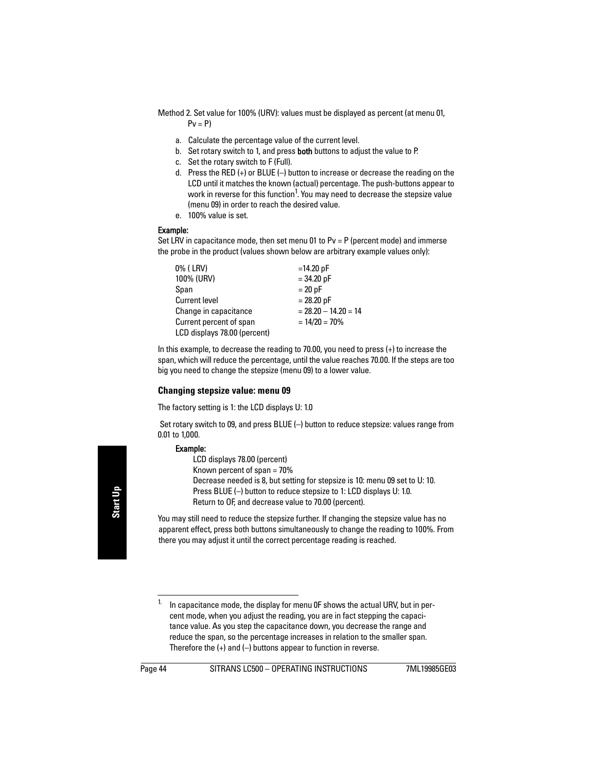Method 2. Set value for 100% (URV): values must be displayed as percent (at menu 01, Pv = P)

a. Calculate the percentage value of the current level.
b. Set rotary switch to 1, and press **both** buttons to adjust the value to P.
c. Set the rotary switch to F (Full).
d. Press the RED (+) or BLUE (–) button to increase or decrease the reading on the LCD until it matches the known (actual) percentage. The push-buttons appear to work in reverse for this function[1]. You may need to decrease the stepsize value (menu 09) in order to reach the desired value.
e. 100% value is set.

**Example:**

Set LRV in capacitance mode, then set menu 01 to Pv = P (percent mode) and immerse the probe in the product (values shown below are arbitrary example values only):

| | |
|---|---|
| 0% ( LRV) | =14.20 pF |
| 100% (URV) | = 34.20 pF |
| Span | = 20 pF |
| Current level | = 28.20 pF |
| Change in capacitance | = 28.20 – 14.20 = 14 |
| Current percent of span | = 14/20 = 70% |
| LCD displays 78.00 (percent) | |

In this example, to decrease the reading to 70.00, you need to press (+) to increase the span, which will reduce the percentage, until the value reaches 70.00. If the steps are too big you need to change the stepsize (menu 09) to a lower value.

### Changing stepsize value: menu 09

The factory setting is 1: the LCD displays U: 1.0

Set rotary switch to 09, and press BLUE (–) button to reduce stepsize: values range from 0.01 to 1,000.

**Example:**

LCD displays 78.00 (percent)
Known percent of span = 70%
Decrease needed is 8, but setting for stepsize is 10: menu 09 set to U: 10.
Press BLUE (–) button to reduce stepsize to 1: LCD displays U: 1.0.
Return to 0F, and decrease value to 70.00 (percent).

You may still need to reduce the stepsize further. If changing the stepsize value has no apparent effect, press both buttons simultaneously to change the reading to 100%. From there you may adjust it until the correct percentage reading is reached.

---

[1] In capacitance mode, the display for menu 0F shows the actual URV, but in percent mode, when you adjust the reading, you are in fact stepping the capacitance value. As you step the capacitance down, you decrease the range and reduce the span, so the percentage increases in relation to the smaller span. Therefore the (+) and (–) buttons appear to function in reverse.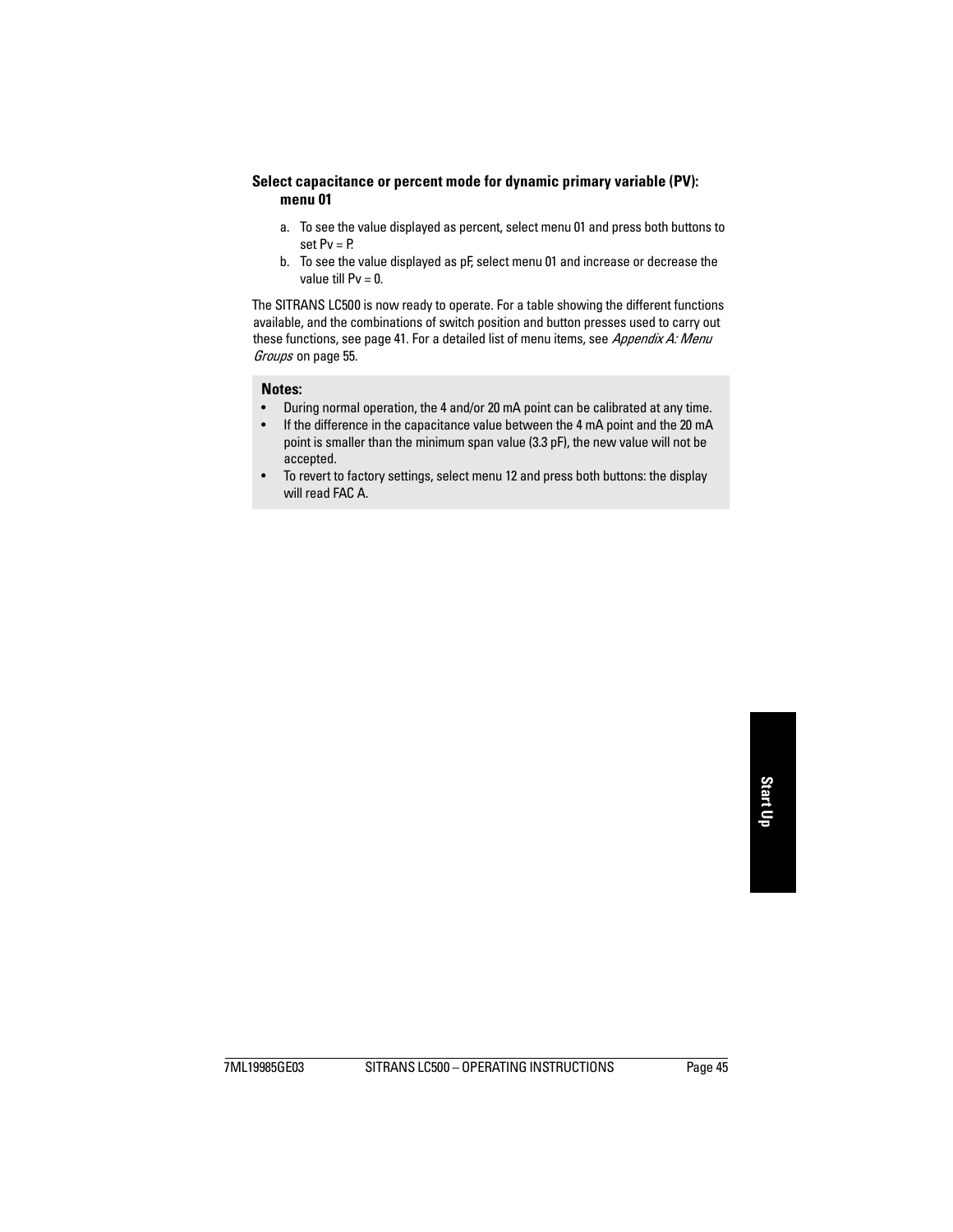#### Select capacitance or percent mode for dynamic primary variable (PV): menu 01

a. To see the value displayed as percent, select menu 01 and press both buttons to set Pv = P.
b. To see the value displayed as pF, select menu 01 and increase or decrease the value till Pv = 0.

The SITRANS LC500 is now ready to operate. For a table showing the different functions available, and the combinations of switch position and button presses used to carry out these functions, see page 41. For a detailed list of menu items, see *Appendix A: Menu Groups* on page 55.

**Notes:**

- During normal operation, the 4 and/or 20 mA point can be calibrated at any time.
- If the difference in the capacitance value between the 4 mA point and the 20 mA point is smaller than the minimum span value (3.3 pF), the new value will not be accepted.
- To revert to factory settings, select menu 12 and press both buttons: the display will read FAC A.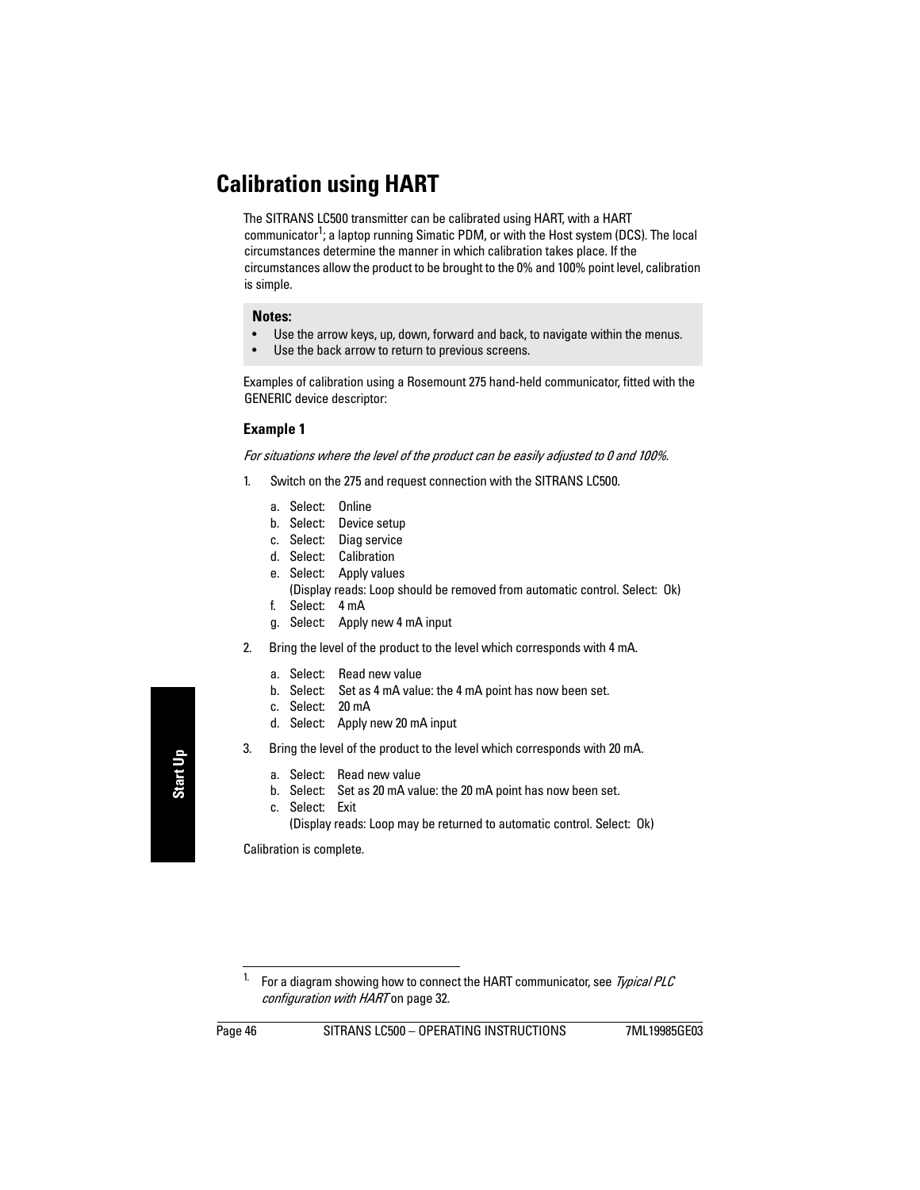# Calibration using HART

The SITRANS LC500 transmitter can be calibrated using HART, with a HART communicator[1]; a laptop running Simatic PDM, or with the Host system (DCS). The local circumstances determine the manner in which calibration takes place. If the circumstances allow the product to be brought to the 0% and 100% point level, calibration is simple.

**Notes:**
- Use the arrow keys, up, down, forward and back, to navigate within the menus.
- Use the back arrow to return to previous screens.

Examples of calibration using a Rosemount 275 hand-held communicator, fitted with the GENERIC device descriptor:

### Example 1

*For situations where the level of the product can be easily adjusted to 0 and 100%.*

1. Switch on the 275 and request connection with the SITRANS LC500.
   a. Select: Online
   b. Select: Device setup
   c. Select: Diag service
   d. Select: Calibration
   e. Select: Apply values
      (Display reads: Loop should be removed from automatic control. Select: Ok)
   f. Select: 4 mA
   g. Select: Apply new 4 mA input
2. Bring the level of the product to the level which corresponds with 4 mA.
   a. Select: Read new value
   b. Select: Set as 4 mA value: the 4 mA point has now been set.
   c. Select: 20 mA
   d. Select: Apply new 20 mA input
3. Bring the level of the product to the level which corresponds with 20 mA.
   a. Select: Read new value
   b. Select: Set as 20 mA value: the 20 mA point has now been set.
   c. Select: Exit
      (Display reads: Loop may be returned to automatic control. Select: Ok)

Calibration is complete.

[1] For a diagram showing how to connect the HART communicator, see *Typical PLC configuration with HART* on page 32.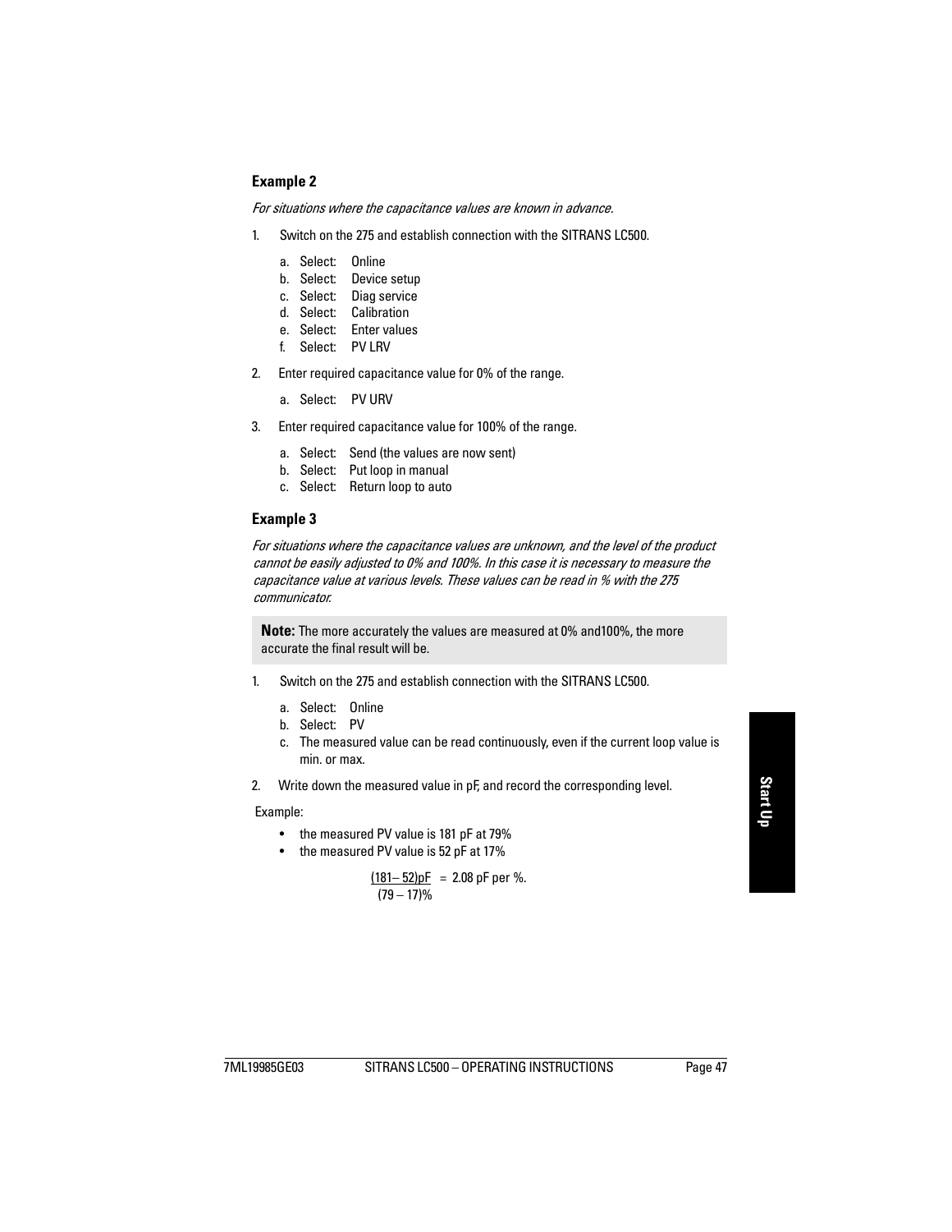### Example 2

*For situations where the capacitance values are known in advance.*

1. Switch on the 275 and establish connection with the SITRANS LC500.
   a. Select: Online
   b. Select: Device setup
   c. Select: Diag service
   d. Select: Calibration
   e. Select: Enter values
   f. Select: PV LRV
2. Enter required capacitance value for 0% of the range.
   a. Select: PV URV
3. Enter required capacitance value for 100% of the range.
   a. Select: Send (the values are now sent)
   b. Select: Put loop in manual
   c. Select: Return loop to auto

### Example 3

*For situations where the capacitance values are unknown, and the level of the product cannot be easily adjusted to 0% and 100%. In this case it is necessary to measure the capacitance value at various levels. These values can be read in % with the 275 communicator.*

> **Note:** The more accurately the values are measured at 0% and100%, the more accurate the final result will be.

1. Switch on the 275 and establish connection with the SITRANS LC500.
   a. Select: Online
   b. Select: PV
   c. The measured value can be read continuously, even if the current loop value is min. or max.
2. Write down the measured value in pF, and record the corresponding level.

Example:

- the measured PV value is 181 pF at 79%
- the measured PV value is 52 pF at 17%

$$\frac{(181 - 52)\text{pF}}{(79 - 17)\%} = 2.08 \text{ pF per \%.}$$

Start Up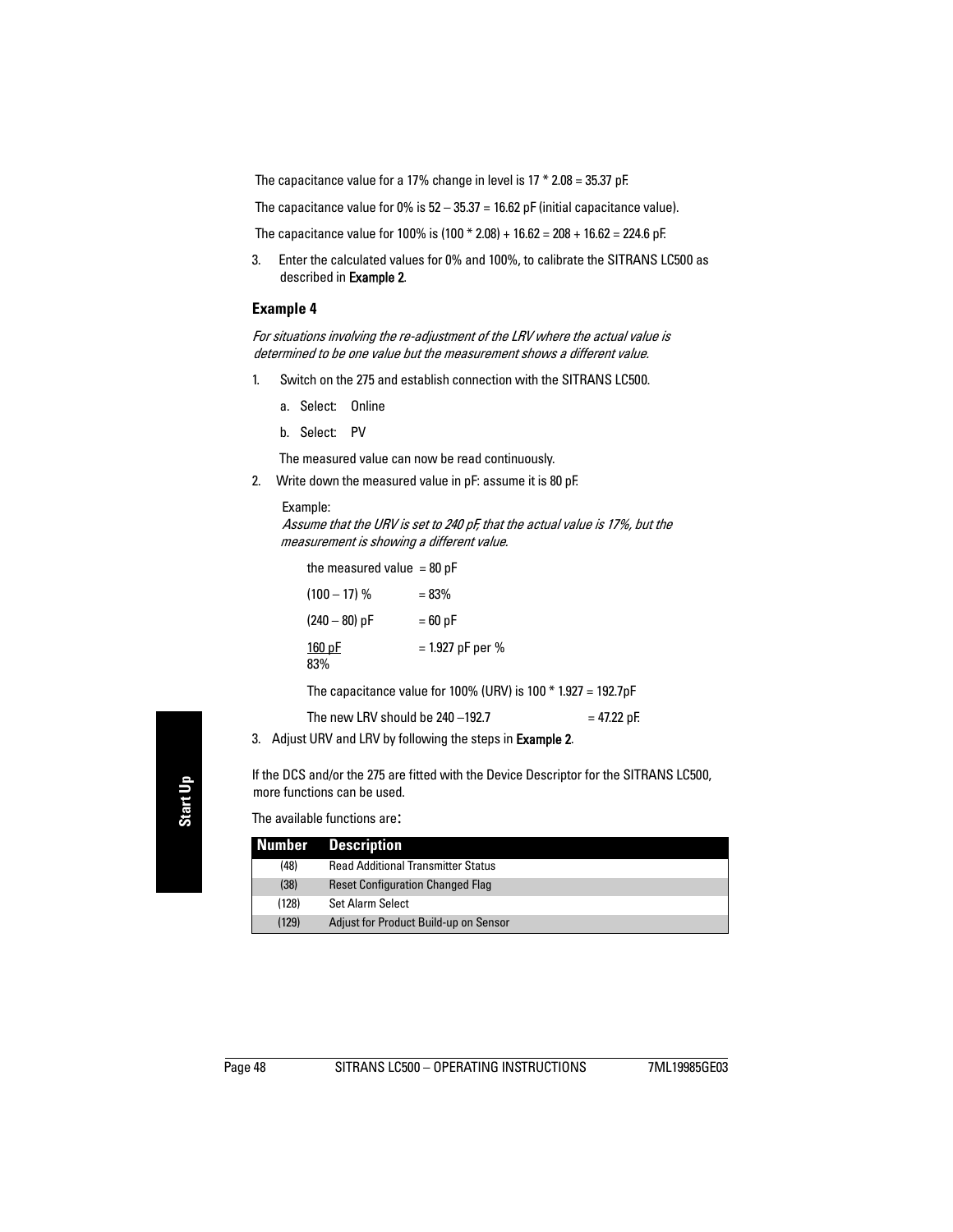The capacitance value for a 17% change in level is 17 * 2.08 = 35.37 pF.

The capacitance value for 0% is 52 – 35.37 = 16.62 pF (initial capacitance value).

The capacitance value for 100% is (100 * 2.08) + 16.62 = 208 + 16.62 = 224.6 pF.

3. Enter the calculated values for 0% and 100%, to calibrate the SITRANS LC500 as described in **Example 2**.

### Example 4

*For situations involving the re-adjustment of the LRV where the actual value is determined to be one value but the measurement shows a different value.*

1. Switch on the 275 and establish connection with the SITRANS LC500.
   a. Select: Online
   b. Select: PV

   The measured value can now be read continuously.
2. Write down the measured value in pF: assume it is 80 pF.

   Example:
   *Assume that the URV is set to 240 pF, that the actual value is 17%, but the measurement is showing a different value.*

   the measured value = 80 pF

   (100 – 17) % = 83%

   (240 – 80) pF = 60 pF

   $\frac{160\text{ pF}}{83\%}$ = 1.927 pF per %

   The capacitance value for 100% (URV) is 100 * 1.927 = 192.7pF

   The new LRV should be 240 –192.7 = 47.22 pF.
3. Adjust URV and LRV by following the steps in **Example 2**.

If the DCS and/or the 275 are fitted with the Device Descriptor for the SITRANS LC500, more functions can be used.

The available functions are:

| Number | Description |
|---|---|
| (48) | Read Additional Transmitter Status |
| (38) | Reset Configuration Changed Flag |
| (128) | Set Alarm Select |
| (129) | Adjust for Product Build-up on Sensor |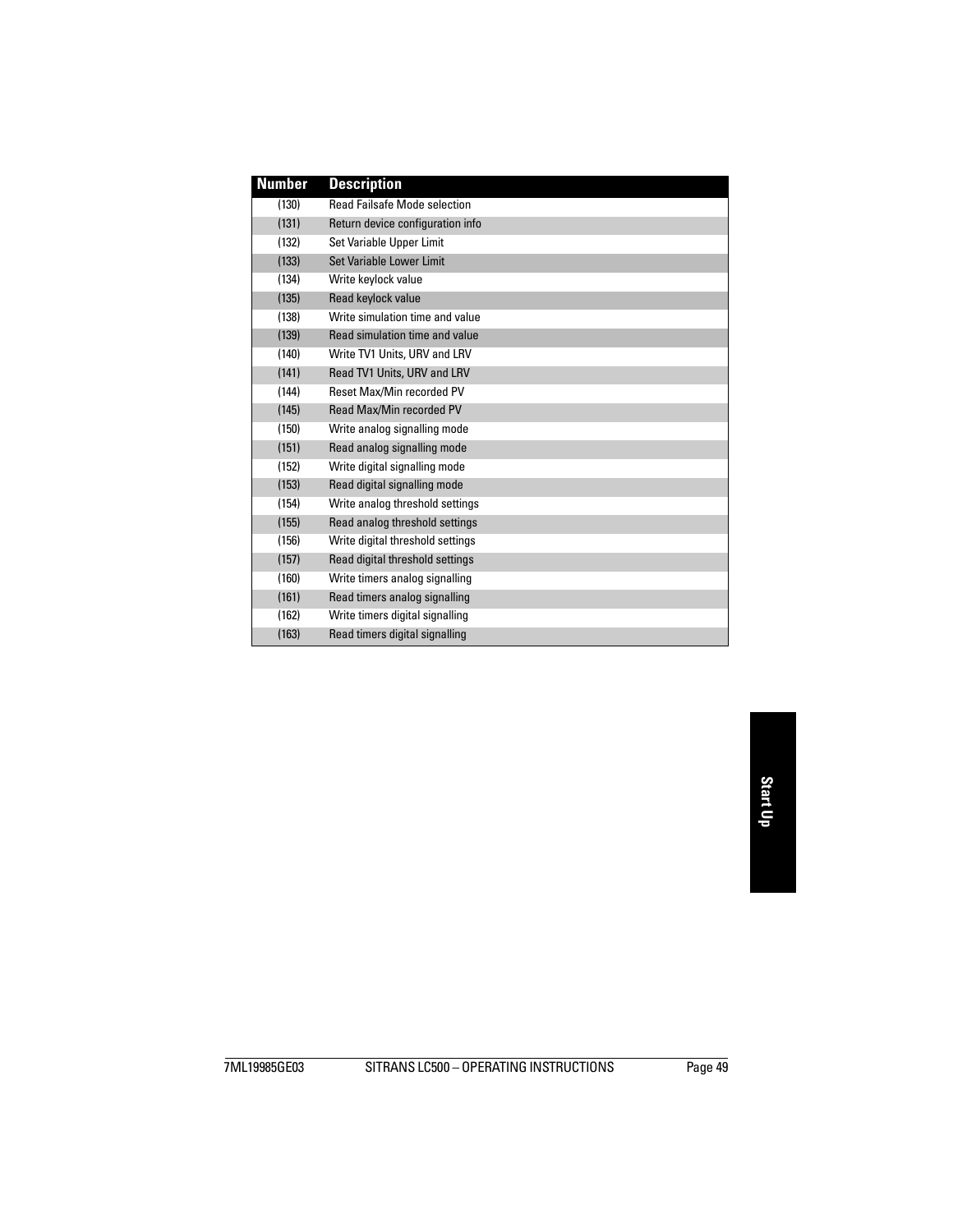| Number | Description |
| --- | --- |
| (130) | Read Failsafe Mode selection |
| (131) | Return device configuration info |
| (132) | Set Variable Upper Limit |
| (133) | Set Variable Lower Limit |
| (134) | Write keylock value |
| (135) | Read keylock value |
| (138) | Write simulation time and value |
| (139) | Read simulation time and value |
| (140) | Write TV1 Units, URV and LRV |
| (141) | Read TV1 Units, URV and LRV |
| (144) | Reset Max/Min recorded PV |
| (145) | Read Max/Min recorded PV |
| (150) | Write analog signalling mode |
| (151) | Read analog signalling mode |
| (152) | Write digital signalling mode |
| (153) | Read digital signalling mode |
| (154) | Write analog threshold settings |
| (155) | Read analog threshold settings |
| (156) | Write digital threshold settings |
| (157) | Read digital threshold settings |
| (160) | Write timers analog signalling |
| (161) | Read timers analog signalling |
| (162) | Write timers digital signalling |
| (163) | Read timers digital signalling |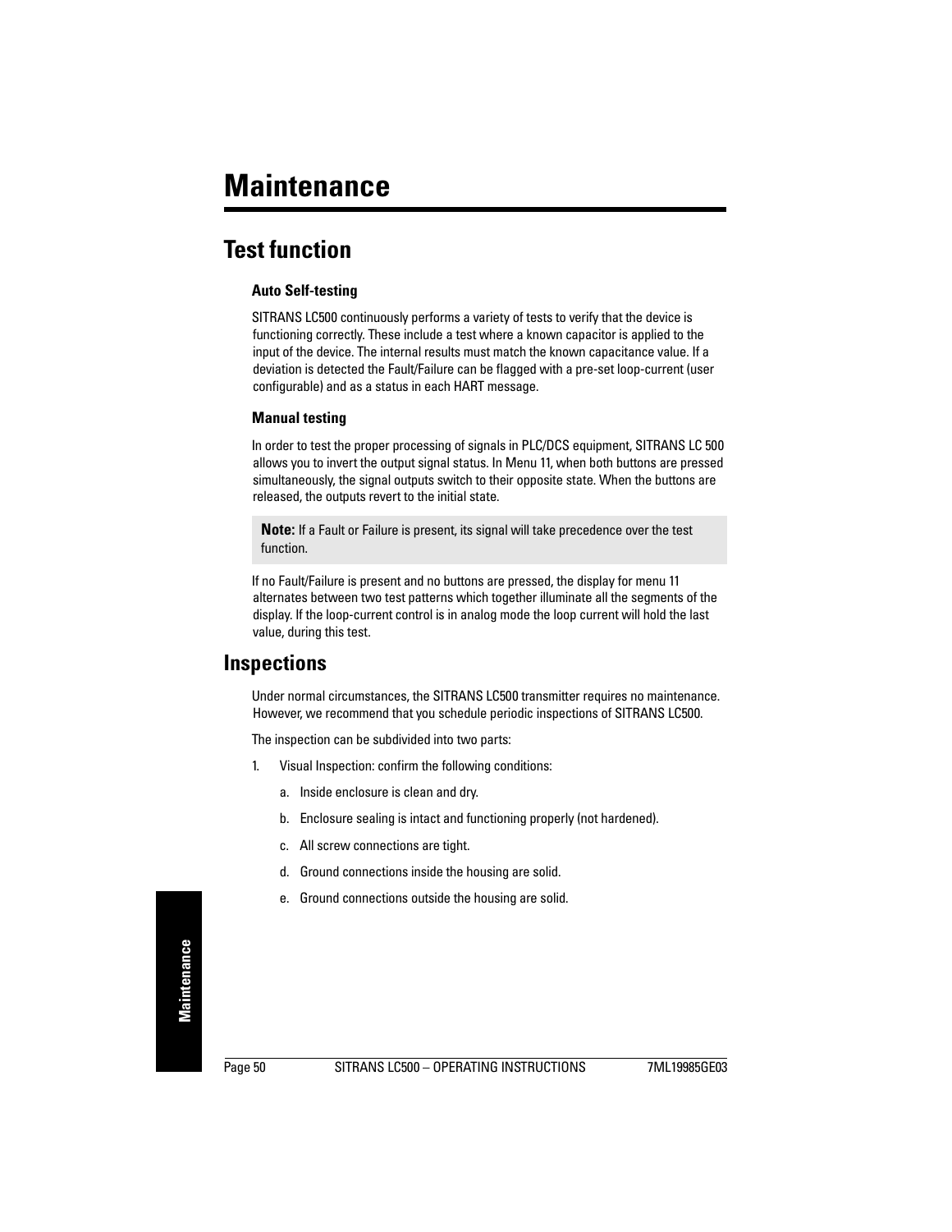# Maintenance

## Test function

### Auto Self-testing

SITRANS LC500 continuously performs a variety of tests to verify that the device is functioning correctly. These include a test where a known capacitor is applied to the input of the device. The internal results must match the known capacitance value. If a deviation is detected the Fault/Failure can be flagged with a pre-set loop-current (user configurable) and as a status in each HART message.

### Manual testing

In order to test the proper processing of signals in PLC/DCS equipment, SITRANS LC 500 allows you to invert the output signal status. In Menu 11, when both buttons are pressed simultaneously, the signal outputs switch to their opposite state. When the buttons are released, the outputs revert to the initial state.

> **Note:** If a Fault or Failure is present, its signal will take precedence over the test function.

If no Fault/Failure is present and no buttons are pressed, the display for menu 11 alternates between two test patterns which together illuminate all the segments of the display. If the loop-current control is in analog mode the loop current will hold the last value, during this test.

## Inspections

Under normal circumstances, the SITRANS LC500 transmitter requires no maintenance. However, we recommend that you schedule periodic inspections of SITRANS LC500.

The inspection can be subdivided into two parts:

1. Visual Inspection: confirm the following conditions:
   a. Inside enclosure is clean and dry.
   b. Enclosure sealing is intact and functioning properly (not hardened).
   c. All screw connections are tight.
   d. Ground connections inside the housing are solid.
   e. Ground connections outside the housing are solid.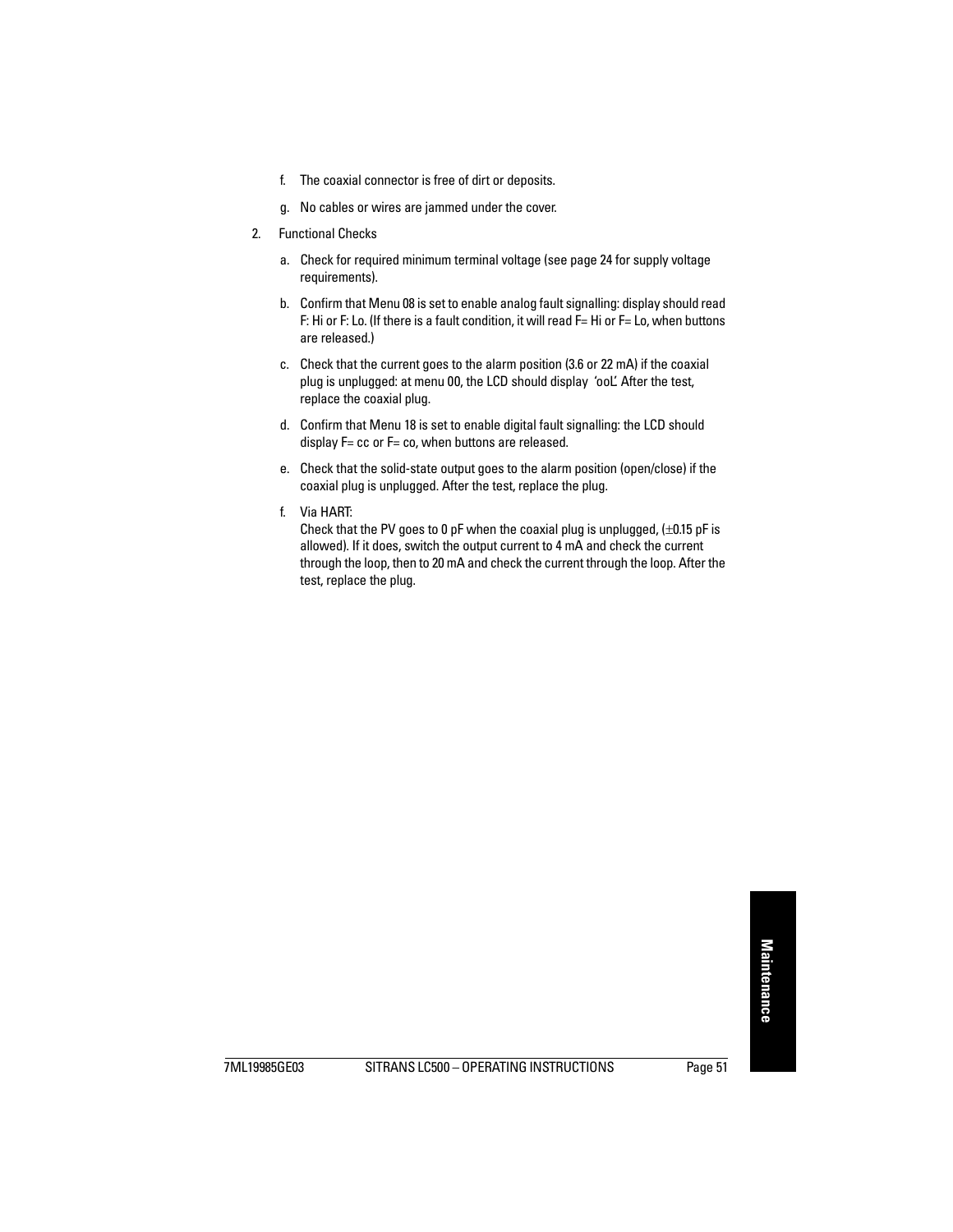f. The coaxial connector is free of dirt or deposits.

g. No cables or wires are jammed under the cover.

2. Functional Checks

   a. Check for required minimum terminal voltage (see page 24 for supply voltage requirements).

   b. Confirm that Menu 08 is set to enable analog fault signalling: display should read F: Hi or F: Lo. (If there is a fault condition, it will read F= Hi or F= Lo, when buttons are released.)

   c. Check that the current goes to the alarm position (3.6 or 22 mA) if the coaxial plug is unplugged: at menu 00, the LCD should display 'ooL'. After the test, replace the coaxial plug.

   d. Confirm that Menu 18 is set to enable digital fault signalling: the LCD should display F= cc or F= co, when buttons are released.

   e. Check that the solid-state output goes to the alarm position (open/close) if the coaxial plug is unplugged. After the test, replace the plug.

   f. Via HART:
      Check that the PV goes to 0 pF when the coaxial plug is unplugged, ($\pm$0.15 pF is allowed). If it does, switch the output current to 4 mA and check the current through the loop, then to 20 mA and check the current through the loop. After the test, replace the plug.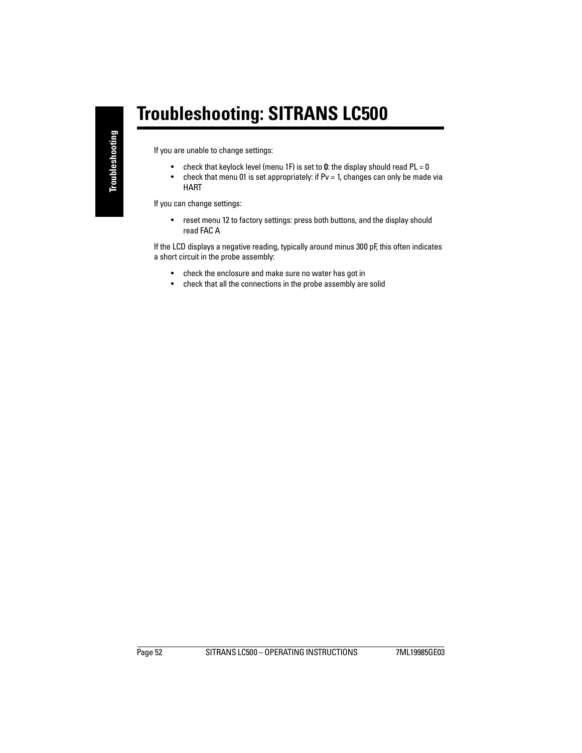# Troubleshooting: SITRANS LC500

If you are unable to change settings:

- check that keylock level (menu 1F) is set to **0**: the display should read PL = 0
- check that menu 01 is set appropriately: if Pv = 1, changes can only be made via HART

If you can change settings:

- reset menu 12 to factory settings: press both buttons, and the display should read FAC A

If the LCD displays a negative reading, typically around minus 300 pF, this often indicates a short circuit in the probe assembly:

- check the enclosure and make sure no water has got in
- check that all the connections in the probe assembly are solid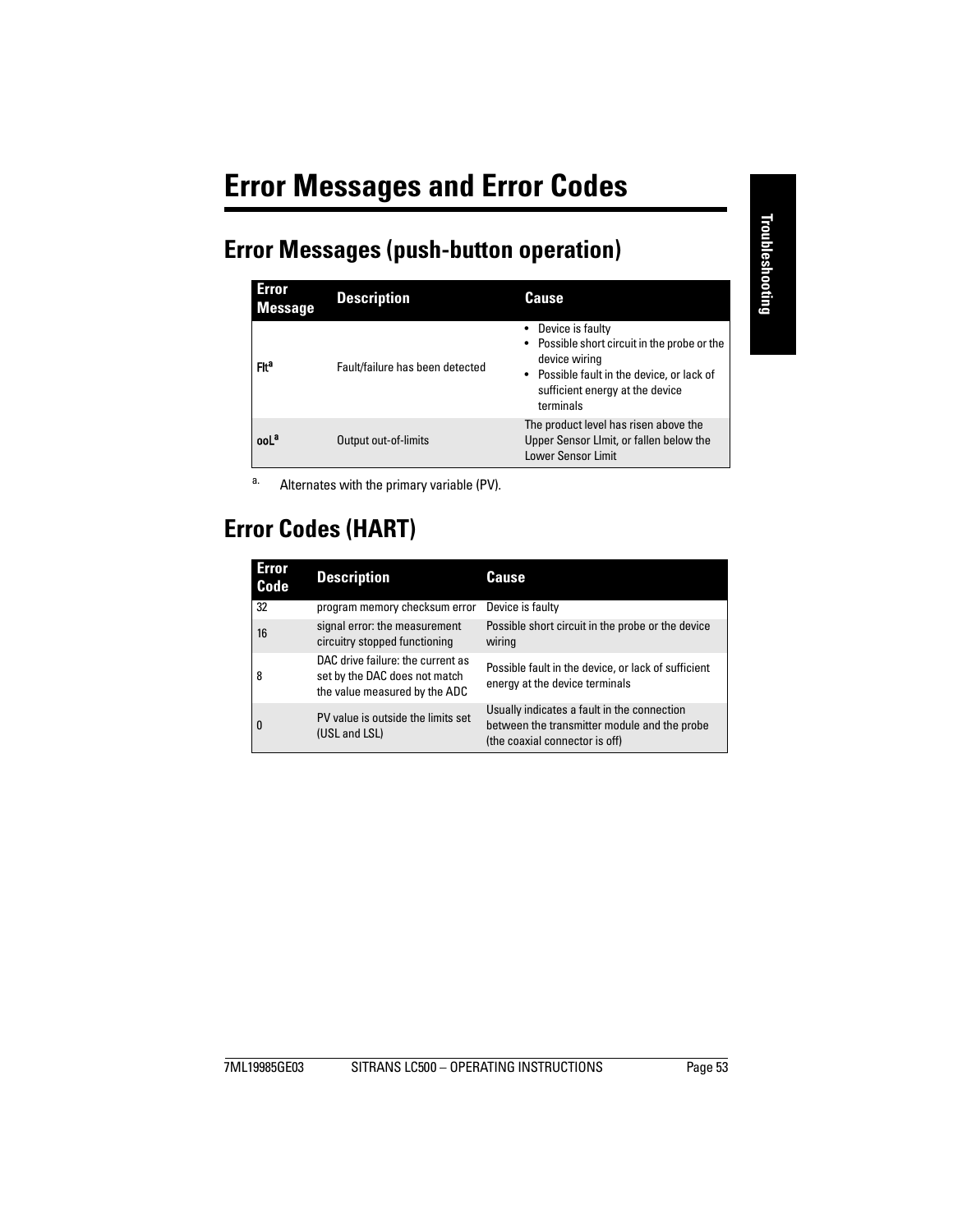# Error Messages and Error Codes

## Error Messages (push-button operation)

| Error Message | Description | Cause |
|---|---|---|
| **Flt**[a] | Fault/failure has been detected | • Device is faulty<br>• Possible short circuit in the probe or the device wiring<br>• Possible fault in the device, or lack of sufficient energy at the device terminals |
| **ooL**[a] | Output out-of-limits | The product level has risen above the Upper Sensor LImit, or fallen below the Lower Sensor Limit |

a. Alternates with the primary variable (PV).

## Error Codes (HART)

| Error Code | Description | Cause |
|---|---|---|
| 32 | program memory checksum error | Device is faulty |
| 16 | signal error: the measurement circuitry stopped functioning | Possible short circuit in the probe or the device wiring |
| 8 | DAC drive failure: the current as set by the DAC does not match the value measured by the ADC | Possible fault in the device, or lack of sufficient energy at the device terminals |
| 0 | PV value is outside the limits set (USL and LSL) | Usually indicates a fault in the connection between the transmitter module and the probe (the coaxial connector is off) |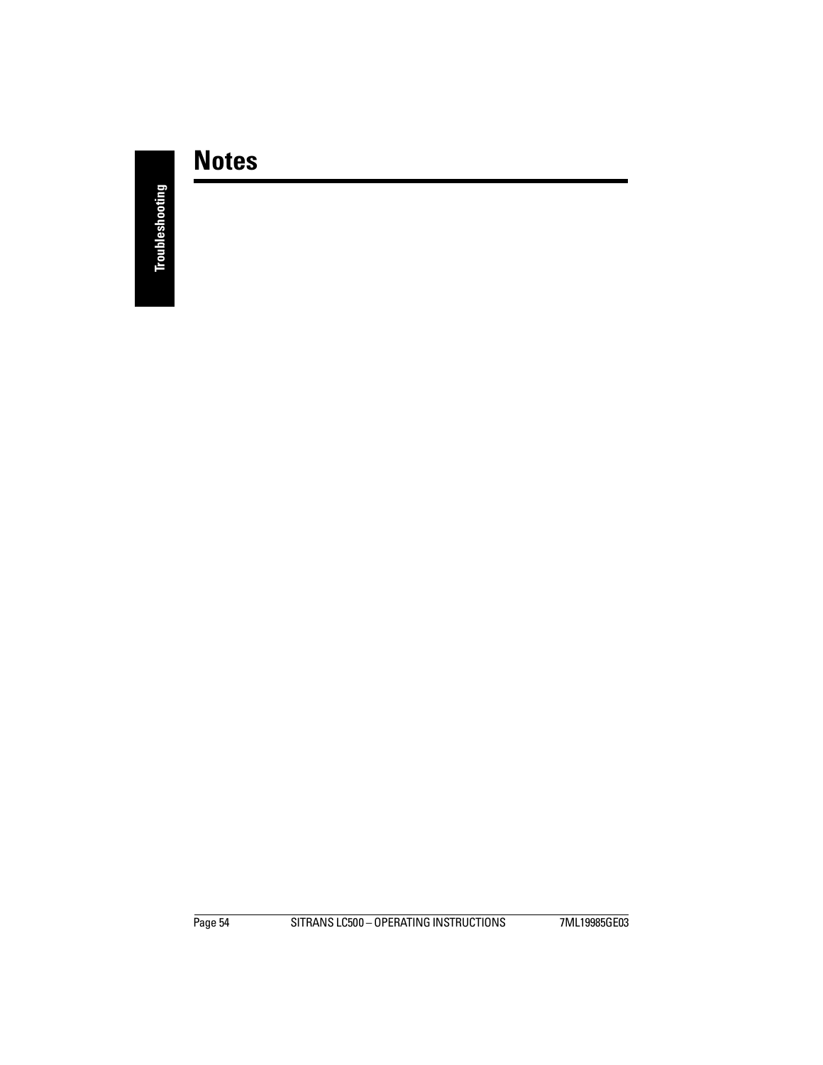# Notes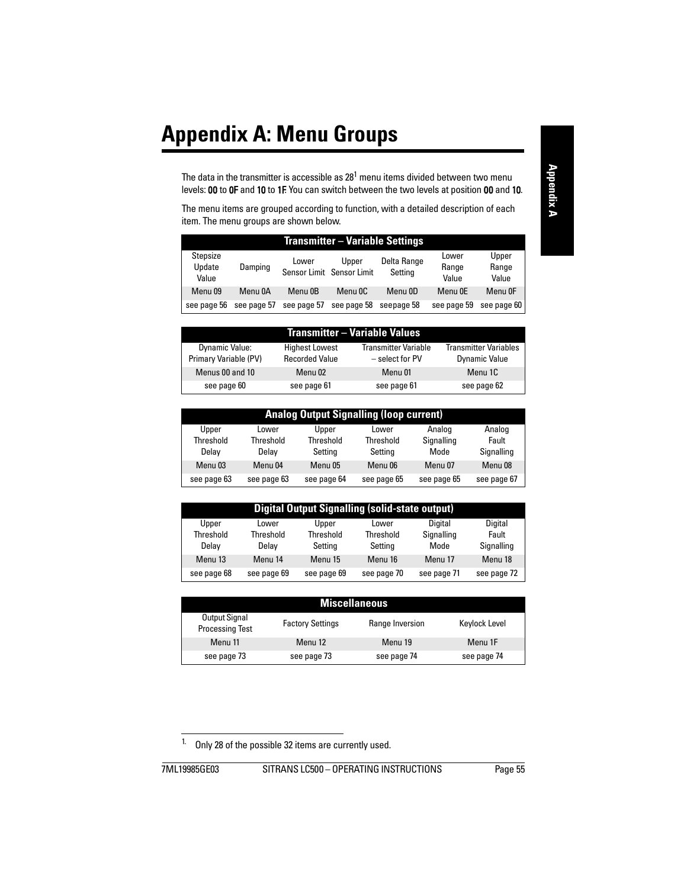# Appendix A: Menu Groups

The data in the transmitter is accessible as 28[1] menu items divided between two menu levels: **00** to **0F** and **10** to **1F**. You can switch between the two levels at position **00** and **10**.

The menu items are grouped according to function, with a detailed description of each item. The menu groups are shown below.

| Transmitter – Variable Settings | | | | | | |
|---|---|---|---|---|---|---|
| Stepsize Update Value | Damping | Lower Sensor Limit | Upper Sensor Limit | Delta Range Setting | Lower Range Value | Upper Range Value |
| Menu 09 | Menu 0A | Menu 0B | Menu 0C | Menu 0D | Menu 0E | Menu 0F |
| see page 56 | see page 57 | see page 57 | see page 58 | seepage 58 | see page 59 | see page 60 |

| Transmitter – Variable Values | | | |
|---|---|---|---|
| Dynamic Value: Primary Variable (PV) | Highest Lowest Recorded Value | Transmitter Variable – select for PV | Transmitter Variables Dynamic Value |
| Menus 00 and 10 | Menu 02 | Menu 01 | Menu 1C |
| see page 60 | see page 61 | see page 61 | see page 62 |

| Analog Output Signalling (loop current) | | | | | |
|---|---|---|---|---|---|
| Upper Threshold Delay | Lower Threshold Delay | Upper Threshold Setting | Lower Threshold Setting | Analog Signalling Mode | Analog Fault Signalling |
| Menu 03 | Menu 04 | Menu 05 | Menu 06 | Menu 07 | Menu 08 |
| see page 63 | see page 63 | see page 64 | see page 65 | see page 65 | see page 67 |

| Digital Output Signalling (solid-state output) | | | | | |
|---|---|---|---|---|---|
| Upper Threshold Delay | Lower Threshold Delay | Upper Threshold Setting | Lower Threshold Setting | Digital Signalling Mode | Digital Fault Signalling |
| Menu 13 | Menu 14 | Menu 15 | Menu 16 | Menu 17 | Menu 18 |
| see page 68 | see page 69 | see page 69 | see page 70 | see page 71 | see page 72 |

| Miscellaneous | | | |
|---|---|---|---|
| Output Signal Processing Test | Factory Settings | Range Inversion | Keylock Level |
| Menu 11 | Menu 12 | Menu 19 | Menu 1F |
| see page 73 | see page 73 | see page 74 | see page 74 |

[1] Only 28 of the possible 32 items are currently used.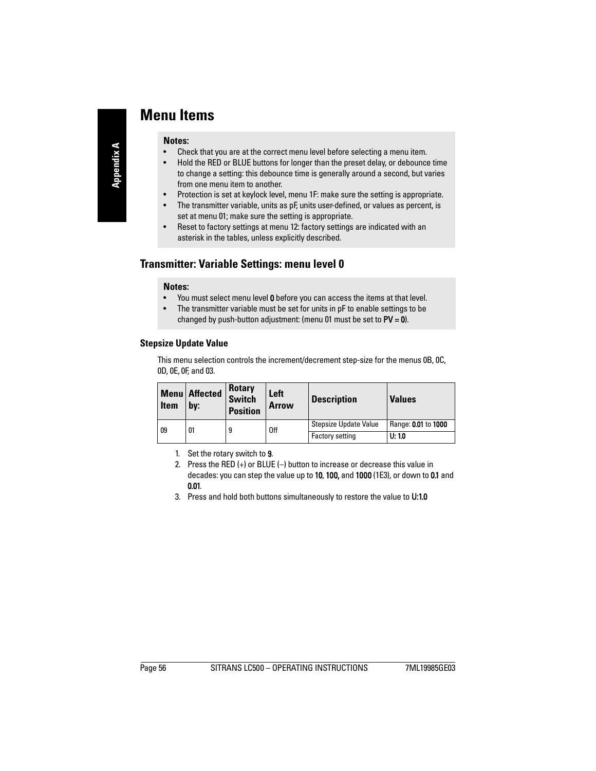# Menu Items

**Notes:**

- Check that you are at the correct menu level before selecting a menu item.
- Hold the RED or BLUE buttons for longer than the preset delay, or debounce time to change a setting: this debounce time is generally around a second, but varies from one menu item to another.
- Protection is set at keylock level, menu 1F: make sure the setting is appropriate.
- The transmitter variable, units as pF, units user-defined, or values as percent, is set at menu 01; make sure the setting is appropriate.
- Reset to factory settings at menu 12: factory settings are indicated with an asterisk in the tables, unless explicitly described.

## Transmitter: Variable Settings: menu level 0

**Notes:**

- You must select menu level **0** before you can access the items at that level.
- The transmitter variable must be set for units in pF to enable settings to be changed by push-button adjustment: (menu 01 must be set to **PV = 0**).

### Stepsize Update Value

This menu selection controls the increment/decrement step-size for the menus 0B, 0C, 0D, 0E, 0F, and 03.

| Menu Item | Affected by: | Rotary Switch Position | Left Arrow | Description | Values |
|---|---|---|---|---|---|
| 09 | 01 | 9 | Off | Stepsize Update Value | Range: **0.01** to **1000** |
| | | | | Factory setting | **U: 1.0** |

1. Set the rotary switch to **9**.
2. Press the RED (+) or BLUE (–) button to increase or decrease this value in decades: you can step the value up to **10**, **100,** and **1000** (1E3), or down to **0.1** and **0.01**.
3. Press and hold both buttons simultaneously to restore the value to **U:1.0**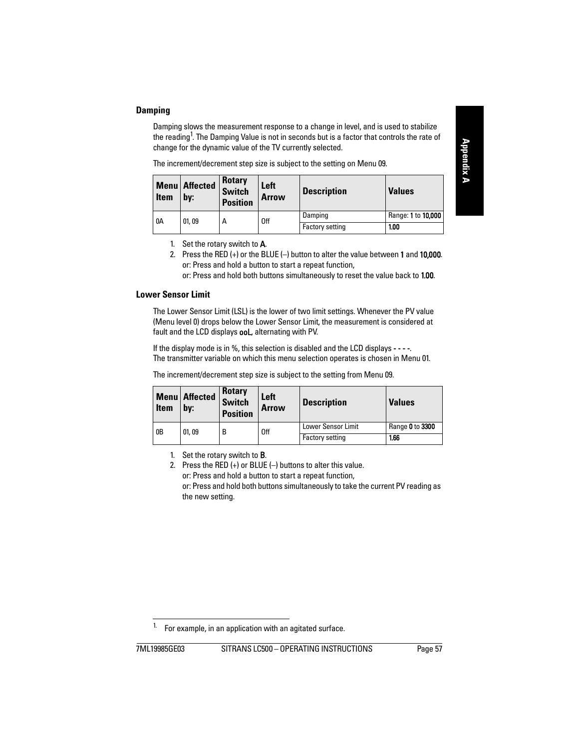### Damping

Damping slows the measurement response to a change in level, and is used to stabilize the reading[1]. The Damping Value is not in seconds but is a factor that controls the rate of change for the dynamic value of the TV currently selected.

The increment/decrement step size is subject to the setting on Menu 09.

| Menu Item | Affected by: | Rotary Switch Position | Left Arrow | Description | Values |
|---|---|---|---|---|---|
| 0A | 01, 09 | A | Off | Damping | Range: **1** to **10,000** |
| | | | | Factory setting | **1.00** |

1. Set the rotary switch to **A**.
2. Press the RED (+) or the BLUE (–) button to alter the value between **1** and **10,000**.
   or: Press and hold a button to start a repeat function,
   or: Press and hold both buttons simultaneously to reset the value back to **1.00**.

### Lower Sensor Limit

The Lower Sensor Limit (LSL) is the lower of two limit settings. Whenever the PV value (Menu level 0) drops below the Lower Sensor Limit, the measurement is considered at fault and the LCD displays **ooL**, alternating with PV.

If the display mode is in %, this selection is disabled and the LCD displays **- - - -**.
The transmitter variable on which this menu selection operates is chosen in Menu 01.

The increment/decrement step size is subject to the setting from Menu 09.

| Menu Item | Affected by: | Rotary Switch Position | Left Arrow | Description | Values |
|---|---|---|---|---|---|
| 0B | 01, 09 | B | Off | Lower Sensor Limit | Range **0** to **3300** |
| | | | | Factory setting | **1.66** |

1. Set the rotary switch to **B**.
2. Press the RED (+) or BLUE (–) buttons to alter this value.
   or: Press and hold a button to start a repeat function,
   or: Press and hold both buttons simultaneously to take the current PV reading as the new setting.

[1] For example, in an application with an agitated surface.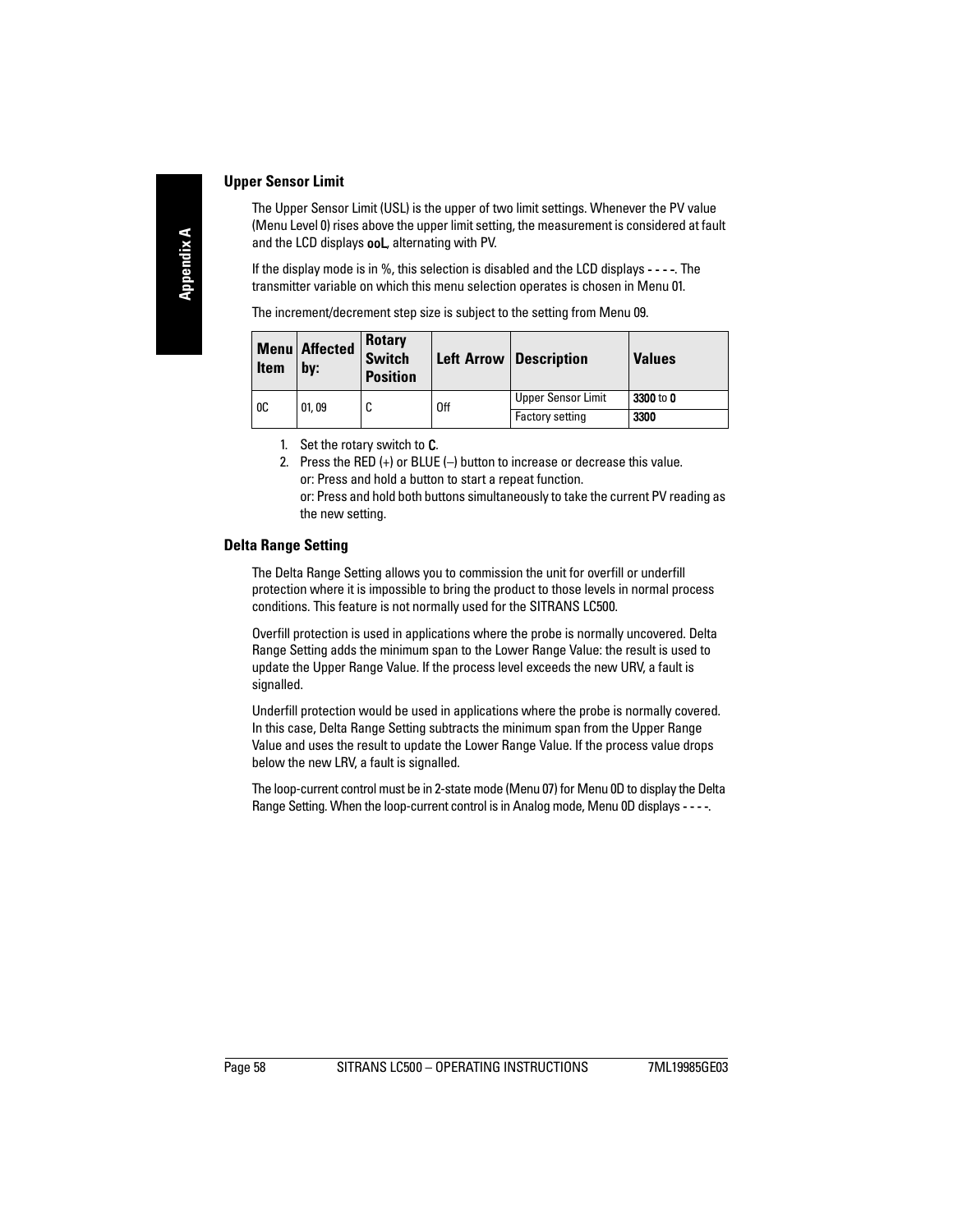### Upper Sensor Limit

The Upper Sensor Limit (USL) is the upper of two limit settings. Whenever the PV value (Menu Level 0) rises above the upper limit setting, the measurement is considered at fault and the LCD displays **ooL**, alternating with PV.

If the display mode is in %, this selection is disabled and the LCD displays **- - - -**. The transmitter variable on which this menu selection operates is chosen in Menu 01.

The increment/decrement step size is subject to the setting from Menu 09.

| Menu Item | Affected by: | Rotary Switch Position | Left Arrow | Description | Values |
|---|---|---|---|---|---|
| 0C | 01, 09 | C | Off | Upper Sensor Limit | **3300** to **0** |
| | | | | Factory setting | **3300** |

1. Set the rotary switch to **C**.
2. Press the RED (+) or BLUE (–) button to increase or decrease this value.
   or: Press and hold a button to start a repeat function.
   or: Press and hold both buttons simultaneously to take the current PV reading as the new setting.

### Delta Range Setting

The Delta Range Setting allows you to commission the unit for overfill or underfill protection where it is impossible to bring the product to those levels in normal process conditions. This feature is not normally used for the SITRANS LC500.

Overfill protection is used in applications where the probe is normally uncovered. Delta Range Setting adds the minimum span to the Lower Range Value: the result is used to update the Upper Range Value. If the process level exceeds the new URV, a fault is signalled.

Underfill protection would be used in applications where the probe is normally covered. In this case, Delta Range Setting subtracts the minimum span from the Upper Range Value and uses the result to update the Lower Range Value. If the process value drops below the new LRV, a fault is signalled.

The loop-current control must be in 2-state mode (Menu 07) for Menu 0D to display the Delta Range Setting. When the loop-current control is in Analog mode, Menu 0D displays **- - - -**.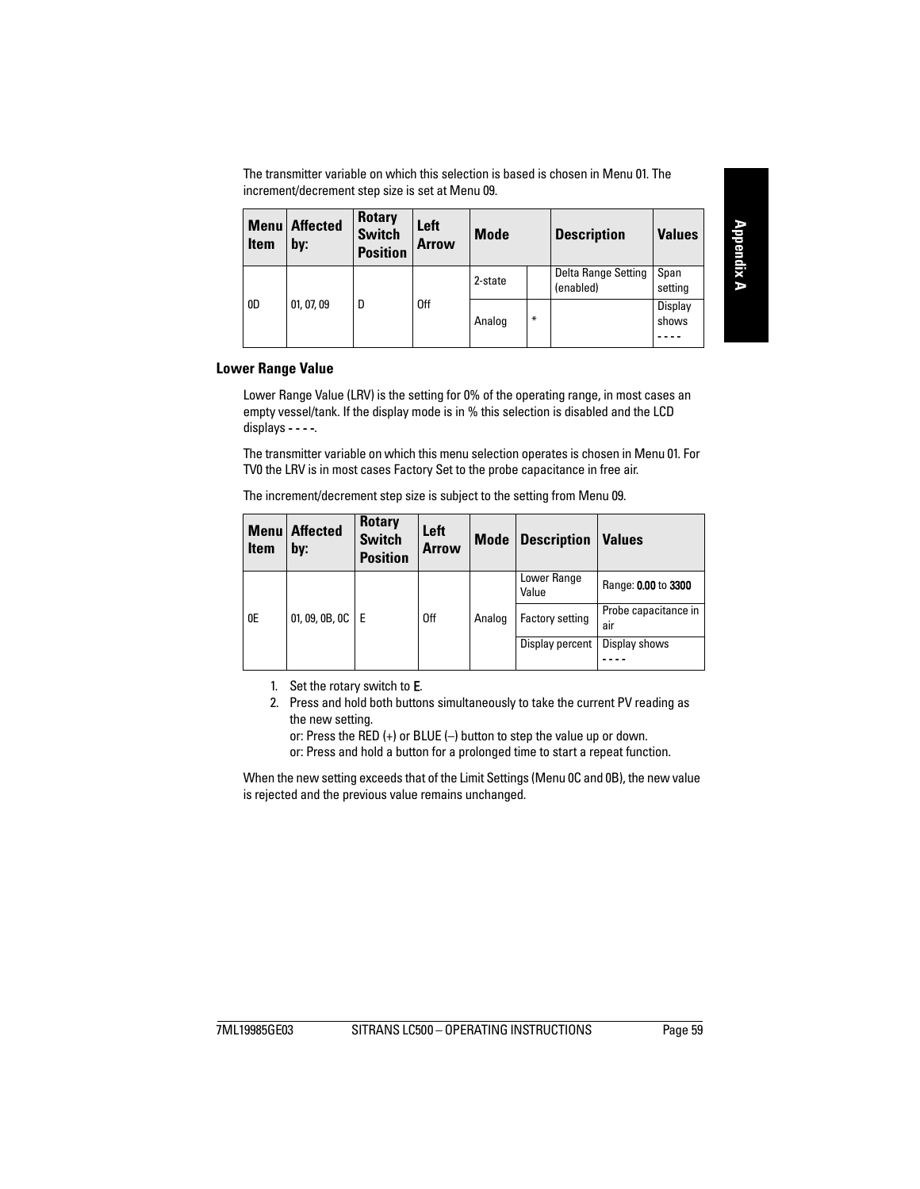The transmitter variable on which this selection is based is chosen in Menu 01. The increment/decrement step size is set at Menu 09.

| Menu Item | Affected by: | Rotary Switch Position | Left Arrow | Mode | | Description | Values |
|---|---|---|---|---|---|---|---|
| 0D | 01, 07, 09 | D | Off | 2-state | | Delta Range Setting (enabled) | Span setting |
| | | | | Analog | * | | Display shows - - - - |

### Lower Range Value

Lower Range Value (LRV) is the setting for 0% of the operating range, in most cases an empty vessel/tank. If the display mode is in % this selection is disabled and the LCD displays **- - - -**.

The transmitter variable on which this menu selection operates is chosen in Menu 01. For TV0 the LRV is in most cases Factory Set to the probe capacitance in free air.

The increment/decrement step size is subject to the setting from Menu 09.

| Menu Item | Affected by: | Rotary Switch Position | Left Arrow | Mode | Description | Values |
|---|---|---|---|---|---|---|
| 0E | 01, 09, 0B, 0C | E | Off | Analog | Lower Range Value | Range: **0.00** to **3300** |
| | | | | | Factory setting | Probe capacitance in air |
| | | | | | Display percent | Display shows - - - - |

1. Set the rotary switch to **E**.
2. Press and hold both buttons simultaneously to take the current PV reading as the new setting.
   or: Press the RED (+) or BLUE (–) button to step the value up or down.
   or: Press and hold a button for a prolonged time to start a repeat function.

When the new setting exceeds that of the Limit Settings (Menu 0C and 0B), the new value is rejected and the previous value remains unchanged.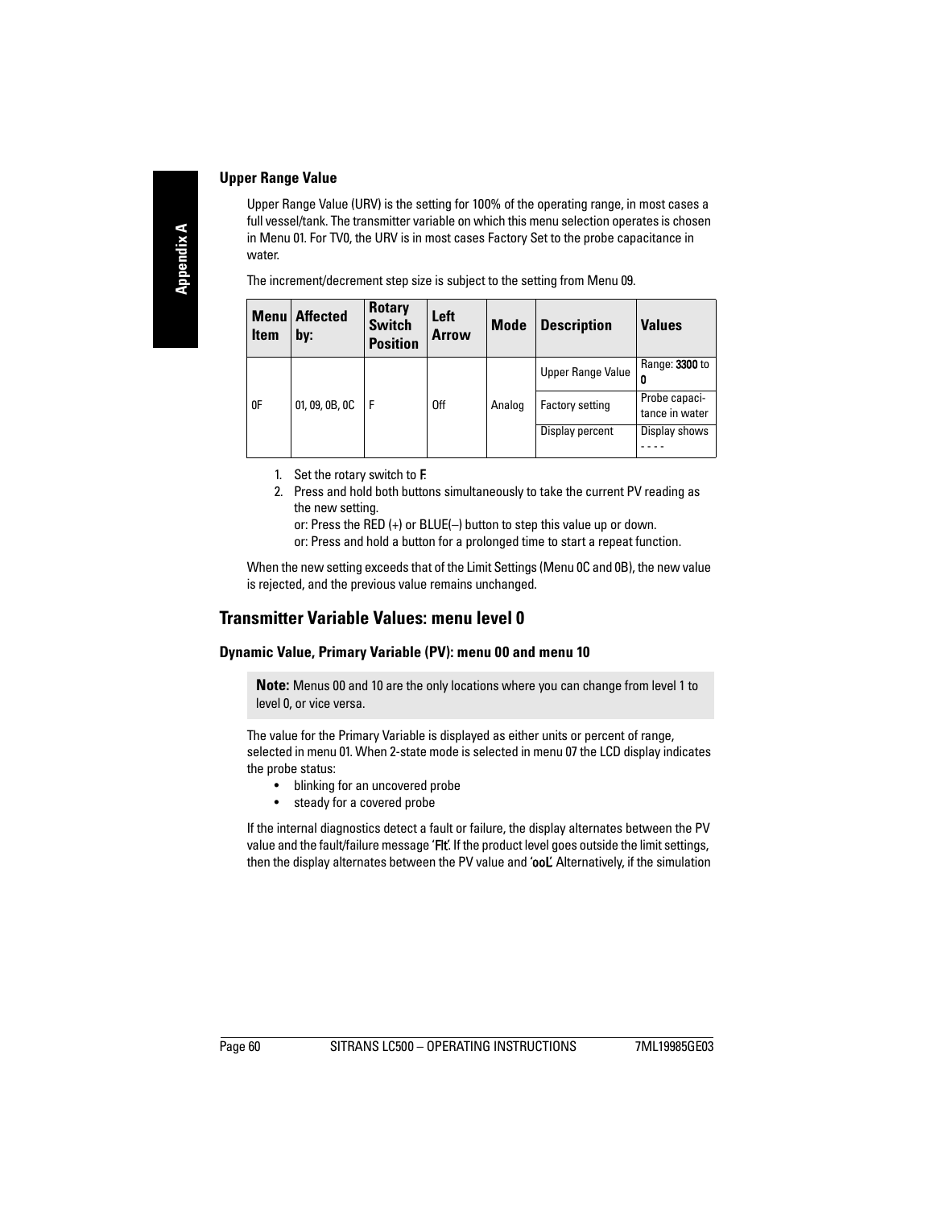### Upper Range Value

Upper Range Value (URV) is the setting for 100% of the operating range, in most cases a full vessel/tank. The transmitter variable on which this menu selection operates is chosen in Menu 01. For TV0, the URV is in most cases Factory Set to the probe capacitance in water.

The increment/decrement step size is subject to the setting from Menu 09.

| Menu Item | Affected by: | Rotary Switch Position | Left Arrow | Mode | Description | Values |
|---|---|---|---|---|---|---|
| 0F | 01, 09, 0B, 0C | F | Off | Analog | Upper Range Value | Range: **3300** to **0** |
| | | | | | Factory setting | Probe capacitance in water |
| | | | | | Display percent | Display shows - - - - |

1. Set the rotary switch to **F**.
2. Press and hold both buttons simultaneously to take the current PV reading as the new setting.
   or: Press the RED (+) or BLUE(–) button to step this value up or down.
   or: Press and hold a button for a prolonged time to start a repeat function.

When the new setting exceeds that of the Limit Settings (Menu 0C and 0B), the new value is rejected, and the previous value remains unchanged.

## Transmitter Variable Values: menu level 0

### Dynamic Value, Primary Variable (PV): menu 00 and menu 10

**Note:** Menus 00 and 10 are the only locations where you can change from level 1 to level 0, or vice versa.

The value for the Primary Variable is displayed as either units or percent of range, selected in menu 01. When 2-state mode is selected in menu 07 the LCD display indicates the probe status:

- blinking for an uncovered probe
- steady for a covered probe

If the internal diagnostics detect a fault or failure, the display alternates between the PV value and the fault/failure message '**FLt**'. If the product level goes outside the limit settings, then the display alternates between the PV value and '**ooL**'. Alternatively, if the simulation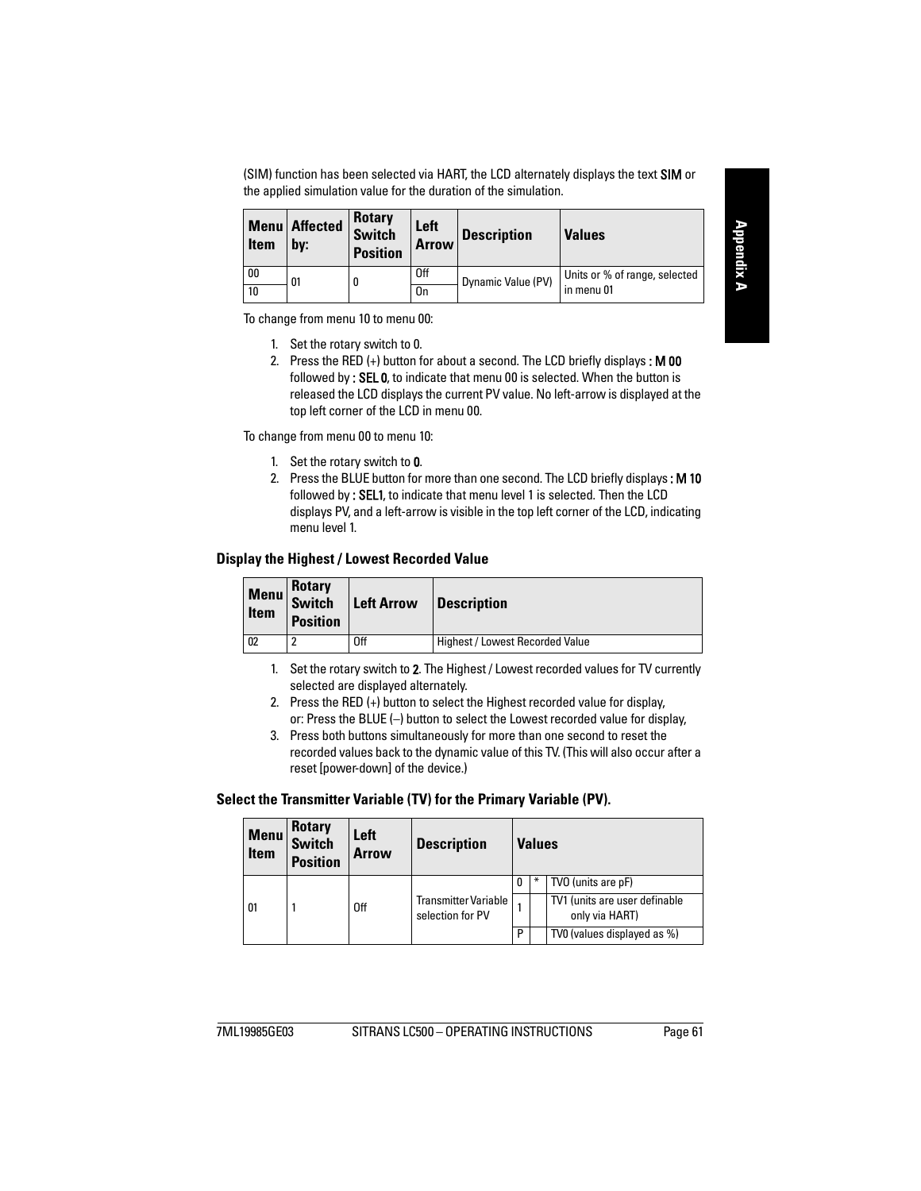(SIM) function has been selected via HART, the LCD alternately displays the text **SIM** or the applied simulation value for the duration of the simulation.

| Menu Item | Affected by: | Rotary Switch Position | Left Arrow | Description | Values |
|---|---|---|---|---|---|
| 00 | 01 | 0 | Off | Dynamic Value (PV) | Units or % of range, selected in menu 01 |
| 10 | | | On | | |

To change from menu 10 to menu 00:

1. Set the rotary switch to 0.
2. Press the RED (+) button for about a second. The LCD briefly displays **: M 00** followed by **: SEL 0**, to indicate that menu 00 is selected. When the button is released the LCD displays the current PV value. No left-arrow is displayed at the top left corner of the LCD in menu 00.

To change from menu 00 to menu 10:

1. Set the rotary switch to **0**.
2. Press the BLUE button for more than one second. The LCD briefly displays **: M 10** followed by **: SEL1**, to indicate that menu level 1 is selected. Then the LCD displays PV, and a left-arrow is visible in the top left corner of the LCD, indicating menu level 1.

### Display the Highest / Lowest Recorded Value

| Menu Item | Rotary Switch Position | Left Arrow | Description |
|---|---|---|---|
| 02 | 2 | Off | Highest / Lowest Recorded Value |

1. Set the rotary switch to **2**. The Highest / Lowest recorded values for TV currently selected are displayed alternately.
2. Press the RED (+) button to select the Highest recorded value for display, or: Press the BLUE (–) button to select the Lowest recorded value for display,
3. Press both buttons simultaneously for more than one second to reset the recorded values back to the dynamic value of this TV. (This will also occur after a reset [power-down] of the device.)

### Select the Transmitter Variable (TV) for the Primary Variable (PV).

| Menu Item | Rotary Switch Position | Left Arrow | Description | Values | | |
|---|---|---|---|---|---|---|
| 01 | 1 | Off | Transmitter Variable selection for PV | 0 | * | TV0 (units are pF) |
| | | | | 1 | | TV1 (units are user definable only via HART) |
| | | | | P | | TV0 (values displayed as %) |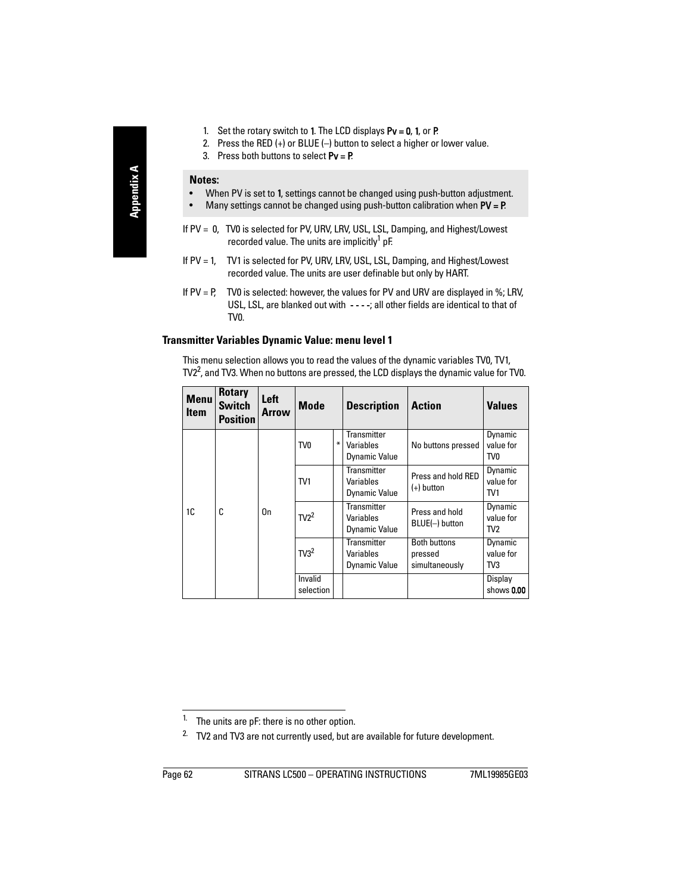1. Set the rotary switch to **1**. The LCD displays **Pv = 0**, **1**, or **P**.
2. Press the RED (+) or BLUE (–) button to select a higher or lower value.
3. Press both buttons to select **Pv = P**.

**Notes:**
- When PV is set to **1**, settings cannot be changed using push-button adjustment.
- Many settings cannot be changed using push-button calibration when **PV = P**.

If PV = 0, TV0 is selected for PV, URV, LRV, USL, LSL, Damping, and Highest/Lowest recorded value. The units are implicitly[1] pF.

If PV = 1, TV1 is selected for PV, URV, LRV, USL, LSL, Damping, and Highest/Lowest recorded value. The units are user definable but only by HART.

If PV = P, TV0 is selected: however, the values for PV and URV are displayed in %; LRV, USL, LSL, are blanked out with **- - - -**; all other fields are identical to that of TV0.

### Transmitter Variables Dynamic Value: menu level 1

This menu selection allows you to read the values of the dynamic variables TV0, TV1, TV2[2], and TV3. When no buttons are pressed, the LCD displays the dynamic value for TV0.

| Menu Item | Rotary Switch Position | Left Arrow | Mode | | Description | Action | Values |
|---|---|---|---|---|---|---|---|
| 1C | C | On | TV0 | * | Transmitter Variables Dynamic Value | No buttons pressed | Dynamic value for TV0 |
| | | | TV1 | | Transmitter Variables Dynamic Value | Press and hold RED (+) button | Dynamic value for TV1 |
| | | | TV2[2] | | Transmitter Variables Dynamic Value | Press and hold BLUE(–) button | Dynamic value for TV2 |
| | | | TV3[2] | | Transmitter Variables Dynamic Value | Both buttons pressed simultaneously | Dynamic value for TV3 |
| | | | Invalid selection | | | | Display shows **0.00** |

1. The units are pF: there is no other option.
2. TV2 and TV3 are not currently used, but are available for future development.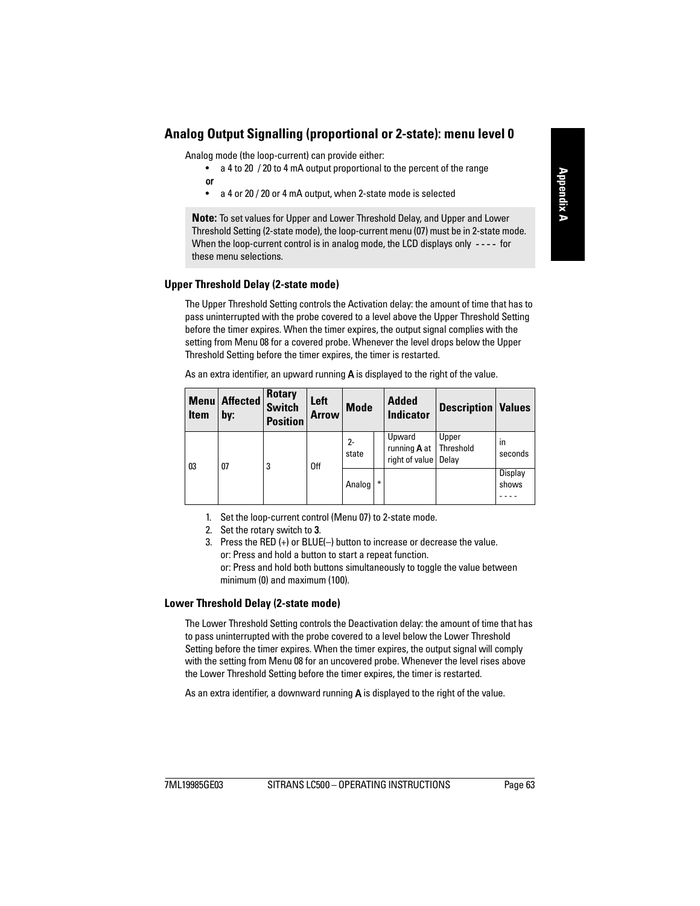## Analog Output Signalling (proportional or 2-state): menu level 0

Analog mode (the loop-current) can provide either:

- a 4 to 20 / 20 to 4 mA output proportional to the percent of the range

**or**

- a 4 or 20 / 20 or 4 mA output, when 2-state mode is selected

**Note:** To set values for Upper and Lower Threshold Delay, and Upper and Lower Threshold Setting (2-state mode), the loop-current menu (07) must be in 2-state mode. When the loop-current control is in analog mode, the LCD displays only - - - - for these menu selections.

### Upper Threshold Delay (2-state mode)

The Upper Threshold Setting controls the Activation delay: the amount of time that has to pass uninterrupted with the probe covered to a level above the Upper Threshold Setting before the timer expires. When the timer expires, the output signal complies with the setting from Menu 08 for a covered probe. Whenever the level drops below the Upper Threshold Setting before the timer expires, the timer is restarted.

As an extra identifier, an upward running **A** is displayed to the right of the value.

| Menu Item | Affected by: | Rotary Switch Position | Left Arrow | Mode | | Added Indicator | Description | Values |
|---|---|---|---|---|---|---|---|---|
| 03 | 07 | 3 | Off | 2-state | | Upward running **A** at right of value | Upper Threshold Delay | in seconds |
| | | | | Analog | * | | | Display shows - - - - |

1. Set the loop-current control (Menu 07) to 2-state mode.
2. Set the rotary switch to **3**.
3. Press the RED (+) or BLUE(–) button to increase or decrease the value.
   or: Press and hold a button to start a repeat function.
   or: Press and hold both buttons simultaneously to toggle the value between minimum (0) and maximum (100).

### Lower Threshold Delay (2-state mode)

The Lower Threshold Setting controls the Deactivation delay: the amount of time that has to pass uninterrupted with the probe covered to a level below the Lower Threshold Setting before the timer expires. When the timer expires, the output signal will comply with the setting from Menu 08 for an uncovered probe. Whenever the level rises above the Lower Threshold Setting before the timer expires, the timer is restarted.

As an extra identifier, a downward running **A** is displayed to the right of the value.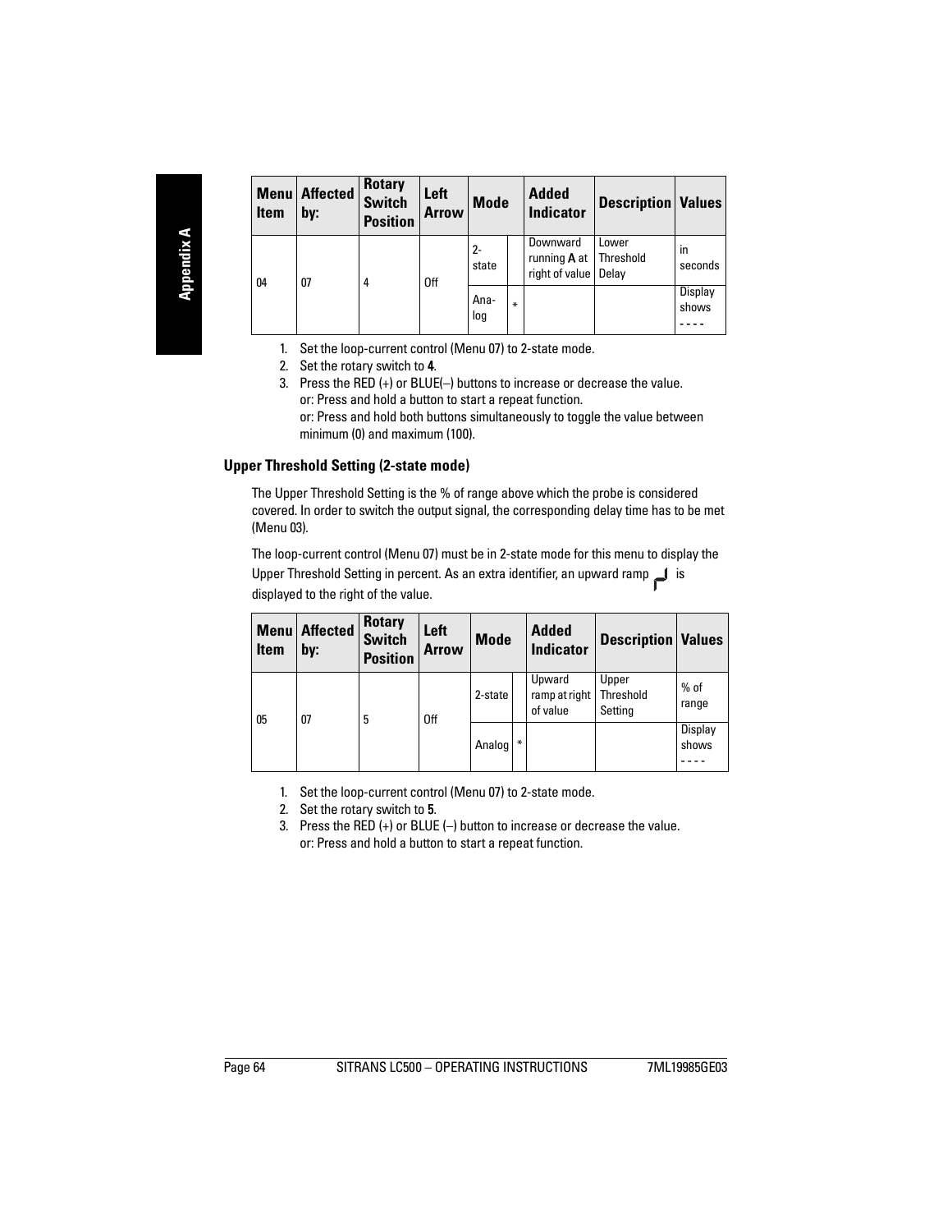| Menu Item | Affected by: | Rotary Switch Position | Left Arrow | Mode | | Added Indicator | Description | Values |
|---|---|---|---|---|---|---|---|---|
| 04 | 07 | 4 | Off | 2-state | | Downward running **A** at right of value | Lower Threshold Delay | in seconds |
| | | | | Analog | * | | | Display shows - - - - |

1. Set the loop-current control (Menu 07) to 2-state mode.
2. Set the rotary switch to **4**.
3. Press the RED (+) or BLUE(–) buttons to increase or decrease the value.
   or: Press and hold a button to start a repeat function.
   or: Press and hold both buttons simultaneously to toggle the value between minimum (0) and maximum (100).

### Upper Threshold Setting (2-state mode)

The Upper Threshold Setting is the % of range above which the probe is considered covered. In order to switch the output signal, the corresponding delay time has to be met (Menu 03).

The loop-current control (Menu 07) must be in 2-state mode for this menu to display the Upper Threshold Setting in percent. As an extra identifier, an upward ramp is displayed to the right of the value.

| Menu Item | Affected by: | Rotary Switch Position | Left Arrow | Mode | | Added Indicator | Description | Values |
|---|---|---|---|---|---|---|---|---|
| 05 | 07 | 5 | Off | 2-state | | Upward ramp at right of value | Upper Threshold Setting | % of range |
| | | | | Analog | * | | | Display shows - - - - |

1. Set the loop-current control (Menu 07) to 2-state mode.
2. Set the rotary switch to **5**.
3. Press the RED (+) or BLUE (–) button to increase or decrease the value.
   or: Press and hold a button to start a repeat function.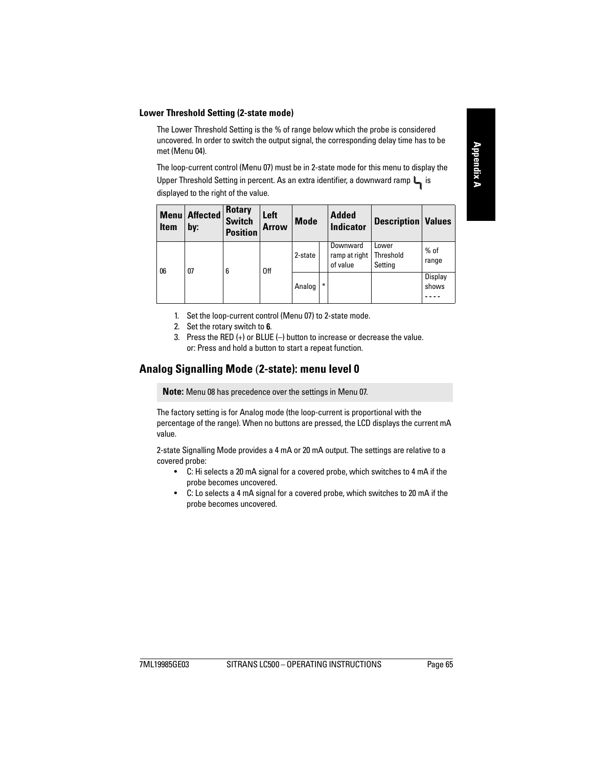### Lower Threshold Setting (2-state mode)

The Lower Threshold Setting is the % of range below which the probe is considered uncovered. In order to switch the output signal, the corresponding delay time has to be met (Menu 04).

The loop-current control (Menu 07) must be in 2-state mode for this menu to display the Upper Threshold Setting in percent. As an extra identifier, a downward ramp ╰┐ is displayed to the right of the value.

| Menu Item | Affected by: | Rotary Switch Position | Left Arrow | Mode | | Added Indicator | Description | Values |
|---|---|---|---|---|---|---|---|---|
| 06 | 07 | 6 | Off | 2-state | | Downward ramp at right of value | Lower Threshold Setting | % of range |
| | | | | Analog | * | | | Display shows ---- |

1. Set the loop-current control (Menu 07) to 2-state mode.
2. Set the rotary switch to **6**.
3. Press the RED (+) or BLUE (–) button to increase or decrease the value. or: Press and hold a button to start a repeat function.

## Analog Signalling Mode (2-state): menu level 0

**Note:** Menu 08 has precedence over the settings in Menu 07.

The factory setting is for Analog mode (the loop-current is proportional with the percentage of the range). When no buttons are pressed, the LCD displays the current mA value.

2-state Signalling Mode provides a 4 mA or 20 mA output. The settings are relative to a covered probe:

- C: Hi selects a 20 mA signal for a covered probe, which switches to 4 mA if the probe becomes uncovered.
- C: Lo selects a 4 mA signal for a covered probe, which switches to 20 mA if the probe becomes uncovered.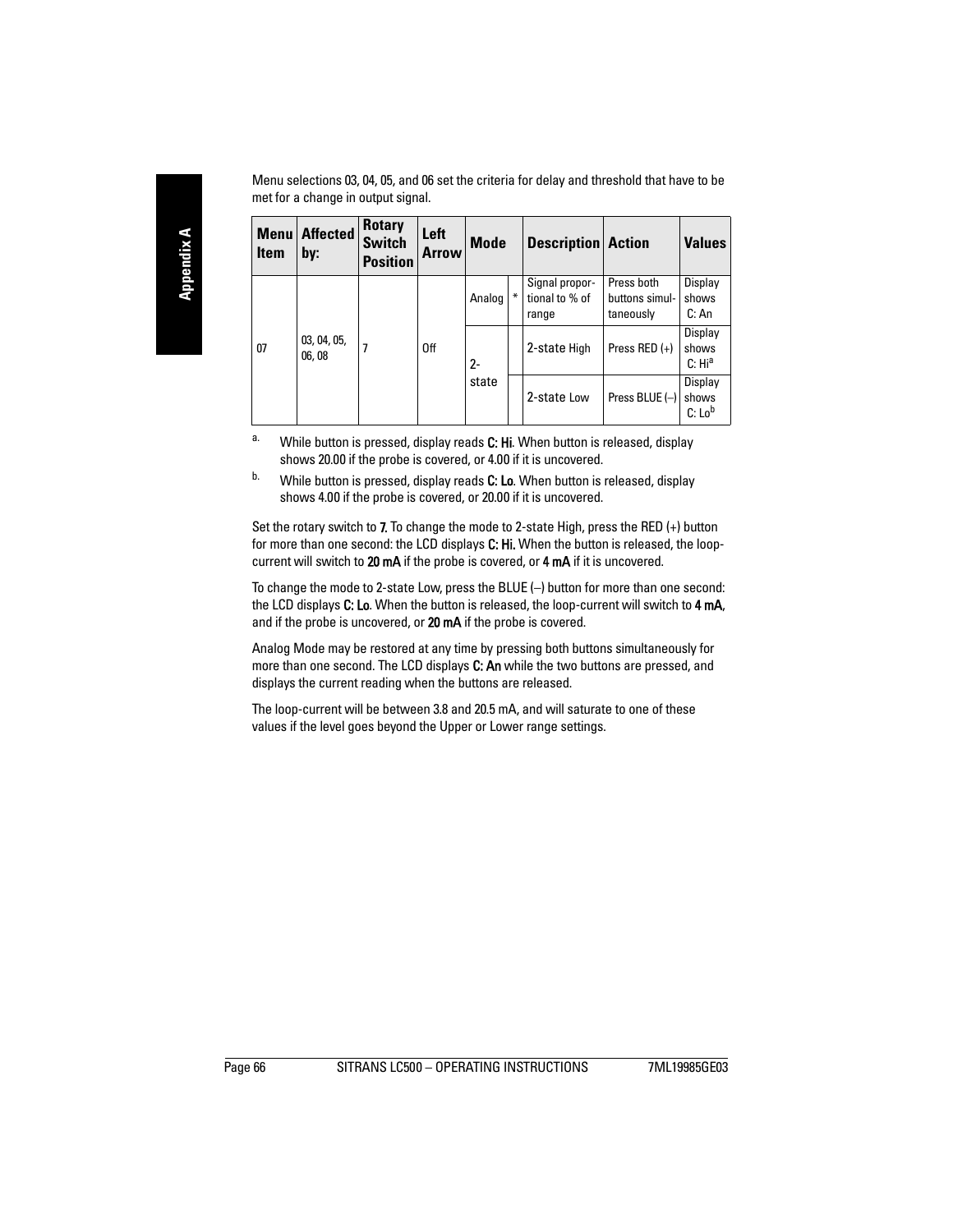Menu selections 03, 04, 05, and 06 set the criteria for delay and threshold that have to be met for a change in output signal.

| Menu Item | Affected by: | Rotary Switch Position | Left Arrow | Mode | | Description | Action | Values |
|---|---|---|---|---|---|---|---|---|
| 07 | 03, 04, 05, 06, 08 | 7 | Off | Analog | * | Signal proportional to % of range | Press both buttons simultaneously | Display shows C: An |
| | | | | 2-state | | 2-state High | Press RED (+) | Display shows C: Hi[a] |
| | | | | | | 2-state Low | Press BLUE (–) | Display shows C: Lo[b] |

a. While button is pressed, display reads **C: Hi**. When button is released, display shows 20.00 if the probe is covered, or 4.00 if it is uncovered.

b. While button is pressed, display reads **C: Lo**. When button is released, display shows 4.00 if the probe is covered, or 20.00 if it is uncovered.

Set the rotary switch to **7**. To change the mode to 2-state High, press the RED (+) button for more than one second: the LCD displays **C: Hi.** When the button is released, the loop-current will switch to **20 mA** if the probe is covered, or **4 mA** if it is uncovered.

To change the mode to 2-state Low, press the BLUE (–) button for more than one second: the LCD displays **C: Lo**. When the button is released, the loop-current will switch to **4 mA**, and if the probe is uncovered, or **20 mA** if the probe is covered.

Analog Mode may be restored at any time by pressing both buttons simultaneously for more than one second. The LCD displays **C: An** while the two buttons are pressed, and displays the current reading when the buttons are released.

The loop-current will be between 3.8 and 20.5 mA, and will saturate to one of these values if the level goes beyond the Upper or Lower range settings.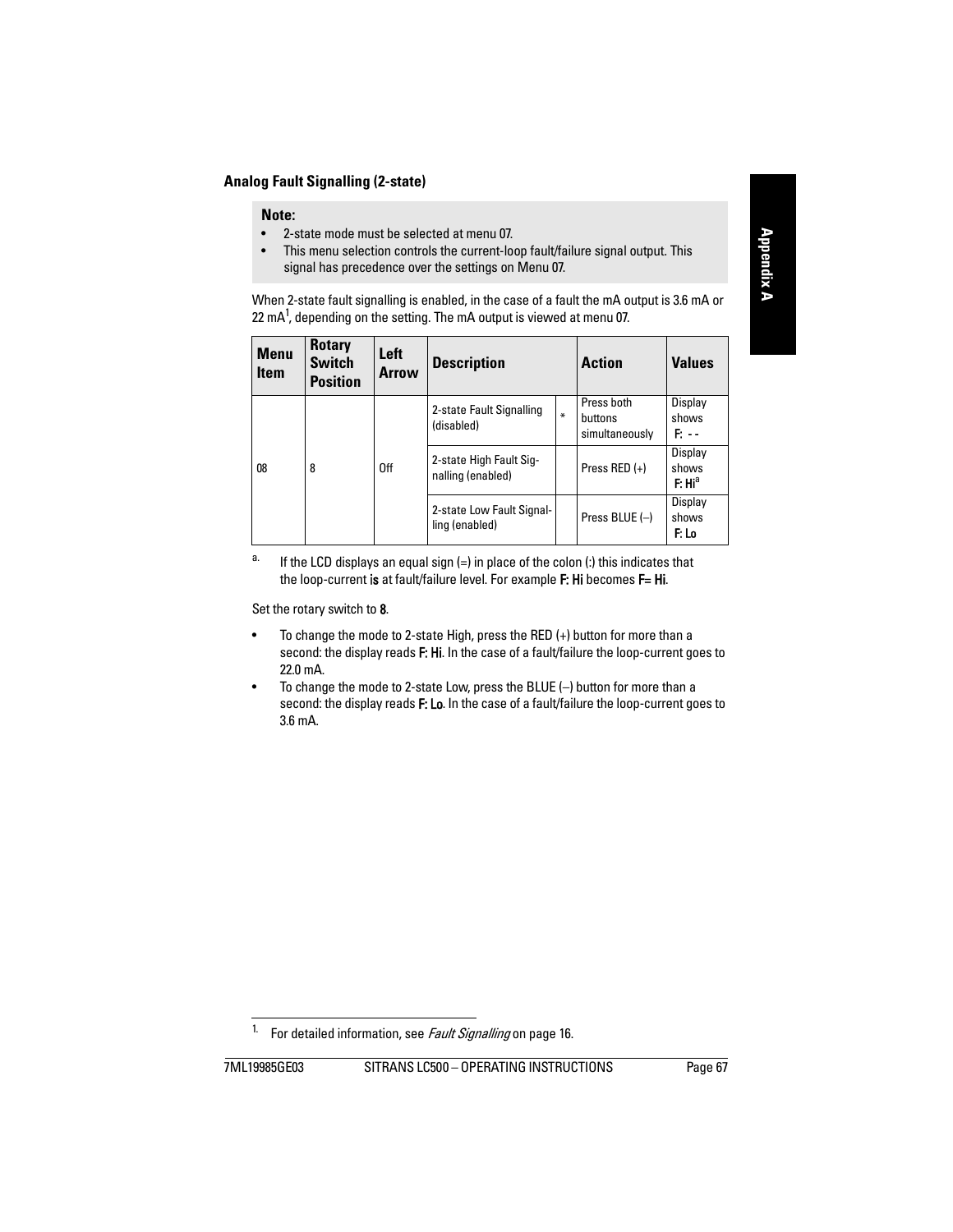### Analog Fault Signalling (2-state)

> **Note:**
> - 2-state mode must be selected at menu 07.
> - This menu selection controls the current-loop fault/failure signal output. This signal has precedence over the settings on Menu 07.

When 2-state fault signalling is enabled, in the case of a fault the mA output is 3.6 mA or 22 mA[1], depending on the setting. The mA output is viewed at menu 07.

| Menu Item | Rotary Switch Position | Left Arrow | Description | | Action | Values |
|---|---|---|---|---|---|---|
| 08 | 8 | Off | 2-state Fault Signalling (disabled) | * | Press both buttons simultaneously | Display shows **F: - -** |
| | | | 2-state High Fault Signalling (enabled) | | Press RED (+) | Display shows **F: Hi**[a] |
| | | | 2-state Low Fault Signalling (enabled) | | Press BLUE (–) | Display shows **F: Lo** |

[a] If the LCD displays an equal sign (=) in place of the colon (:) this indicates that the loop-current **is** at fault/failure level. For example **F: Hi** becomes **F= Hi**.

Set the rotary switch to **8**.

- To change the mode to 2-state High, press the RED (+) button for more than a second: the display reads **F: Hi**. In the case of a fault/failure the loop-current goes to 22.0 mA.
- To change the mode to 2-state Low, press the BLUE (–) button for more than a second: the display reads **F: Lo**. In the case of a fault/failure the loop-current goes to 3.6 mA.

[1] For detailed information, see *Fault Signalling* on page 16.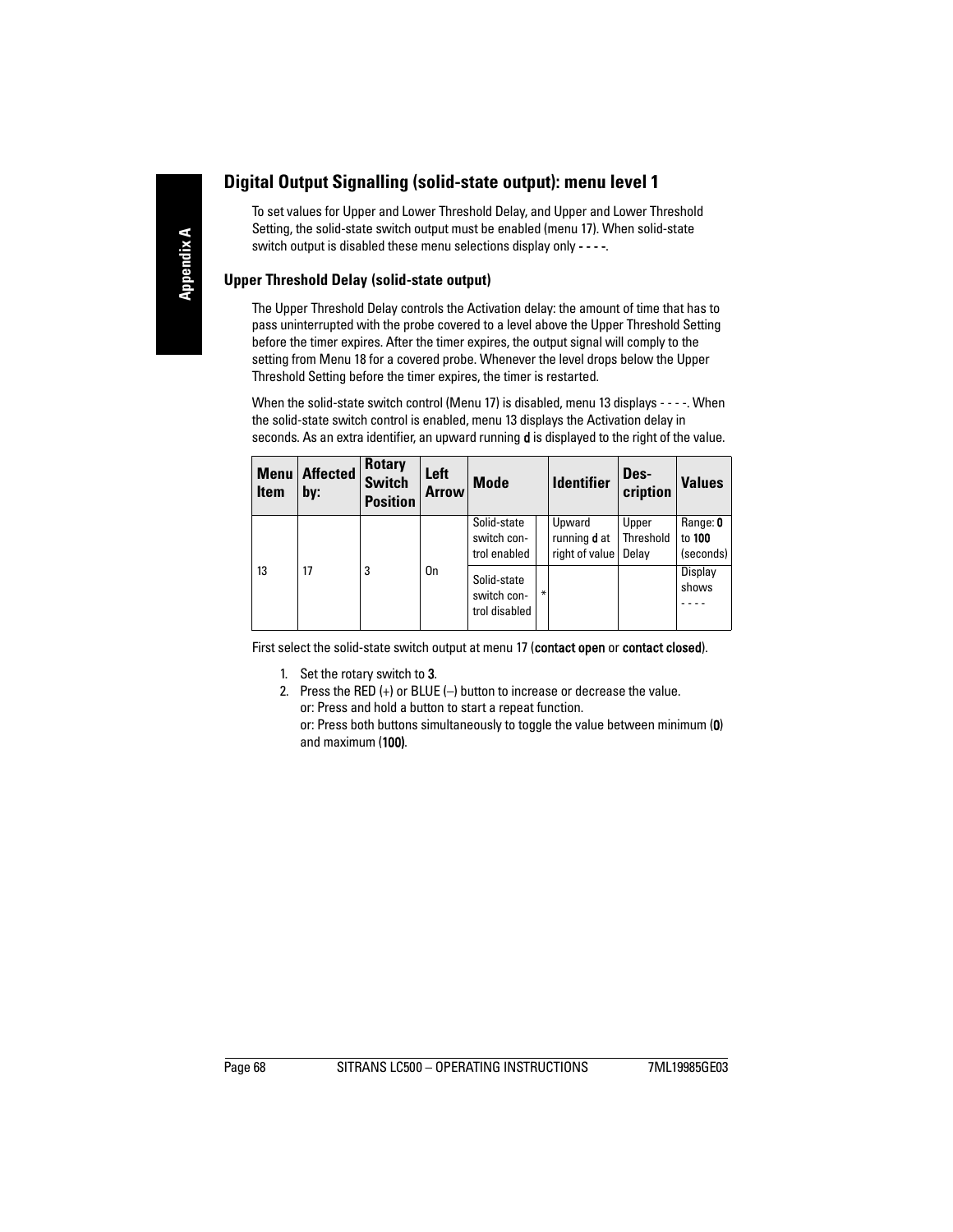## Digital Output Signalling (solid-state output): menu level 1

To set values for Upper and Lower Threshold Delay, and Upper and Lower Threshold Setting, the solid-state switch output must be enabled (menu 17). When solid-state switch output is disabled these menu selections display only **- - - -**.

### Upper Threshold Delay (solid-state output)

The Upper Threshold Delay controls the Activation delay: the amount of time that has to pass uninterrupted with the probe covered to a level above the Upper Threshold Setting before the timer expires. After the timer expires, the output signal will comply to the setting from Menu 18 for a covered probe. Whenever the level drops below the Upper Threshold Setting before the timer expires, the timer is restarted.

When the solid-state switch control (Menu 17) is disabled, menu 13 displays - - - -. When the solid-state switch control is enabled, menu 13 displays the Activation delay in seconds. As an extra identifier, an upward running **d** is displayed to the right of the value.

| Menu Item | Affected by: | Rotary Switch Position | Left Arrow | Mode | | Identifier | Description | Values |
|---|---|---|---|---|---|---|---|---|
| 13 | 17 | 3 | On | Solid-state switch control enabled | | Upward running **d** at right of value | Upper Threshold Delay | Range: **0** to **100** (seconds) |
| | | | | Solid-state switch control disabled | * | | | Display shows - - - - |

First select the solid-state switch output at menu 17 (**contact open** or **contact closed**).

1. Set the rotary switch to **3**.
2. Press the RED (+) or BLUE (–) button to increase or decrease the value.
   or: Press and hold a button to start a repeat function.
   or: Press both buttons simultaneously to toggle the value between minimum (**0**) and maximum (**100**).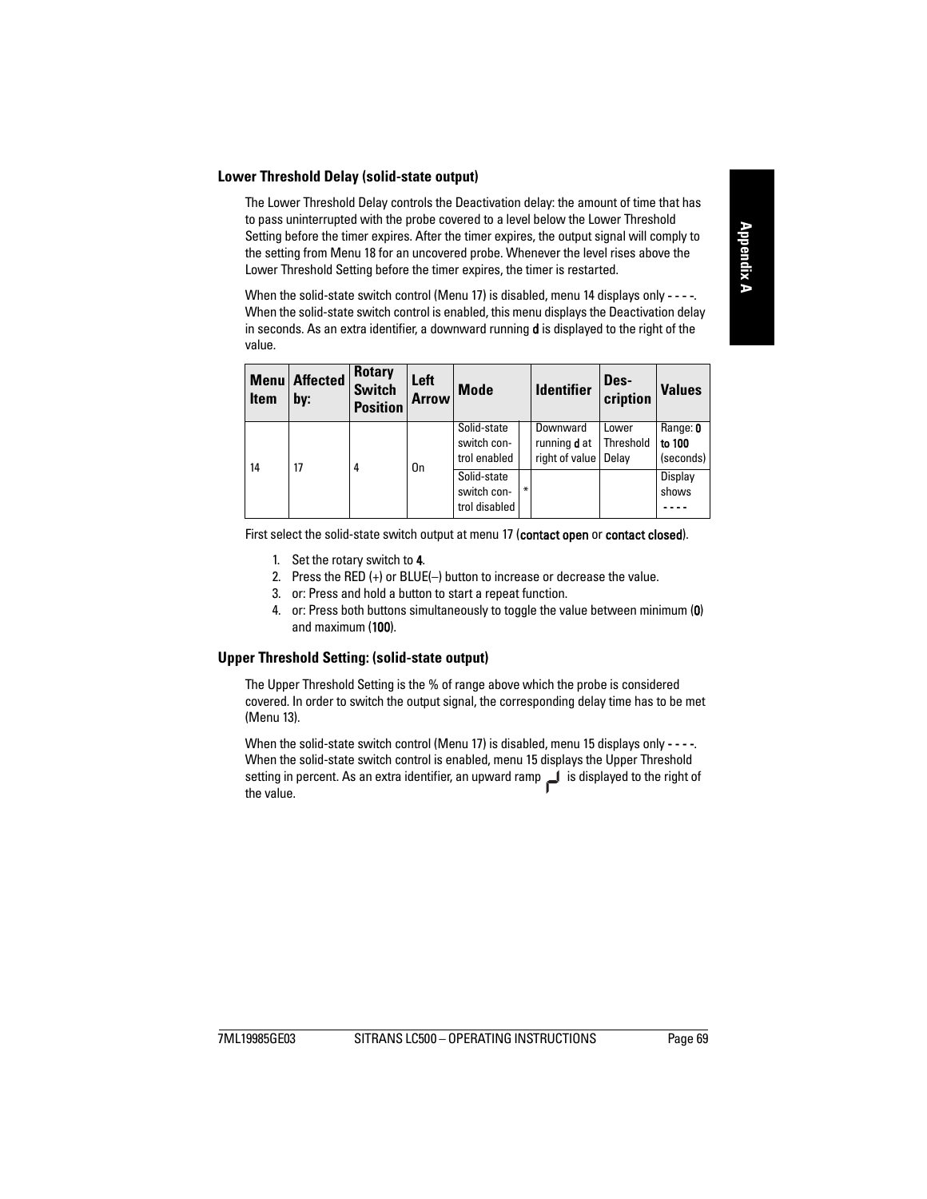### Lower Threshold Delay (solid-state output)

The Lower Threshold Delay controls the Deactivation delay: the amount of time that has to pass uninterrupted with the probe covered to a level below the Lower Threshold Setting before the timer expires. After the timer expires, the output signal will comply to the setting from Menu 18 for an uncovered probe. Whenever the level rises above the Lower Threshold Setting before the timer expires, the timer is restarted.

When the solid-state switch control (Menu 17) is disabled, menu 14 displays only - - - -. When the solid-state switch control is enabled, this menu displays the Deactivation delay in seconds. As an extra identifier, a downward running **d** is displayed to the right of the value.

| Menu Item | Affected by: | Rotary Switch Position | Left Arrow | Mode | | Identifier | Des-cription | Values |
|---|---|---|---|---|---|---|---|---|
| 14 | 17 | 4 | On | Solid-state switch control enabled | | Downward running **d** at right of value | Lower Threshold Delay | Range: **0 to 100** (seconds) |
| | | | | Solid-state switch control disabled | * | | | Display shows **- - - -** |

First select the solid-state switch output at menu 17 (**contact open** or **contact closed**).

1. Set the rotary switch to **4**.
2. Press the RED (+) or BLUE(–) button to increase or decrease the value.
3. or: Press and hold a button to start a repeat function.
4. or: Press both buttons simultaneously to toggle the value between minimum (**0**) and maximum (**100**).

### Upper Threshold Setting: (solid-state output)

The Upper Threshold Setting is the % of range above which the probe is considered covered. In order to switch the output signal, the corresponding delay time has to be met (Menu 13).

When the solid-state switch control (Menu 17) is disabled, menu 15 displays only - - - -. When the solid-state switch control is enabled, menu 15 displays the Upper Threshold setting in percent. As an extra identifier, an upward ramp is displayed to the right of the value.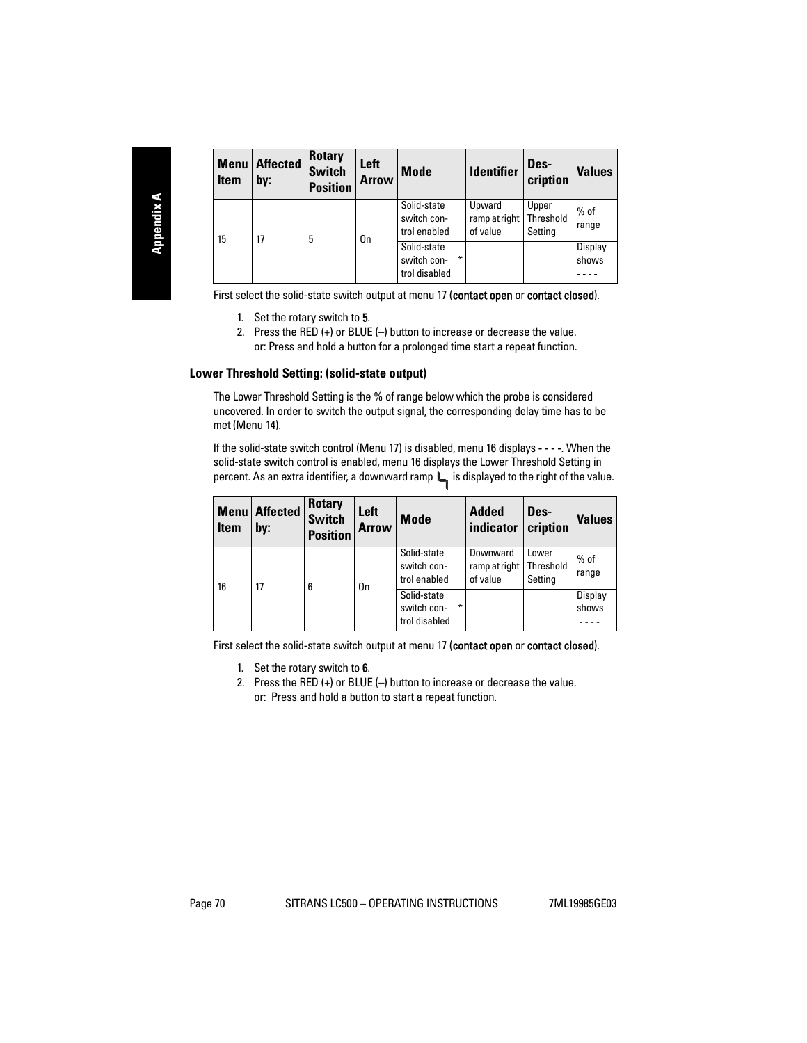| Menu Item | Affected by: | Rotary Switch Position | Left Arrow | Mode | | Identifier | Des-cription | Values |
|---|---|---|---|---|---|---|---|---|
| 15 | 17 | 5 | On | Solid-state switch con-trol enabled | | Upward ramp at right of value | Upper Threshold Setting | % of range |
| | | | | Solid-state switch con-trol disabled | * | | | Display shows - - - - |

First select the solid-state switch output at menu 17 (**contact open** or **contact closed**).

1. Set the rotary switch to **5**.
2. Press the RED (+) or BLUE (–) button to increase or decrease the value.
   or: Press and hold a button for a prolonged time start a repeat function.

### Lower Threshold Setting: (solid-state output)

The Lower Threshold Setting is the % of range below which the probe is considered uncovered. In order to switch the output signal, the corresponding delay time has to be met (Menu 14).

If the solid-state switch control (Menu 17) is disabled, menu 16 displays **- - - -**. When the solid-state switch control is enabled, menu 16 displays the Lower Threshold Setting in percent. As an extra identifier, a downward ramp is displayed to the right of the value.

| Menu Item | Affected by: | Rotary Switch Position | Left Arrow | Mode | | Added indicator | Des-cription | Values |
|---|---|---|---|---|---|---|---|---|
| 16 | 17 | 6 | On | Solid-state switch con-trol enabled | | Downward ramp at right of value | Lower Threshold Setting | % of range |
| | | | | Solid-state switch con-trol disabled | * | | | Display shows - - - - |

First select the solid-state switch output at menu 17 (**contact open** or **contact closed**).

1. Set the rotary switch to **6**.
2. Press the RED (+) or BLUE (–) button to increase or decrease the value.
   or: Press and hold a button to start a repeat function.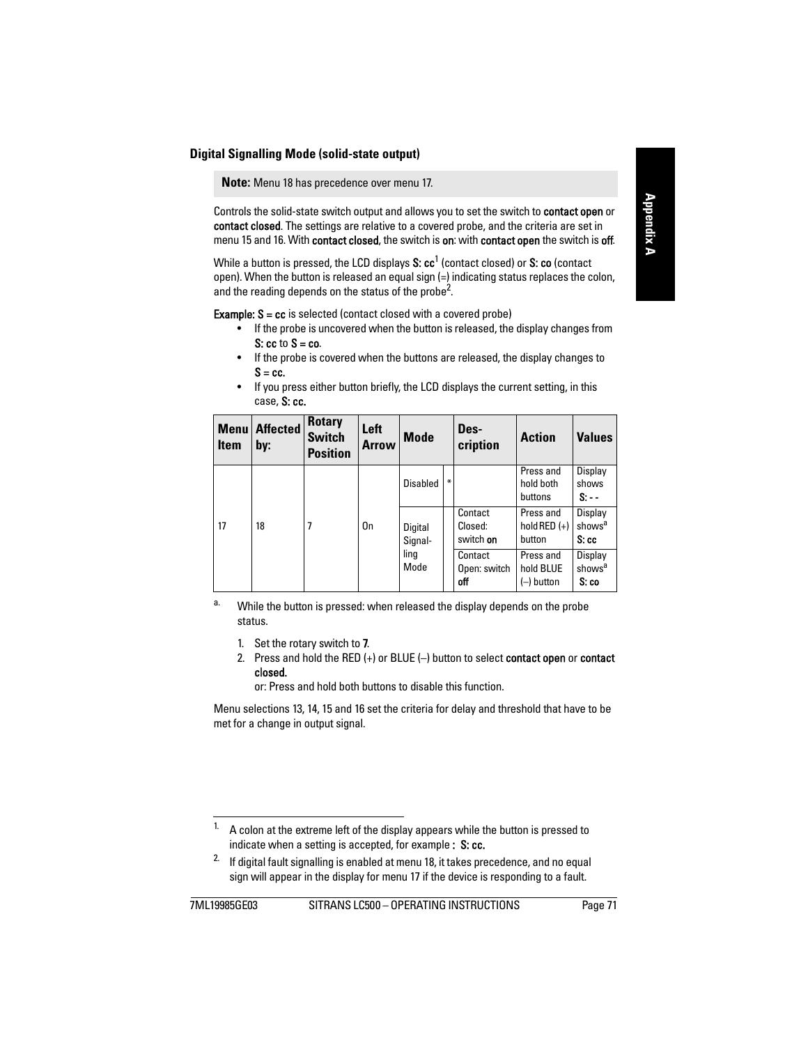### Digital Signalling Mode (solid-state output)

> **Note:** Menu 18 has precedence over menu 17.

Controls the solid-state switch output and allows you to set the switch to **contact open** or **contact closed**. The settings are relative to a covered probe, and the criteria are set in menu 15 and 16. With **contact closed**, the switch is **on**: with **contact open** the switch is **off**.

While a button is pressed, the LCD displays **S: cc**[1] (contact closed) or **S: co** (contact open). When the button is released an equal sign (=) indicating status replaces the colon, and the reading depends on the status of the probe[2].

**Example: S = cc** is selected (contact closed with a covered probe)

- If the probe is uncovered when the button is released, the display changes from **S: cc** to **S = co**.
- If the probe is covered when the buttons are released, the display changes to **S = cc.**
- If you press either button briefly, the LCD displays the current setting, in this case, **S: cc.**

| Menu Item | Affected by: | Rotary Switch Position | Left Arrow | Mode | | Description | Action | Values |
|---|---|---|---|---|---|---|---|---|
| 17 | 18 | 7 | On | Disabled | * | | Press and hold both buttons | Display shows **S: - -** |
| | | | | Digital Signalling Mode | | Contact Closed: switch **on** | Press and hold RED (+) button | Display shows[a] **S: cc** |
| | | | | | | Contact Open: switch **off** | Press and hold BLUE (–) button | Display shows[a] **S: co** |

a. While the button is pressed: when released the display depends on the probe status.

1. Set the rotary switch to **7**.
2. Press and hold the RED (+) or BLUE (–) button to select **contact open** or **contact closed.**

   or: Press and hold both buttons to disable this function.

Menu selections 13, 14, 15 and 16 set the criteria for delay and threshold that have to be met for a change in output signal.

---

1. A colon at the extreme left of the display appears while the button is pressed to indicate when a setting is accepted, for example **: S: cc.**
2. If digital fault signalling is enabled at menu 18, it takes precedence, and no equal sign will appear in the display for menu 17 if the device is responding to a fault.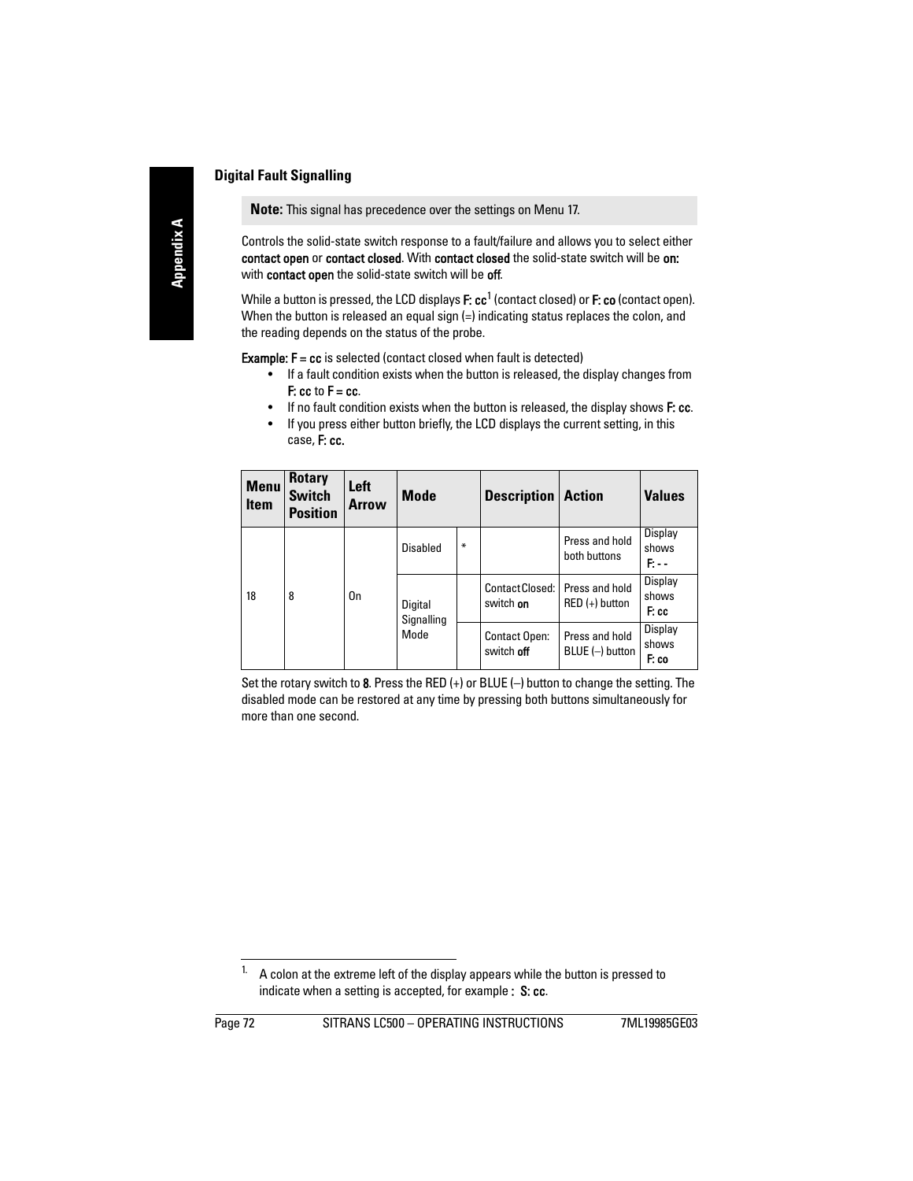## Digital Fault Signalling

**Note:** This signal has precedence over the settings on Menu 17.

Controls the solid-state switch response to a fault/failure and allows you to select either **contact open** or **contact closed**. With **contact closed** the solid-state switch will be **on:** with **contact open** the solid-state switch will be **off**.

While a button is pressed, the LCD displays **F: cc**[1] (contact closed) or **F: co** (contact open). When the button is released an equal sign (=) indicating status replaces the colon, and the reading depends on the status of the probe.

**Example: F = cc** is selected (contact closed when fault is detected)

- If a fault condition exists when the button is released, the display changes from **F: cc** to **F = cc**.
- If no fault condition exists when the button is released, the display shows **F: cc**.
- If you press either button briefly, the LCD displays the current setting, in this case, **F: cc.**

| Menu Item | Rotary Switch Position | Left Arrow | Mode | | Description | Action | Values |
|---|---|---|---|---|---|---|---|
| 18 | 8 | On | Disabled | * | | Press and hold both buttons | Display shows **F: - -** |
| | | | Digital Signalling Mode | | Contact Closed: switch **on** | Press and hold RED (+) button | Display shows **F: cc** |
| | | | | | Contact Open: switch **off** | Press and hold BLUE (–) button | Display shows **F: co** |

Set the rotary switch to **8**. Press the RED (+) or BLUE (–) button to change the setting. The disabled mode can be restored at any time by pressing both buttons simultaneously for more than one second.

[1] A colon at the extreme left of the display appears while the button is pressed to indicate when a setting is accepted, for example **: S: cc**.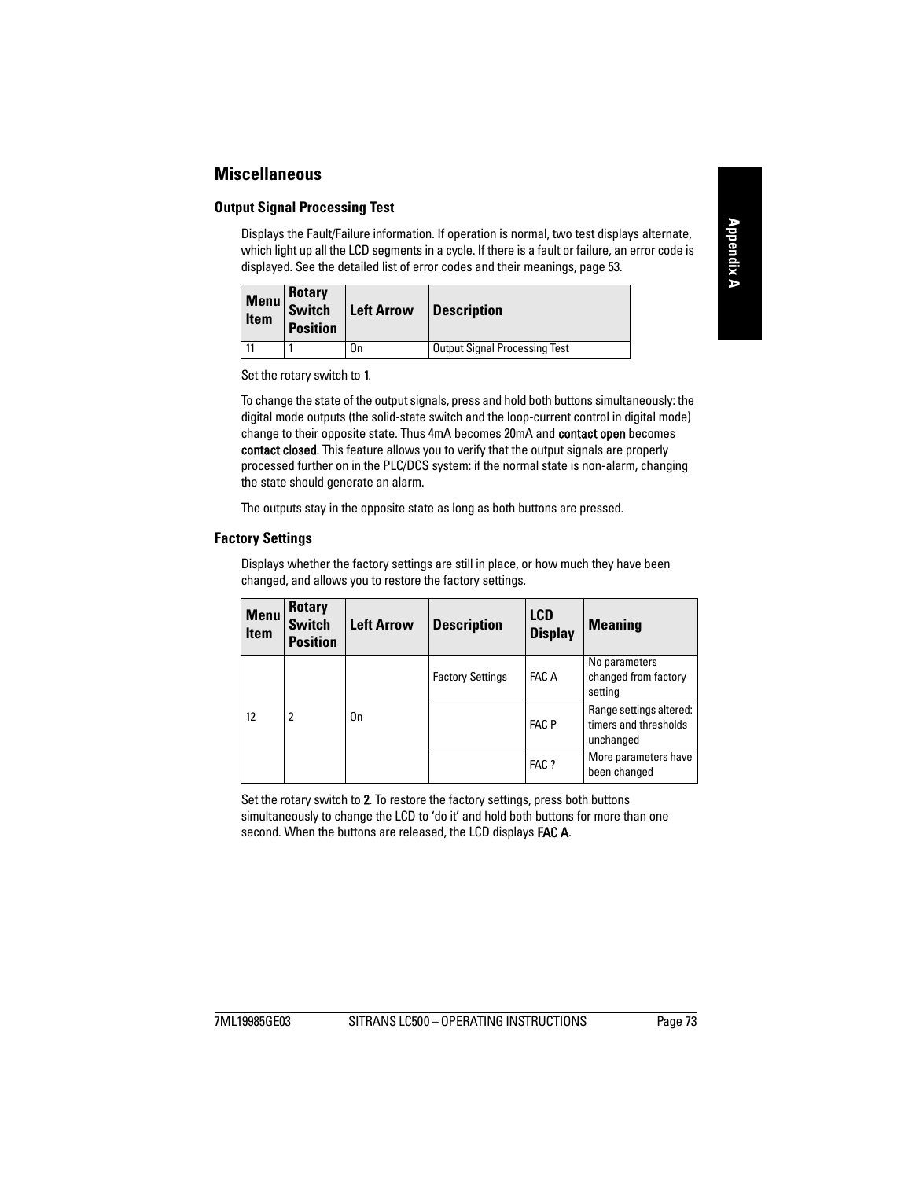## Miscellaneous

### Output Signal Processing Test

Displays the Fault/Failure information. If operation is normal, two test displays alternate, which light up all the LCD segments in a cycle. If there is a fault or failure, an error code is displayed. See the detailed list of error codes and their meanings, page 53.

| Menu Item | Rotary Switch Position | Left Arrow | Description |
|---|---|---|---|
| 11 | 1 | On | Output Signal Processing Test |

Set the rotary switch to **1**.

To change the state of the output signals, press and hold both buttons simultaneously: the digital mode outputs (the solid-state switch and the loop-current control in digital mode) change to their opposite state. Thus 4mA becomes 20mA and **contact open** becomes **contact closed**. This feature allows you to verify that the output signals are properly processed further on in the PLC/DCS system: if the normal state is non-alarm, changing the state should generate an alarm.

The outputs stay in the opposite state as long as both buttons are pressed.

### Factory Settings

Displays whether the factory settings are still in place, or how much they have been changed, and allows you to restore the factory settings.

| Menu Item | Rotary Switch Position | Left Arrow | Description | LCD Display | Meaning |
|---|---|---|---|---|---|
| 12 | 2 | On | Factory Settings | FAC A | No parameters changed from factory setting |
| | | | | FAC P | Range settings altered: timers and thresholds unchanged |
| | | | | FAC ? | More parameters have been changed |

Set the rotary switch to **2**. To restore the factory settings, press both buttons simultaneously to change the LCD to 'do it' and hold both buttons for more than one second. When the buttons are released, the LCD displays **FAC A**.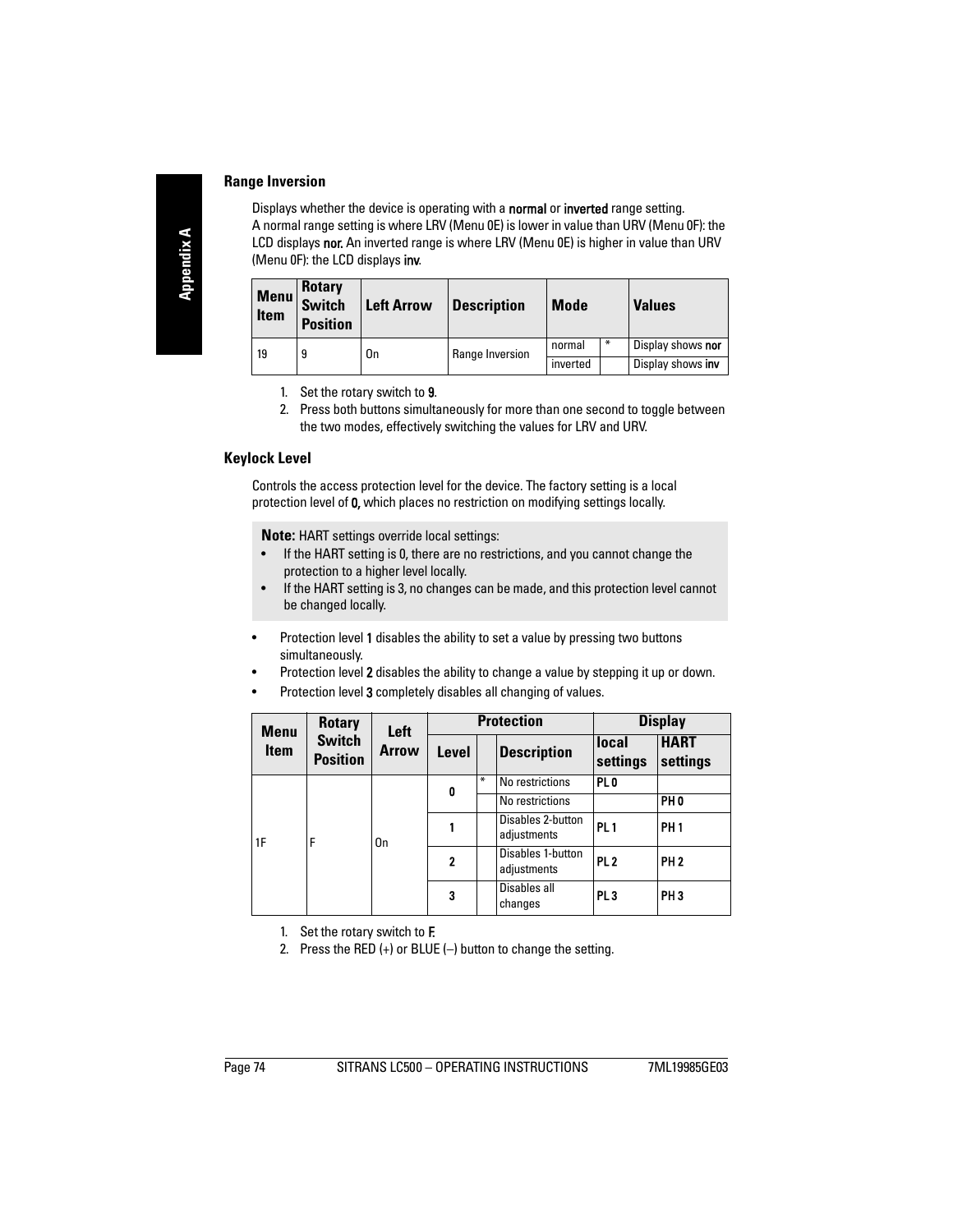### Range Inversion

Displays whether the device is operating with a **normal** or **inverted** range setting. A normal range setting is where LRV (Menu 0E) is lower in value than URV (Menu 0F): the LCD displays **nor**. An inverted range is where LRV (Menu 0E) is higher in value than URV (Menu 0F): the LCD displays **inv**.

| Menu Item | Rotary Switch Position | Left Arrow | Description | Mode | | Values |
|---|---|---|---|---|---|---|
| 19 | 9 | On | Range Inversion | normal | * | Display shows **nor** |
| | | | | inverted | | Display shows **inv** |

1. Set the rotary switch to **9**.
2. Press both buttons simultaneously for more than one second to toggle between the two modes, effectively switching the values for LRV and URV.

### Keylock Level

Controls the access protection level for the device. The factory setting is a local protection level of **0,** which places no restriction on modifying settings locally.

> **Note:** HART settings override local settings:
> - If the HART setting is 0, there are no restrictions, and you cannot change the protection to a higher level locally.
> - If the HART setting is 3, no changes can be made, and this protection level cannot be changed locally.

- Protection level **1** disables the ability to set a value by pressing two buttons simultaneously.
- Protection level **2** disables the ability to change a value by stepping it up or down.
- Protection level **3** completely disables all changing of values.

| Menu Item | Rotary Switch Position | Left Arrow | Protection | | | Display | |
|---|---|---|---|---|---|---|---|
| | | | Level | | Description | local settings | HART settings |
| 1F | F | On | **0** | * | No restrictions | **PL 0** | |
| | | | | | No restrictions | | **PH 0** |
| | | | **1** | | Disables 2-button adjustments | **PL 1** | **PH 1** |
| | | | **2** | | Disables 1-button adjustments | **PL 2** | **PH 2** |
| | | | **3** | | Disables all changes | **PL 3** | **PH 3** |

1. Set the rotary switch to **F**.
2. Press the RED (+) or BLUE (–) button to change the setting.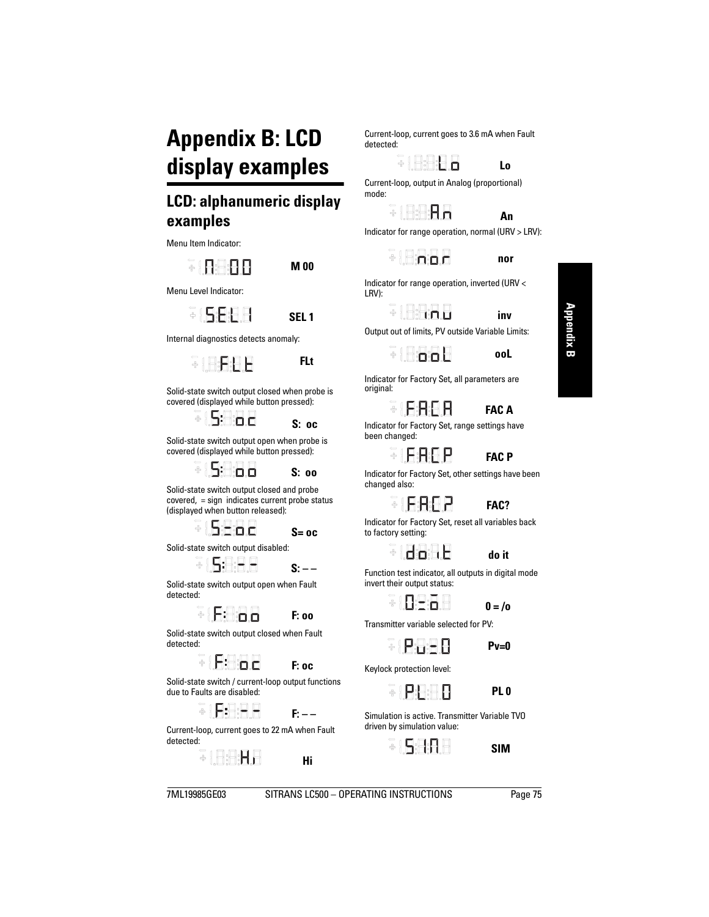# Appendix B: LCD display examples

## LCD: alphanumeric display examples

Menu Item Indicator:

**M 00**

Menu Level Indicator:

**SEL 1**

Internal diagnostics detects anomaly:

**FLt**

Solid-state switch output closed when probe is covered (displayed while button pressed):

**S: oc**

Solid-state switch output open when probe is covered (displayed while button pressed):

**S: oo**

Solid-state switch output closed and probe covered, = sign indicates current probe status (displayed when button released):

**S= oc**

Solid-state switch output disabled:

**S: – –**

Solid-state switch output open when Fault detected:

**F: oo**

Solid-state switch output closed when Fault detected:

**F: oc**

Solid-state switch / current-loop output functions due to Faults are disabled:

**F: – –**

Current-loop, current goes to 22 mA when Fault detected:

**Hi**

Current-loop, current goes to 3.6 mA when Fault detected:

**Lo**

Current-loop, output in Analog (proportional) mode:

**An**

Indicator for range operation, normal (URV > LRV):

**nor**

Indicator for range operation, inverted (URV < LRV):

**inv**

Output out of limits, PV outside Variable Limits:

**ooL**

Indicator for Factory Set, all parameters are original:

**FAC A**

Indicator for Factory Set, range settings have been changed:

**FAC P**

Indicator for Factory Set, other settings have been changed also:

**FAC?**

Indicator for Factory Set, reset all variables back to factory setting:

**do it**

Function test indicator, all outputs in digital mode invert their output status:

**0 = /o**

Transmitter variable selected for PV:

**Pv=0**

Keylock protection level:

**PL 0**

Simulation is active. Transmitter Variable TVO driven by simulation value:

**SIM**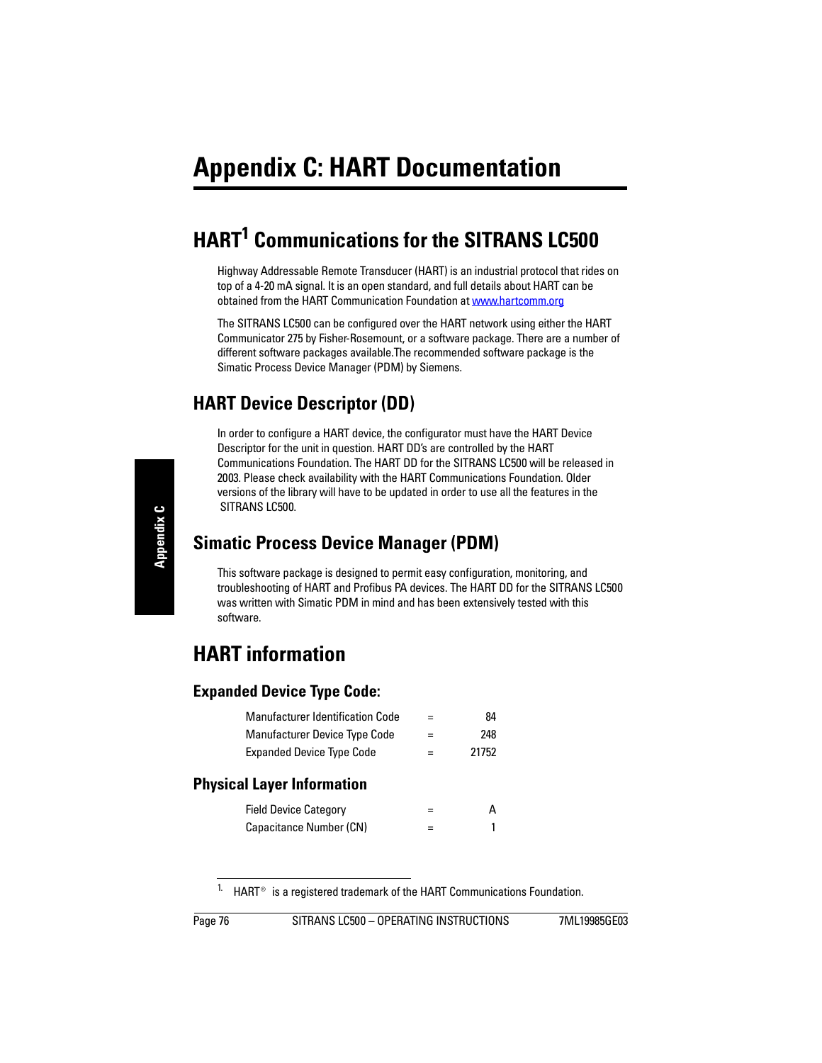# Appendix C: HART Documentation

## HART[1] Communications for the SITRANS LC500

Highway Addressable Remote Transducer (HART) is an industrial protocol that rides on top of a 4-20 mA signal. It is an open standard, and full details about HART can be obtained from the HART Communication Foundation at www.hartcomm.org

The SITRANS LC500 can be configured over the HART network using either the HART Communicator 275 by Fisher-Rosemount, or a software package. There are a number of different software packages available.The recommended software package is the Simatic Process Device Manager (PDM) by Siemens.

### HART Device Descriptor (DD)

In order to configure a HART device, the configurator must have the HART Device Descriptor for the unit in question. HART DD's are controlled by the HART Communications Foundation. The HART DD for the SITRANS LC500 will be released in 2003. Please check availability with the HART Communications Foundation. Older versions of the library will have to be updated in order to use all the features in the SITRANS LC500.

### Simatic Process Device Manager (PDM)

This software package is designed to permit easy configuration, monitoring, and troubleshooting of HART and Profibus PA devices. The HART DD for the SITRANS LC500 was written with Simatic PDM in mind and has been extensively tested with this software.

## HART information

### Expanded Device Type Code:

| | | |
|---|---|---|
| Manufacturer Identification Code | = | 84 |
| Manufacturer Device Type Code | = | 248 |
| Expanded Device Type Code | = | 21752 |

### Physical Layer Information

| | | |
|---|---|---|
| Field Device Category | = | A |
| Capacitance Number (CN) | = | 1 |

[1] HART® is a registered trademark of the HART Communications Foundation.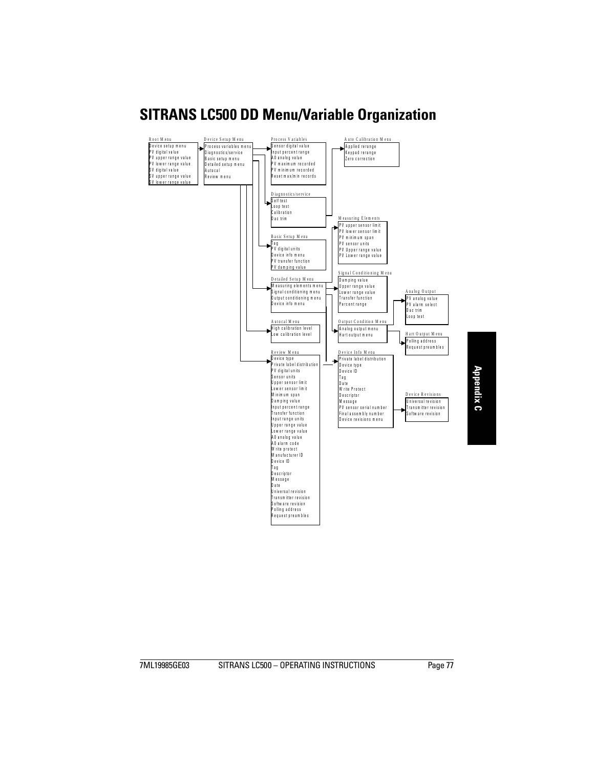# SITRANS LC500 DD Menu/Variable Organization

**Root Menu**
- Device setup menu
- PV digital value
- PV upper range value
- PV lower range value
- SV digital value
- SV upper range value
- SV lower range value

**Device Setup Menu**
- Process variables menu
- Diagnostics/service
- Basic setup menu
- Detailed setup menu
- Autocal
- Review menu

**Process Variables**
- Sensor digital value
- Input percent range
- AO analog value
- PV maximum recorded
- PV minimum recorded
- Reset max/min records

**Auto Calibration Menu**
- Applied rerange
- Keypad rerange
- Zero correction

**Diagnostics/service**
- Self test
- Loop test
- Calibration
- Dac trim

**Measuring Elements**
- PV upper sensor limit
- PV lower sensor limit
- PV minimum span
- PV sensor units
- PV Upper range value
- PV Lower range value

**Basic Setup Menu**
- Tag
- PV digital units
- Device info menu
- PV transfer function
- PV damping value

**Signal Conditioning Menu**
- Damping value
- Upper range value
- Lower range value
- Transfer function
- Percent range

**Detailed Setup Menu**
- Measuring elements menu
- Signal conditioning menu
- Output conditioning menu
- Device info menu

**Analog Output**
- PV analog value
- PV alarm select
- Dac trim
- Loop test

**Autocal Menu**
- High calibration level
- Low calibration level

**Output Condition Menu**
- Analog output menu
- Hart output menu

**Hart Output Menu**
- Polling address
- Request preambles

**Review Menu**
- Device type
- Private label distribution
- PV digital units
- Sensor units
- Upper sensor limit
- Lower sensor limit
- Minimum span
- Damping value
- Input percent range
- Transfer function
- Input range units
- Upper range value
- Lower range value
- AO analog value
- AO alarm code
- Write protect
- Manufacturer ID
- Device ID
- Tag
- Descriptor
- Message
- Date
- Universal revision
- Transmitter revision
- Software revision
- Polling address
- Request preambles

**Device Info Menu**
- Private label distribution
- Device type
- Device ID
- Tag
- Date
- Write Protect
- Descriptor
- Message
- PV sensor serial number
- Final assembly number
- Device revisions menu

**Device Revisions**
- Universal revision
- Transmitter revision
- Software revision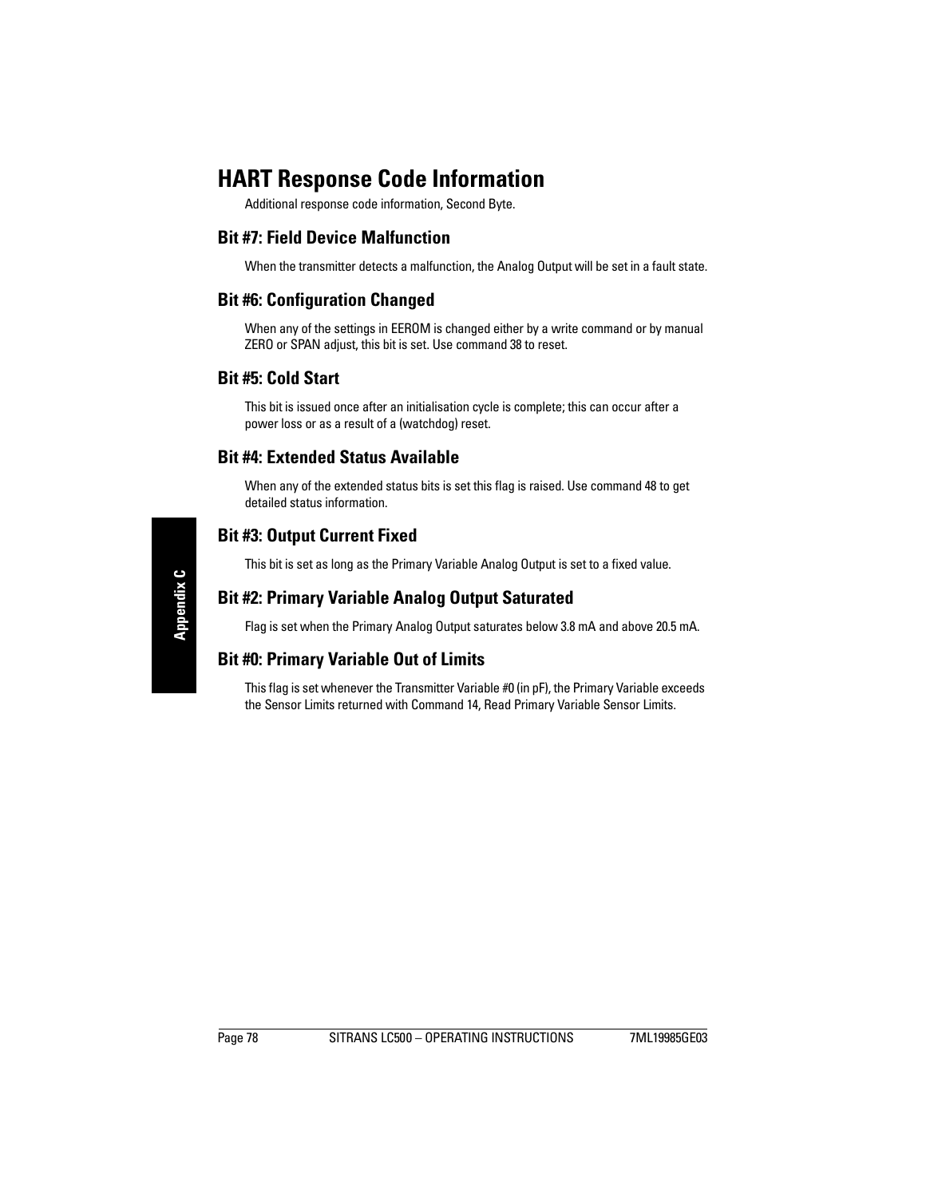# HART Response Code Information

Additional response code information, Second Byte.

## Bit #7: Field Device Malfunction

When the transmitter detects a malfunction, the Analog Output will be set in a fault state.

## Bit #6: Configuration Changed

When any of the settings in EEROM is changed either by a write command or by manual ZERO or SPAN adjust, this bit is set. Use command 38 to reset.

## Bit #5: Cold Start

This bit is issued once after an initialisation cycle is complete; this can occur after a power loss or as a result of a (watchdog) reset.

## Bit #4: Extended Status Available

When any of the extended status bits is set this flag is raised. Use command 48 to get detailed status information.

## Bit #3: Output Current Fixed

This bit is set as long as the Primary Variable Analog Output is set to a fixed value.

## Bit #2: Primary Variable Analog Output Saturated

Flag is set when the Primary Analog Output saturates below 3.8 mA and above 20.5 mA.

## Bit #0: Primary Variable Out of Limits

This flag is set whenever the Transmitter Variable #0 (in pF), the Primary Variable exceeds the Sensor Limits returned with Command 14, Read Primary Variable Sensor Limits.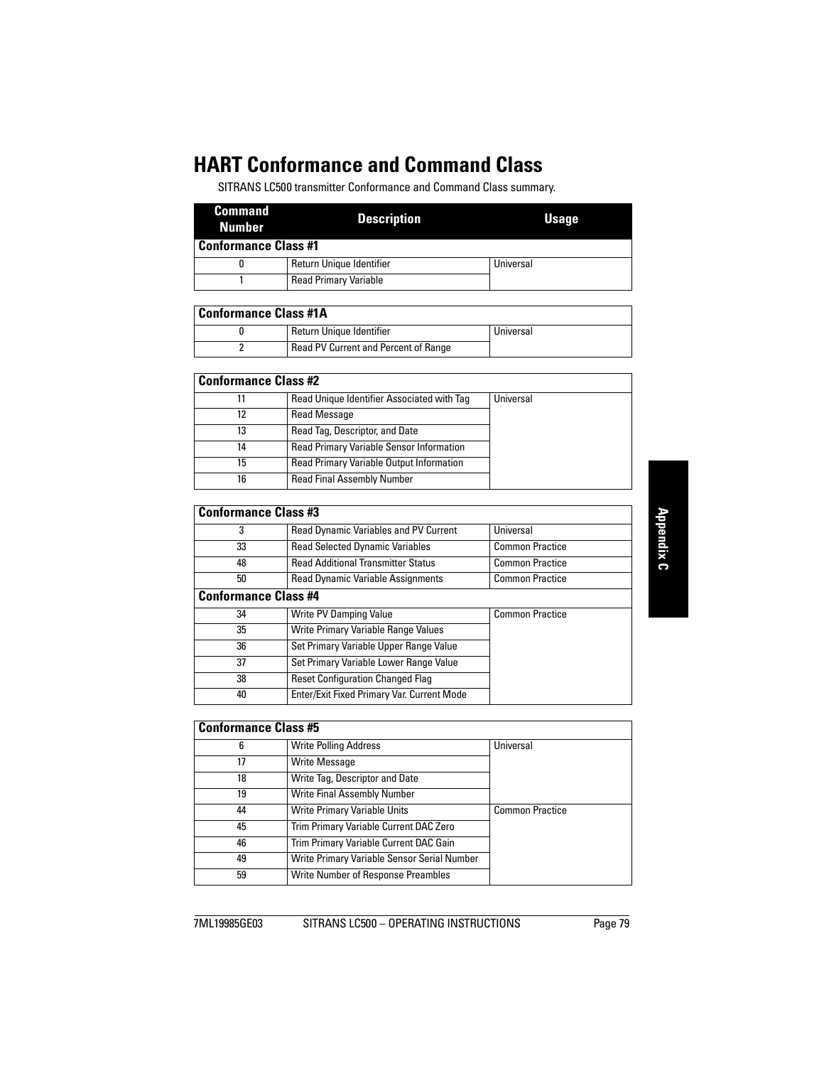# HART Conformance and Command Class

SITRANS LC500 transmitter Conformance and Command Class summary.

| Command Number | Description | Usage |
|---|---|---|
| **Conformance Class #1** | | |
| 0 | Return Unique Identifier | Universal |
| 1 | Read Primary Variable | |

| **Conformance Class #1A** | | |
|---|---|---|
| 0 | Return Unique Identifier | Universal |
| 2 | Read PV Current and Percent of Range | |

| **Conformance Class #2** | | |
|---|---|---|
| 11 | Read Unique Identifier Associated with Tag | Universal |
| 12 | Read Message | |
| 13 | Read Tag, Descriptor, and Date | |
| 14 | Read Primary Variable Sensor Information | |
| 15 | Read Primary Variable Output Information | |
| 16 | Read Final Assembly Number | |

| **Conformance Class #3** | | |
|---|---|---|
| 3 | Read Dynamic Variables and PV Current | Universal |
| 33 | Read Selected Dynamic Variables | Common Practice |
| 48 | Read Additional Transmitter Status | Common Practice |
| 50 | Read Dynamic Variable Assignments | Common Practice |
| **Conformance Class #4** | | |
| 34 | Write PV Damping Value | Common Practice |
| 35 | Write Primary Variable Range Values | |
| 36 | Set Primary Variable Upper Range Value | |
| 37 | Set Primary Variable Lower Range Value | |
| 38 | Reset Configuration Changed Flag | |
| 40 | Enter/Exit Fixed Primary Var. Current Mode | |

| **Conformance Class #5** | | |
|---|---|---|
| 6 | Write Polling Address | Universal |
| 17 | Write Message | |
| 18 | Write Tag, Descriptor and Date | |
| 19 | Write Final Assembly Number | |
| 44 | Write Primary Variable Units | Common Practice |
| 45 | Trim Primary Variable Current DAC Zero | |
| 46 | Trim Primary Variable Current DAC Gain | |
| 49 | Write Primary Variable Sensor Serial Number | |
| 59 | Write Number of Response Preambles | |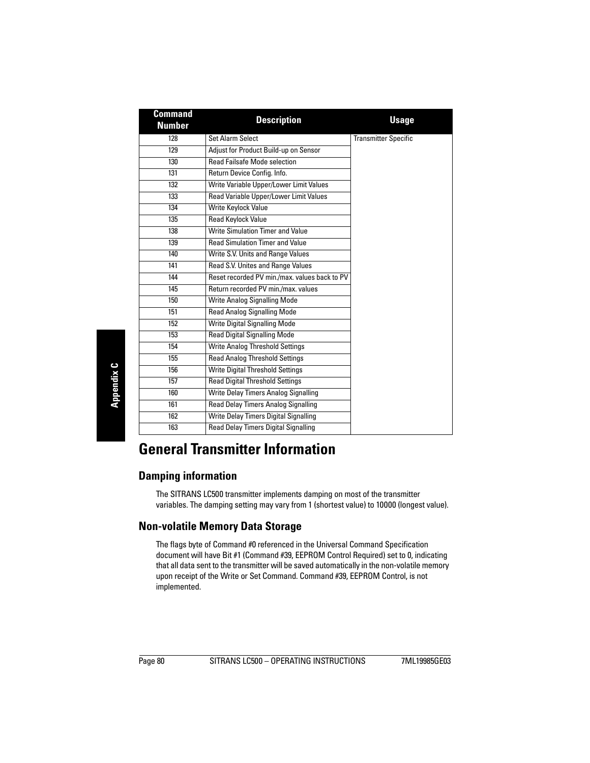| Command Number | Description | Usage |
|---|---|---|
| 128 | Set Alarm Select | Transmitter Specific |
| 129 | Adjust for Product Build-up on Sensor | |
| 130 | Read Failsafe Mode selection | |
| 131 | Return Device Config. Info. | |
| 132 | Write Variable Upper/Lower Limit Values | |
| 133 | Read Variable Upper/Lower Limit Values | |
| 134 | Write Keylock Value | |
| 135 | Read Keylock Value | |
| 138 | Write Simulation Timer and Value | |
| 139 | Read Simulation Timer and Value | |
| 140 | Write S.V. Units and Range Values | |
| 141 | Read S.V. Unites and Range Values | |
| 144 | Reset recorded PV min./max. values back to PV | |
| 145 | Return recorded PV min./max. values | |
| 150 | Write Analog Signalling Mode | |
| 151 | Read Analog Signalling Mode | |
| 152 | Write Digital Signalling Mode | |
| 153 | Read Digital Signalling Mode | |
| 154 | Write Analog Threshold Settings | |
| 155 | Read Analog Threshold Settings | |
| 156 | Write Digital Threshold Settings | |
| 157 | Read Digital Threshold Settings | |
| 160 | Write Delay Timers Analog Signalling | |
| 161 | Read Delay Timers Analog Signalling | |
| 162 | Write Delay Timers Digital Signalling | |
| 163 | Read Delay Timers Digital Signalling | |

# General Transmitter Information

## Damping information

The SITRANS LC500 transmitter implements damping on most of the transmitter variables. The damping setting may vary from 1 (shortest value) to 10000 (longest value).

## Non-volatile Memory Data Storage

The flags byte of Command #0 referenced in the Universal Command Specification document will have Bit #1 (Command #39, EEPROM Control Required) set to 0, indicating that all data sent to the transmitter will be saved automatically in the non-volatile memory upon receipt of the Write or Set Command. Command #39, EEPROM Control, is not implemented.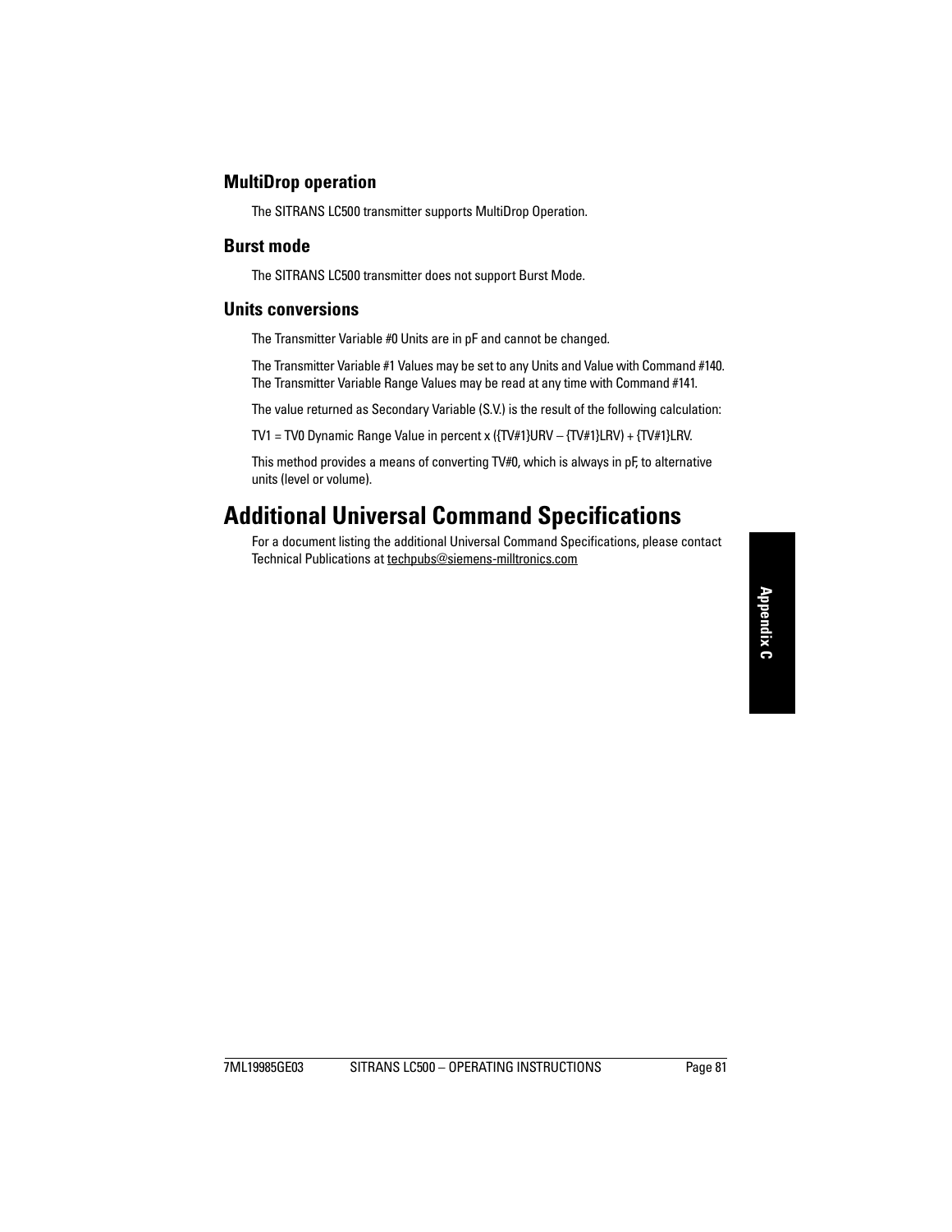### MultiDrop operation

The SITRANS LC500 transmitter supports MultiDrop Operation.

### Burst mode

The SITRANS LC500 transmitter does not support Burst Mode.

### Units conversions

The Transmitter Variable #0 Units are in pF and cannot be changed.

The Transmitter Variable #1 Values may be set to any Units and Value with Command #140. The Transmitter Variable Range Values may be read at any time with Command #141.

The value returned as Secondary Variable (S.V.) is the result of the following calculation:

TV1 = TV0 Dynamic Range Value in percent x ({TV#1}URV – {TV#1}LRV) + {TV#1}LRV.

This method provides a means of converting TV#0, which is always in pF, to alternative units (level or volume).

## Additional Universal Command Specifications

For a document listing the additional Universal Command Specifications, please contact Technical Publications at techpubs@siemens-milltronics.com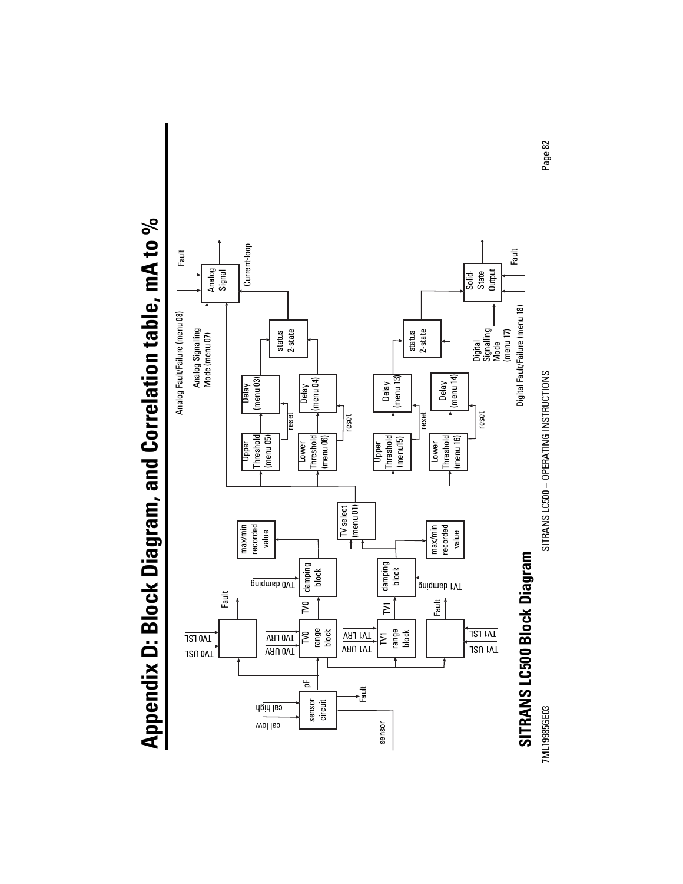# Appendix D: Block Diagram, and Correlation table, mA to %

sensor, cal low, cal high, sensor circuit, Fault, pF

TV0 USL, TV0 LSL, Fault

TV0 URV, TV0 LRV, TV0 range block, TV0

TV0 damping, damping block

max/min recorded value

TV1 URV, TV1 LRV, TV1 range block, TV1

TV1 damping, damping block

max/min recorded value

TV1 USL, TV1 LSL, Fault

TV select (menu 01)

Upper Threshold (menu 05), Delay (menu 03), reset

Lower Threshold (menu 06), Delay (menu 04), reset

status 2-state

Analog Fault/Failure (menu 08)

Analog Signalling Mode (menu 07)

Analog Signal, Fault, Current-loop

Upper Threshold (menu15), Delay (menu 13), reset

Lower Threshold (menu 16), Delay (menu 14), reset

status 2-state

Digital Signalling Mode (menu 17)

Digital Fault/Failure (menu 18)

Solid-State Output, Fault

## SITRANS LC500 Block Diagram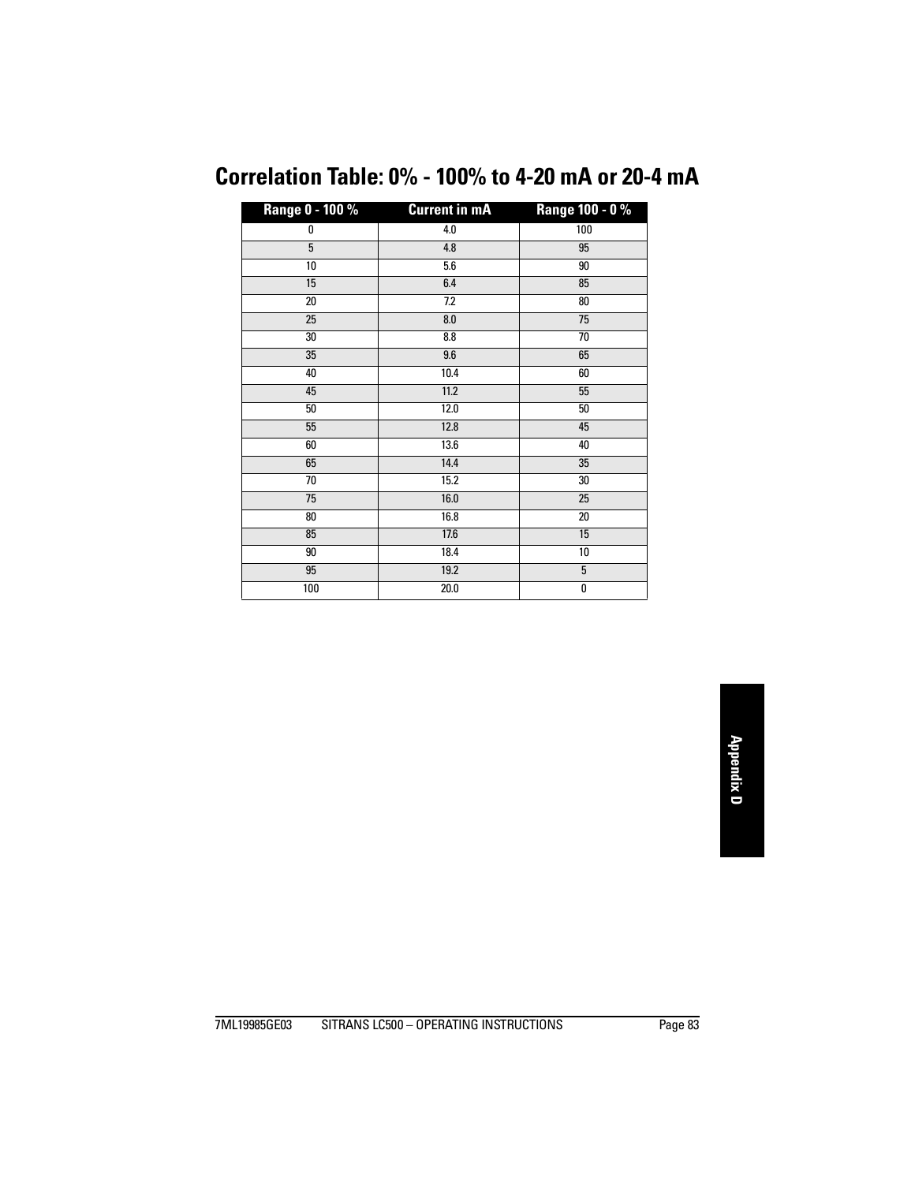## Correlation Table: 0% - 100% to 4-20 mA or 20-4 mA

| Range 0 - 100 % | Current in mA | Range 100 - 0 % |
|---|---|---|
| 0 | 4.0 | 100 |
| 5 | 4.8 | 95 |
| 10 | 5.6 | 90 |
| 15 | 6.4 | 85 |
| 20 | 7.2 | 80 |
| 25 | 8.0 | 75 |
| 30 | 8.8 | 70 |
| 35 | 9.6 | 65 |
| 40 | 10.4 | 60 |
| 45 | 11.2 | 55 |
| 50 | 12.0 | 50 |
| 55 | 12.8 | 45 |
| 60 | 13.6 | 40 |
| 65 | 14.4 | 35 |
| 70 | 15.2 | 30 |
| 75 | 16.0 | 25 |
| 80 | 16.8 | 20 |
| 85 | 17.6 | 15 |
| 90 | 18.4 | 10 |
| 95 | 19.2 | 5 |
| 100 | 20.0 | 0 |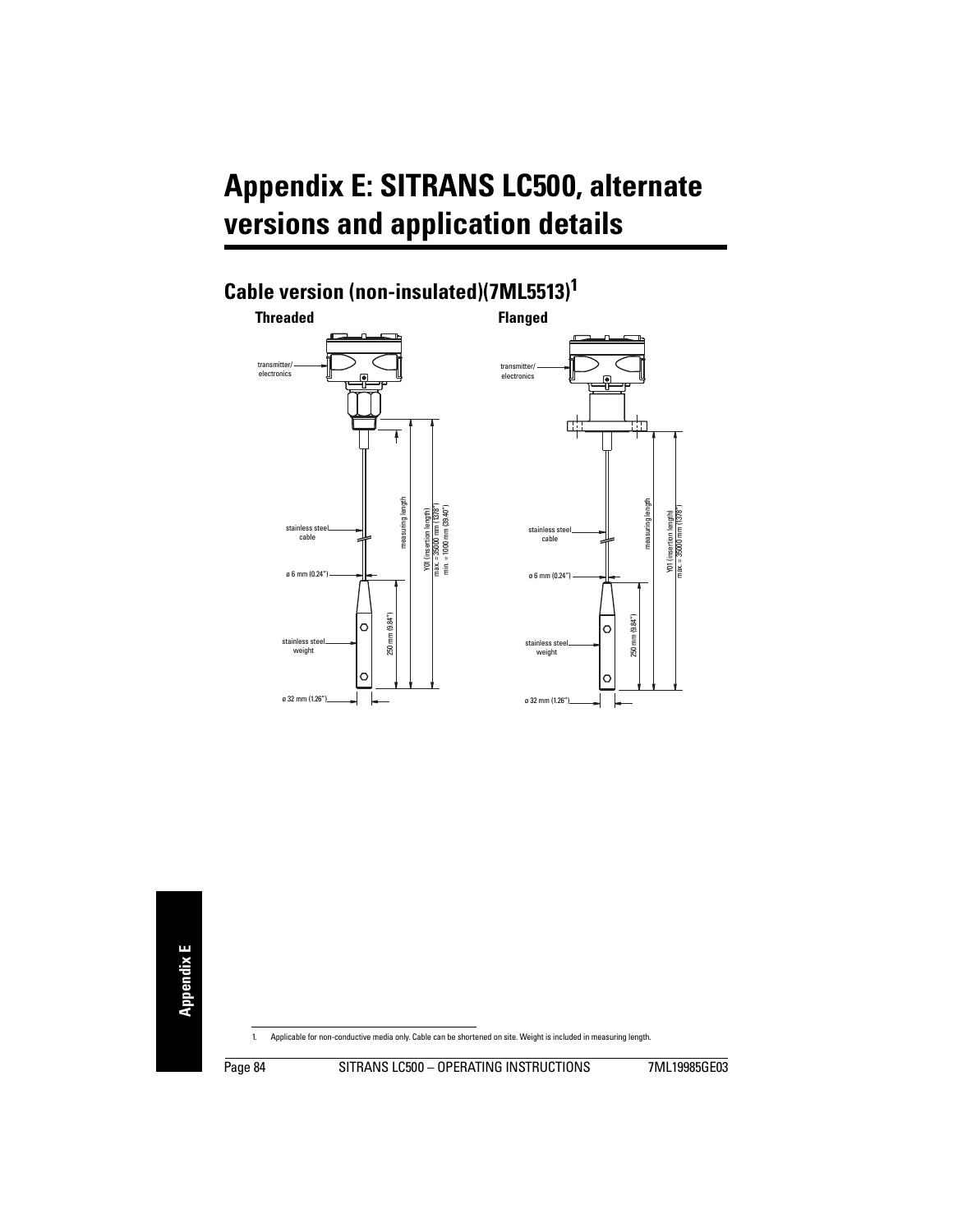# Appendix E: SITRANS LC500, alternate versions and application details

## Cable version (non-insulated)(7ML5513)[1]

**Threaded**

transmitter/ electronics

stainless steel cable

ø 6 mm (0.24")

stainless steel weight

ø 32 mm (1.26")

measuring length

Y01 (insertion length) max. = 35000 mm (1378") min. = 1000 mm (39.40")

250 mm (9.84")

**Flanged**

transmitter/ electronics

stainless steel cable

ø 6 mm (0.24")

stainless steel weight

ø 32 mm (1.26")

measuring length

Y01 (insertion length) max. = 35000 mm (1378")

250 mm (9.84")

1. Applicable for non-conductive media only. Cable can be shortened on site. Weight is included in measuring length.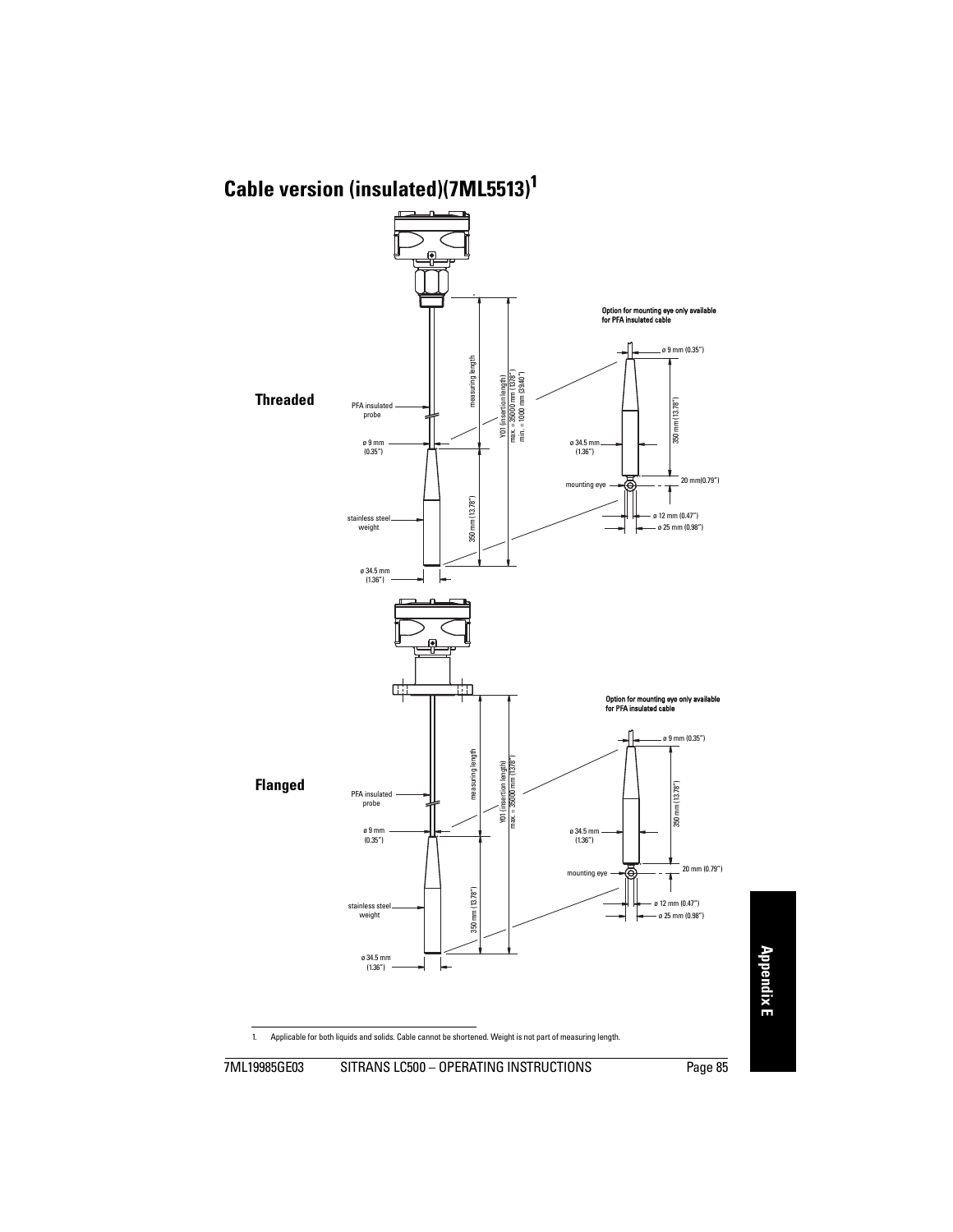# Cable version (insulated)(7ML5513)[1]

**Threaded**

PFA insulated probe

ø 9 mm (0.35")

stainless steel weight

ø 34.5 mm (1.36")

measuring length

350 mm (13.78")

Y01 (insertion length) max. = 35000 mm (1378") min. = 1000 mm (39.40")

Option for mounting eye only available for PFA insulated cable

ø 9 mm (0.35")

350 mm (13.78")

ø 34.5 mm (1.36")

mounting eye

20 mm(0.79")

ø 12 mm (0.47")

ø 25 mm (0.98")

**Flanged**

PFA insulated probe

ø 9 mm (0.35")

stainless steel weight

ø 34.5 mm (1.36")

measuring length

350 mm (13.78")

Y01 (insertion length) max. = 35000 mm (1378")

Option for mounting eye only available for PFA insulated cable

ø 9 mm (0.35")

350 mm (13.78")

ø 34.5 mm (1.36")

mounting eye

20 mm (0.79")

ø 12 mm (0.47")

ø 25 mm (0.98")

1. Applicable for both liquids and solids. Cable cannot be shortened. Weight is not part of measuring length.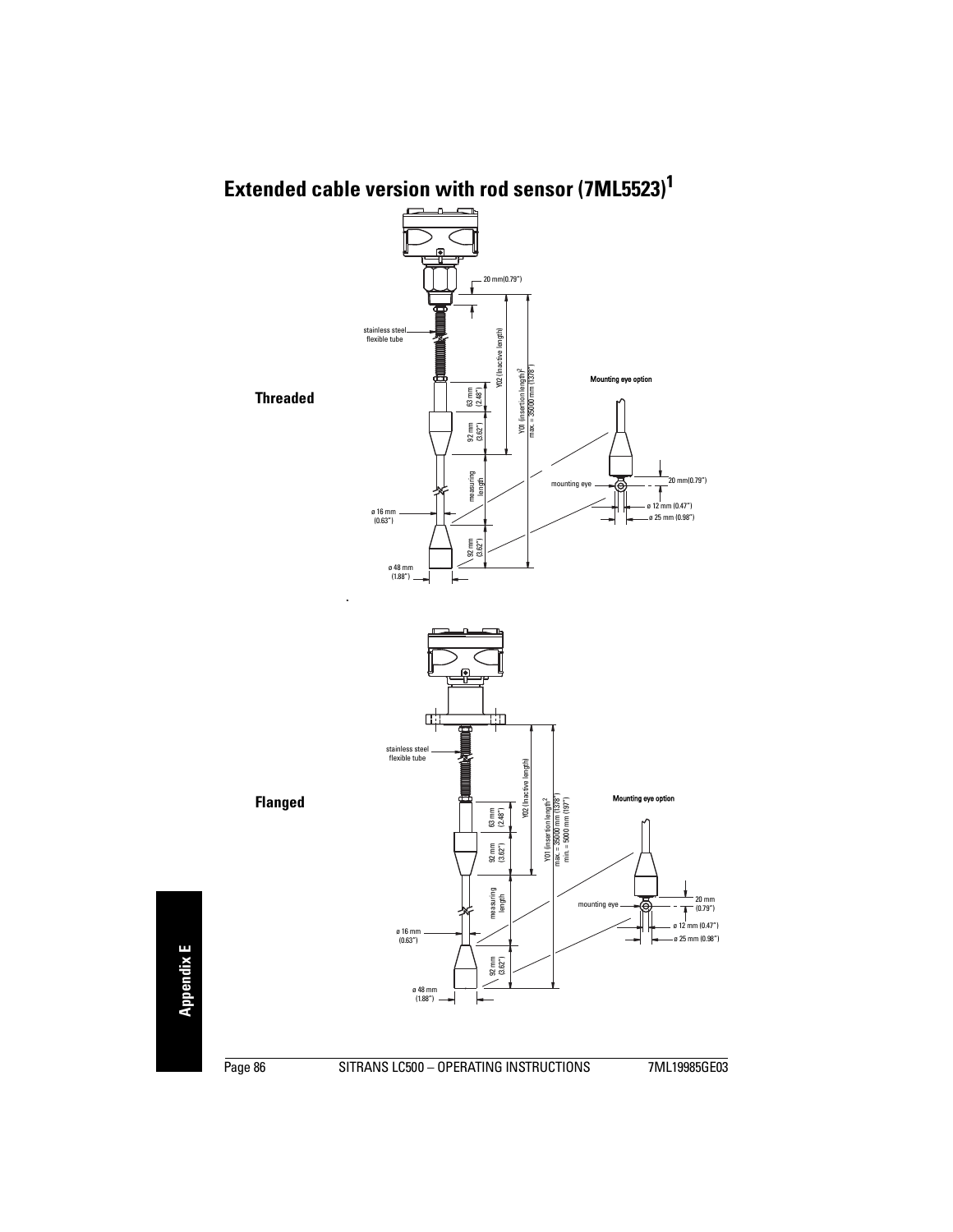# Extended cable version with rod sensor (7ML5523)[1]

**Threaded**

20 mm(0.79")

stainless steel flexible tube

Y02 (Inactive length)

Y01 (insertion length)[2] max. = 35000 mm (1378")

63 mm (2.48")

92 mm (3.62")

measuring length

ø 16 mm (0.63")

92 mm (3.62")

ø 48 mm (1.88")

**Mounting eye option**

mounting eye

20 mm(0.79")

ø 12 mm (0.47")

ø 25 mm (0.98")

**Flanged**

stainless steel flexible tube

Y02 (Inactive length)

Y01 (insertion length)[2] max. = 35000 mm (1378") min. = 5000 mm (197")

63 mm (2.48")

92 mm (3.62")

measuring length

ø 16 mm (0.63")

92 mm (3.62")

ø 48 mm (1.88")

**Mounting eye option**

mounting eye

20 mm (0.79")

ø 12 mm (0.47")

ø 25 mm (0.98")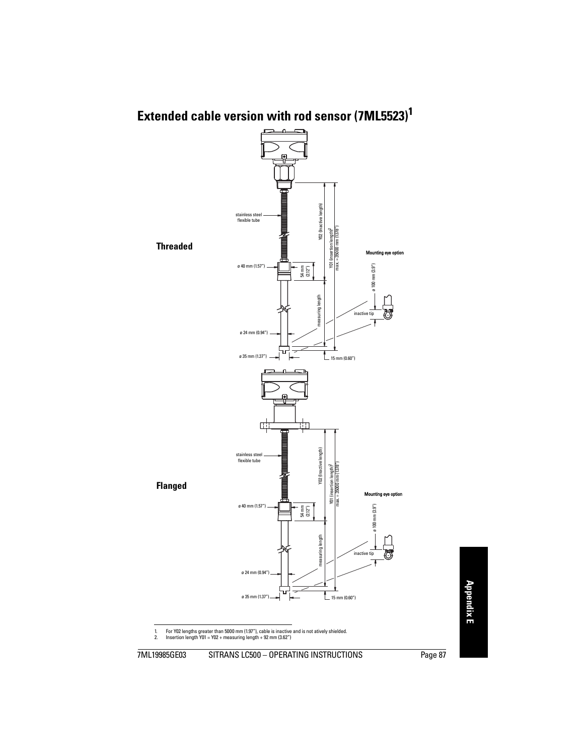## Extended cable version with rod sensor (7ML5523)[1]

**Threaded**

stainless steel flexible tube

ø 40 mm (1.57")

54 mm (2.12")

Y02 (inactive length)

Y01 (insertion length)[2]
max. = 35000 mm (1378")

measuring length

ø 24 mm (0.94")

ø 35 mm (1.37")

15 mm (0.60")

**Mounting eye option**

ø 100 mm (3.9")

inactive tip

**Flanged**

stainless steel flexible tube

ø 40 mm (1.57")

54 mm (2.12")

Y02 (inactive length)

Y01 (insertion length)[2]
max. = 35000 mm (1378")

measuring length

ø 24 mm (0.94")

ø 35 mm (1.37")

15 mm (0.60")

**Mounting eye option**

ø 100 mm (3.9")

inactive tip

1. For Y02 lengths greater than 5000 mm (1.97"), cable is inactive and is not atively shielded.
2. Insertion length Y01 = Y02 + measuring length + 92 mm (3.62")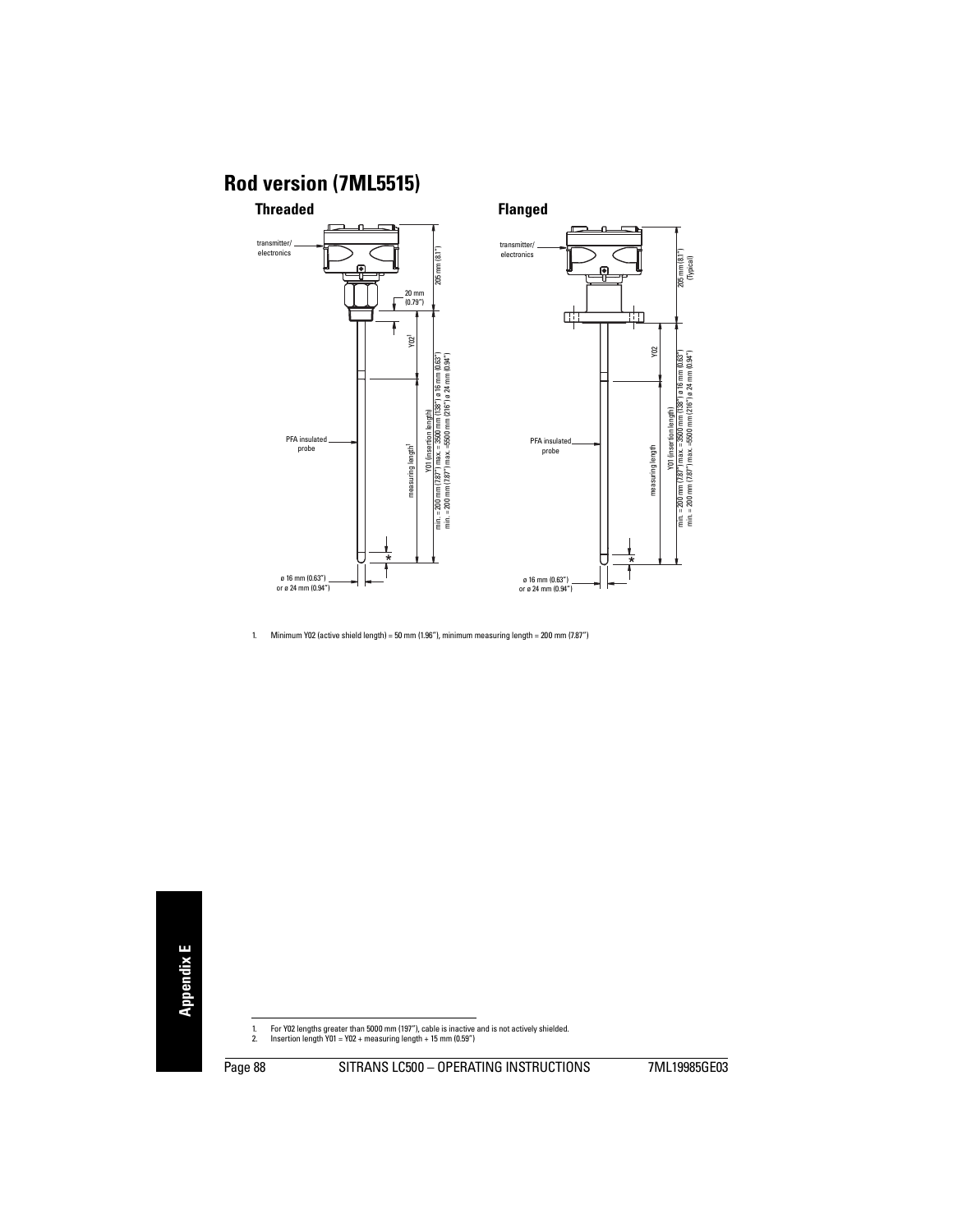## Rod version (7ML5515)

### Threaded

transmitter/ electronics

205 mm (8.1")

20 mm (0.79")

Y02[1]

measuring length[1]

Y01 (insertion length)
min. = 200 mm (7.87") max. = 3500 mm (138") ø 16 mm (0.63")
min. = 200 mm (7.87") max. =5500 mm (216") ø 24 mm (0.94")

PFA insulated probe

ø 16 mm (0.63") or ø 24 mm (0.94")

### Flanged

transmitter/ electronics

205 mm (8.1") (Typical)

Y02

measuring length

Y01 (insertion length)
min. = 200 mm (7.87") max. = 3500 mm (138") ø 16 mm (0.63")
min. = 200 mm (7.87") max. =5500 mm (216") ø 24 mm (0.94")

PFA insulated probe

ø 16 mm (0.63") or ø 24 mm (0.94")

1. Minimum Y02 (active shield length) = 50 mm (1.96"), minimum measuring length = 200 mm (7.87")

---

1. For Y02 lengths greater than 5000 mm (197"), cable is inactive and is not actively shielded.
2. Insertion length Y01 = Y02 + measuring length + 15 mm (0.59")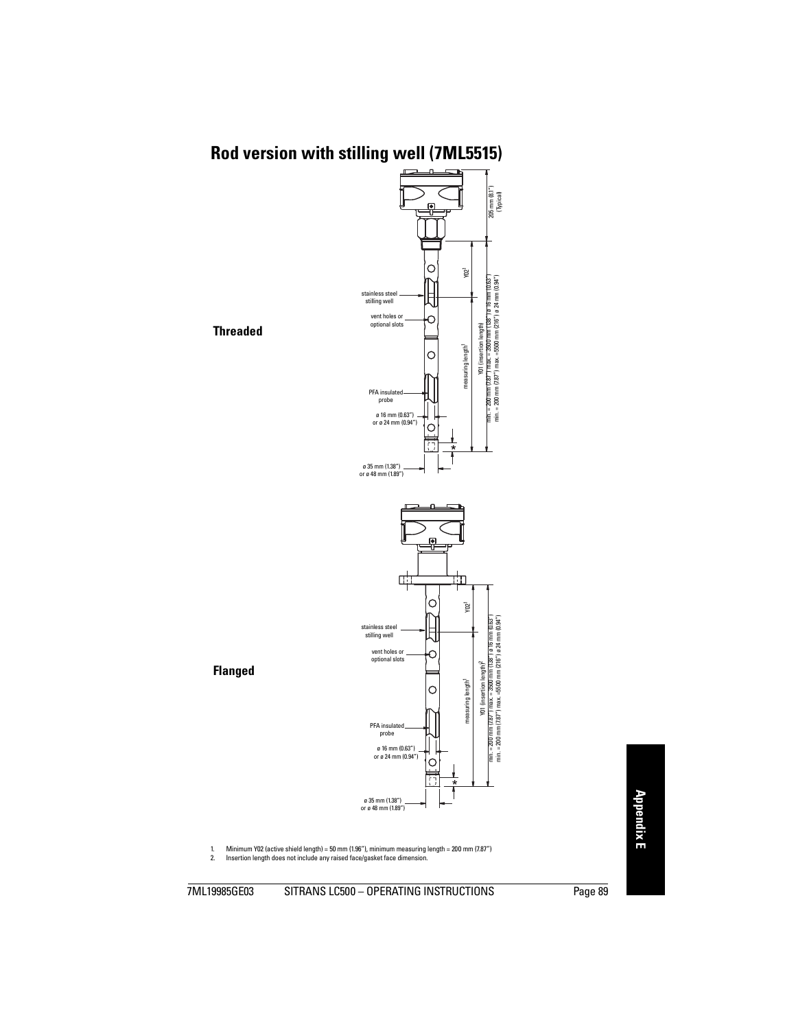## Rod version with stilling well (7ML5515)

**Threaded**

205 mm (8.1") (Typical)

stainless steel stilling well

vent holes or optional slots

PFA insulated probe

ø 16 mm (0.63") or ø 24 mm (0.94")

ø 35 mm (1.38") or ø 48 mm (1.89")

Y02[1]

measuring length[1]

Y01 (insertion length)

min. = 200 mm (7.87") max. = 3500 mm (138") ø 16 mm (0.63")
min. = 200 mm (7.87") max. =5500 mm (216") ø 24 mm (0.94")

**Flanged**

stainless steel stilling well

vent holes or optional slots

PFA insulated probe

ø 16 mm (0.63") or ø 24 mm (0.94")

ø 35 mm (1.38") or ø 48 mm (1.89")

Y02[1]

measuring length[1]

Y01 (insertion length)[2]

min. = 200 mm (7.87") max. = 3500 mm (138") ø 16 mm (0.63")
min. = 200 mm (7.87") max. =5500 mm (216") ø 24 mm (0.94")

1. Minimum Y02 (active shield length) = 50 mm (1.96"), minimum measuring length = 200 mm (7.87")
2. Insertion length does not include any raised face/gasket face dimension.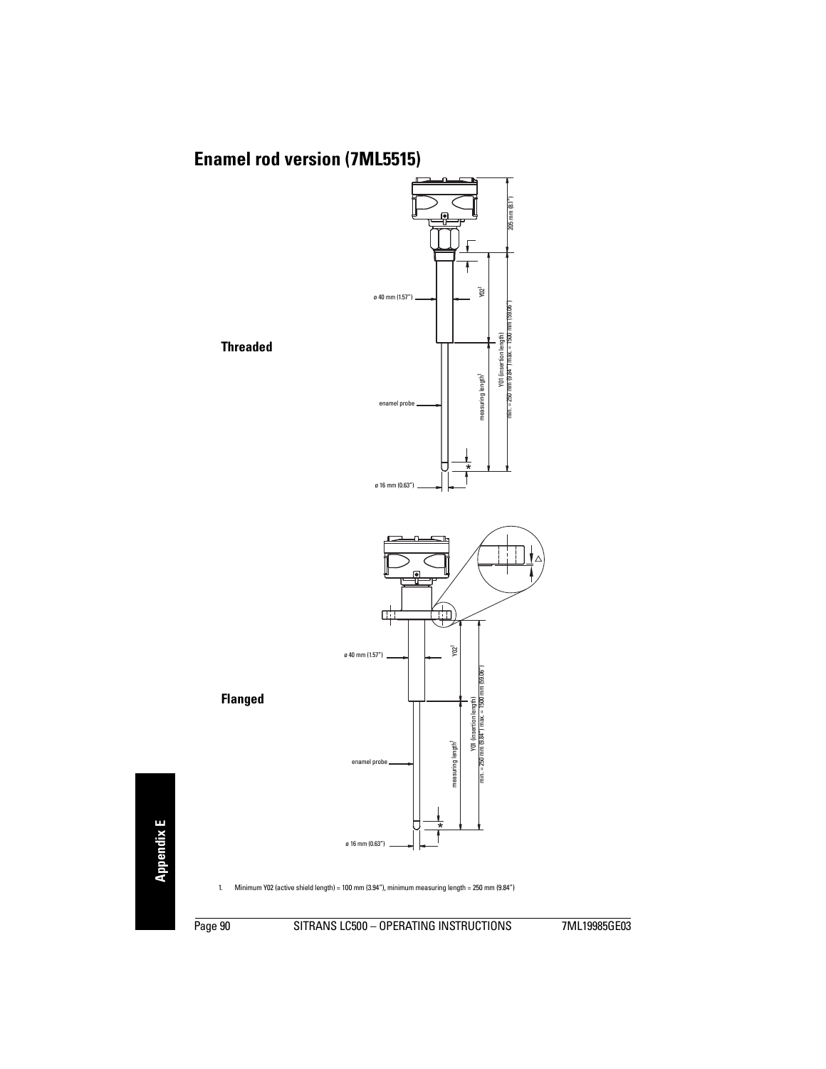## Enamel rod version (7ML5515)

**Threaded**

205 mm (8.1")

ø 40 mm (1.57")

Y02[1]

Y01 (insertion length)
min. = 250 mm (9.84") max. = 1500 mm (59.06")

measuring length[1]

enamel probe

*

ø 16 mm (0.63")

**Flanged**

ø 40 mm (1.57")

Y02[1]

Y01 (insertion length)
min. = 250 mm (9.84") max. = 1500 mm (59.06")

measuring length[1]

enamel probe

*

ø 16 mm (0.63")

1. Minimum Y02 (active shield length) = 100 mm (3.94"), minimum measuring length = 250 mm (9.84")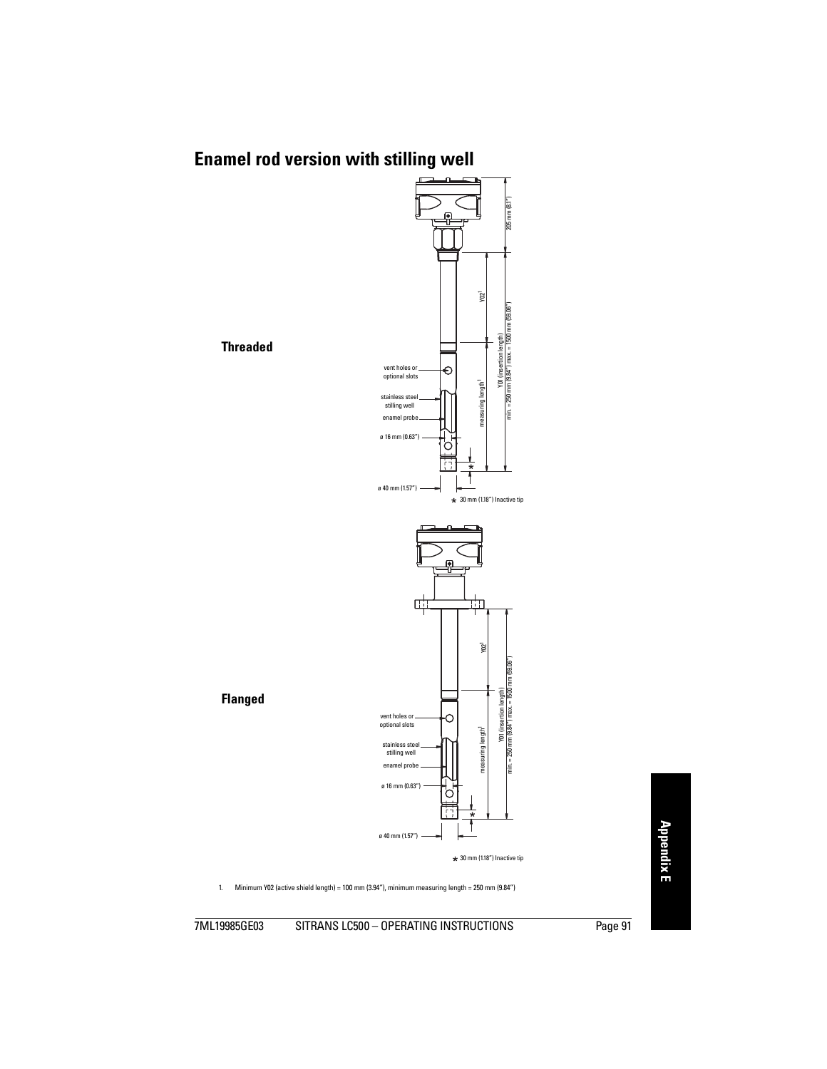## Enamel rod version with stilling well

**Threaded**

205 mm (8.1")

Y02[1]

Y01 (insertion length)
min. = 250 mm (9.84") max. = 1500 mm (59.06")

vent holes or optional slots

stainless steel stilling well

enamel probe

ø 16 mm (0.63")

measuring length[1]

ø 40 mm (1.57")

* 30 mm (1.18") Inactive tip

**Flanged**

Y02[1]

Y01 (insertion length)
min. = 250 mm (9.84") max. = 1500 mm (59.06")

vent holes or optional slots

stainless steel stilling well

enamel probe

ø 16 mm (0.63")

measuring length[1]

ø 40 mm (1.57")

* 30 mm (1.18") Inactive tip

1. Minimum Y02 (active shield length) = 100 mm (3.94"), minimum measuring length = 250 mm (9.84")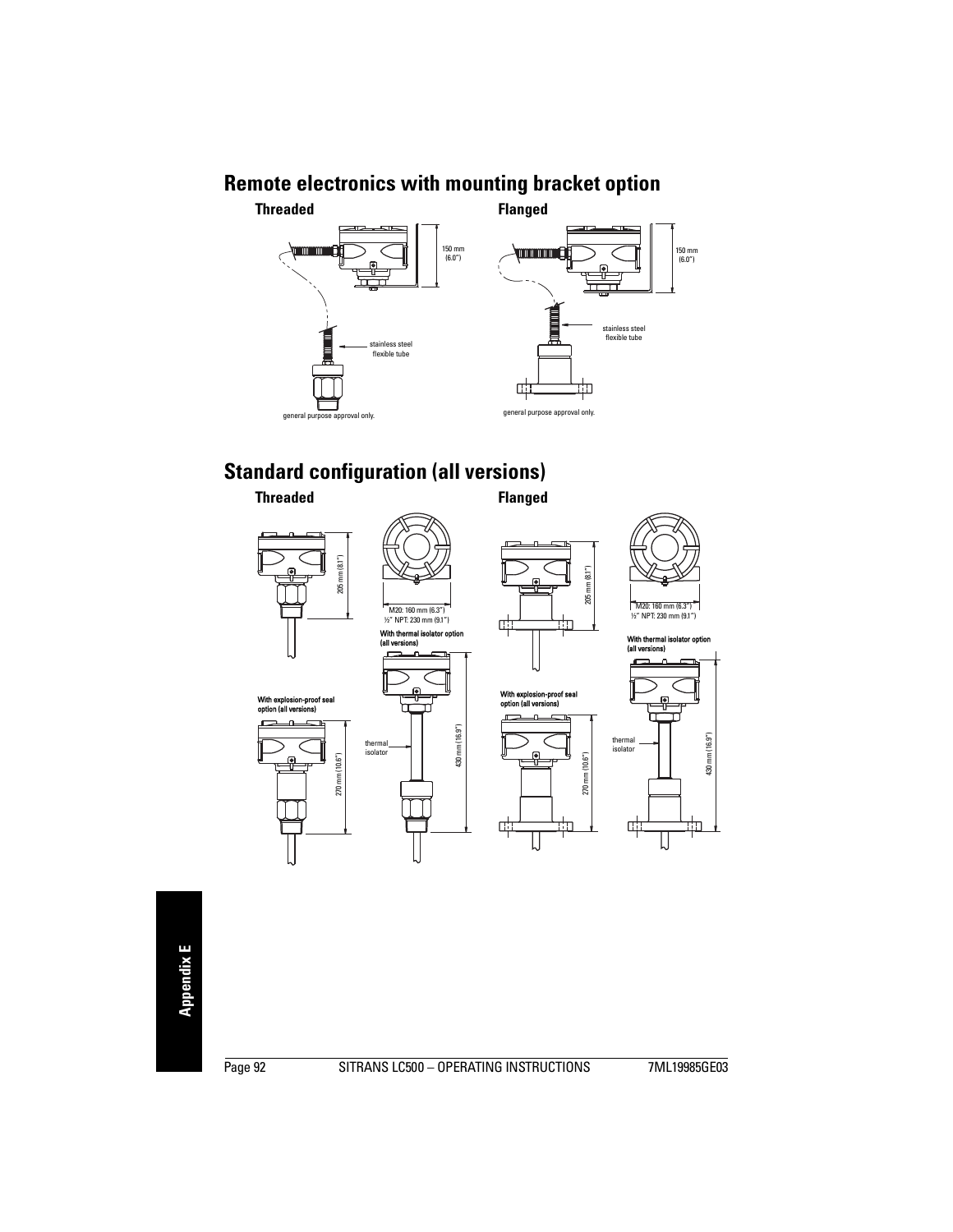## Remote electronics with mounting bracket option

### Threaded

150 mm (6.0")

stainless steel flexible tube

general purpose approval only.

### Flanged

150 mm (6.0")

stainless steel flexible tube

general purpose approval only.

## Standard configuration (all versions)

### Threaded

205 mm (8.1")

M20: 160 mm (6.3")
½" NPT: 230 mm (9.1")

**With thermal isolator option (all versions)**

thermal isolator

430 mm (16.9")

**With explosion-proof seal option (all versions)**

270 mm (10.6")

### Flanged

205 mm (8.1")

M20: 160 mm (6.3")
½" NPT: 230 mm (9.1")

**With thermal isolator option (all versions)**

thermal isolator

430 mm (16.9")

**With explosion-proof seal option (all versions)**

270 mm (10.6")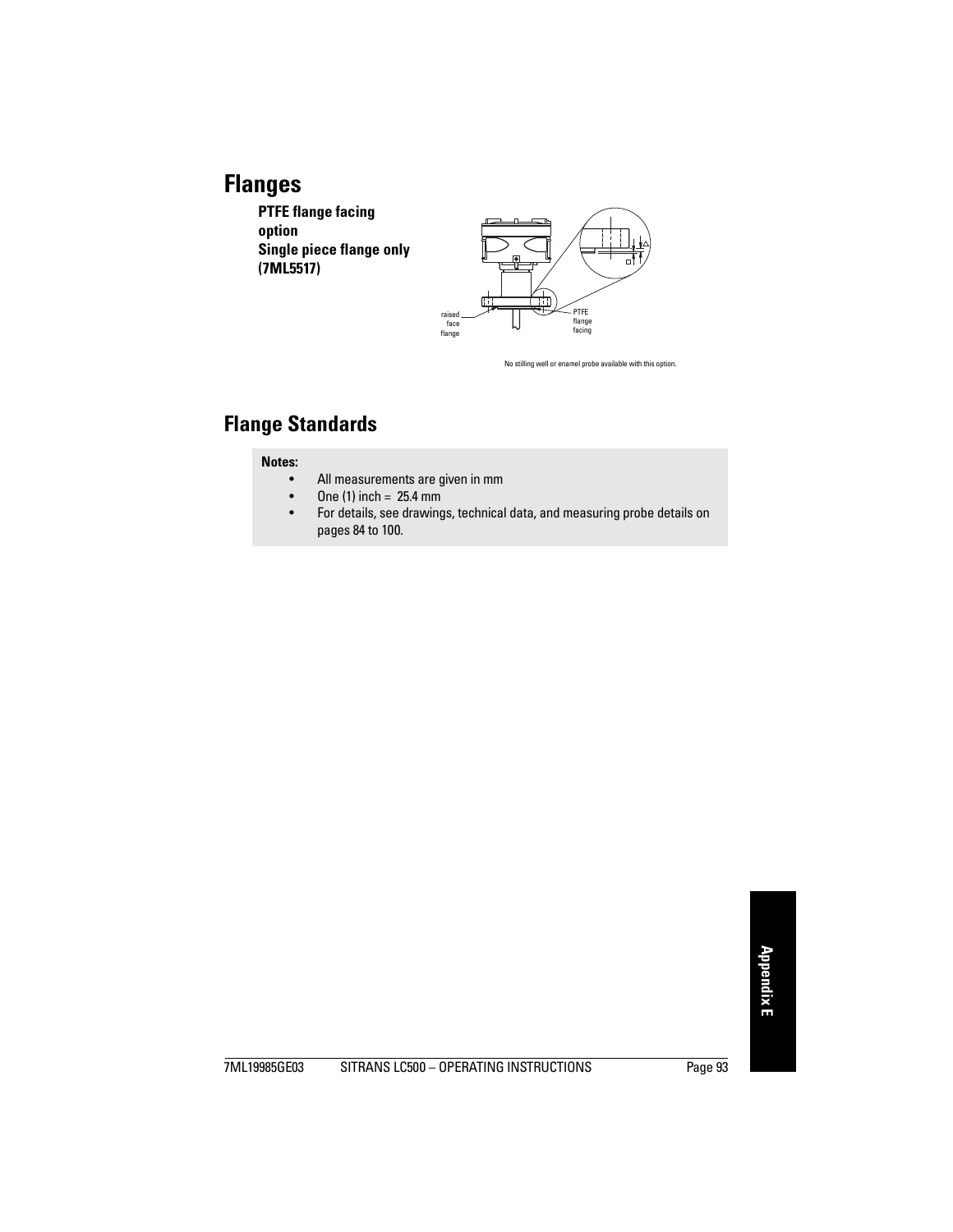# Flanges

**PTFE flange facing option**
**Single piece flange only (7ML5517)**

raised face flange

PTFE flange facing

No stilling well or enamel probe available with this option.

# Flange Standards

> **Notes:**
> - All measurements are given in mm
> - One (1) inch = 25.4 mm
> - For details, see drawings, technical data, and measuring probe details on pages 84 to 100.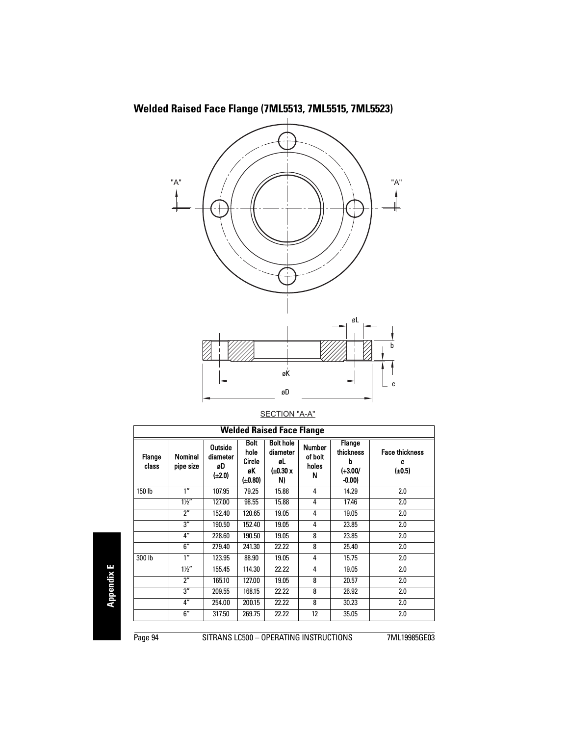## Welded Raised Face Flange (7ML5513, 7ML5515, 7ML5523)

"A" "A"

øL

b

øK

c

øD

SECTION "A-A"

| Welded Raised Face Flange | | | | | | | |
|---|---|---|---|---|---|---|---|
| Flange class | Nominal pipe size | Outside diameter øD (±2.0) | Bolt hole Circle øK (±0.80) | Bolt hole diameter øL (±0.30 x N) | Number of bolt holes N | Flange thickness b (+3.00/ -0.00) | Face thickness c (±0.5) |
| 150 lb | 1″ | 107.95 | 79.25 | 15.88 | 4 | 14.29 | 2.0 |
| | 1½″ | 127.00 | 98.55 | 15.88 | 4 | 17.46 | 2.0 |
| | 2″ | 152.40 | 120.65 | 19.05 | 4 | 19.05 | 2.0 |
| | 3″ | 190.50 | 152.40 | 19.05 | 4 | 23.85 | 2.0 |
| | 4″ | 228.60 | 190.50 | 19.05 | 8 | 23.85 | 2.0 |
| | 6″ | 279.40 | 241.30 | 22.22 | 8 | 25.40 | 2.0 |
| 300 lb | 1″ | 123.95 | 88.90 | 19.05 | 4 | 15.75 | 2.0 |
| | 1½″ | 155.45 | 114.30 | 22.22 | 4 | 19.05 | 2.0 |
| | 2″ | 165.10 | 127.00 | 19.05 | 8 | 20.57 | 2.0 |
| | 3″ | 209.55 | 168.15 | 22.22 | 8 | 26.92 | 2.0 |
| | 4″ | 254.00 | 200.15 | 22.22 | 8 | 30.23 | 2.0 |
| | 6″ | 317.50 | 269.75 | 22.22 | 12 | 35.05 | 2.0 |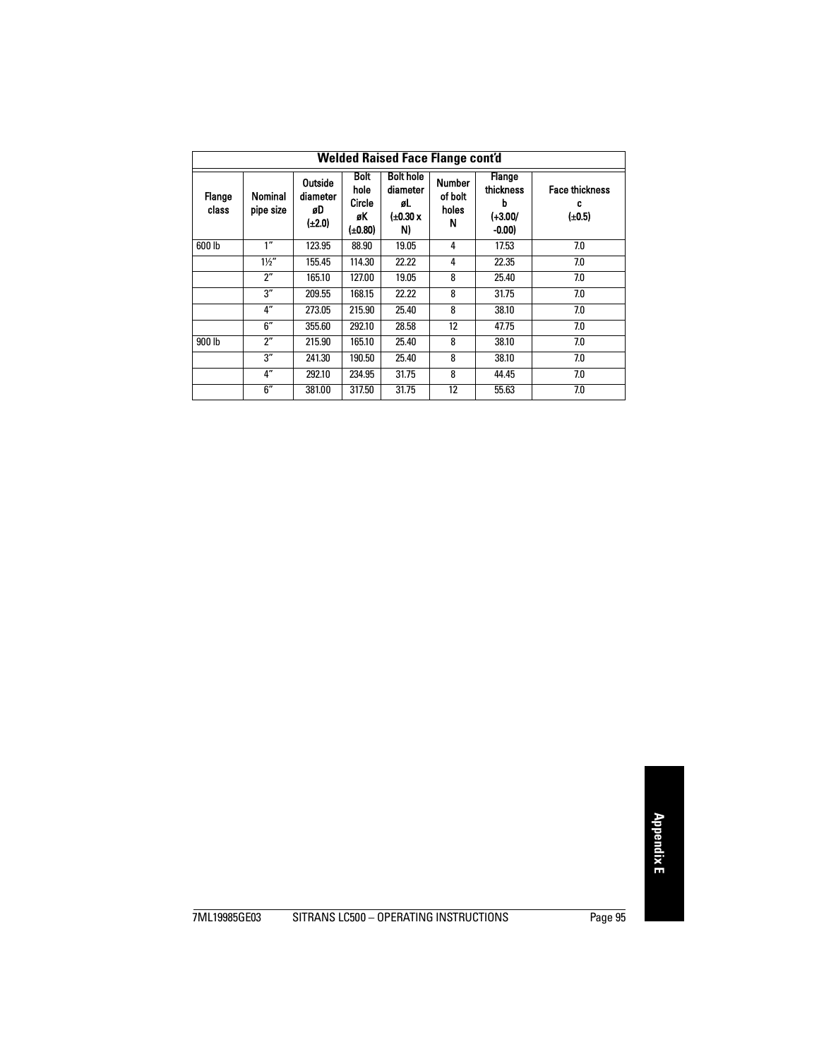| Welded Raised Face Flange cont'd | | | | | | | |
|---|---|---|---|---|---|---|---|
| Flange class | Nominal pipe size | Outside diameter øD (±2.0) | Bolt hole Circle øK (±0.80) | Bolt hole diameter øL (±0.30 x N) | Number of bolt holes N | Flange thickness b (+3.00/ -0.00) | Face thickness c (±0.5) |
| 600 lb | 1″ | 123.95 | 88.90 | 19.05 | 4 | 17.53 | 7.0 |
| | 1½″ | 155.45 | 114.30 | 22.22 | 4 | 22.35 | 7.0 |
| | 2″ | 165.10 | 127.00 | 19.05 | 8 | 25.40 | 7.0 |
| | 3″ | 209.55 | 168.15 | 22.22 | 8 | 31.75 | 7.0 |
| | 4″ | 273.05 | 215.90 | 25.40 | 8 | 38.10 | 7.0 |
| | 6″ | 355.60 | 292.10 | 28.58 | 12 | 47.75 | 7.0 |
| 900 lb | 2″ | 215.90 | 165.10 | 25.40 | 8 | 38.10 | 7.0 |
| | 3″ | 241.30 | 190.50 | 25.40 | 8 | 38.10 | 7.0 |
| | 4″ | 292.10 | 234.95 | 31.75 | 8 | 44.45 | 7.0 |
| | 6″ | 381.00 | 317.50 | 31.75 | 12 | 55.63 | 7.0 |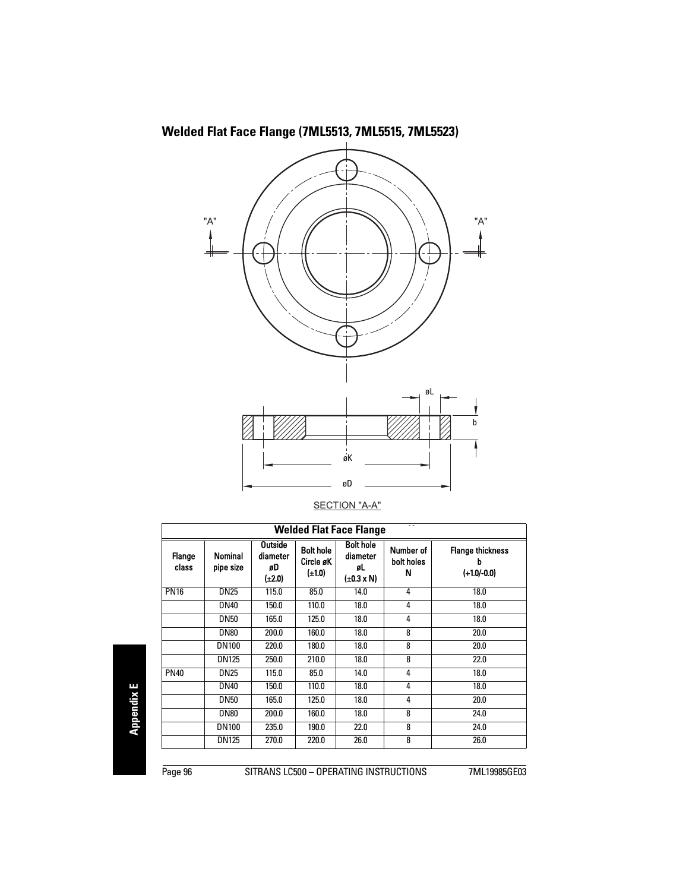## Welded Flat Face Flange (7ML5513, 7ML5515, 7ML5523)

"A" "A"

øL

b

øK

øD

SECTION "A-A"

| Welded Flat Face Flange | | | | | | |
|---|---|---|---|---|---|---|
| Flange class | Nominal pipe size | Outside diameter øD (±2.0) | Bolt hole Circle øK (±1.0) | Bolt hole diameter øL (±0.3 x N) | Number of bolt holes N | Flange thickness b (+1.0/-0.0) |
| PN16 | DN25 | 115.0 | 85.0 | 14.0 | 4 | 18.0 |
| | DN40 | 150.0 | 110.0 | 18.0 | 4 | 18.0 |
| | DN50 | 165.0 | 125.0 | 18.0 | 4 | 18.0 |
| | DN80 | 200.0 | 160.0 | 18.0 | 8 | 20.0 |
| | DN100 | 220.0 | 180.0 | 18.0 | 8 | 20.0 |
| | DN125 | 250.0 | 210.0 | 18.0 | 8 | 22.0 |
| PN40 | DN25 | 115.0 | 85.0 | 14.0 | 4 | 18.0 |
| | DN40 | 150.0 | 110.0 | 18.0 | 4 | 18.0 |
| | DN50 | 165.0 | 125.0 | 18.0 | 4 | 20.0 |
| | DN80 | 200.0 | 160.0 | 18.0 | 8 | 24.0 |
| | DN100 | 235.0 | 190.0 | 22.0 | 8 | 24.0 |
| | DN125 | 270.0 | 220.0 | 26.0 | 8 | 26.0 |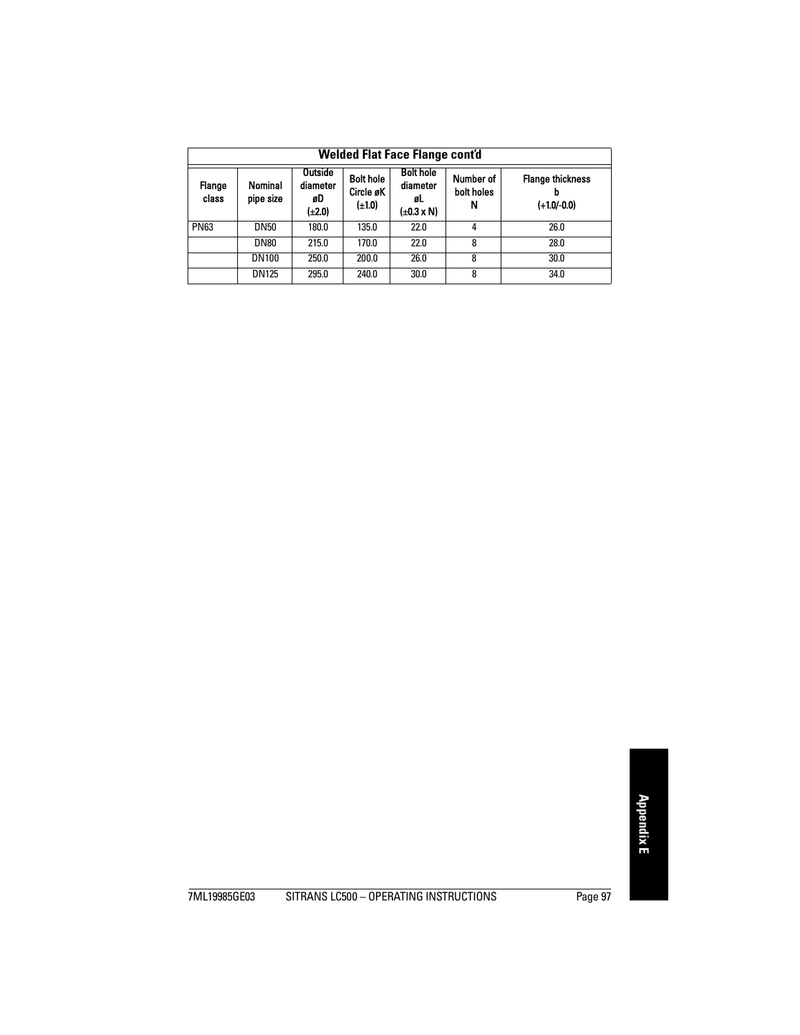| Welded Flat Face Flange cont'd | | | | | | |
|---|---|---|---|---|---|---|
| Flange class | Nominal pipe size | Outside diameter øD (±2.0) | Bolt hole Circle øK (±1.0) | Bolt hole diameter øL (±0.3 x N) | Number of bolt holes N | Flange thickness b (+1.0/-0.0) |
| PN63 | DN50 | 180.0 | 135.0 | 22.0 | 4 | 26.0 |
| | DN80 | 215.0 | 170.0 | 22.0 | 8 | 28.0 |
| | DN100 | 250.0 | 200.0 | 26.0 | 8 | 30.0 |
| | DN125 | 295.0 | 240.0 | 30.0 | 8 | 34.0 |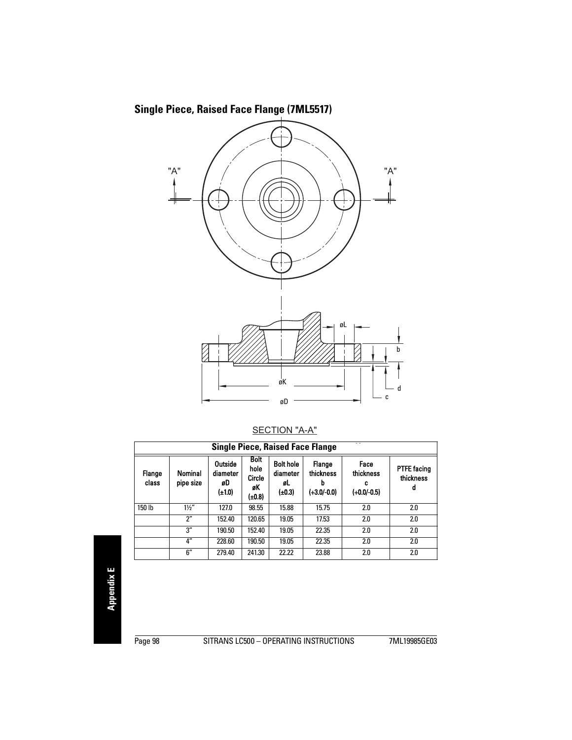## Single Piece, Raised Face Flange (7ML5517)

"A" "A"

øL

b

øK

d

øD

c

SECTION "A-A"

| Single Piece, Raised Face Flange | | | | | | | |
|---|---|---|---|---|---|---|---|
| Flange class | Nominal pipe size | Outside diameter øD (±1.0) | Bolt hole Circle øK (±0.8) | Bolt hole diameter øL (±0.3) | Flange thickness b (+3.0/-0.0) | Face thickness c (+0.0/-0.5) | PTFE facing thickness d |
| 150 lb | 1½" | 127.0 | 98.55 | 15.88 | 15.75 | 2.0 | 2.0 |
| | 2" | 152.40 | 120.65 | 19.05 | 17.53 | 2.0 | 2.0 |
| | 3" | 190.50 | 152.40 | 19.05 | 22.35 | 2.0 | 2.0 |
| | 4" | 228.60 | 190.50 | 19.05 | 22.35 | 2.0 | 2.0 |
| | 6" | 279.40 | 241.30 | 22.22 | 23.88 | 2.0 | 2.0 |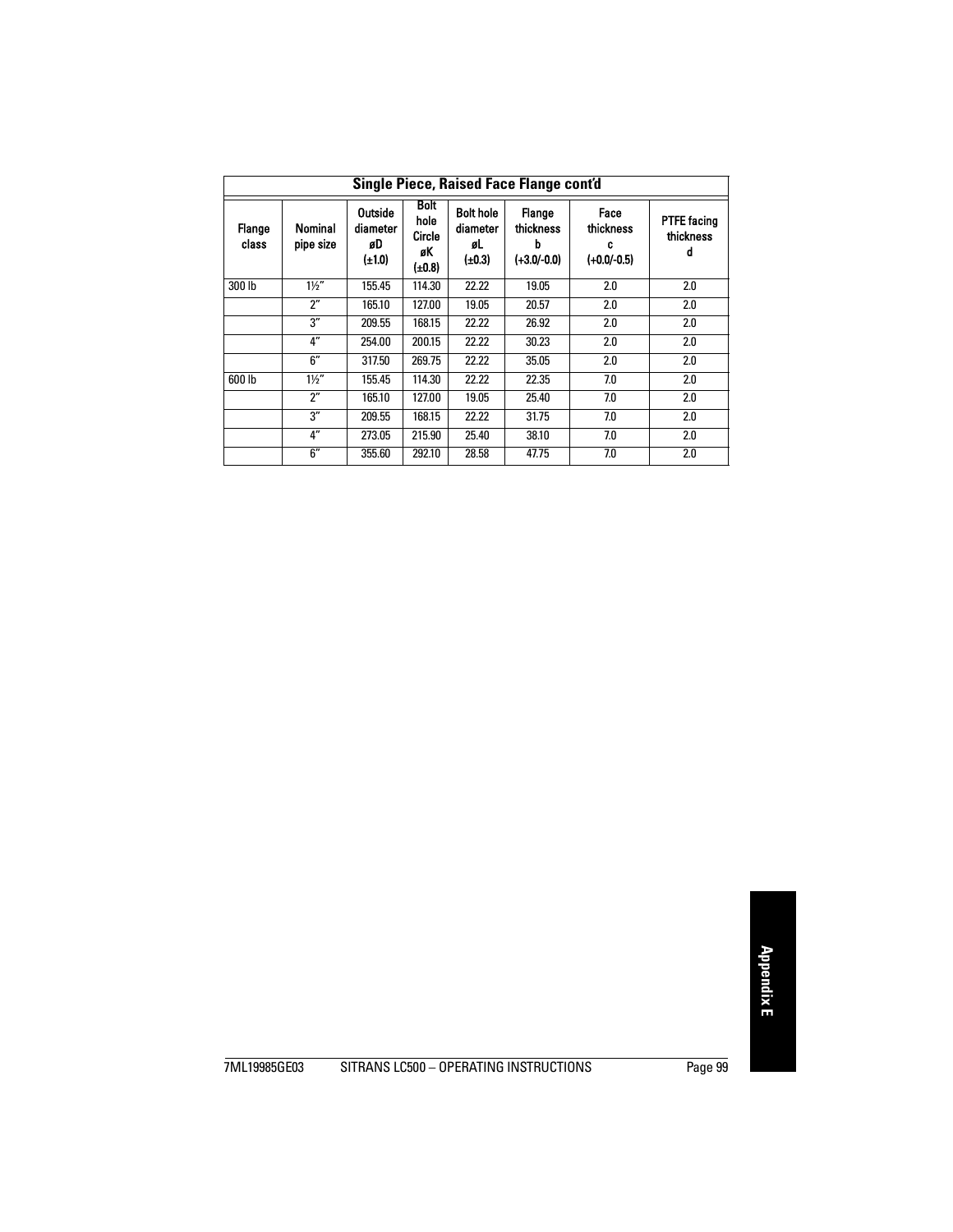| Single Piece, Raised Face Flange cont'd | | | | | | | |
|---|---|---|---|---|---|---|---|
| Flange class | Nominal pipe size | Outside diameter øD (±1.0) | Bolt hole Circle øK (±0.8) | Bolt hole diameter øL (±0.3) | Flange thickness b (+3.0/-0.0) | Face thickness c (+0.0/-0.5) | PTFE facing thickness d |
| 300 lb | 1½" | 155.45 | 114.30 | 22.22 | 19.05 | 2.0 | 2.0 |
| | 2" | 165.10 | 127.00 | 19.05 | 20.57 | 2.0 | 2.0 |
| | 3" | 209.55 | 168.15 | 22.22 | 26.92 | 2.0 | 2.0 |
| | 4" | 254.00 | 200.15 | 22.22 | 30.23 | 2.0 | 2.0 |
| | 6" | 317.50 | 269.75 | 22.22 | 35.05 | 2.0 | 2.0 |
| 600 lb | 1½" | 155.45 | 114.30 | 22.22 | 22.35 | 7.0 | 2.0 |
| | 2" | 165.10 | 127.00 | 19.05 | 25.40 | 7.0 | 2.0 |
| | 3" | 209.55 | 168.15 | 22.22 | 31.75 | 7.0 | 2.0 |
| | 4" | 273.05 | 215.90 | 25.40 | 38.10 | 7.0 | 2.0 |
| | 6" | 355.60 | 292.10 | 28.58 | 47.75 | 7.0 | 2.0 |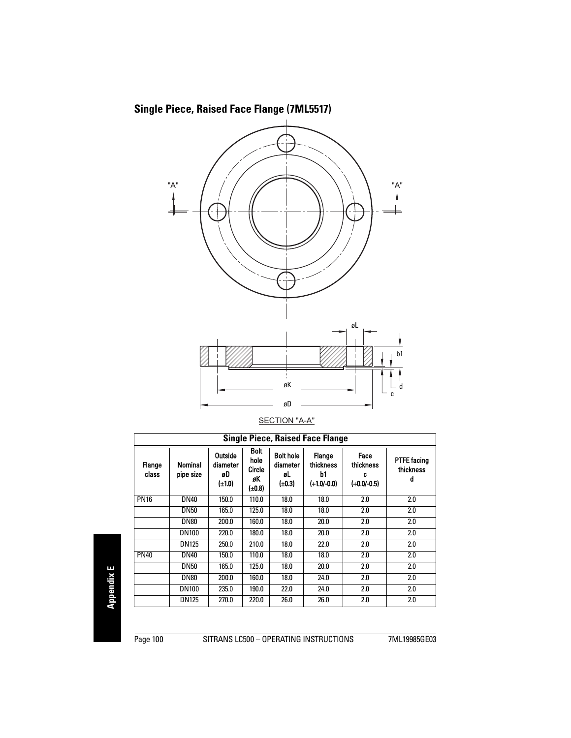## Single Piece, Raised Face Flange (7ML5517)

"A" "A"

øL

b1

d

c

øK

øD

SECTION "A-A"

| Single Piece, Raised Face Flange | | | | | | | |
|---|---|---|---|---|---|---|---|
| Flange class | Nominal pipe size | Outside diameter øD (±1.0) | Bolt hole Circle øK (±0.8) | Bolt hole diameter øL (±0.3) | Flange thickness b1 (+1.0/-0.0) | Face thickness c (+0.0/-0.5) | PTFE facing thickness d |
| PN16 | DN40 | 150.0 | 110.0 | 18.0 | 18.0 | 2.0 | 2.0 |
| | DN50 | 165.0 | 125.0 | 18.0 | 18.0 | 2.0 | 2.0 |
| | DN80 | 200.0 | 160.0 | 18.0 | 20.0 | 2.0 | 2.0 |
| | DN100 | 220.0 | 180.0 | 18.0 | 20.0 | 2.0 | 2.0 |
| | DN125 | 250.0 | 210.0 | 18.0 | 22.0 | 2.0 | 2.0 |
| PN40 | DN40 | 150.0 | 110.0 | 18.0 | 18.0 | 2.0 | 2.0 |
| | DN50 | 165.0 | 125.0 | 18.0 | 20.0 | 2.0 | 2.0 |
| | DN80 | 200.0 | 160.0 | 18.0 | 24.0 | 2.0 | 2.0 |
| | DN100 | 235.0 | 190.0 | 22.0 | 24.0 | 2.0 | 2.0 |
| | DN125 | 270.0 | 220.0 | 26.0 | 26.0 | 2.0 | 2.0 |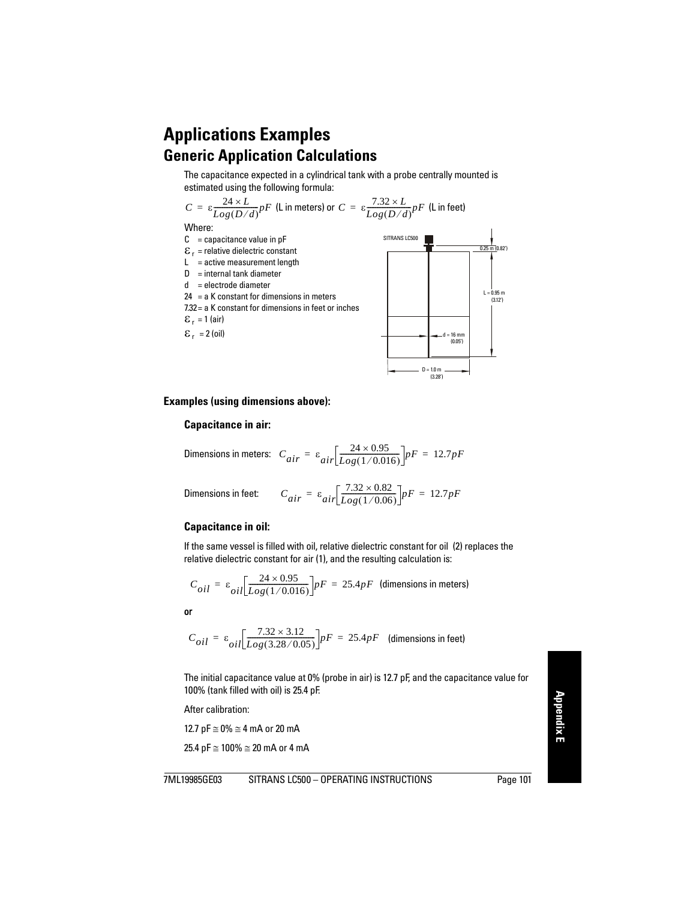# Applications Examples

## Generic Application Calculations

The capacitance expected in a cylindrical tank with a probe centrally mounted is estimated using the following formula:

$$C = \varepsilon \frac{24 \times L}{Log(D/d)} pF \text{ (L in meters) or } C = \varepsilon \frac{7.32 \times L}{Log(D/d)} pF \text{ (L in feet)}$$

Where:

- C = capacitance value in pF
- $\varepsilon_r$ = relative dielectric constant
- L = active measurement length
- D = internal tank diameter
- d = electrode diameter
- 24 = a K constant for dimensions in meters
- 7.32 = a K constant for dimensions in feet or inches
- $\varepsilon_r$ = 1 (air)
- $\varepsilon_r$ = 2 (oil)

SITRANS LC500

0.25 m (0.82')

L = 0.95 m (3.12')

d = 16 mm (0.05')

D = 1.0 m (3.28')

### Examples (using dimensions above):

#### Capacitance in air:

Dimensions in meters: $C_{air} = \varepsilon_{air}\left[\frac{24 \times 0.95}{Log(1/0.016)}\right]pF = 12.7pF$

Dimensions in feet: $C_{air} = \varepsilon_{air}\left[\frac{7.32 \times 0.82}{Log(1/0.06)}\right]pF = 12.7pF$

#### Capacitance in oil:

If the same vessel is filled with oil, relative dielectric constant for oil (2) replaces the relative dielectric constant for air (1), and the resulting calculation is:

$C_{oil} = \varepsilon_{oil}\left[\frac{24 \times 0.95}{Log(1/0.016)}\right]pF = 25.4pF$ (dimensions in meters)

**or**

$C_{oil} = \varepsilon_{oil}\left[\frac{7.32 \times 3.12}{Log(3.28/0.05)}\right]pF = 25.4pF$ (dimensions in feet)

The initial capacitance value at 0% (probe in air) is 12.7 pF, and the capacitance value for 100% (tank filled with oil) is 25.4 pF.

After calibration:

12.7 pF ≅ 0% ≅ 4 mA or 20 mA

25.4 pF ≅ 100% ≅ 20 mA or 4 mA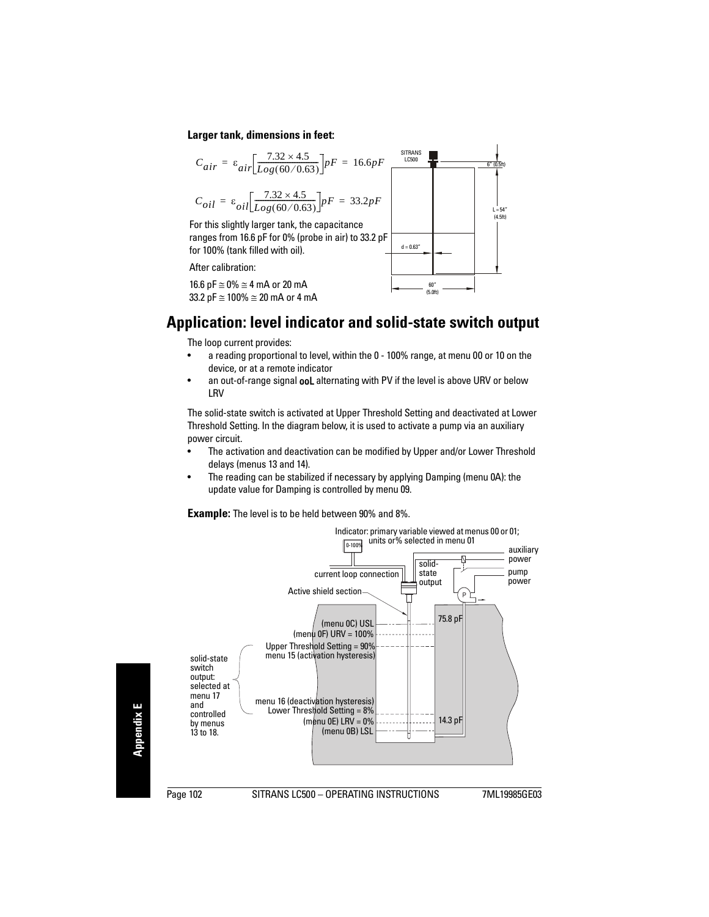**Larger tank, dimensions in feet:**

$$C_{air} = \varepsilon_{air}\left[\frac{7.32 \times 4.5}{Log(60/0.63)}\right]pF = 16.6pF$$

$$C_{oil} = \varepsilon_{oil}\left[\frac{7.32 \times 4.5}{Log(60/0.63)}\right]pF = 33.2pF$$

For this slightly larger tank, the capacitance ranges from 16.6 pF for 0% (probe in air) to 33.2 pF for 100% (tank filled with oil).

After calibration:

16.6 pF ≅ 0% ≅ 4 mA or 20 mA
33.2 pF ≅ 100% ≅ 20 mA or 4 mA

SITRANS LC500
6" (0.5ft)
L = 54" (4.5ft)
d = 0.63"
60" (5.0ft)

# Application: level indicator and solid-state switch output

The loop current provides:

- a reading proportional to level, within the 0 - 100% range, at menu 00 or 10 on the device, or at a remote indicator
- an out-of-range signal **ooL** alternating with PV if the level is above URV or below LRV

The solid-state switch is activated at Upper Threshold Setting and deactivated at Lower Threshold Setting. In the diagram below, it is used to activate a pump via an auxiliary power circuit.

- The activation and deactivation can be modified by Upper and/or Lower Threshold delays (menus 13 and 14).
- The reading can be stabilized if necessary by applying Damping (menu 0A): the update value for Damping is controlled by menu 09.

**Example:** The level is to be held between 90% and 8%.

Indicator: primary variable viewed at menus 00 or 01; units or% selected in menu 01

0-100%
current loop connection
solid-state output
auxiliary power
pump power
Active shield section
P
(menu 0C) USL
(menu 0F) URV = 100%
Upper Threshold Setting = 90%
menu 15 (activation hysteresis)
75.8 pF
solid-state switch output: selected at menu 17 and controlled by menus 13 to 18.
menu 16 (deactivation hysteresis)
Lower Threshold Setting = 8%
(menu 0E) LRV = 0%
(menu 0B) LSL
14.3 pF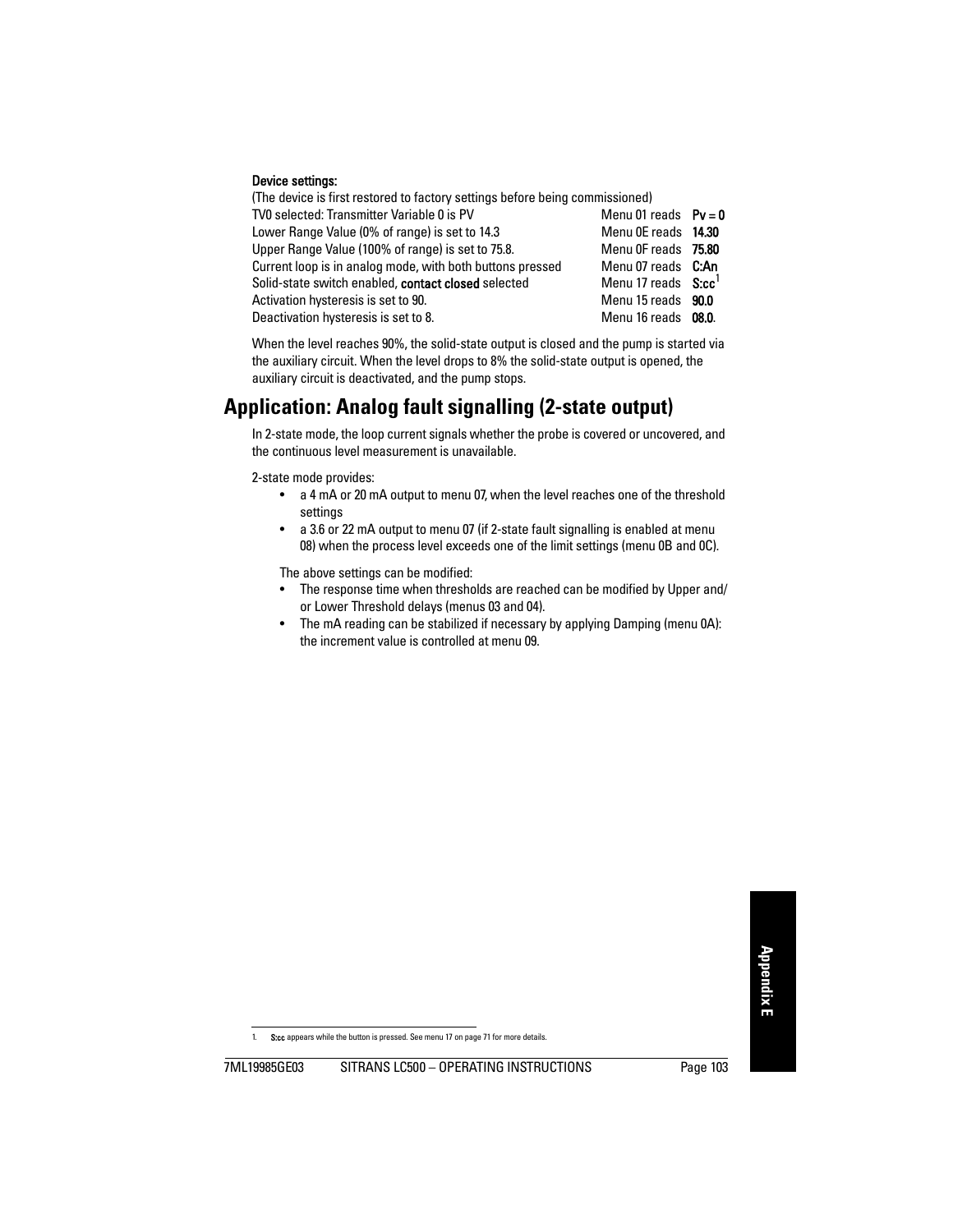**Device settings:**

(The device is first restored to factory settings before being commissioned)

| | | |
|---|---|---|
| TV0 selected: Transmitter Variable 0 is PV | Menu 01 reads | **Pv = 0** |
| Lower Range Value (0% of range) is set to 14.3 | Menu 0E reads | **14.30** |
| Upper Range Value (100% of range) is set to 75.8. | Menu 0F reads | **75.80** |
| Current loop is in analog mode, with both buttons pressed | Menu 07 reads | **C:An** |
| Solid-state switch enabled, **contact closed** selected | Menu 17 reads | **S:cc**[1] |
| Activation hysteresis is set to 90. | Menu 15 reads | **90.0** |
| Deactivation hysteresis is set to 8. | Menu 16 reads | **08.0**. |

When the level reaches 90%, the solid-state output is closed and the pump is started via the auxiliary circuit. When the level drops to 8% the solid-state output is opened, the auxiliary circuit is deactivated, and the pump stops.

## Application: Analog fault signalling (2-state output)

In 2-state mode, the loop current signals whether the probe is covered or uncovered, and the continuous level measurement is unavailable.

2-state mode provides:

- a 4 mA or 20 mA output to menu 07, when the level reaches one of the threshold settings
- a 3.6 or 22 mA output to menu 07 (if 2-state fault signalling is enabled at menu 08) when the process level exceeds one of the limit settings (menu 0B and 0C).

The above settings can be modified:

- The response time when thresholds are reached can be modified by Upper and/or Lower Threshold delays (menus 03 and 04).
- The mA reading can be stabilized if necessary by applying Damping (menu 0A): the increment value is controlled at menu 09.

1. **S:cc** appears while the button is pressed. See menu 17 on page 71 for more details.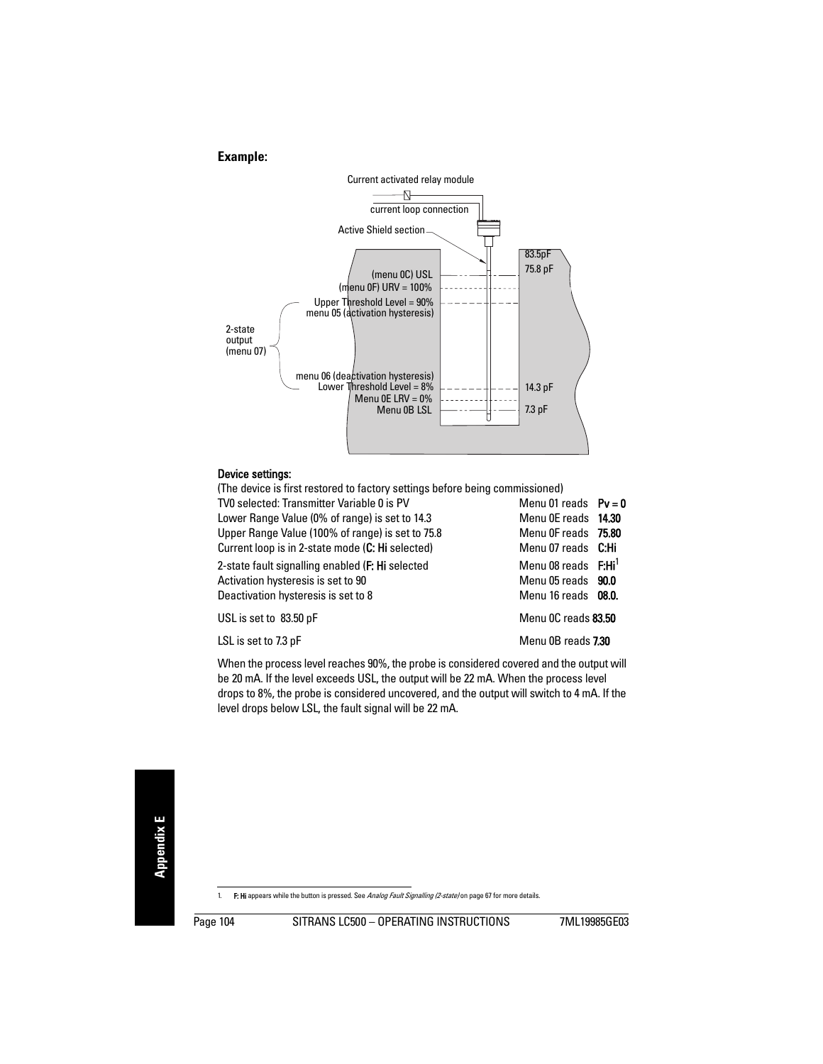**Example:**

Current activated relay module

current loop connection

Active Shield section

(menu 0C) USL

(menu 0F) URV = 100%

Upper Threshold Level = 90%
menu 05 (activation hysteresis)

2-state output (menu 07)

menu 06 (deactivation hysteresis)
Lower Threshold Level = 8%

Menu 0E LRV = 0%

Menu 0B LSL

83.5pF

75.8 pF

14.3 pF

7.3 pF

**Device settings:**

(The device is first restored to factory settings before being commissioned)

| | |
|---|---|
| TV0 selected: Transmitter Variable 0 is PV | Menu 01 reads **Pv = 0** |
| Lower Range Value (0% of range) is set to 14.3 | Menu 0E reads **14.30** |
| Upper Range Value (100% of range) is set to 75.8 | Menu 0F reads **75.80** |
| Current loop is in 2-state mode (**C: Hi** selected) | Menu 07 reads **C:Hi** |
| 2-state fault signalling enabled (**F: Hi** selected | Menu 08 reads **F:Hi**[1] |
| Activation hysteresis is set to 90 | Menu 05 reads **90.0** |
| Deactivation hysteresis is set to 8 | Menu 16 reads **08.0.** |
| USL is set to 83.50 pF | Menu 0C reads **83.50** |
| LSL is set to 7.3 pF | Menu 0B reads **7.30** |

When the process level reaches 90%, the probe is considered covered and the output will be 20 mA. If the level exceeds USL, the output will be 22 mA. When the process level drops to 8%, the probe is considered uncovered, and the output will switch to 4 mA. If the level drops below LSL, the fault signal will be 22 mA.

1. **F: Hi** appears while the button is pressed. See *Analog Fault Signalling (2-state)* on page 67 for more details.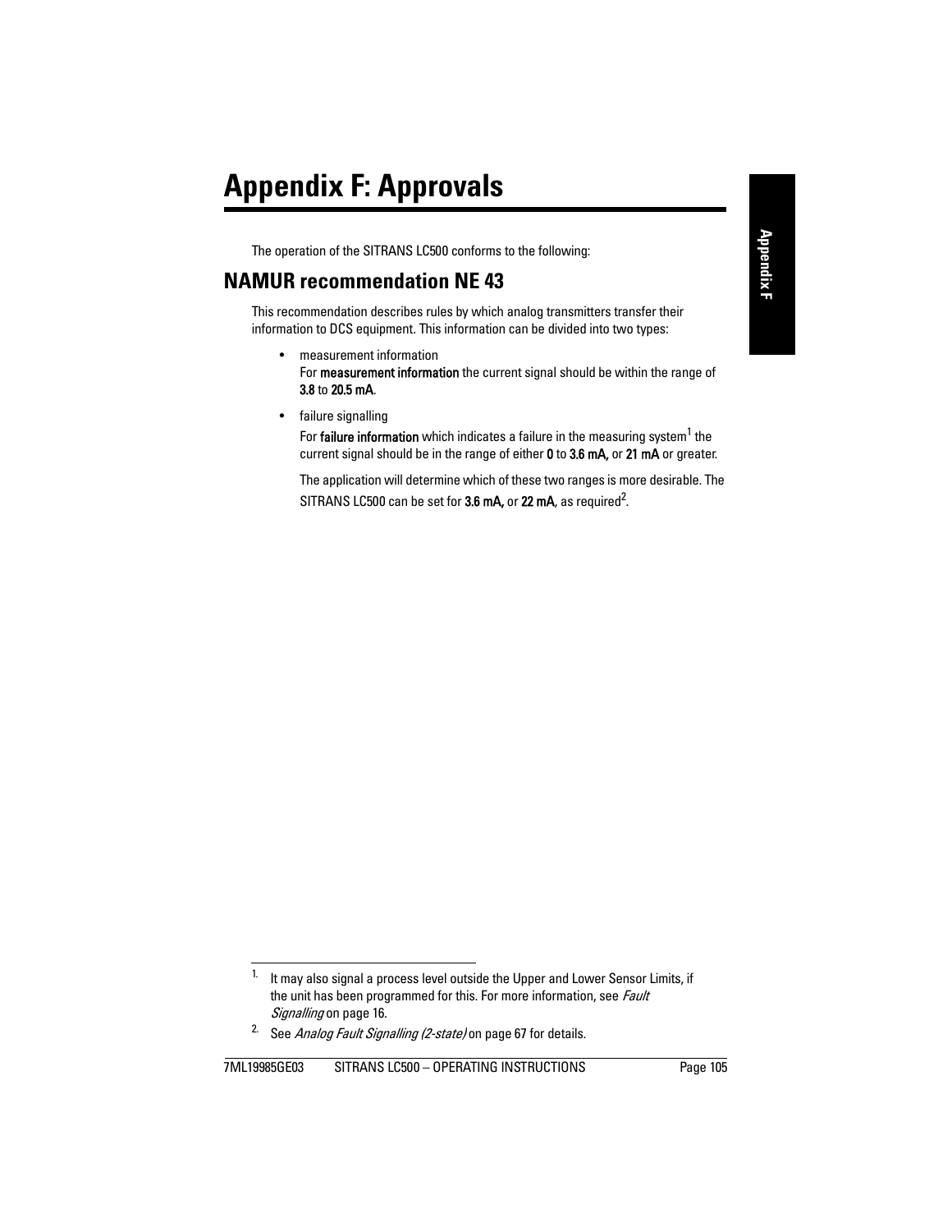# Appendix F: Approvals

The operation of the SITRANS LC500 conforms to the following:

## NAMUR recommendation NE 43

This recommendation describes rules by which analog transmitters transfer their information to DCS equipment. This information can be divided into two types:

- measurement information
  For **measurement information** the current signal should be within the range of **3.8** to **20.5 mA**.
- failure signalling
  For **failure information** which indicates a failure in the measuring system[1] the current signal should be in the range of either **0** to **3.6 mA,** or **21 mA** or greater.

  The application will determine which of these two ranges is more desirable. The SITRANS LC500 can be set for **3.6 mA,** or **22 mA**, as required[2].

---

1. It may also signal a process level outside the Upper and Lower Sensor Limits, if the unit has been programmed for this. For more information, see *Fault Signalling* on page 16.
2. See *Analog Fault Signalling (2-state)* on page 67 for details.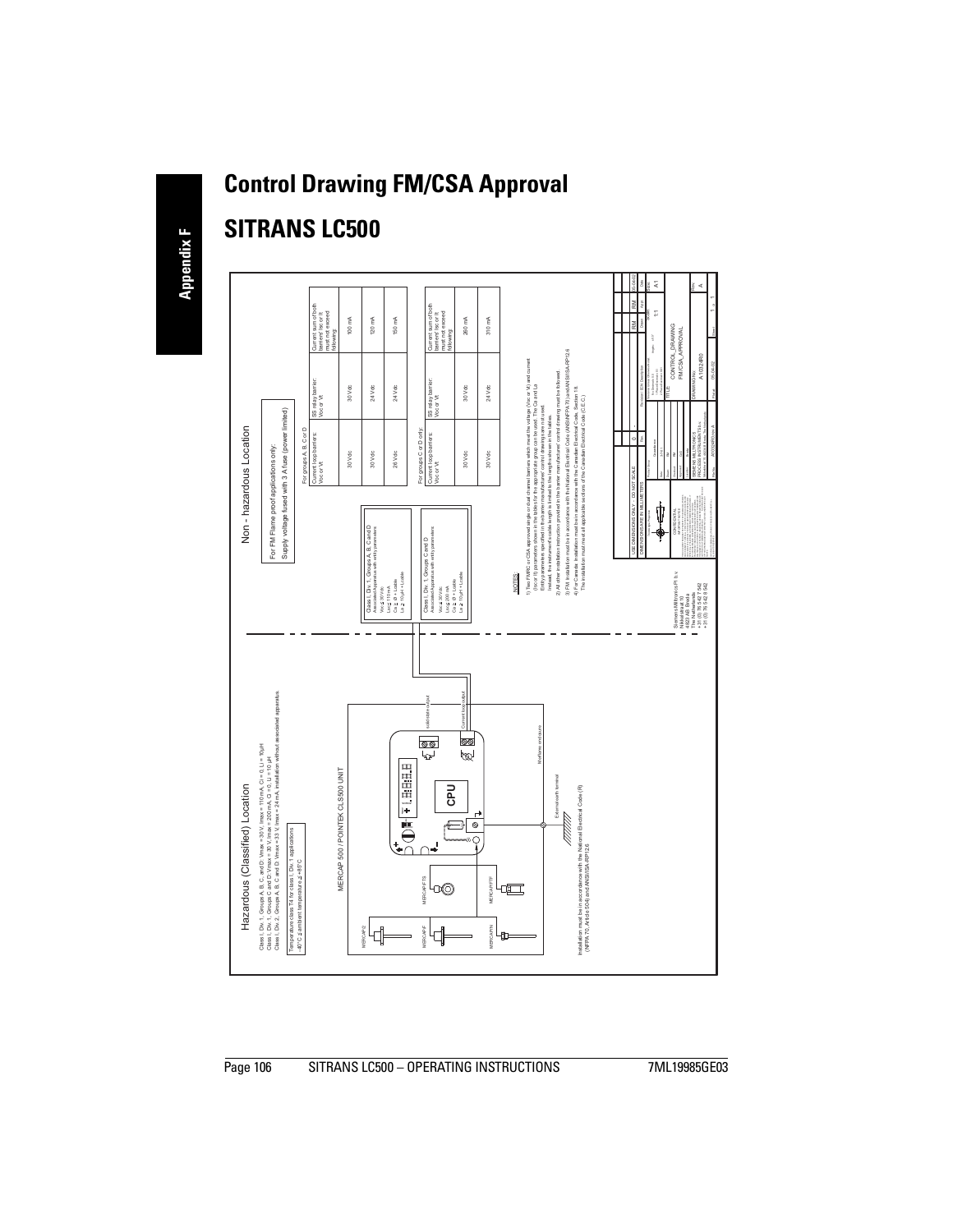# Control Drawing FM/CSA Approval

## SITRANS LC500

Hazardous (Classified) Location

Class I, Div. 1, Groups A, B, C, and D: Vmax = 30 V, Imax = 110 mA, Ci = 0, Li = 10µH
Class I, Div. 1, Groups C and D: Vmax = 30 V, Imax = 200 mA, Ci = 0, Li = 10 µH
Class I, Div. 2, Groups A, B, C and D: Vmax = 33 V, Imax = 24 mA, installation without associated apparatus.

Temperature class T4 for class I, Div. 1 applications
-40°C ≤ ambient temperature ≤ +85°C

MERCAP 500 / POINTEK CLS500 UNIT

MERCAP-2, MERCAP-F, MERCAP-FTS, MERCAP-FN, MERCAP-FTF

CPU

Isolated status output

Current loop output

Mechanic enclosures

External earth terminal

Installation must be in accordance with the National Electrical Code (R) (NFPA 70, Article 504) and ANSI/ISA-RP12.6

Non - hazardous Location

For FM Flame proof applications only:
Supply voltage fused with 3 A fuse (power limited)

Class I, Div. 1, Groups A, B, C and D
Associated Apparatus with entity parameters:
Voc ≤ 30 Vdc
Isc ≤ 110 mA
Ca ≥ Ci + Lcable
La ≥ 10 µH + Lcable

For groups A, B, C or D

| Current loop barriers: Voc or Vt | SS relay barrier: Voc or Vt | Current sum of both barriers' Isc or It must not exceed following: |
|---|---|---|
| 30 Vdc | 30 Vdc | 100 mA |
| 30 Vdc | 24 Vdc | 120 mA |
| 28 Vdc | 24 Vdc | 150 mA |

Class I, Div. 1, Groups C and D
Associated Apparatus with entity parameters:
Voc ≤ 30 Vdc
Isc ≤ 200 mA
Ca ≥ Ci + Lcable
La ≥ 10 µH + Lcable

For groups C or D only:

| Current loop barriers: Voc or Vt | SS relay barrier: Voc or Vt | Current sum of both barriers' Isc or It must not exceed following: |
|---|---|---|
| 30 Vdc | 30 Vdc | 260 mA |
| 30 Vdc | 24 Vdc | 310 mA |

NOTES:

1) Two FM/RC or CSA approved single or dual channel barriers which must the voltage (Voc or Vt) and current (Isc or It) parameters shown in the tables for the appropriate group can be used. The Ca and La Entity parameters specified in the barrier manufacturers' control drawings are not used. Instead, the instrument cable length is limited to the lengths shown in the tables.
2) All other installation instruction provided in the barrier manufacturers' control drawing must be followed.
3) FM: Installation must be in accordance with the National Electrical Code (ANSI/NFPA 70) and ANSI/ISA-RP12.6
4) For Canada: Installation must be in accordance with the Canadian Electrical Code, Section 18. The installation must meet all applicable sections of the Canadian Electrical Code (C.E.C.)

Siemens Milltronics PI. b.v.
Nikkelstraat 10
4823 AB Breda
The Netherlands
+31 (0) 76 542 7 542
+31 (0) 76 542 8 542

USE DIMENSIONS ONLY – DO NOT SCALE
DIMENSIONS ARE IN MILLIMETERS

TITLE: CONTROL_DRAWING FM/CSA_APPROVAL

SIEMENS MILLTRONICS PROCESS INSTRUMENTS b.v.

DRAWING No: A-1002480

Rev. A

Scale: 1:1

Size: A1

Sheet 1 of 1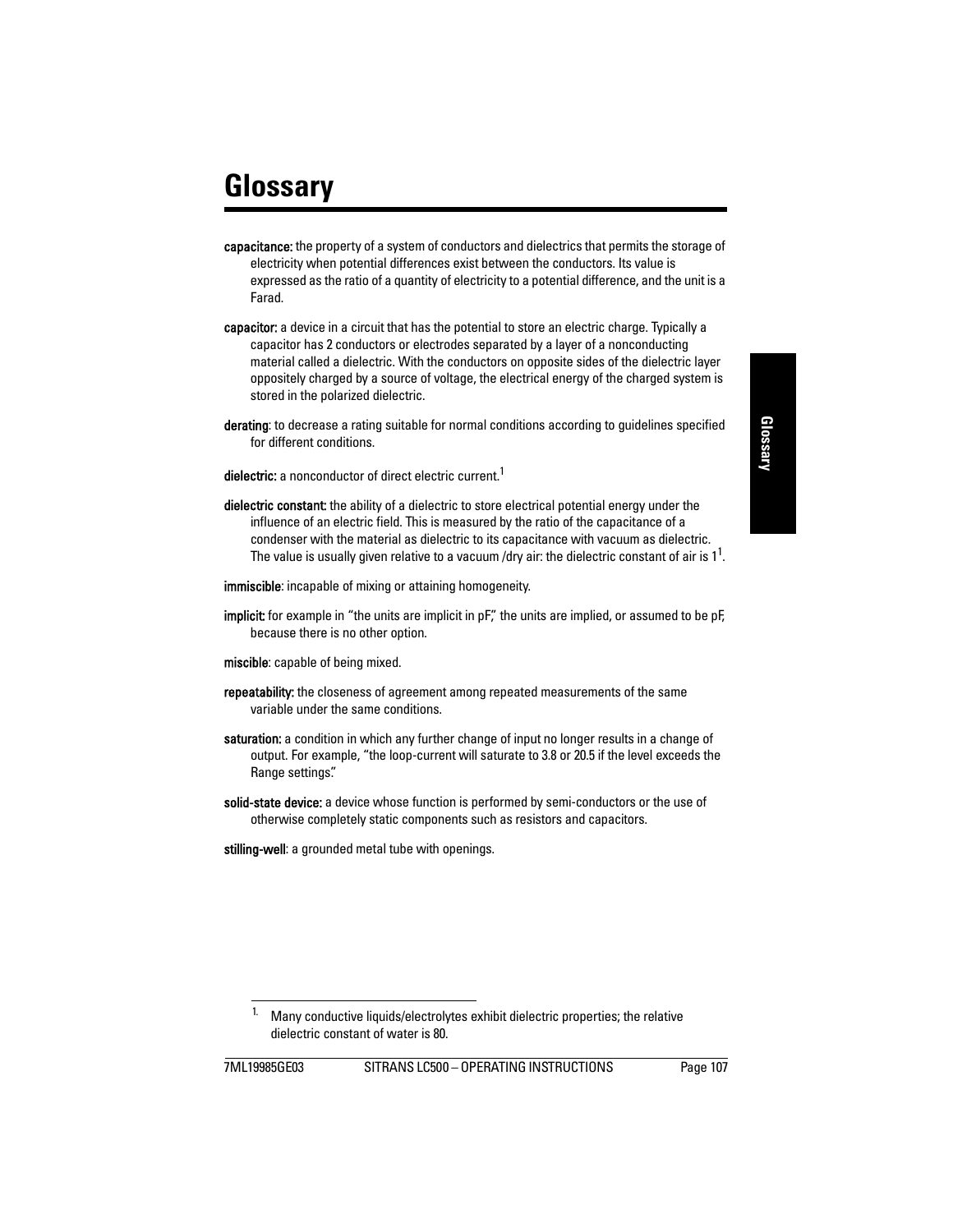# Glossary

**capacitance:** the property of a system of conductors and dielectrics that permits the storage of electricity when potential differences exist between the conductors. Its value is expressed as the ratio of a quantity of electricity to a potential difference, and the unit is a Farad.

**capacitor:** a device in a circuit that has the potential to store an electric charge. Typically a capacitor has 2 conductors or electrodes separated by a layer of a nonconducting material called a dielectric. With the conductors on opposite sides of the dielectric layer oppositely charged by a source of voltage, the electrical energy of the charged system is stored in the polarized dielectric.

**derating**: to decrease a rating suitable for normal conditions according to guidelines specified for different conditions.

**dielectric:** a nonconductor of direct electric current.[1]

**dielectric constant:** the ability of a dielectric to store electrical potential energy under the influence of an electric field. This is measured by the ratio of the capacitance of a condenser with the material as dielectric to its capacitance with vacuum as dielectric. The value is usually given relative to a vacuum /dry air: the dielectric constant of air is 1[1].

**immiscible**: incapable of mixing or attaining homogeneity.

**implicit:** for example in "the units are implicit in pF," the units are implied, or assumed to be pF, because there is no other option.

**miscible**: capable of being mixed.

**repeatability:** the closeness of agreement among repeated measurements of the same variable under the same conditions.

**saturation:** a condition in which any further change of input no longer results in a change of output. For example, "the loop-current will saturate to 3.8 or 20.5 if the level exceeds the Range settings."

**solid-state device:** a device whose function is performed by semi-conductors or the use of otherwise completely static components such as resistors and capacitors.

**stilling-well**: a grounded metal tube with openings.

---

1. Many conductive liquids/electrolytes exhibit dielectric properties; the relative dielectric constant of water is 80.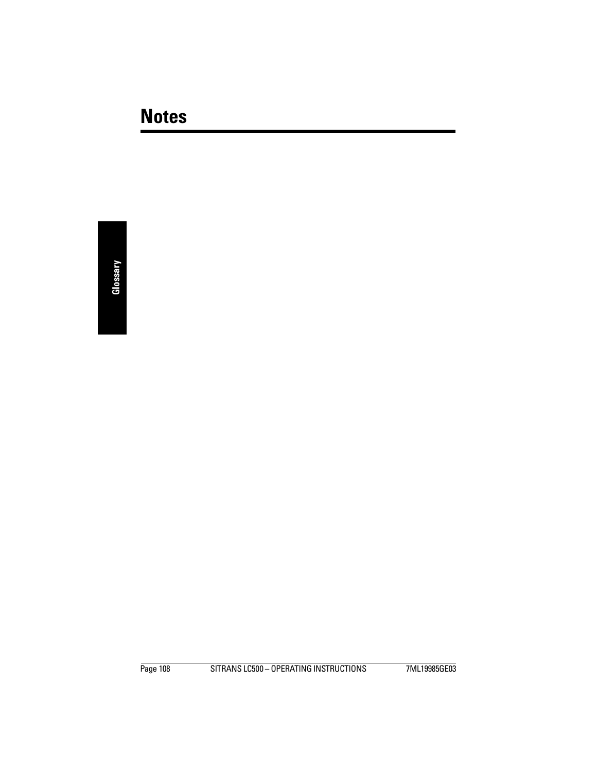# Notes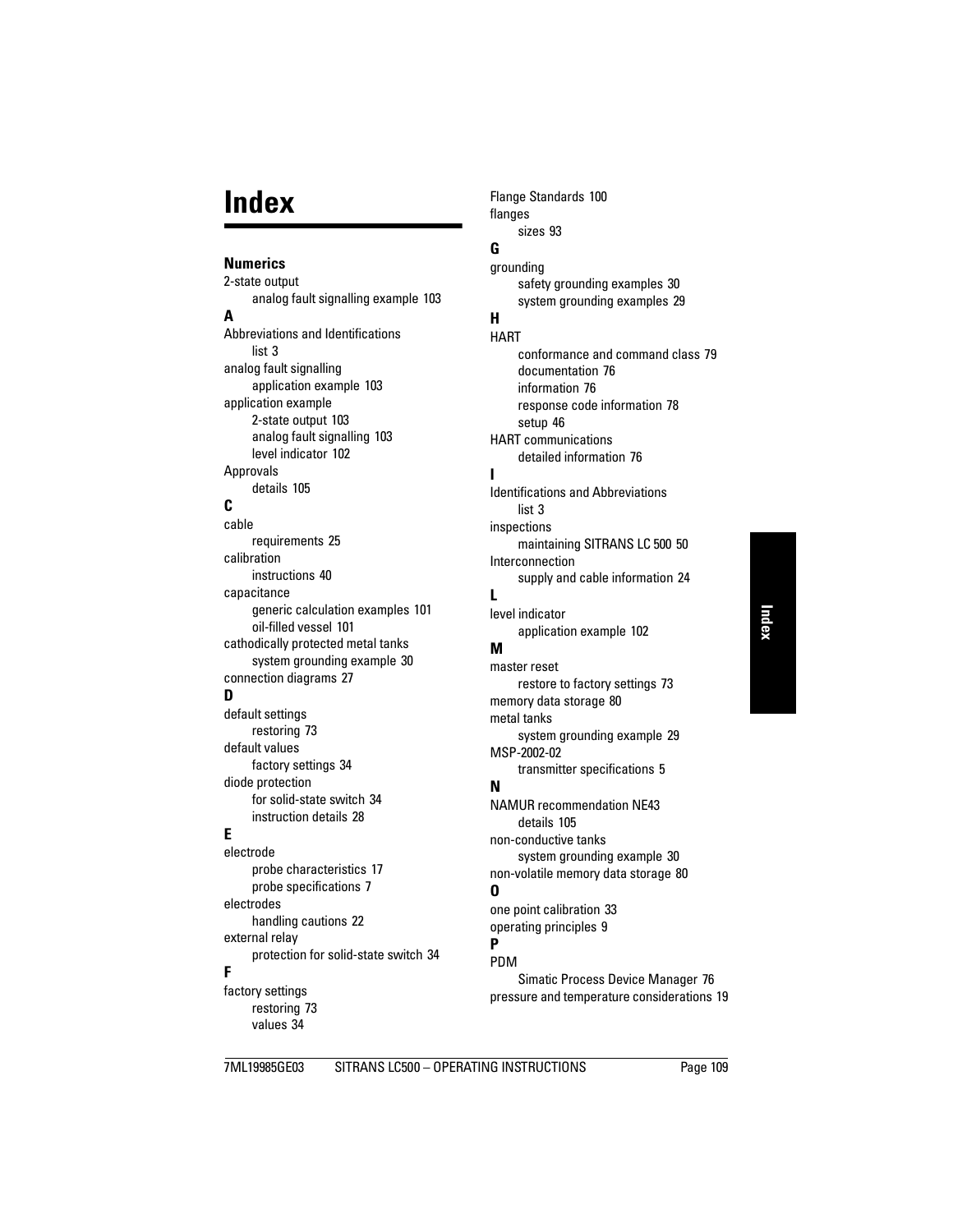# Index

**Numerics**

2-state output
- analog fault signalling example 103

**A**

Abbreviations and Identifications
- list 3

analog fault signalling
- application example 103

application example
- 2-state output 103
- analog fault signalling 103
- level indicator 102

Approvals
- details 105

**C**

cable
- requirements 25

calibration
- instructions 40

capacitance
- generic calculation examples 101
- oil-filled vessel 101

cathodically protected metal tanks
- system grounding example 30

connection diagrams 27

**D**

default settings
- restoring 73

default values
- factory settings 34

diode protection
- for solid-state switch 34
- instruction details 28

**E**

electrode
- probe characteristics 17
- probe specifications 7

electrodes
- handling cautions 22

external relay
- protection for solid-state switch 34

**F**

factory settings
- restoring 73
- values 34

Flange Standards 100

flanges
- sizes 93

**G**

grounding
- safety grounding examples 30
- system grounding examples 29

**H**

HART
- conformance and command class 79
- documentation 76
- information 76
- response code information 78
- setup 46

HART communications
- detailed information 76

**I**

Identifications and Abbreviations
- list 3

inspections
- maintaining SITRANS LC 500 50

Interconnection
- supply and cable information 24

**L**

level indicator
- application example 102

**M**

master reset
- restore to factory settings 73

memory data storage 80

metal tanks
- system grounding example 29

MSP-2002-02
- transmitter specifications 5

**N**

NAMUR recommendation NE43
- details 105

non-conductive tanks
- system grounding example 30

non-volatile memory data storage 80

**O**

one point calibration 33

operating principles 9

**P**

PDM
- Simatic Process Device Manager 76

pressure and temperature considerations 19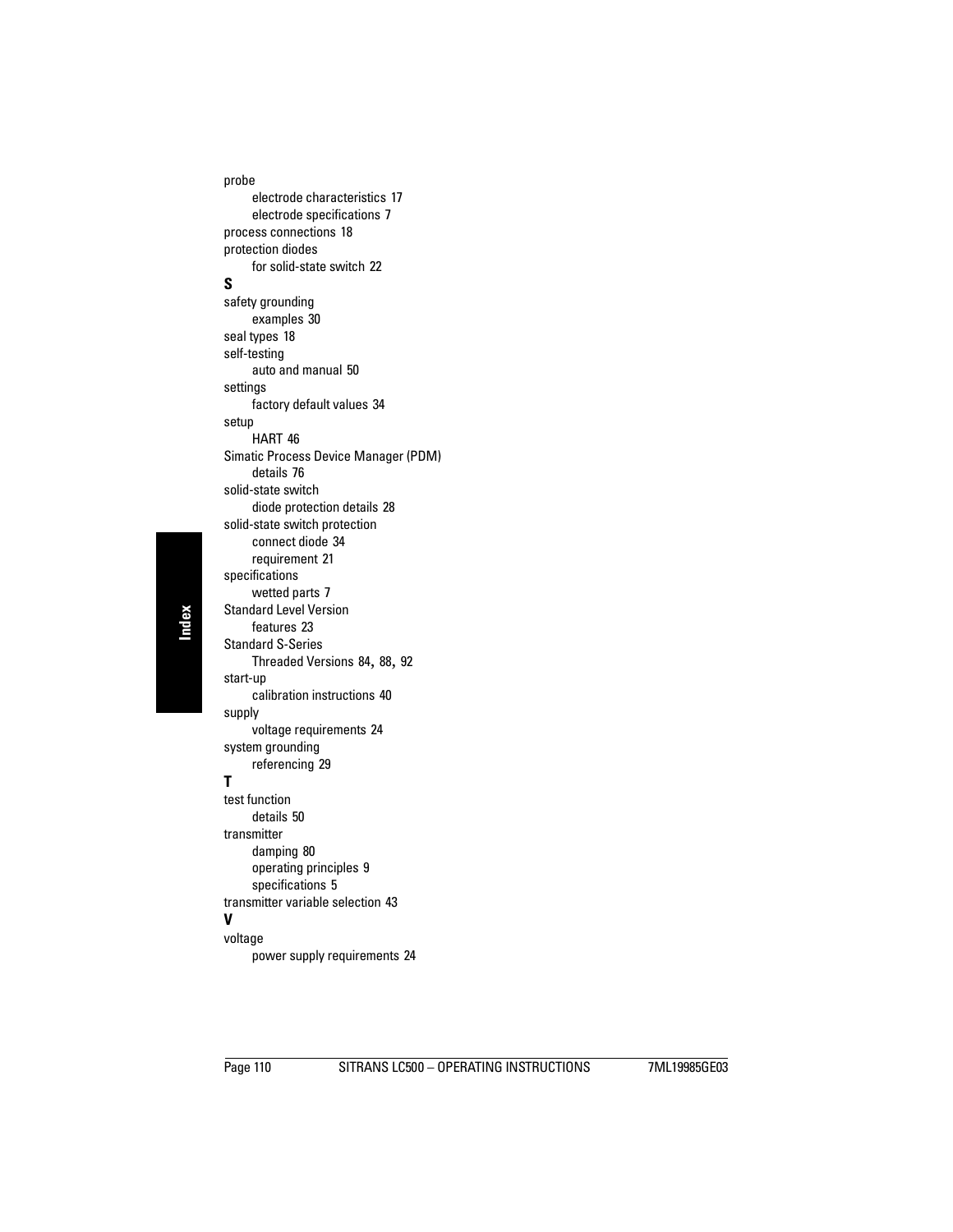probe
- electrode characteristics 17
- electrode specifications 7

process connections 18

protection diodes
- for solid-state switch 22

**S**

safety grounding
- examples 30

seal types 18

self-testing
- auto and manual 50

settings
- factory default values 34

setup
- HART 46

Simatic Process Device Manager (PDM)
- details 76

solid-state switch
- diode protection details 28

solid-state switch protection
- connect diode 34
- requirement 21

specifications
- wetted parts 7

Standard Level Version
- features 23

Standard S-Series
- Threaded Versions 84, 88, 92

start-up
- calibration instructions 40

supply
- voltage requirements 24

system grounding
- referencing 29

**T**

test function
- details 50

transmitter
- damping 80
- operating principles 9
- specifications 5

transmitter variable selection 43

**V**

voltage
- power supply requirements 24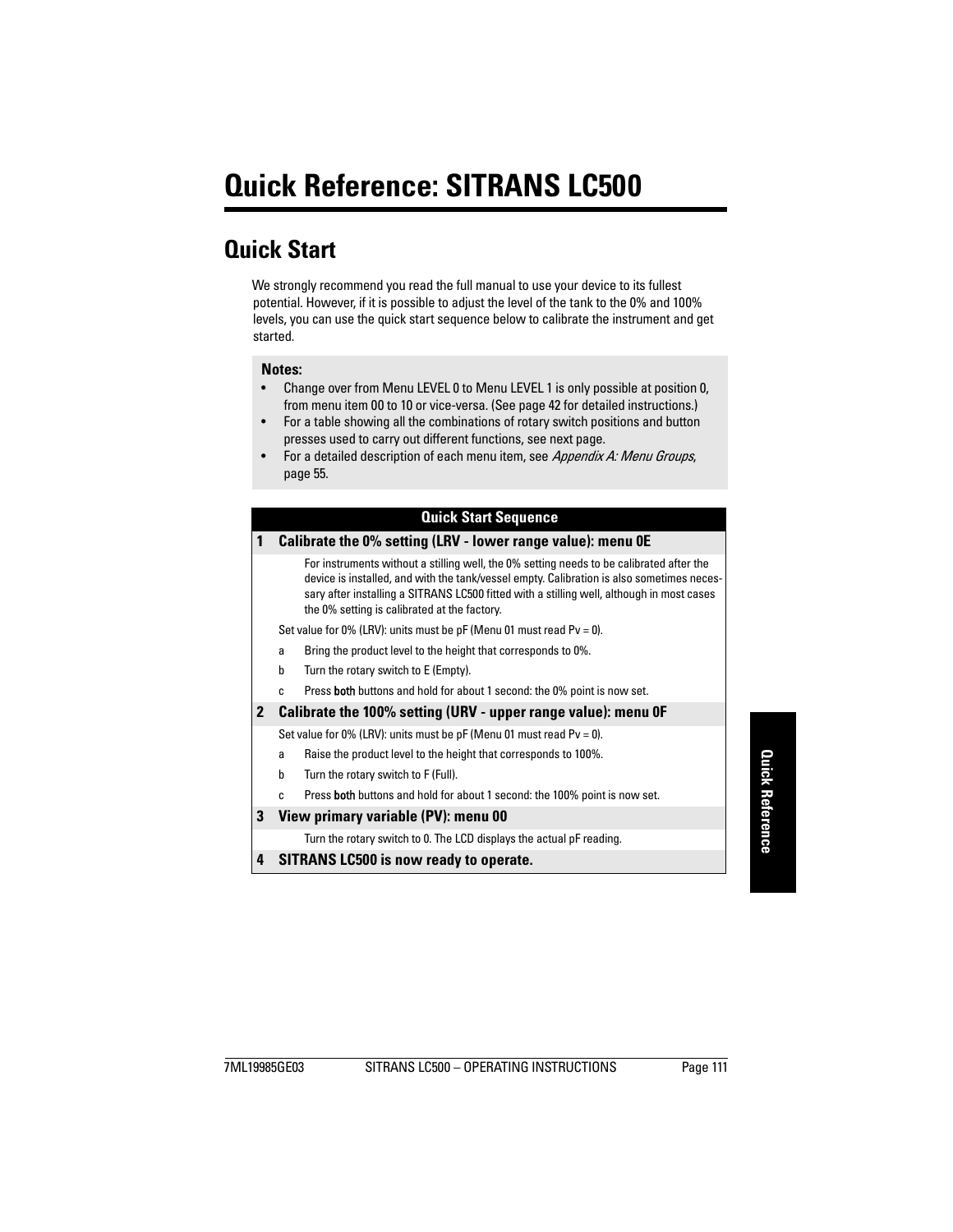# Quick Reference: SITRANS LC500

## Quick Start

We strongly recommend you read the full manual to use your device to its fullest potential. However, if it is possible to adjust the level of the tank to the 0% and 100% levels, you can use the quick start sequence below to calibrate the instrument and get started.

**Notes:**

- Change over from Menu LEVEL 0 to Menu LEVEL 1 is only possible at position 0, from menu item 00 to 10 or vice-versa. (See page 42 for detailed instructions.)
- For a table showing all the combinations of rotary switch positions and button presses used to carry out different functions, see next page.
- For a detailed description of each menu item, see *Appendix A: Menu Groups*, page 55.

| Quick Start Sequence | |
|---|---|
| **1** | **Calibrate the 0% setting (LRV - lower range value): menu 0E** |
| | For instruments without a stilling well, the 0% setting needs to be calibrated after the device is installed, and with the tank/vessel empty. Calibration is also sometimes necessary after installing a SITRANS LC500 fitted with a stilling well, although in most cases the 0% setting is calibrated at the factory. |
| | Set value for 0% (LRV): units must be pF (Menu 01 must read Pv = 0). |
| | a. Bring the product level to the height that corresponds to 0%. |
| | b. Turn the rotary switch to E (Empty). |
| | c. Press **both** buttons and hold for about 1 second: the 0% point is now set. |
| **2** | **Calibrate the 100% setting (URV - upper range value): menu 0F** |
| | Set value for 0% (LRV): units must be pF (Menu 01 must read Pv = 0). |
| | a. Raise the product level to the height that corresponds to 100%. |
| | b. Turn the rotary switch to F (Full). |
| | c. Press **both** buttons and hold for about 1 second: the 100% point is now set. |
| **3** | **View primary variable (PV): menu 00** |
| | Turn the rotary switch to 0. The LCD displays the actual pF reading. |
| **4** | **SITRANS LC500 is now ready to operate.** |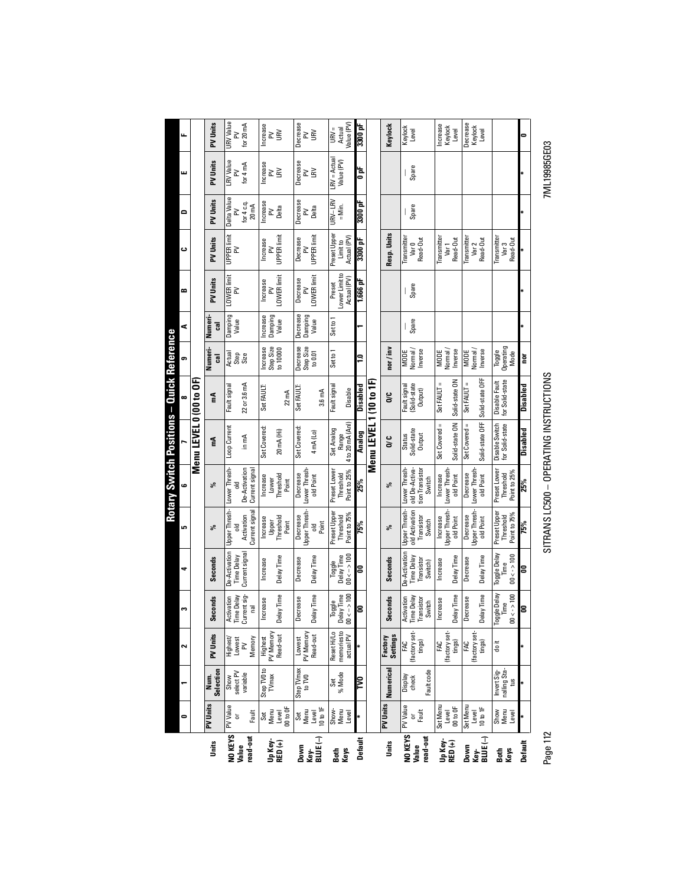# Rotary Switch Positions – Quick Reference

## Menu LEVEL 0 (00 to 0F)

| Units | 0 | 1 | 2 | 3 | 4 | 5 | 6 | 7 | 8 | 9 | A | B | C | D | E | F |
|---|---|---|---|---|---|---|---|---|---|---|---|---|---|---|---|---|
| | PV Units | Num. Selection | PV Units | Seconds | Seconds | % | % | mA | mA | Numeri-cal | Numeri-cal | PV Units | PV Units | PV Units | PV Units | PV Units |
| NO KEYS Value read-out | PV Value or Fault | Show select PV variable | Highest/ Lowest PV Memory | Activation Time Delay Current signal | De-Activation Time Delay Current signal | Upper Threshold Activation Current signal | Lower Threshold De-Activation Current signal | Loop Current in mA | Fault signal 22 or 3.6 mA | Actual Step Size | Damping Value | LOWER limit PV | UPPER limit PV | Delta Value PV for 4 c.q. 20 mA | LRV Value PV for 4 mA | URV Value PV for 20 mA |
| Up Key-RED (+) | Set Menu Level 00 to 0F | Step TV0 to TVmax | Highest PV Memory Read-out | Increase Delay Time | Increase Delay Time | Increase Upper Threshold Point | Increase Lower Threshold Point | Set Covered: 20 mA (Hi) | Set FAULT: 22 mA | Increase Step Size to 10000 | Increase Damping Value | Increase PV LOWER limit | Increase PV UPPER limit | Increase PV Delta | Increase PV LRV | Increase PV URV |
| Down Key-BLUE (–) | Set Menu Level 10 to 1F | Step TVmax to TV0 | Lowest PV Memory Read-out | Decrease Delay Time | Decrease Delay Time | Decrease Upper Threshold Point | Decrease Lower Threshold Point | Set Covered: 4 mA (Lo) | Set FAULT: 3.6 mA | Decrease Step Size to 0.01 | Decrease Damping Value | Decrease PV LOWER limit | Decrease PV UPPER limit | Decrease PV Delta | Decrease PV LRV | Decrease PV URV |
| Both Keys | Show Menu Level | Set % Mode | Reset Hi/Lo memories to actual PV | Toggle Delay Time 00 <–> 100 | Toggle Delay Time 00 <–> 100 | Preset Upper Threshold Point to 75% | Preset Lower Threshold Point to 25% | Set Analog Range 4 to 20 mA (An) | Fault signal Disable | Set to 1 | Set to 1 | Preset Lower Limit to Actual (PV) | Preset Upper Limit to Actual (PV) | URV–LRV = Min. | LRV = Actual Value (PV) | URV = Actual Value (PV) |
| Default | * | TV0 | * | 00 | 00 | 75% | 25% | Analog | Disabled | 1.0 | 1 | 1.666 pF | 3300 pF | 3300 pF | 0 pF | 3300 pF |

## Menu LEVEL 1 (10 to 1F)

| Units | 0 | 1 | 2 | 3 | 4 | 5 | 6 | 7 | 8 | 9 | A | B | C | D | E | F |
|---|---|---|---|---|---|---|---|---|---|---|---|---|---|---|---|---|
| | PV Units | Numerical | Factory Settings | Seconds | Seconds | % | % | O/C | O/C | nor / inv | | | Resp. Units | | | Keylock |
| NO KEYS Value read-out | PV Value or Fault | Display check Fault code | FAC (factory settings) | Activation Time Delay Transistor Switch | De-Activation Time Delay Transistor Switch) | Upper Threshold Activation Transistor Switch | Lower Threshold De-Activation Transistor Switch | Status Solid-state Output | Fault signal (Solid-state Output) | MODE Normal / Inverse | — Spare | — Spare | Transmitter Var 0 Read-Out | — Spare | — Spare | Keylock Level |
| Up Key-RED (+) | Set Menu Level 00 to 0F | | FAC (factory settings) | Increase Delay Time | Increase Delay Time | Increase Upper Threshold Point | Increase Lower Threshold Point | Set Covered = Solid-state ON | Set FAULT = Solid-state ON | MODE Normal / Inverse | | | Transmitter Var 1 Read-Out | | | Increase Keylock Level |
| Down Key-BLUE (–) | Set Menu Level 10 to 1F | | FAC (factory settings) | Decrease Delay Time | Decrease Delay Time | Decrease Upper Threshold Point | Decrease Lower Threshold Point | Set Covered = Solid-state OFF | Set FAULT = Solid-state OFF | MODE Normal / Inverse | | | Transmitter Var 2 Read-Out | | | Decrease Keylock Level |
| Both Keys | Show Menu Level | Invert Signalling Status | do it | Toggle Delay Time 00 <–> 100 | Toggle Delay Time 00 <–> 100 | Preset Upper Threshold Point to 75% | Preset Lower Threshold Point to 25% | Disable Switch for Solid-state | Disable Fault for Solid-state | Toggle Operating Mode | | | Transmitter Var 3 Read-Out | | | |
| Default | * | * | * | 00 | 00 | 75% | 25% | Disabled | Disabled | nor | * | * | * | * | * | 0 |

SITRANS LC500 – OPERATING INSTRUCTIONS

7ML19985GE03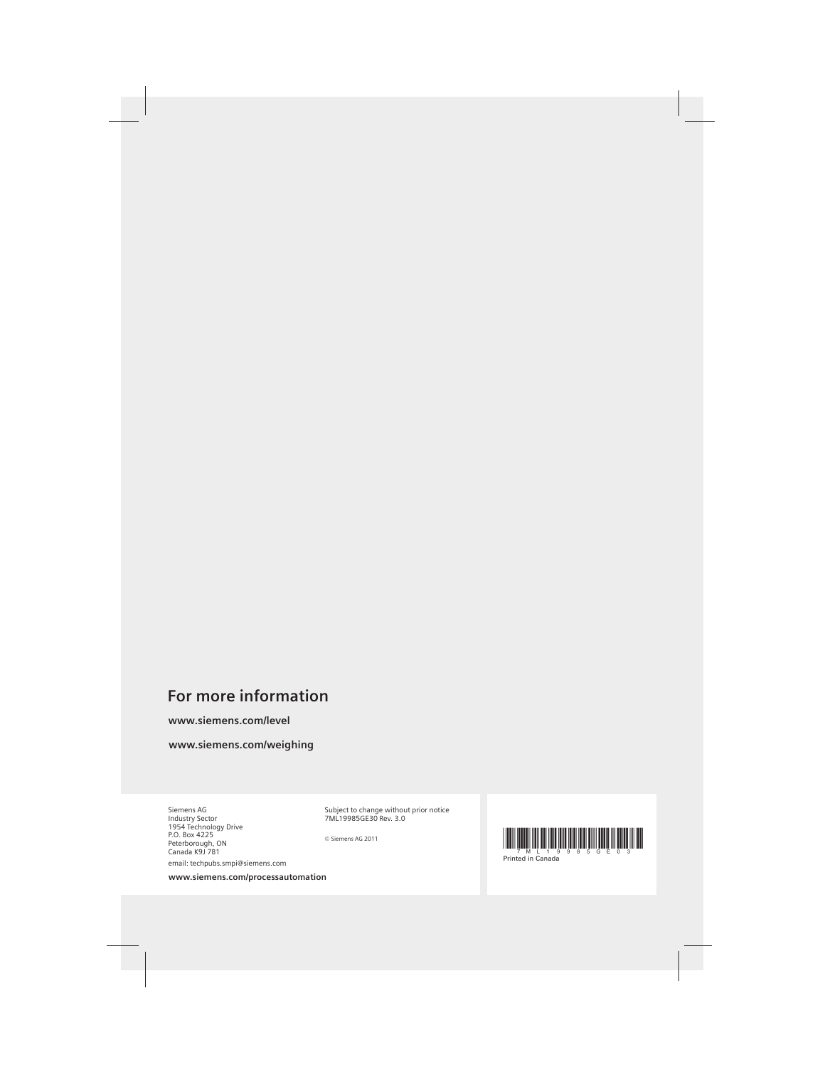## For more information

**www.siemens.com/level**

**www.siemens.com/weighing**

Siemens AG
Industry Sector
1954 Technology Drive
P.O. Box 4225
Peterborough, ON
Canada K9J 7B1

email: techpubs.smpi@siemens.com

**www.siemens.com/processautomation**

Subject to change without prior notice
7ML19985GE30 Rev. 3.0

© Siemens AG 2011

7 M L 1 9 9 8 5 G E 0 3
Printed in Canada